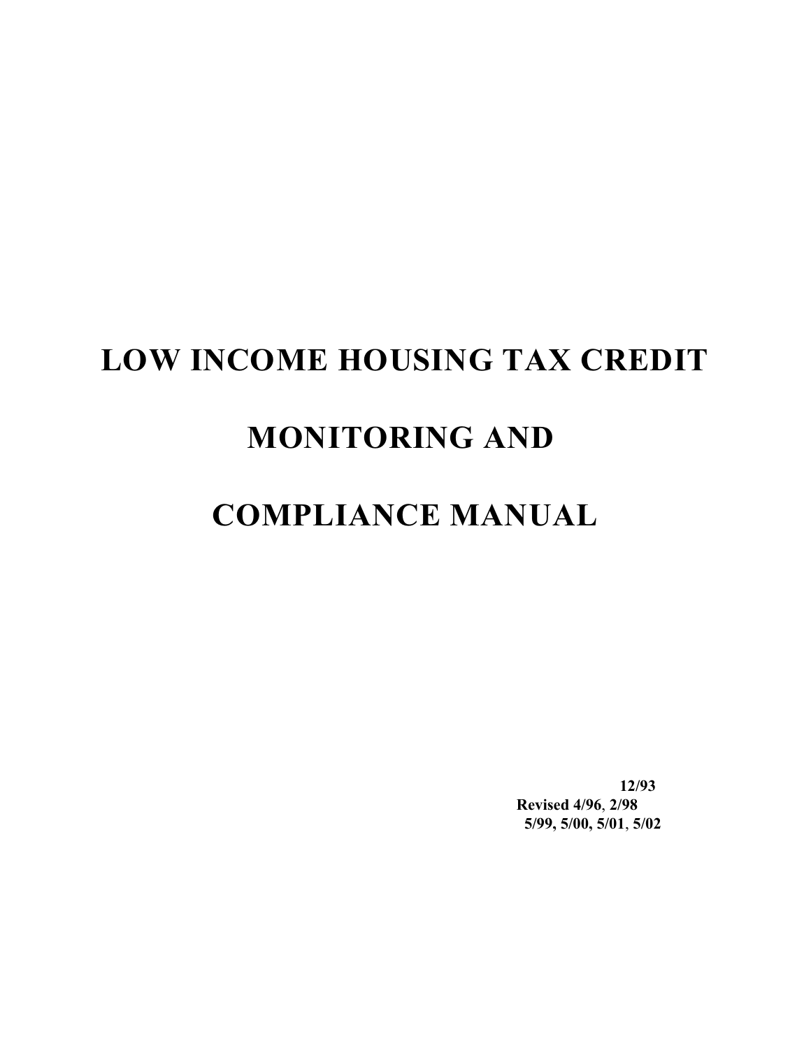# LOW INCOME HOUSING TAX CREDIT

# MONITORING AND

# COMPLIANCE MANUAL

**12/93**
**Revised 4/96, 2/98**
**5/99, 5/00, 5/01, 5/02**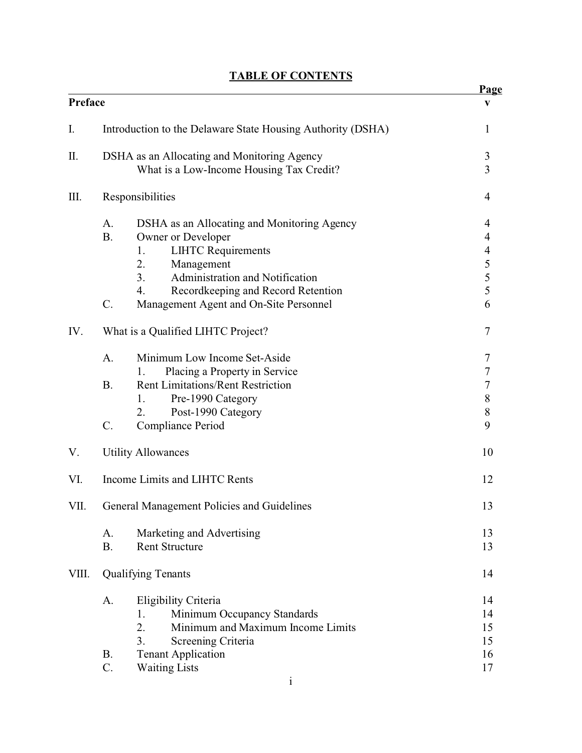# TABLE OF CONTENTS

| | | Page |
|---|---|---|
| **Preface** | | **v** |
| I. | Introduction to the Delaware State Housing Authority (DSHA) | 1 |
| II. | DSHA as an Allocating and Monitoring Agency | 3 |
| | What is a Low-Income Housing Tax Credit? | 3 |
| III. | Responsibilities | 4 |
| | A. DSHA as an Allocating and Monitoring Agency | 4 |
| | B. Owner or Developer | 4 |
| | 1. LIHTC Requirements | 4 |
| | 2. Management | 5 |
| | 3. Administration and Notification | 5 |
| | 4. Recordkeeping and Record Retention | 5 |
| | C. Management Agent and On-Site Personnel | 6 |
| IV. | What is a Qualified LIHTC Project? | 7 |
| | A. Minimum Low Income Set-Aside | 7 |
| | 1. Placing a Property in Service | 7 |
| | B. Rent Limitations/Rent Restriction | 7 |
| | 1. Pre-1990 Category | 8 |
| | 2. Post-1990 Category | 8 |
| | C. Compliance Period | 9 |
| V. | Utility Allowances | 10 |
| VI. | Income Limits and LIHTC Rents | 12 |
| VII. | General Management Policies and Guidelines | 13 |
| | A. Marketing and Advertising | 13 |
| | B. Rent Structure | 13 |
| VIII. | Qualifying Tenants | 14 |
| | A. Eligibility Criteria | 14 |
| | 1. Minimum Occupancy Standards | 14 |
| | 2. Minimum and Maximum Income Limits | 15 |
| | 3. Screening Criteria | 15 |
| | B. Tenant Application | 16 |
| | C. Waiting Lists | 17 |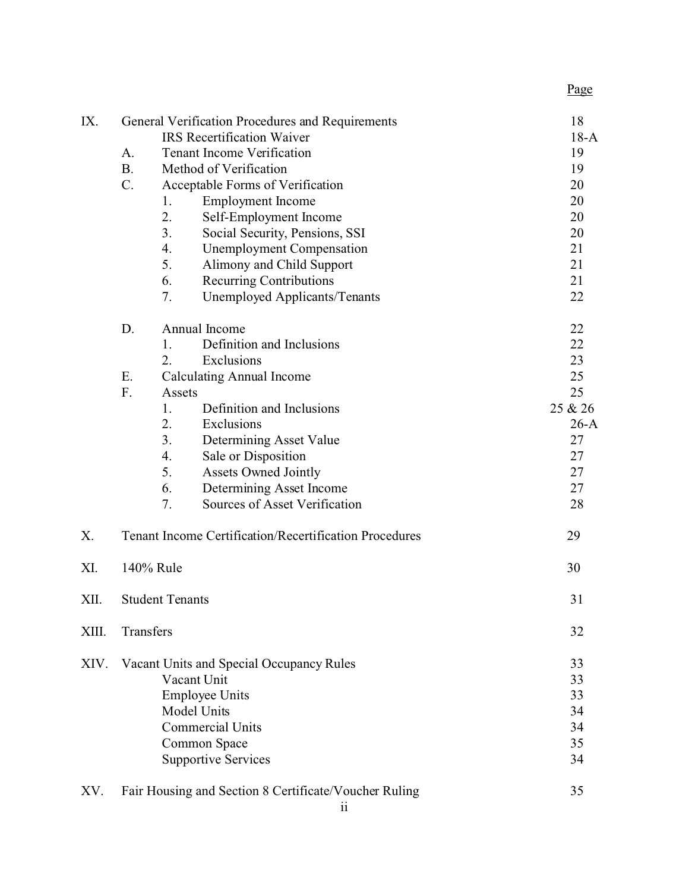| | | | Page |
|---|---|---|---|
| IX. | General Verification Procedures and Requirements | | 18 |
| | | IRS Recertification Waiver | 18-A |
| | A. | Tenant Income Verification | 19 |
| | B. | Method of Verification | 19 |
| | C. | Acceptable Forms of Verification | 20 |
| | | 1. Employment Income | 20 |
| | | 2. Self-Employment Income | 20 |
| | | 3. Social Security, Pensions, SSI | 20 |
| | | 4. Unemployment Compensation | 21 |
| | | 5. Alimony and Child Support | 21 |
| | | 6. Recurring Contributions | 21 |
| | | 7. Unemployed Applicants/Tenants | 22 |
| | D. | Annual Income | 22 |
| | | 1. Definition and Inclusions | 22 |
| | | 2. Exclusions | 23 |
| | E. | Calculating Annual Income | 25 |
| | F. | Assets | 25 |
| | | 1. Definition and Inclusions | 25 & 26 |
| | | 2. Exclusions | 26-A |
| | | 3. Determining Asset Value | 27 |
| | | 4. Sale or Disposition | 27 |
| | | 5. Assets Owned Jointly | 27 |
| | | 6. Determining Asset Income | 27 |
| | | 7. Sources of Asset Verification | 28 |
| X. | Tenant Income Certification/Recertification Procedures | | 29 |
| XI. | 140% Rule | | 30 |
| XII. | Student Tenants | | 31 |
| XIII. | Transfers | | 32 |
| XIV. | Vacant Units and Special Occupancy Rules | | 33 |
| | | Vacant Unit | 33 |
| | | Employee Units | 33 |
| | | Model Units | 34 |
| | | Commercial Units | 34 |
| | | Common Space | 35 |
| | | Supportive Services | 34 |
| XV. | Fair Housing and Section 8 Certificate/Voucher Ruling | | 35 |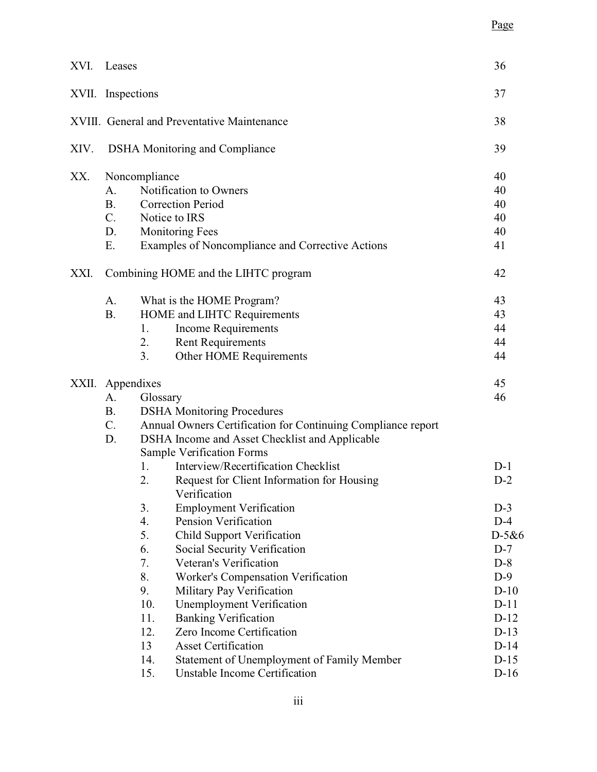| | | | | Page |
|---|---|---|---|---|
| XVI. | Leases | | | 36 |
| XVII. | Inspections | | | 37 |
| XVIII. | General and Preventative Maintenance | | | 38 |
| XIV. | DSHA Monitoring and Compliance | | | 39 |
| XX. | Noncompliance | | | 40 |
| | A. | Notification to Owners | | 40 |
| | B. | Correction Period | | 40 |
| | C. | Notice to IRS | | 40 |
| | D. | Monitoring Fees | | 40 |
| | E. | Examples of Noncompliance and Corrective Actions | | 41 |
| XXI. | Combining HOME and the LIHTC program | | | 42 |
| | A. | What is the HOME Program? | | 43 |
| | B. | HOME and LIHTC Requirements | | 43 |
| | | 1. | Income Requirements | 44 |
| | | 2. | Rent Requirements | 44 |
| | | 3. | Other HOME Requirements | 44 |
| XXII. | Appendixes | | | 45 |
| | A. | Glossary | | 46 |
| | B. | DSHA Monitoring Procedures | | |
| | C. | Annual Owners Certification for Continuing Compliance report | | |
| | D. | DSHA Income and Asset Checklist and Applicable Sample Verification Forms | | |
| | | 1. | Interview/Recertification Checklist | D-1 |
| | | 2. | Request for Client Information for Housing Verification | D-2 |
| | | 3. | Employment Verification | D-3 |
| | | 4. | Pension Verification | D-4 |
| | | 5. | Child Support Verification | D-5&6 |
| | | 6. | Social Security Verification | D-7 |
| | | 7. | Veteran's Verification | D-8 |
| | | 8. | Worker's Compensation Verification | D-9 |
| | | 9. | Military Pay Verification | D-10 |
| | | 10. | Unemployment Verification | D-11 |
| | | 11. | Banking Verification | D-12 |
| | | 12. | Zero Income Certification | D-13 |
| | | 13 | Asset Certification | D-14 |
| | | 14. | Statement of Unemployment of Family Member | D-15 |
| | | 15. | Unstable Income Certification | D-16 |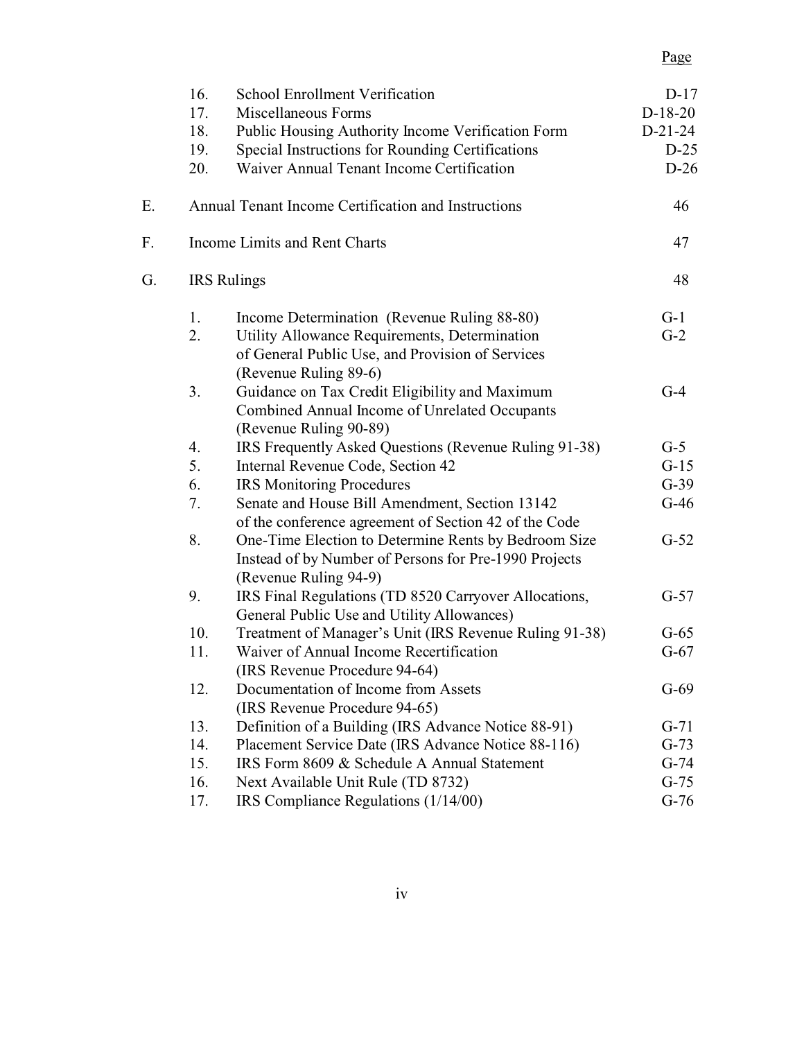| | | | Page |
|---|---|---|---|
| | 16. | School Enrollment Verification | D-17 |
| | 17. | Miscellaneous Forms | D-18-20 |
| | 18. | Public Housing Authority Income Verification Form | D-21-24 |
| | 19. | Special Instructions for Rounding Certifications | D-25 |
| | 20. | Waiver Annual Tenant Income Certification | D-26 |
| E. | Annual Tenant Income Certification and Instructions | | 46 |
| F. | Income Limits and Rent Charts | | 47 |
| G. | IRS Rulings | | 48 |
| | 1. | Income Determination (Revenue Ruling 88-80) | G-1 |
| | 2. | Utility Allowance Requirements, Determination of General Public Use, and Provision of Services (Revenue Ruling 89-6) | G-2 |
| | 3. | Guidance on Tax Credit Eligibility and Maximum Combined Annual Income of Unrelated Occupants (Revenue Ruling 90-89) | G-4 |
| | 4. | IRS Frequently Asked Questions (Revenue Ruling 91-38) | G-5 |
| | 5. | Internal Revenue Code, Section 42 | G-15 |
| | 6. | IRS Monitoring Procedures | G-39 |
| | 7. | Senate and House Bill Amendment, Section 13142 of the conference agreement of Section 42 of the Code | G-46 |
| | 8. | One-Time Election to Determine Rents by Bedroom Size Instead of by Number of Persons for Pre-1990 Projects (Revenue Ruling 94-9) | G-52 |
| | 9. | IRS Final Regulations (TD 8520 Carryover Allocations, General Public Use and Utility Allowances) | G-57 |
| | 10. | Treatment of Manager's Unit (IRS Revenue Ruling 91-38) | G-65 |
| | 11. | Waiver of Annual Income Recertification (IRS Revenue Procedure 94-64) | G-67 |
| | 12. | Documentation of Income from Assets (IRS Revenue Procedure 94-65) | G-69 |
| | 13. | Definition of a Building (IRS Advance Notice 88-91) | G-71 |
| | 14. | Placement Service Date (IRS Advance Notice 88-116) | G-73 |
| | 15. | IRS Form 8609 & Schedule A Annual Statement | G-74 |
| | 16. | Next Available Unit Rule (TD 8732) | G-75 |
| | 17. | IRS Compliance Regulations (1/14/00) | G-76 |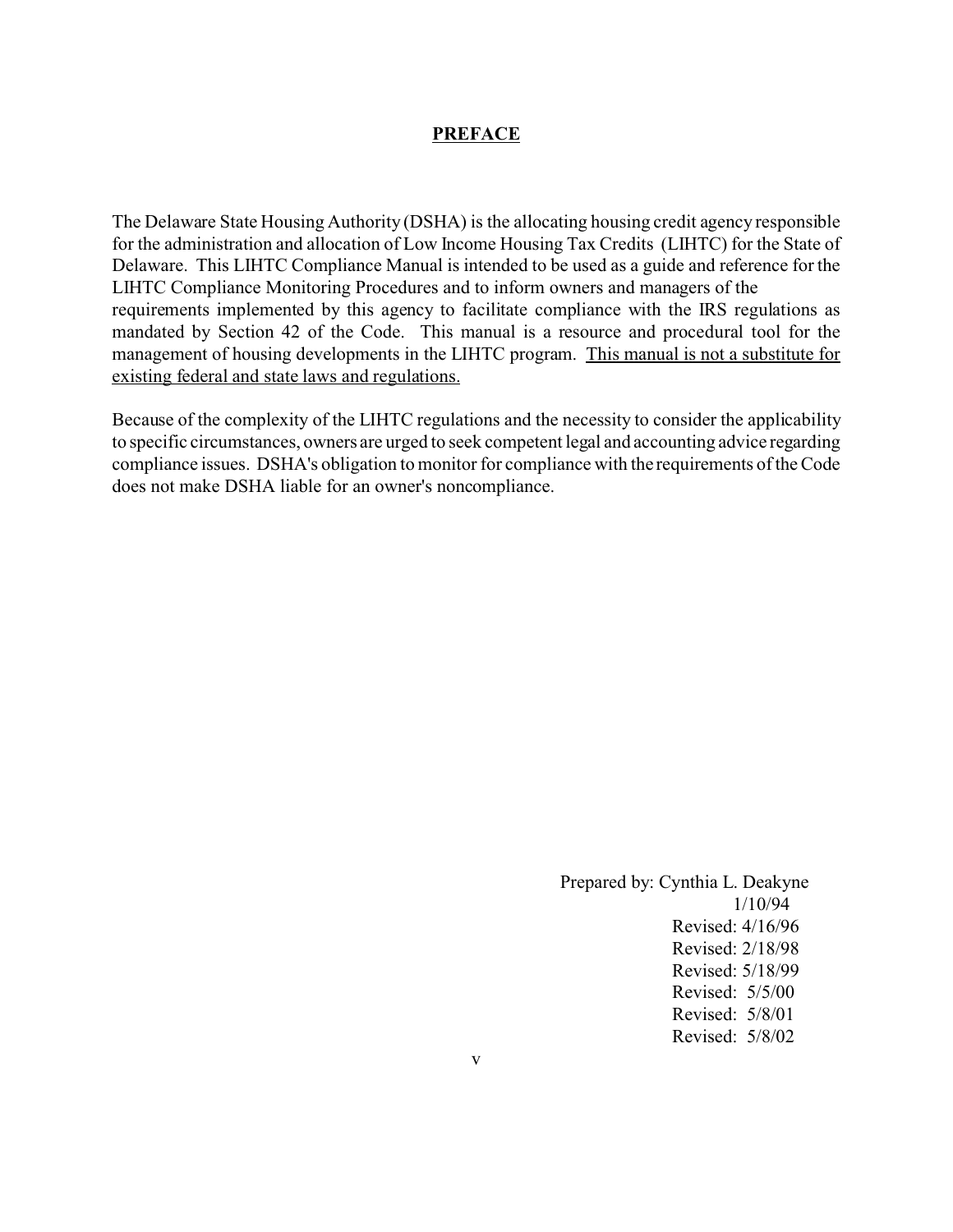# PREFACE

The Delaware State Housing Authority (DSHA) is the allocating housing credit agency responsible for the administration and allocation of Low Income Housing Tax Credits (LIHTC) for the State of Delaware. This LIHTC Compliance Manual is intended to be used as a guide and reference for the LIHTC Compliance Monitoring Procedures and to inform owners and managers of the requirements implemented by this agency to facilitate compliance with the IRS regulations as mandated by Section 42 of the Code. This manual is a resource and procedural tool for the management of housing developments in the LIHTC program. <u>This manual is not a substitute for existing federal and state laws and regulations.</u>

Because of the complexity of the LIHTC regulations and the necessity to consider the applicability to specific circumstances, owners are urged to seek competent legal and accounting advice regarding compliance issues. DSHA's obligation to monitor for compliance with the requirements of the Code does not make DSHA liable for an owner's noncompliance.

Prepared by: Cynthia L. Deakyne
1/10/94
Revised: 4/16/96
Revised: 2/18/98
Revised: 5/18/99
Revised: 5/5/00
Revised: 5/8/01
Revised: 5/8/02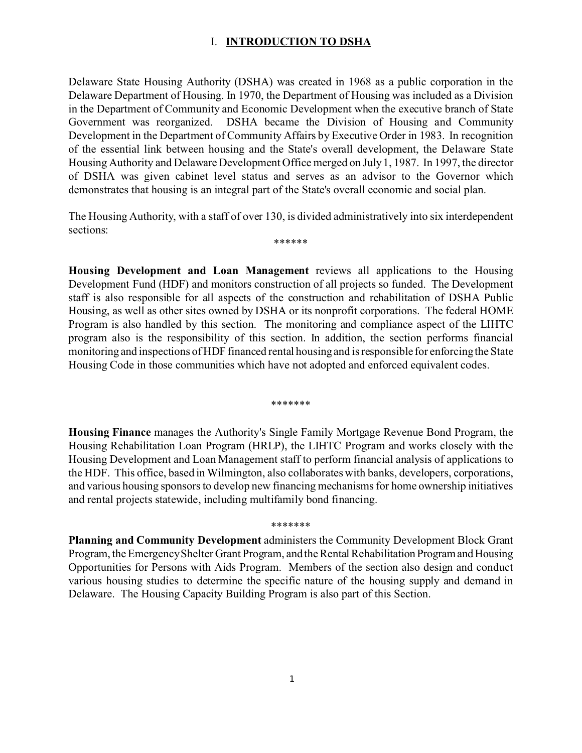# I. INTRODUCTION TO DSHA

Delaware State Housing Authority (DSHA) was created in 1968 as a public corporation in the Delaware Department of Housing. In 1970, the Department of Housing was included as a Division in the Department of Community and Economic Development when the executive branch of State Government was reorganized. DSHA became the Division of Housing and Community Development in the Department of Community Affairs by Executive Order in 1983. In recognition of the essential link between housing and the State's overall development, the Delaware State Housing Authority and Delaware Development Office merged on July 1, 1987. In 1997, the director of DSHA was given cabinet level status and serves as an advisor to the Governor which demonstrates that housing is an integral part of the State's overall economic and social plan.

The Housing Authority, with a staff of over 130, is divided administratively into six interdependent sections:

******

**Housing Development and Loan Management** reviews all applications to the Housing Development Fund (HDF) and monitors construction of all projects so funded. The Development staff is also responsible for all aspects of the construction and rehabilitation of DSHA Public Housing, as well as other sites owned by DSHA or its nonprofit corporations. The federal HOME Program is also handled by this section. The monitoring and compliance aspect of the LIHTC program also is the responsibility of this section. In addition, the section performs financial monitoring and inspections of HDF financed rental housing and is responsible for enforcing the State Housing Code in those communities which have not adopted and enforced equivalent codes.

*******

**Housing Finance** manages the Authority's Single Family Mortgage Revenue Bond Program, the Housing Rehabilitation Loan Program (HRLP), the LIHTC Program and works closely with the Housing Development and Loan Management staff to perform financial analysis of applications to the HDF. This office, based in Wilmington, also collaborates with banks, developers, corporations, and various housing sponsors to develop new financing mechanisms for home ownership initiatives and rental projects statewide, including multifamily bond financing.

*******

**Planning and Community Development** administers the Community Development Block Grant Program, the Emergency Shelter Grant Program, and the Rental Rehabilitation Program and Housing Opportunities for Persons with Aids Program. Members of the section also design and conduct various housing studies to determine the specific nature of the housing supply and demand in Delaware. The Housing Capacity Building Program is also part of this Section.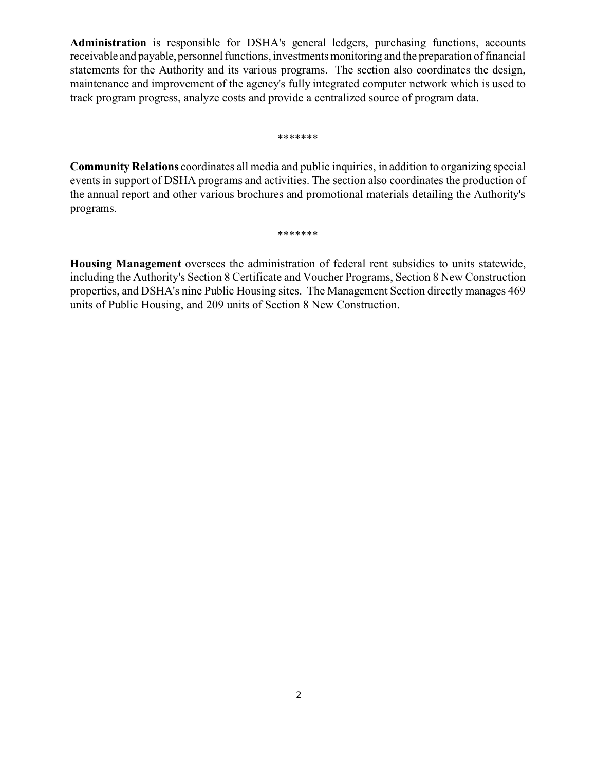**Administration** is responsible for DSHA's general ledgers, purchasing functions, accounts receivable and payable, personnel functions, investments monitoring and the preparation of financial statements for the Authority and its various programs. The section also coordinates the design, maintenance and improvement of the agency's fully integrated computer network which is used to track program progress, analyze costs and provide a centralized source of program data.

*******

**Community Relations** coordinates all media and public inquiries, in addition to organizing special events in support of DSHA programs and activities. The section also coordinates the production of the annual report and other various brochures and promotional materials detailing the Authority's programs.

*******

**Housing Management** oversees the administration of federal rent subsidies to units statewide, including the Authority's Section 8 Certificate and Voucher Programs, Section 8 New Construction properties, and DSHA's nine Public Housing sites. The Management Section directly manages 469 units of Public Housing, and 209 units of Section 8 New Construction.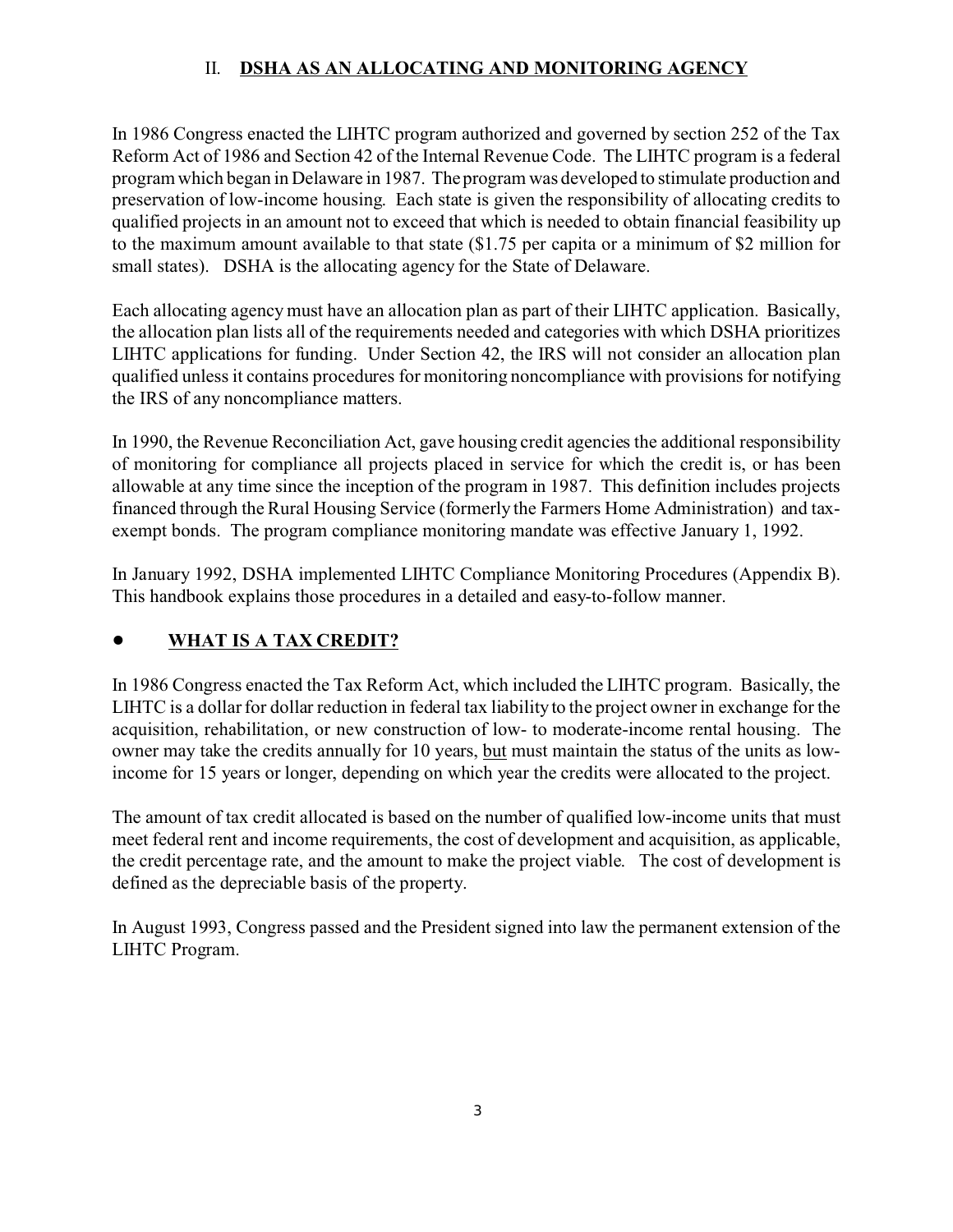## II. **DSHA AS AN ALLOCATING AND MONITORING AGENCY**

In 1986 Congress enacted the LIHTC program authorized and governed by section 252 of the Tax Reform Act of 1986 and Section 42 of the Internal Revenue Code. The LIHTC program is a federal program which began in Delaware in 1987. The program was developed to stimulate production and preservation of low-income housing. Each state is given the responsibility of allocating credits to qualified projects in an amount not to exceed that which is needed to obtain financial feasibility up to the maximum amount available to that state ($1.75 per capita or a minimum of $2 million for small states). DSHA is the allocating agency for the State of Delaware.

Each allocating agency must have an allocation plan as part of their LIHTC application. Basically, the allocation plan lists all of the requirements needed and categories with which DSHA prioritizes LIHTC applications for funding. Under Section 42, the IRS will not consider an allocation plan qualified unless it contains procedures for monitoring noncompliance with provisions for notifying the IRS of any noncompliance matters.

In 1990, the Revenue Reconciliation Act, gave housing credit agencies the additional responsibility of monitoring for compliance all projects placed in service for which the credit is, or has been allowable at any time since the inception of the program in 1987. This definition includes projects financed through the Rural Housing Service (formerly the Farmers Home Administration) and tax-exempt bonds. The program compliance monitoring mandate was effective January 1, 1992.

In January 1992, DSHA implemented LIHTC Compliance Monitoring Procedures (Appendix B). This handbook explains those procedures in a detailed and easy-to-follow manner.

- **WHAT IS A TAX CREDIT?**

In 1986 Congress enacted the Tax Reform Act, which included the LIHTC program. Basically, the LIHTC is a dollar for dollar reduction in federal tax liability to the project owner in exchange for the acquisition, rehabilitation, or new construction of low- to moderate-income rental housing. The owner may take the credits annually for 10 years, but must maintain the status of the units as low-income for 15 years or longer, depending on which year the credits were allocated to the project.

The amount of tax credit allocated is based on the number of qualified low-income units that must meet federal rent and income requirements, the cost of development and acquisition, as applicable, the credit percentage rate, and the amount to make the project viable. The cost of development is defined as the depreciable basis of the property.

In August 1993, Congress passed and the President signed into law the permanent extension of the LIHTC Program.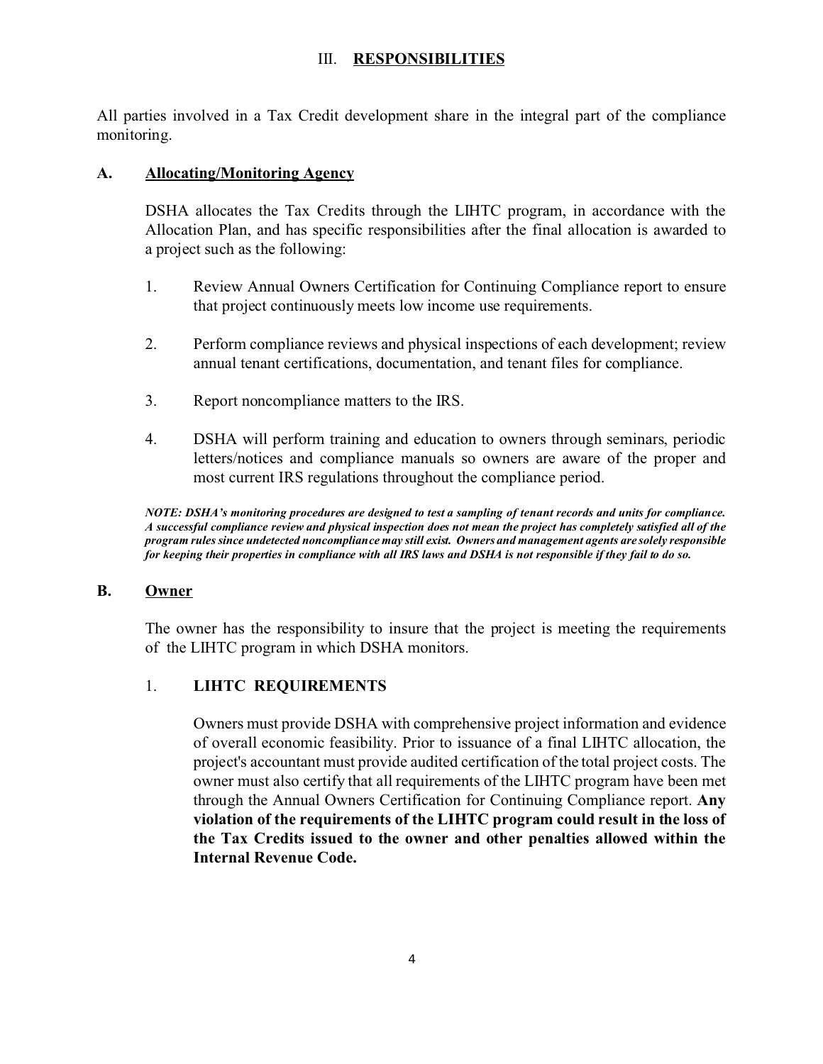# III. RESPONSIBILITIES

All parties involved in a Tax Credit development share in the integral part of the compliance monitoring.

## A. Allocating/Monitoring Agency

DSHA allocates the Tax Credits through the LIHTC program, in accordance with the Allocation Plan, and has specific responsibilities after the final allocation is awarded to a project such as the following:

1. Review Annual Owners Certification for Continuing Compliance report to ensure that project continuously meets low income use requirements.

2. Perform compliance reviews and physical inspections of each development; review annual tenant certifications, documentation, and tenant files for compliance.

3. Report noncompliance matters to the IRS.

4. DSHA will perform training and education to owners through seminars, periodic letters/notices and compliance manuals so owners are aware of the proper and most current IRS regulations throughout the compliance period.

***NOTE: DSHA's monitoring procedures are designed to test a sampling of tenant records and units for compliance. A successful compliance review and physical inspection does not mean the project has completely satisfied all of the program rules since undetected noncompliance may still exist. Owners and management agents are solely responsible for keeping their properties in compliance with all IRS laws and DSHA is not responsible if they fail to do so.***

## B. Owner

The owner has the responsibility to insure that the project is meeting the requirements of the LIHTC program in which DSHA monitors.

### 1. LIHTC REQUIREMENTS

Owners must provide DSHA with comprehensive project information and evidence of overall economic feasibility. Prior to issuance of a final LIHTC allocation, the project's accountant must provide audited certification of the total project costs. The owner must also certify that all requirements of the LIHTC program have been met through the Annual Owners Certification for Continuing Compliance report. **Any violation of the requirements of the LIHTC program could result in the loss of the Tax Credits issued to the owner and other penalties allowed within the Internal Revenue Code.**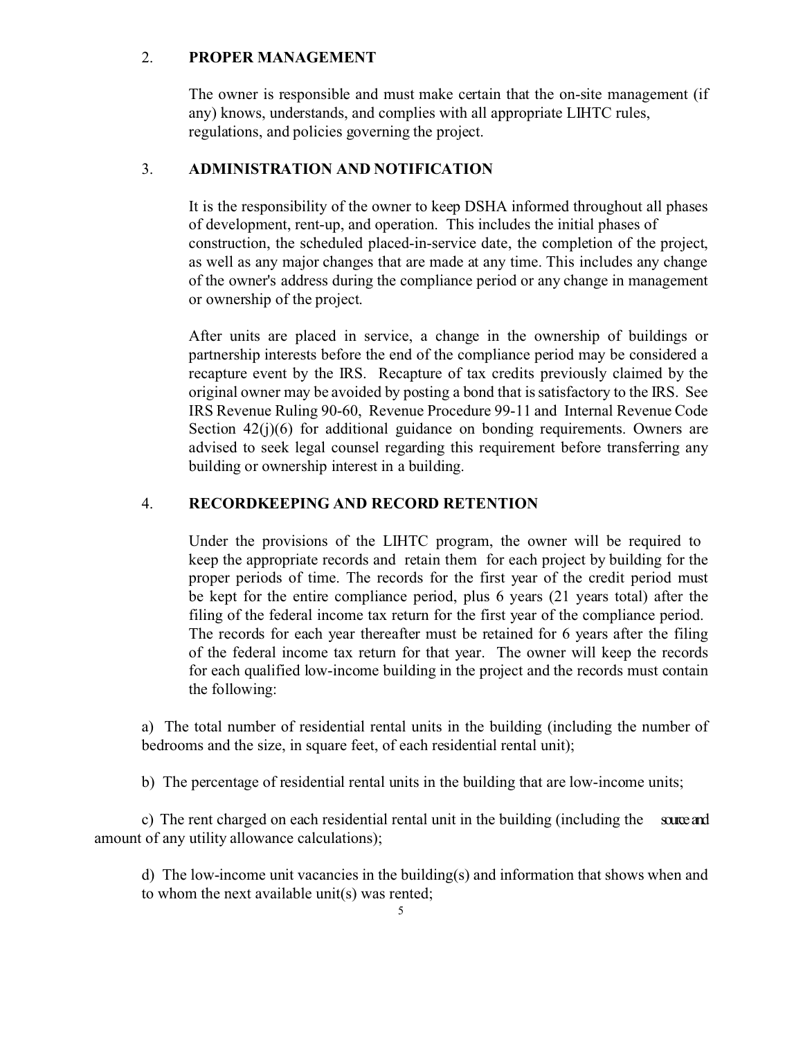## 2. PROPER MANAGEMENT

The owner is responsible and must make certain that the on-site management (if any) knows, understands, and complies with all appropriate LIHTC rules, regulations, and policies governing the project.

## 3. ADMINISTRATION AND NOTIFICATION

It is the responsibility of the owner to keep DSHA informed throughout all phases of development, rent-up, and operation. This includes the initial phases of construction, the scheduled placed-in-service date, the completion of the project, as well as any major changes that are made at any time. This includes any change of the owner's address during the compliance period or any change in management or ownership of the project.

After units are placed in service, a change in the ownership of buildings or partnership interests before the end of the compliance period may be considered a recapture event by the IRS. Recapture of tax credits previously claimed by the original owner may be avoided by posting a bond that is satisfactory to the IRS. See IRS Revenue Ruling 90-60, Revenue Procedure 99-11 and Internal Revenue Code Section 42(j)(6) for additional guidance on bonding requirements. Owners are advised to seek legal counsel regarding this requirement before transferring any building or ownership interest in a building.

## 4. RECORDKEEPING AND RECORD RETENTION

Under the provisions of the LIHTC program, the owner will be required to keep the appropriate records and retain them for each project by building for the proper periods of time. The records for the first year of the credit period must be kept for the entire compliance period, plus 6 years (21 years total) after the filing of the federal income tax return for the first year of the compliance period. The records for each year thereafter must be retained for 6 years after the filing of the federal income tax return for that year. The owner will keep the records for each qualified low-income building in the project and the records must contain the following:

a) The total number of residential rental units in the building (including the number of bedrooms and the size, in square feet, of each residential rental unit);

b) The percentage of residential rental units in the building that are low-income units;

c) The rent charged on each residential rental unit in the building (including the source and amount of any utility allowance calculations);

d) The low-income unit vacancies in the building(s) and information that shows when and to whom the next available unit(s) was rented;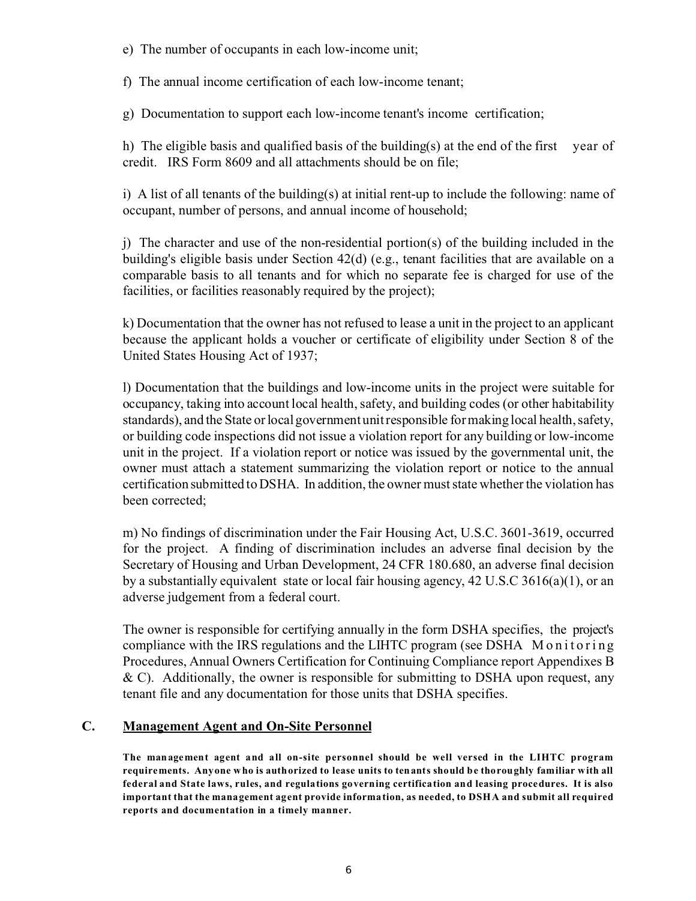e) The number of occupants in each low-income unit;

f) The annual income certification of each low-income tenant;

g) Documentation to support each low-income tenant's income certification;

h) The eligible basis and qualified basis of the building(s) at the end of the first year of credit. IRS Form 8609 and all attachments should be on file;

i) A list of all tenants of the building(s) at initial rent-up to include the following: name of occupant, number of persons, and annual income of household;

j) The character and use of the non-residential portion(s) of the building included in the building's eligible basis under Section 42(d) (e.g., tenant facilities that are available on a comparable basis to all tenants and for which no separate fee is charged for use of the facilities, or facilities reasonably required by the project);

k) Documentation that the owner has not refused to lease a unit in the project to an applicant because the applicant holds a voucher or certificate of eligibility under Section 8 of the United States Housing Act of 1937;

l) Documentation that the buildings and low-income units in the project were suitable for occupancy, taking into account local health, safety, and building codes (or other habitability standards), and the State or local government unit responsible for making local health, safety, or building code inspections did not issue a violation report for any building or low-income unit in the project. If a violation report or notice was issued by the governmental unit, the owner must attach a statement summarizing the violation report or notice to the annual certification submitted to DSHA. In addition, the owner must state whether the violation has been corrected;

m) No findings of discrimination under the Fair Housing Act, U.S.C. 3601-3619, occurred for the project. A finding of discrimination includes an adverse final decision by the Secretary of Housing and Urban Development, 24 CFR 180.680, an adverse final decision by a substantially equivalent state or local fair housing agency, 42 U.S.C 3616(a)(1), or an adverse judgement from a federal court.

The owner is responsible for certifying annually in the form DSHA specifies, the project's compliance with the IRS regulations and the LIHTC program (see DSHA Monitoring Procedures, Annual Owners Certification for Continuing Compliance report Appendixes B & C). Additionally, the owner is responsible for submitting to DSHA upon request, any tenant file and any documentation for those units that DSHA specifies.

## C. Management Agent and On-Site Personnel

**The management agent and all on-site personnel should be well versed in the LIHTC program requirements. Anyone who is authorized to lease units to tenants should be thoroughly familiar with all federal and State laws, rules, and regulations governing certification and leasing procedures. It is also important that the management agent provide information, as needed, to DSHA and submit all required reports and documentation in a timely manner.**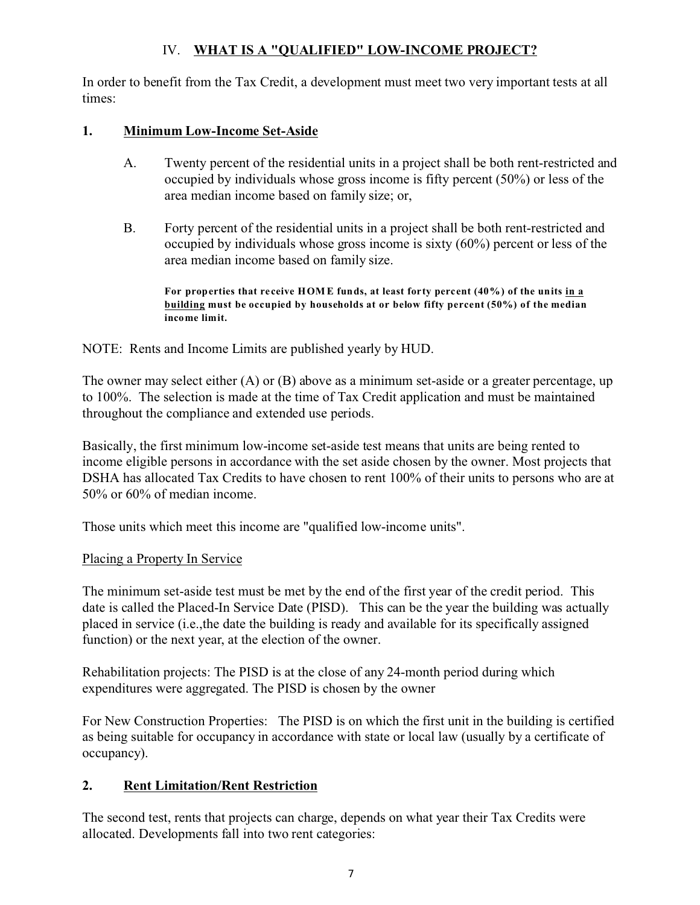## IV. WHAT IS A "QUALIFIED" LOW-INCOME PROJECT?

In order to benefit from the Tax Credit, a development must meet two very important tests at all times:

### 1. Minimum Low-Income Set-Aside

A. Twenty percent of the residential units in a project shall be both rent-restricted and occupied by individuals whose gross income is fifty percent (50%) or less of the area median income based on family size; or,

B. Forty percent of the residential units in a project shall be both rent-restricted and occupied by individuals whose gross income is sixty (60%) percent or less of the area median income based on family size.

> **For properties that receive HOME funds, at least forty percent (40%) of the units in a building must be occupied by households at or below fifty percent (50%) of the median income limit.**

NOTE: Rents and Income Limits are published yearly by HUD.

The owner may select either (A) or (B) above as a minimum set-aside or a greater percentage, up to 100%. The selection is made at the time of Tax Credit application and must be maintained throughout the compliance and extended use periods.

Basically, the first minimum low-income set-aside test means that units are being rented to income eligible persons in accordance with the set aside chosen by the owner. Most projects that DSHA has allocated Tax Credits to have chosen to rent 100% of their units to persons who are at 50% or 60% of median income.

Those units which meet this income are "qualified low-income units".

Placing a Property In Service

The minimum set-aside test must be met by the end of the first year of the credit period. This date is called the Placed-In Service Date (PISD). This can be the year the building was actually placed in service (i.e.,the date the building is ready and available for its specifically assigned function) or the next year, at the election of the owner.

Rehabilitation projects: The PISD is at the close of any 24-month period during which expenditures were aggregated. The PISD is chosen by the owner

For New Construction Properties: The PISD is on which the first unit in the building is certified as being suitable for occupancy in accordance with state or local law (usually by a certificate of occupancy).

### 2. Rent Limitation/Rent Restriction

The second test, rents that projects can charge, depends on what year their Tax Credits were allocated. Developments fall into two rent categories: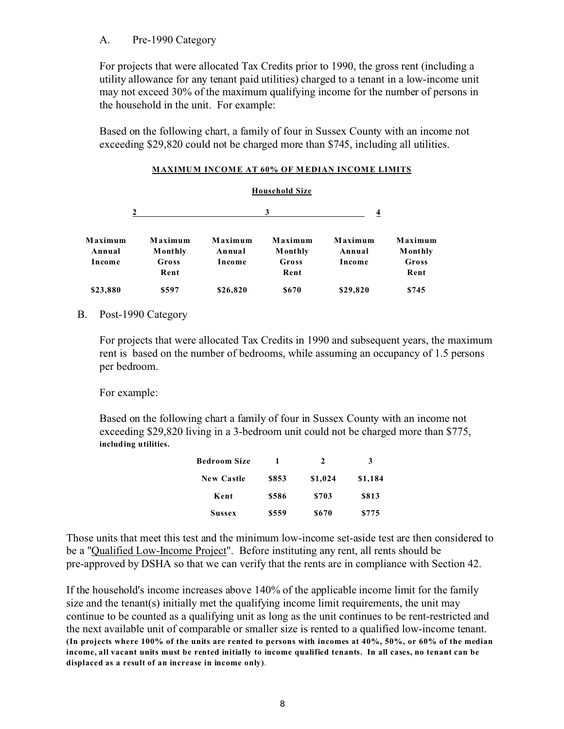A. Pre-1990 Category

For projects that were allocated Tax Credits prior to 1990, the gross rent (including a utility allowance for any tenant paid utilities) charged to a tenant in a low-income unit may not exceed 30% of the maximum qualifying income for the number of persons in the household in the unit. For example:

Based on the following chart, a family of four in Sussex County with an income not exceeding $29,820 could not be charged more than $745, including all utilities.

**MAXIMUM INCOME AT 60% OF MEDIAN INCOME LIMITS**

**Household Size**

| 2 | | 3 | | 4 | |
|---|---|---|---|---|---|
| **Maximum Annual Income** | **Maximum Monthly Gross Rent** | **Maximum Annual Income** | **Maximum Monthly Gross Rent** | **Maximum Annual Income** | **Maximum Monthly Gross Rent** |
| **$23,880** | **$597** | **$26,820** | **$670** | **$29,820** | **$745** |

B. Post-1990 Category

For projects that were allocated Tax Credits in 1990 and subsequent years, the maximum rent is based on the number of bedrooms, while assuming an occupancy of 1.5 persons per bedroom.

For example:

Based on the following chart a family of four in Sussex County with an income not exceeding $29,820 living in a 3-bedroom unit could not be charged more than $775, **including utilities.**

| **Bedroom Size** | **1** | **2** | **3** |
|---|---|---|---|
| **New Castle** | **$853** | **$1,024** | **$1,184** |
| **Kent** | **$586** | **$703** | **$813** |
| **Sussex** | **$559** | **$670** | **$775** |

Those units that meet this test and the minimum low-income set-aside test are then considered to be a "Qualified Low-Income Project". Before instituting any rent, all rents should be pre-approved by DSHA so that we can verify that the rents are in compliance with Section 42.

If the household's income increases above 140% of the applicable income limit for the family size and the tenant(s) initially met the qualifying income limit requirements, the unit may continue to be counted as a qualifying unit as long as the unit continues to be rent-restricted and the next available unit of comparable or smaller size is rented to a qualified low-income tenant. **(In projects where 100% of the units are rented to persons with incomes at 40%, 50%, or 60% of the median income, all vacant units must be rented initially to income qualified tenants. In all cases, no tenant can be displaced as a result of an increase in income only)**.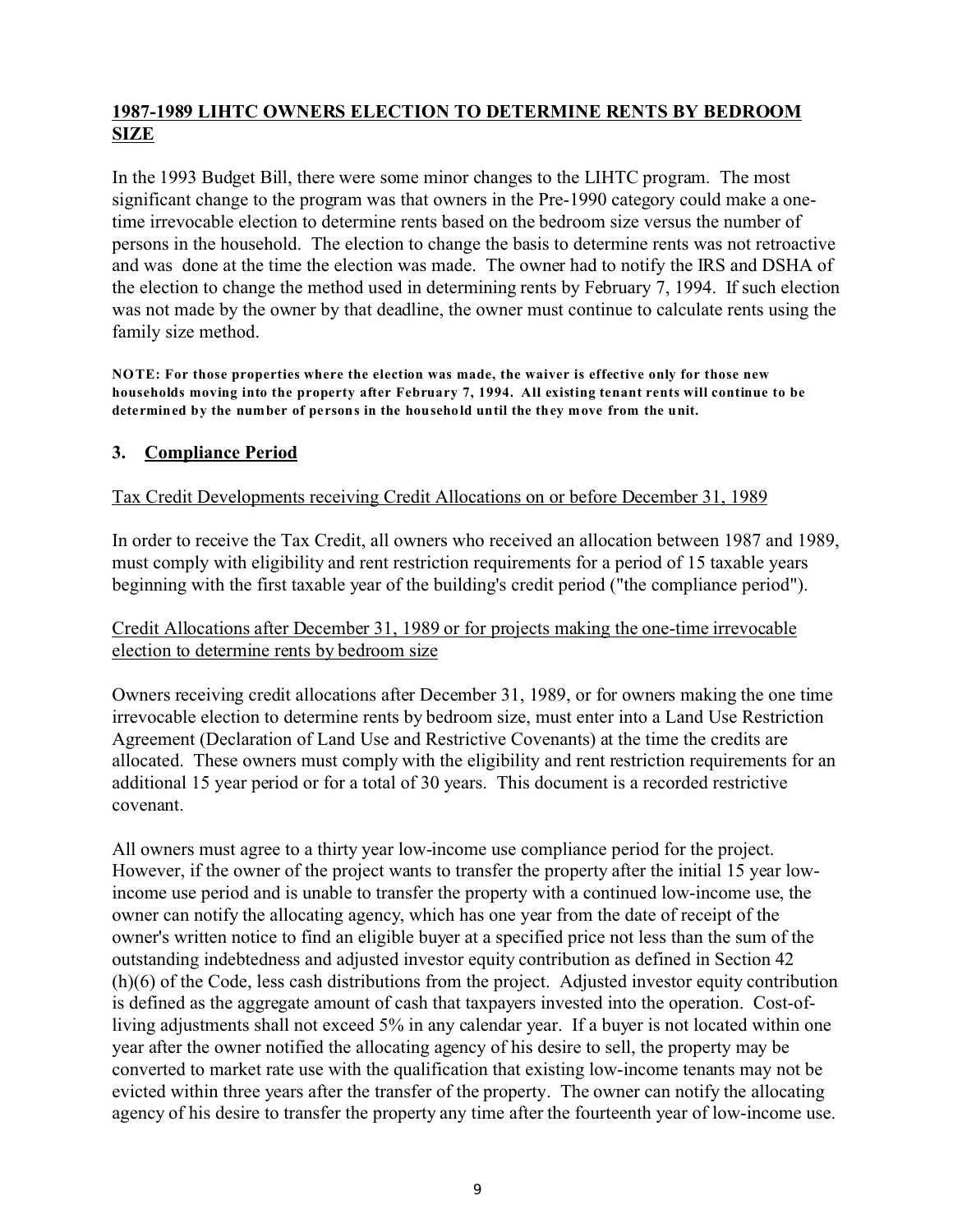## 1987-1989 LIHTC OWNERS ELECTION TO DETERMINE RENTS BY BEDROOM SIZE

In the 1993 Budget Bill, there were some minor changes to the LIHTC program. The most significant change to the program was that owners in the Pre-1990 category could make a one-time irrevocable election to determine rents based on the bedroom size versus the number of persons in the household. The election to change the basis to determine rents was not retroactive and was done at the time the election was made. The owner had to notify the IRS and DSHA of the election to change the method used in determining rents by February 7, 1994. If such election was not made by the owner by that deadline, the owner must continue to calculate rents using the family size method.

**NOTE: For those properties where the election was made, the waiver is effective only for those new households moving into the property after February 7, 1994. All existing tenant rents will continue to be determined by the number of persons in the household until the they move from the unit.**

### 3. Compliance Period

Tax Credit Developments receiving Credit Allocations on or before December 31, 1989

In order to receive the Tax Credit, all owners who received an allocation between 1987 and 1989, must comply with eligibility and rent restriction requirements for a period of 15 taxable years beginning with the first taxable year of the building's credit period ("the compliance period").

Credit Allocations after December 31, 1989 or for projects making the one-time irrevocable election to determine rents by bedroom size

Owners receiving credit allocations after December 31, 1989, or for owners making the one time irrevocable election to determine rents by bedroom size, must enter into a Land Use Restriction Agreement (Declaration of Land Use and Restrictive Covenants) at the time the credits are allocated. These owners must comply with the eligibility and rent restriction requirements for an additional 15 year period or for a total of 30 years. This document is a recorded restrictive covenant.

All owners must agree to a thirty year low-income use compliance period for the project. However, if the owner of the project wants to transfer the property after the initial 15 year low-income use period and is unable to transfer the property with a continued low-income use, the owner can notify the allocating agency, which has one year from the date of receipt of the owner's written notice to find an eligible buyer at a specified price not less than the sum of the outstanding indebtedness and adjusted investor equity contribution as defined in Section 42 (h)(6) of the Code, less cash distributions from the project. Adjusted investor equity contribution is defined as the aggregate amount of cash that taxpayers invested into the operation. Cost-of-living adjustments shall not exceed 5% in any calendar year. If a buyer is not located within one year after the owner notified the allocating agency of his desire to sell, the property may be converted to market rate use with the qualification that existing low-income tenants may not be evicted within three years after the transfer of the property. The owner can notify the allocating agency of his desire to transfer the property any time after the fourteenth year of low-income use.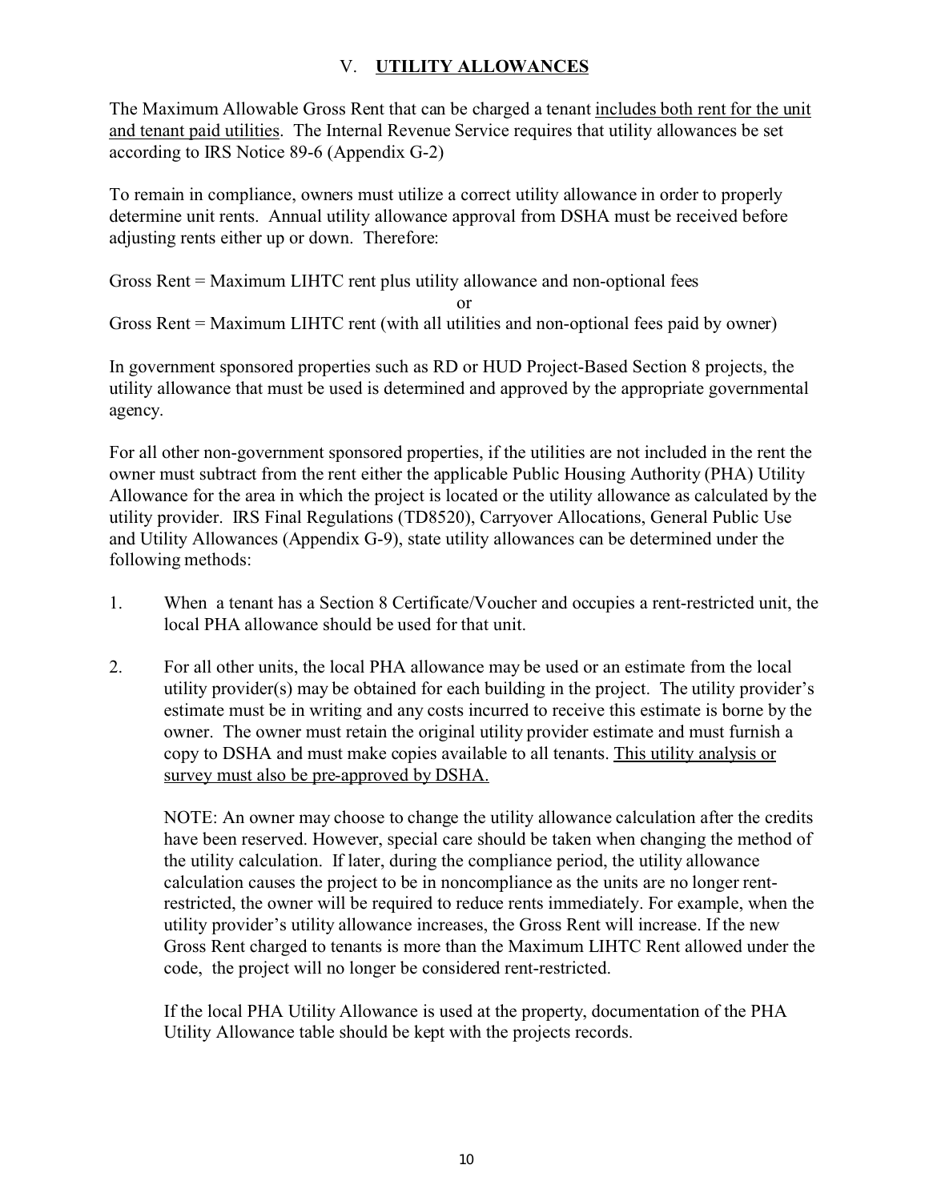## V. UTILITY ALLOWANCES

The Maximum Allowable Gross Rent that can be charged a tenant <u>includes both rent for the unit and tenant paid utilities</u>. The Internal Revenue Service requires that utility allowances be set according to IRS Notice 89-6 (Appendix G-2)

To remain in compliance, owners must utilize a correct utility allowance in order to properly determine unit rents. Annual utility allowance approval from DSHA must be received before adjusting rents either up or down. Therefore:

Gross Rent = Maximum LIHTC rent plus utility allowance and non-optional fees

or

Gross Rent = Maximum LIHTC rent (with all utilities and non-optional fees paid by owner)

In government sponsored properties such as RD or HUD Project-Based Section 8 projects, the utility allowance that must be used is determined and approved by the appropriate governmental agency.

For all other non-government sponsored properties, if the utilities are not included in the rent the owner must subtract from the rent either the applicable Public Housing Authority (PHA) Utility Allowance for the area in which the project is located or the utility allowance as calculated by the utility provider. IRS Final Regulations (TD8520), Carryover Allocations, General Public Use and Utility Allowances (Appendix G-9), state utility allowances can be determined under the following methods:

1. When a tenant has a Section 8 Certificate/Voucher and occupies a rent-restricted unit, the local PHA allowance should be used for that unit.

2. For all other units, the local PHA allowance may be used or an estimate from the local utility provider(s) may be obtained for each building in the project. The utility provider's estimate must be in writing and any costs incurred to receive this estimate is borne by the owner. The owner must retain the original utility provider estimate and must furnish a copy to DSHA and must make copies available to all tenants. <u>This utility analysis or survey must also be pre-approved by DSHA.</u>

   NOTE: An owner may choose to change the utility allowance calculation after the credits have been reserved. However, special care should be taken when changing the method of the utility calculation. If later, during the compliance period, the utility allowance calculation causes the project to be in noncompliance as the units are no longer rent-restricted, the owner will be required to reduce rents immediately. For example, when the utility provider's utility allowance increases, the Gross Rent will increase. If the new Gross Rent charged to tenants is more than the Maximum LIHTC Rent allowed under the code, the project will no longer be considered rent-restricted.

   If the local PHA Utility Allowance is used at the property, documentation of the PHA Utility Allowance table should be kept with the projects records.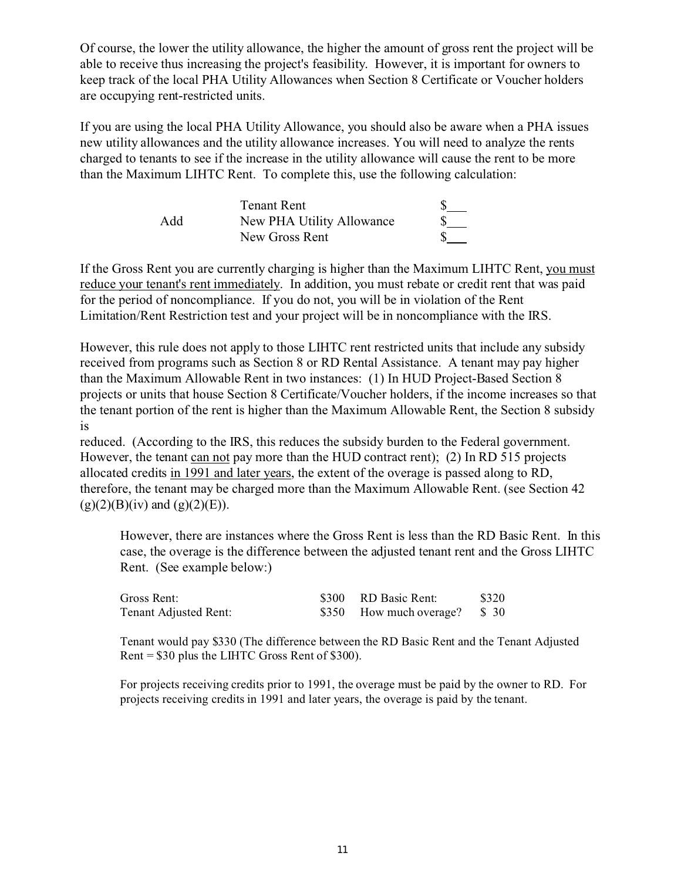Of course, the lower the utility allowance, the higher the amount of gross rent the project will be able to receive thus increasing the project's feasibility. However, it is important for owners to keep track of the local PHA Utility Allowances when Section 8 Certificate or Voucher holders are occupying rent-restricted units.

If you are using the local PHA Utility Allowance, you should also be aware when a PHA issues new utility allowances and the utility allowance increases. You will need to analyze the rents charged to tenants to see if the increase in the utility allowance will cause the rent to be more than the Maximum LIHTC Rent. To complete this, use the following calculation:

| | | |
|---|---|---|
| | Tenant Rent | $___ |
| Add | New PHA Utility Allowance | $___ |
| | New Gross Rent | $___ |

If the Gross Rent you are currently charging is higher than the Maximum LIHTC Rent, <u>you must reduce your tenant's rent immediately</u>. In addition, you must rebate or credit rent that was paid for the period of noncompliance. If you do not, you will be in violation of the Rent Limitation/Rent Restriction test and your project will be in noncompliance with the IRS.

However, this rule does not apply to those LIHTC rent restricted units that include any subsidy received from programs such as Section 8 or RD Rental Assistance. A tenant may pay higher than the Maximum Allowable Rent in two instances: (1) In HUD Project-Based Section 8 projects or units that house Section 8 Certificate/Voucher holders, if the income increases so that the tenant portion of the rent is higher than the Maximum Allowable Rent, the Section 8 subsidy is reduced. (According to the IRS, this reduces the subsidy burden to the Federal government. However, the tenant <u>can not</u> pay more than the HUD contract rent); (2) In RD 515 projects allocated credits <u>in 1991 and later years</u>, the extent of the overage is passed along to RD, therefore, the tenant may be charged more than the Maximum Allowable Rent. (see Section 42 (g)(2)(B)(iv) and (g)(2)(E)).

> However, there are instances where the Gross Rent is less than the RD Basic Rent. In this case, the overage is the difference between the adjusted tenant rent and the Gross LIHTC Rent. (See example below:)
>
> | | | | |
> |---|---|---|---|
> | Gross Rent: | $300 | RD Basic Rent: | $320 |
> | Tenant Adjusted Rent: | $350 | How much overage? | $ 30 |
>
> Tenant would pay $330 (The difference between the RD Basic Rent and the Tenant Adjusted Rent = $30 plus the LIHTC Gross Rent of $300).
>
> For projects receiving credits prior to 1991, the overage must be paid by the owner to RD. For projects receiving credits in 1991 and later years, the overage is paid by the tenant.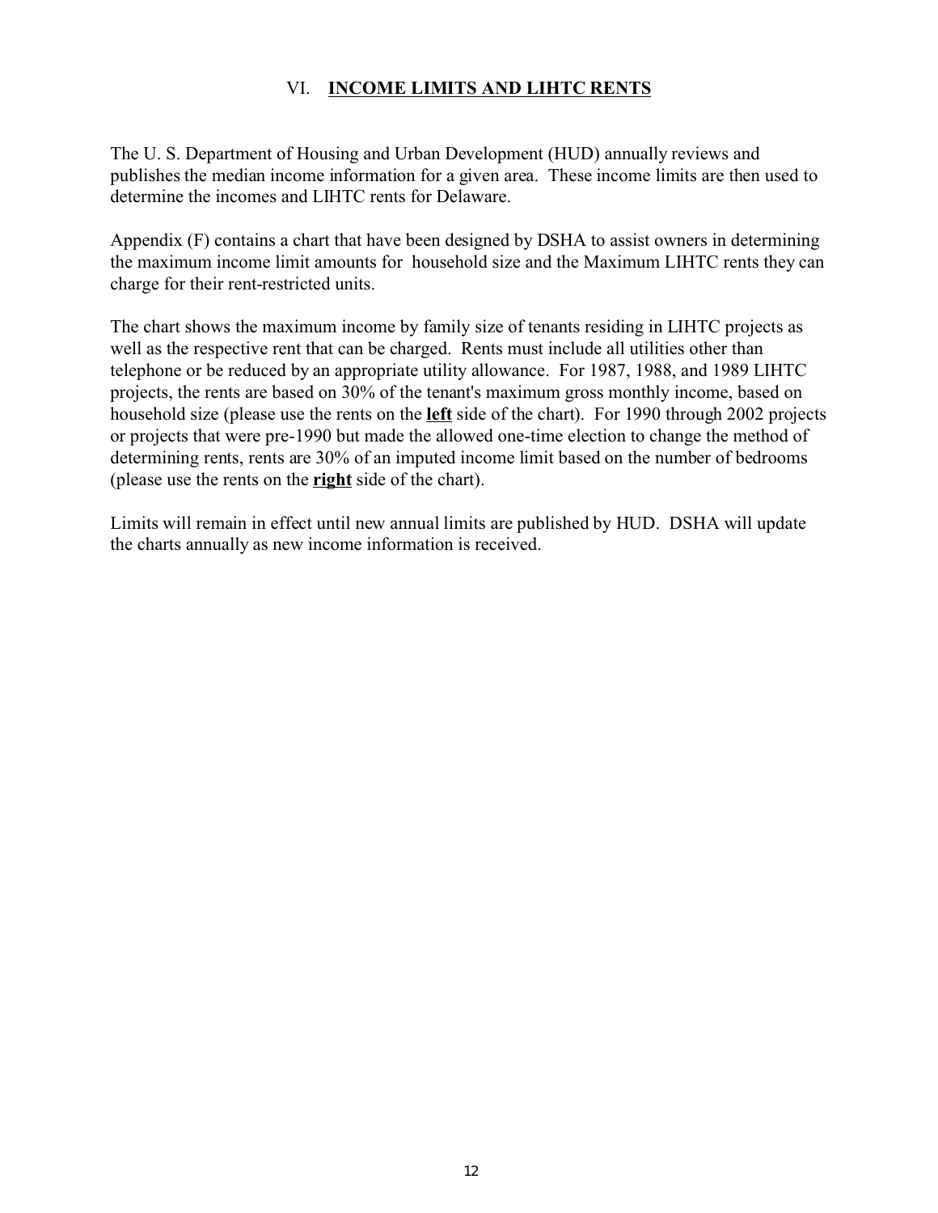## VI. **INCOME LIMITS AND LIHTC RENTS**

The U. S. Department of Housing and Urban Development (HUD) annually reviews and publishes the median income information for a given area. These income limits are then used to determine the incomes and LIHTC rents for Delaware.

Appendix (F) contains a chart that have been designed by DSHA to assist owners in determining the maximum income limit amounts for household size and the Maximum LIHTC rents they can charge for their rent-restricted units.

The chart shows the maximum income by family size of tenants residing in LIHTC projects as well as the respective rent that can be charged. Rents must include all utilities other than telephone or be reduced by an appropriate utility allowance. For 1987, 1988, and 1989 LIHTC projects, the rents are based on 30% of the tenant's maximum gross monthly income, based on household size (please use the rents on the **left** side of the chart). For 1990 through 2002 projects or projects that were pre-1990 but made the allowed one-time election to change the method of determining rents, rents are 30% of an imputed income limit based on the number of bedrooms (please use the rents on the **right** side of the chart).

Limits will remain in effect until new annual limits are published by HUD. DSHA will update the charts annually as new income information is received.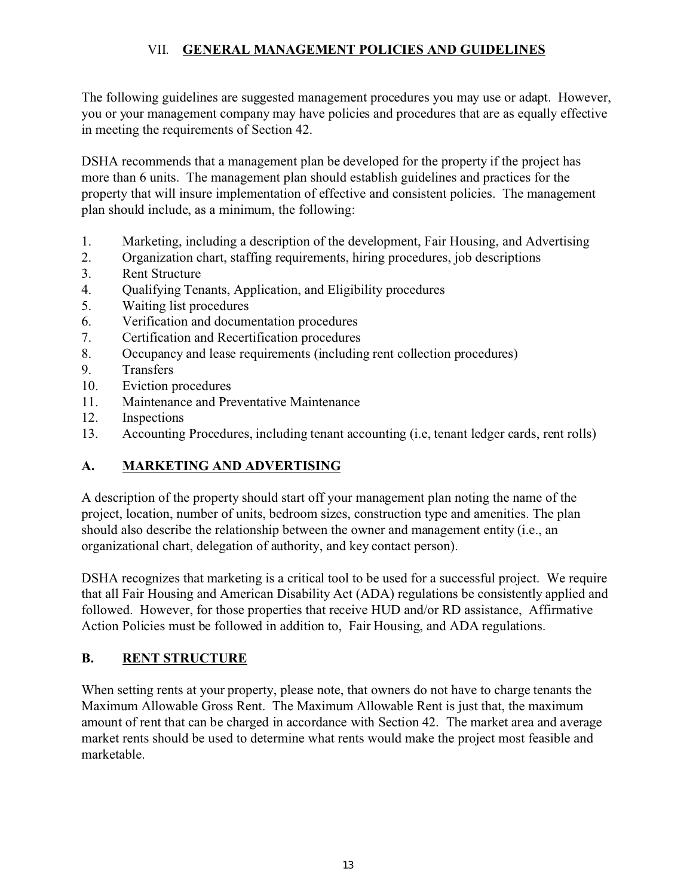## VII. **GENERAL MANAGEMENT POLICIES AND GUIDELINES**

The following guidelines are suggested management procedures you may use or adapt. However, you or your management company may have policies and procedures that are as equally effective in meeting the requirements of Section 42.

DSHA recommends that a management plan be developed for the property if the project has more than 6 units. The management plan should establish guidelines and practices for the property that will insure implementation of effective and consistent policies. The management plan should include, as a minimum, the following:

1. Marketing, including a description of the development, Fair Housing, and Advertising
2. Organization chart, staffing requirements, hiring procedures, job descriptions
3. Rent Structure
4. Qualifying Tenants, Application, and Eligibility procedures
5. Waiting list procedures
6. Verification and documentation procedures
7. Certification and Recertification procedures
8. Occupancy and lease requirements (including rent collection procedures)
9. Transfers
10. Eviction procedures
11. Maintenance and Preventative Maintenance
12. Inspections
13. Accounting Procedures, including tenant accounting (i.e, tenant ledger cards, rent rolls)

### A. MARKETING AND ADVERTISING

A description of the property should start off your management plan noting the name of the project, location, number of units, bedroom sizes, construction type and amenities. The plan should also describe the relationship between the owner and management entity (i.e., an organizational chart, delegation of authority, and key contact person).

DSHA recognizes that marketing is a critical tool to be used for a successful project. We require that all Fair Housing and American Disability Act (ADA) regulations be consistently applied and followed. However, for those properties that receive HUD and/or RD assistance, Affirmative Action Policies must be followed in addition to, Fair Housing, and ADA regulations.

### B. RENT STRUCTURE

When setting rents at your property, please note, that owners do not have to charge tenants the Maximum Allowable Gross Rent. The Maximum Allowable Rent is just that, the maximum amount of rent that can be charged in accordance with Section 42. The market area and average market rents should be used to determine what rents would make the project most feasible and marketable.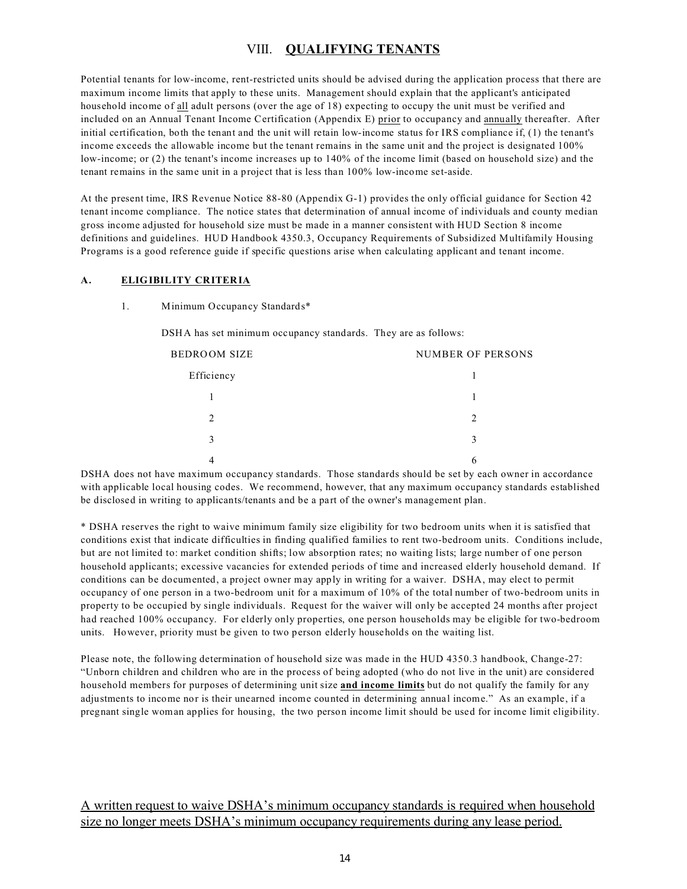# VIII. **QUALIFYING TENANTS**

Potential tenants for low-income, rent-restricted units should be advised during the application process that there are maximum income limits that apply to these units. Management should explain that the applicant's anticipated household income of <u>all</u> adult persons (over the age of 18) expecting to occupy the unit must be verified and included on an Annual Tenant Income Certification (Appendix E) <u>prior</u> to occupancy and <u>annually</u> thereafter. After initial certification, both the tenant and the unit will retain low-income status for IRS compliance if, (1) the tenant's income exceeds the allowable income but the tenant remains in the same unit and the project is designated 100% low-income; or (2) the tenant's income increases up to 140% of the income limit (based on household size) and the tenant remains in the same unit in a project that is less than 100% low-income set-aside.

At the present time, IRS Revenue Notice 88-80 (Appendix G-1) provides the only official guidance for Section 42 tenant income compliance. The notice states that determination of annual income of individuals and county median gross income adjusted for household size must be made in a manner consistent with HUD Section 8 income definitions and guidelines. HUD Handbook 4350.3, Occupancy Requirements of Subsidized Multifamily Housing Programs is a good reference guide if specific questions arise when calculating applicant and tenant income.

## A. **ELIGIBILITY CRITERIA**

1. Minimum Occupancy Standards*

DSHA has set minimum occupancy standards. They are as follows:

| BEDROOM SIZE | NUMBER OF PERSONS |
|---|---|
| Efficiency | 1 |
| 1 | 1 |
| 2 | 2 |
| 3 | 3 |
| 4 | 6 |

DSHA does not have maximum occupancy standards. Those standards should be set by each owner in accordance with applicable local housing codes. We recommend, however, that any maximum occupancy standards established be disclosed in writing to applicants/tenants and be a part of the owner's management plan.

* DSHA reserves the right to waive minimum family size eligibility for two bedroom units when it is satisfied that conditions exist that indicate difficulties in finding qualified families to rent two-bedroom units. Conditions include, but are not limited to: market condition shifts; low absorption rates; no waiting lists; large number of one person household applicants; excessive vacancies for extended periods of time and increased elderly household demand. If conditions can be documented, a project owner may apply in writing for a waiver. DSHA, may elect to permit occupancy of one person in a two-bedroom unit for a maximum of 10% of the total number of two-bedroom units in property to be occupied by single individuals. Request for the waiver will only be accepted 24 months after project had reached 100% occupancy. For elderly only properties, one person households may be eligible for two-bedroom units. However, priority must be given to two person elderly households on the waiting list.

Please note, the following determination of household size was made in the HUD 4350.3 handbook, Change-27: "Unborn children and children who are in the process of being adopted (who do not live in the unit) are considered household members for purposes of determining unit size **<u>and income limits</u>** but do not qualify the family for any adjustments to income nor is their unearned income counted in determining annual income." As an example, if a pregnant single woman applies for housing, the two person income limit should be used for income limit eligibility.

<u>A written request to waive DSHA's minimum occupancy standards is required when household size no longer meets DSHA's minimum occupancy requirements during any lease period.</u>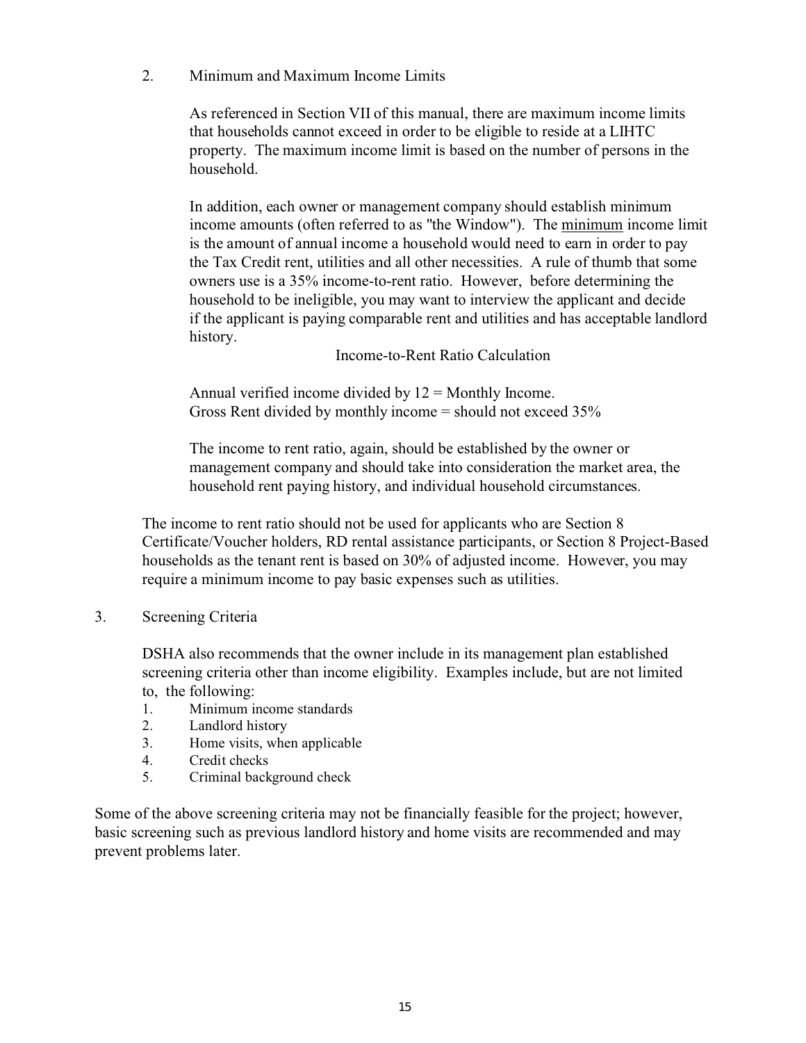2. Minimum and Maximum Income Limits

As referenced in Section VII of this manual, there are maximum income limits that households cannot exceed in order to be eligible to reside at a LIHTC property. The maximum income limit is based on the number of persons in the household.

In addition, each owner or management company should establish minimum income amounts (often referred to as "the Window"). The <u>minimum</u> income limit is the amount of annual income a household would need to earn in order to pay the Tax Credit rent, utilities and all other necessities. A rule of thumb that some owners use is a 35% income-to-rent ratio. However, before determining the household to be ineligible, you may want to interview the applicant and decide if the applicant is paying comparable rent and utilities and has acceptable landlord history.

Income-to-Rent Ratio Calculation

Annual verified income divided by 12 = Monthly Income.
Gross Rent divided by monthly income = should not exceed 35%

The income to rent ratio, again, should be established by the owner or management company and should take into consideration the market area, the household rent paying history, and individual household circumstances.

The income to rent ratio should not be used for applicants who are Section 8 Certificate/Voucher holders, RD rental assistance participants, or Section 8 Project-Based households as the tenant rent is based on 30% of adjusted income. However, you may require a minimum income to pay basic expenses such as utilities.

3. Screening Criteria

DSHA also recommends that the owner include in its management plan established screening criteria other than income eligibility. Examples include, but are not limited to, the following:

1. Minimum income standards
2. Landlord history
3. Home visits, when applicable
4. Credit checks
5. Criminal background check

Some of the above screening criteria may not be financially feasible for the project; however, basic screening such as previous landlord history and home visits are recommended and may prevent problems later.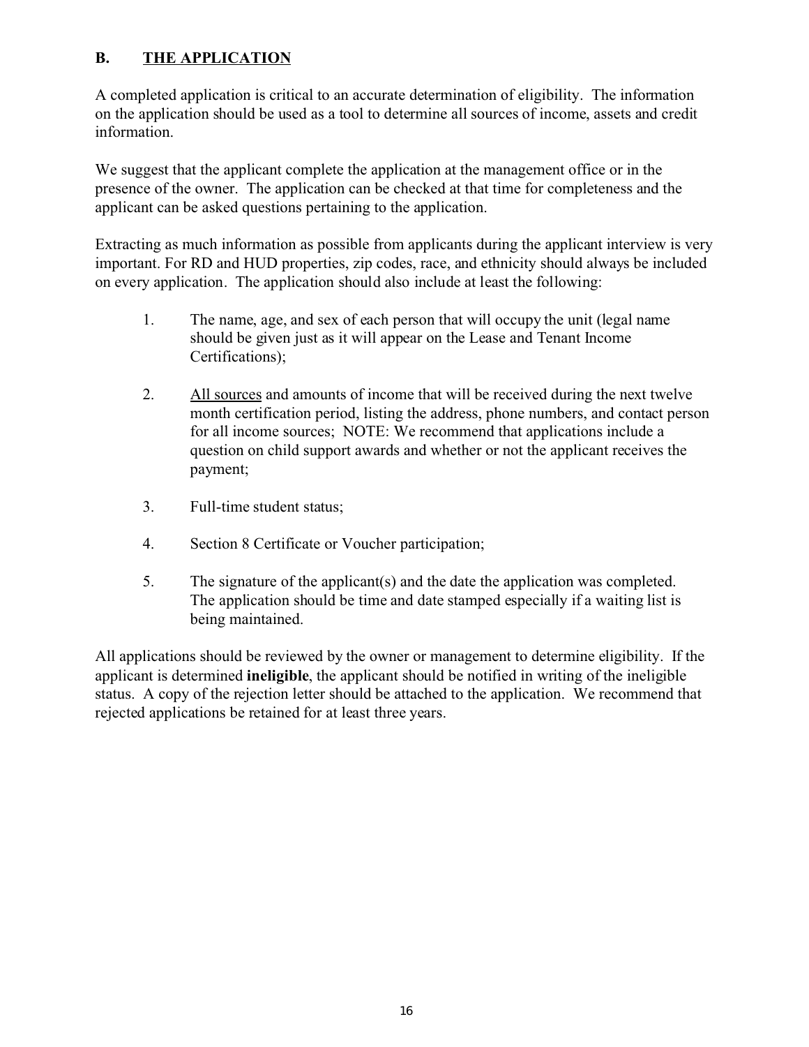## B. THE APPLICATION

A completed application is critical to an accurate determination of eligibility. The information on the application should be used as a tool to determine all sources of income, assets and credit information.

We suggest that the applicant complete the application at the management office or in the presence of the owner. The application can be checked at that time for completeness and the applicant can be asked questions pertaining to the application.

Extracting as much information as possible from applicants during the applicant interview is very important. For RD and HUD properties, zip codes, race, and ethnicity should always be included on every application. The application should also include at least the following:

1. The name, age, and sex of each person that will occupy the unit (legal name should be given just as it will appear on the Lease and Tenant Income Certifications);

2. <u>All sources</u> and amounts of income that will be received during the next twelve month certification period, listing the address, phone numbers, and contact person for all income sources; NOTE: We recommend that applications include a question on child support awards and whether or not the applicant receives the payment;

3. Full-time student status;

4. Section 8 Certificate or Voucher participation;

5. The signature of the applicant(s) and the date the application was completed. The application should be time and date stamped especially if a waiting list is being maintained.

All applications should be reviewed by the owner or management to determine eligibility. If the applicant is determined **ineligible**, the applicant should be notified in writing of the ineligible status. A copy of the rejection letter should be attached to the application. We recommend that rejected applications be retained for at least three years.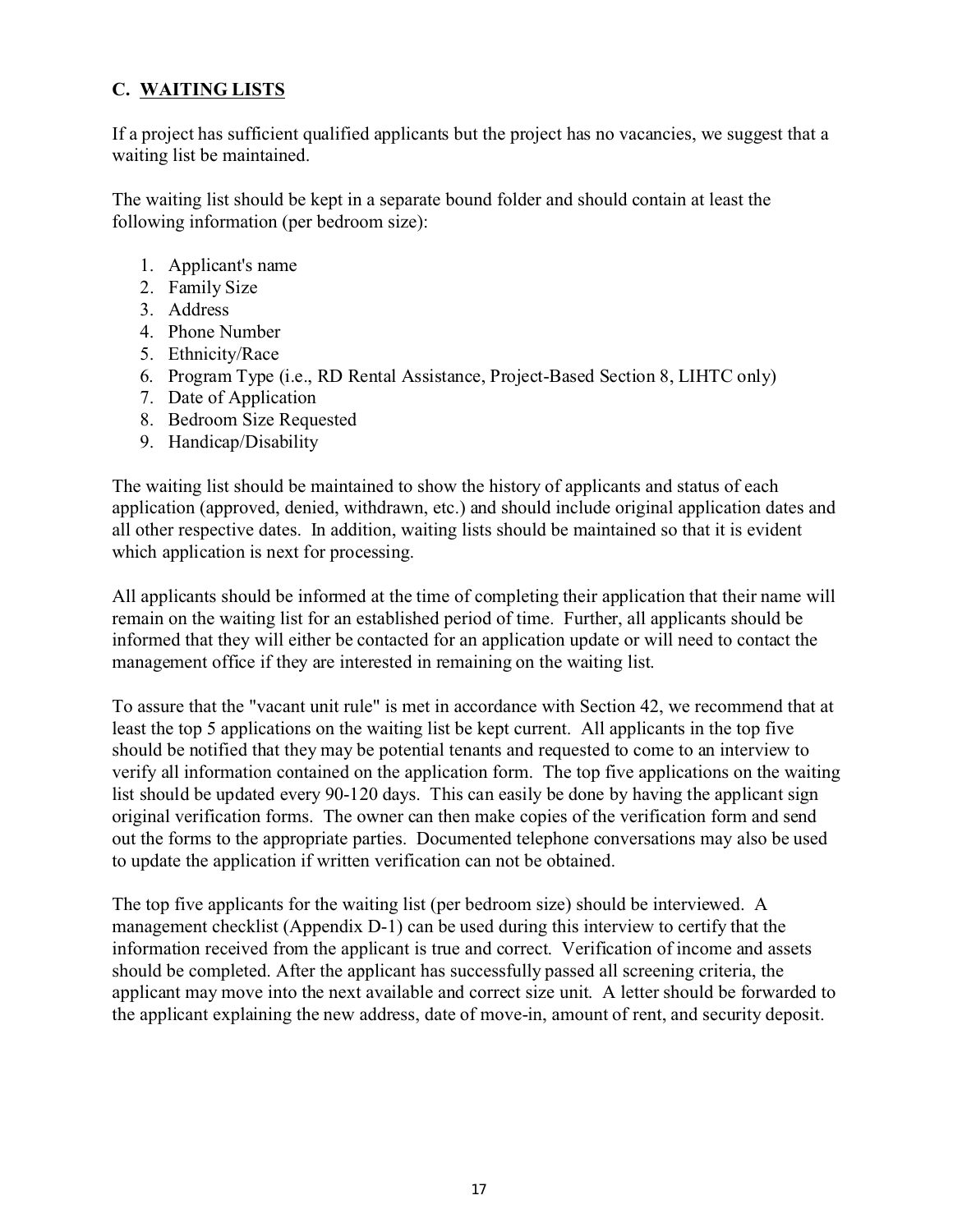## C. WAITING LISTS

If a project has sufficient qualified applicants but the project has no vacancies, we suggest that a waiting list be maintained.

The waiting list should be kept in a separate bound folder and should contain at least the following information (per bedroom size):

1. Applicant's name
2. Family Size
3. Address
4. Phone Number
5. Ethnicity/Race
6. Program Type (i.e., RD Rental Assistance, Project-Based Section 8, LIHTC only)
7. Date of Application
8. Bedroom Size Requested
9. Handicap/Disability

The waiting list should be maintained to show the history of applicants and status of each application (approved, denied, withdrawn, etc.) and should include original application dates and all other respective dates. In addition, waiting lists should be maintained so that it is evident which application is next for processing.

All applicants should be informed at the time of completing their application that their name will remain on the waiting list for an established period of time. Further, all applicants should be informed that they will either be contacted for an application update or will need to contact the management office if they are interested in remaining on the waiting list.

To assure that the "vacant unit rule" is met in accordance with Section 42, we recommend that at least the top 5 applications on the waiting list be kept current. All applicants in the top five should be notified that they may be potential tenants and requested to come to an interview to verify all information contained on the application form. The top five applications on the waiting list should be updated every 90-120 days. This can easily be done by having the applicant sign original verification forms. The owner can then make copies of the verification form and send out the forms to the appropriate parties. Documented telephone conversations may also be used to update the application if written verification can not be obtained.

The top five applicants for the waiting list (per bedroom size) should be interviewed. A management checklist (Appendix D-1) can be used during this interview to certify that the information received from the applicant is true and correct. Verification of income and assets should be completed. After the applicant has successfully passed all screening criteria, the applicant may move into the next available and correct size unit. A letter should be forwarded to the applicant explaining the new address, date of move-in, amount of rent, and security deposit.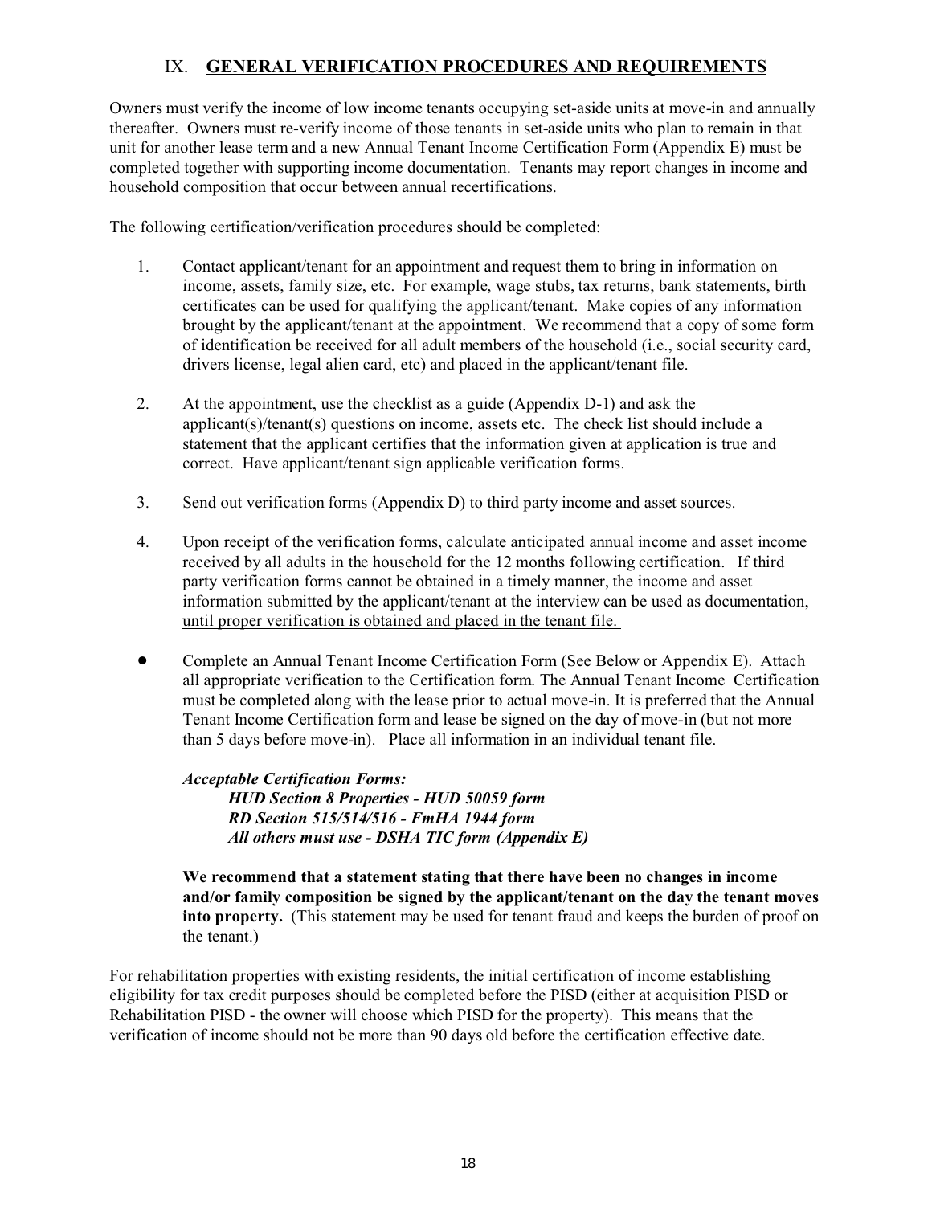## IX. **GENERAL VERIFICATION PROCEDURES AND REQUIREMENTS**

Owners must verify the income of low income tenants occupying set-aside units at move-in and annually thereafter. Owners must re-verify income of those tenants in set-aside units who plan to remain in that unit for another lease term and a new Annual Tenant Income Certification Form (Appendix E) must be completed together with supporting income documentation. Tenants may report changes in income and household composition that occur between annual recertifications.

The following certification/verification procedures should be completed:

1. Contact applicant/tenant for an appointment and request them to bring in information on income, assets, family size, etc. For example, wage stubs, tax returns, bank statements, birth certificates can be used for qualifying the applicant/tenant. Make copies of any information brought by the applicant/tenant at the appointment. We recommend that a copy of some form of identification be received for all adult members of the household (i.e., social security card, drivers license, legal alien card, etc) and placed in the applicant/tenant file.

2. At the appointment, use the checklist as a guide (Appendix D-1) and ask the applicant(s)/tenant(s) questions on income, assets etc. The check list should include a statement that the applicant certifies that the information given at application is true and correct. Have applicant/tenant sign applicable verification forms.

3. Send out verification forms (Appendix D) to third party income and asset sources.

4. Upon receipt of the verification forms, calculate anticipated annual income and asset income received by all adults in the household for the 12 months following certification. If third party verification forms cannot be obtained in a timely manner, the income and asset information submitted by the applicant/tenant at the interview can be used as documentation, until proper verification is obtained and placed in the tenant file.

- Complete an Annual Tenant Income Certification Form (See Below or Appendix E). Attach all appropriate verification to the Certification form. The Annual Tenant Income Certification must be completed along with the lease prior to actual move-in. It is preferred that the Annual Tenant Income Certification form and lease be signed on the day of move-in (but not more than 5 days before move-in). Place all information in an individual tenant file.

  ***Acceptable Certification Forms:***
  ***HUD Section 8 Properties - HUD 50059 form***
  ***RD Section 515/514/516 - FmHA 1944 form***
  ***All others must use - DSHA TIC form (Appendix E)***

  **We recommend that a statement stating that there have been no changes in income and/or family composition be signed by the applicant/tenant on the day the tenant moves into property.** (This statement may be used for tenant fraud and keeps the burden of proof on the tenant.)

For rehabilitation properties with existing residents, the initial certification of income establishing eligibility for tax credit purposes should be completed before the PISD (either at acquisition PISD or Rehabilitation PISD - the owner will choose which PISD for the property). This means that the verification of income should not be more than 90 days old before the certification effective date.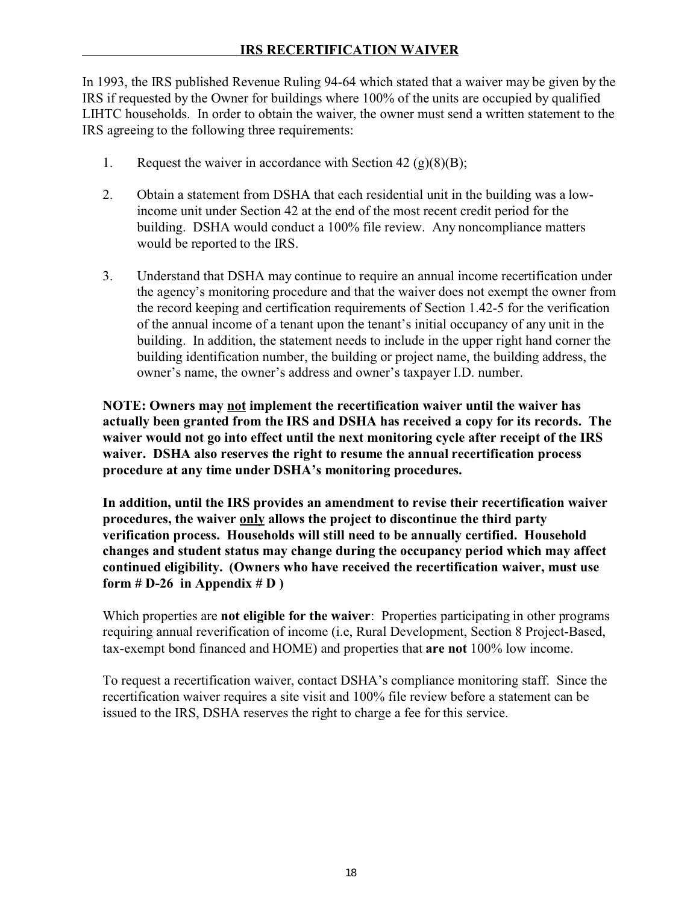## IRS RECERTIFICATION WAIVER

In 1993, the IRS published Revenue Ruling 94-64 which stated that a waiver may be given by the IRS if requested by the Owner for buildings where 100% of the units are occupied by qualified LIHTC households. In order to obtain the waiver, the owner must send a written statement to the IRS agreeing to the following three requirements:

1. Request the waiver in accordance with Section 42 (g)(8)(B);

2. Obtain a statement from DSHA that each residential unit in the building was a low-income unit under Section 42 at the end of the most recent credit period for the building. DSHA would conduct a 100% file review. Any noncompliance matters would be reported to the IRS.

3. Understand that DSHA may continue to require an annual income recertification under the agency's monitoring procedure and that the waiver does not exempt the owner from the record keeping and certification requirements of Section 1.42-5 for the verification of the annual income of a tenant upon the tenant's initial occupancy of any unit in the building. In addition, the statement needs to include in the upper right hand corner the building identification number, the building or project name, the building address, the owner's name, the owner's address and owner's taxpayer I.D. number.

**NOTE: Owners may <u>not</u> implement the recertification waiver until the waiver has actually been granted from the IRS and DSHA has received a copy for its records. The waiver would not go into effect until the next monitoring cycle after receipt of the IRS waiver. DSHA also reserves the right to resume the annual recertification process procedure at any time under DSHA's monitoring procedures.**

**In addition, until the IRS provides an amendment to revise their recertification waiver procedures, the waiver <u>only</u> allows the project to discontinue the third party verification process. Households will still need to be annually certified. Household changes and student status may change during the occupancy period which may affect continued eligibility. (Owners who have received the recertification waiver, must use form # D-26 in Appendix # D )**

Which properties are **not eligible for the waiver**: Properties participating in other programs requiring annual reverification of income (i.e, Rural Development, Section 8 Project-Based, tax-exempt bond financed and HOME) and properties that **are not** 100% low income.

To request a recertification waiver, contact DSHA's compliance monitoring staff. Since the recertification waiver requires a site visit and 100% file review before a statement can be issued to the IRS, DSHA reserves the right to charge a fee for this service.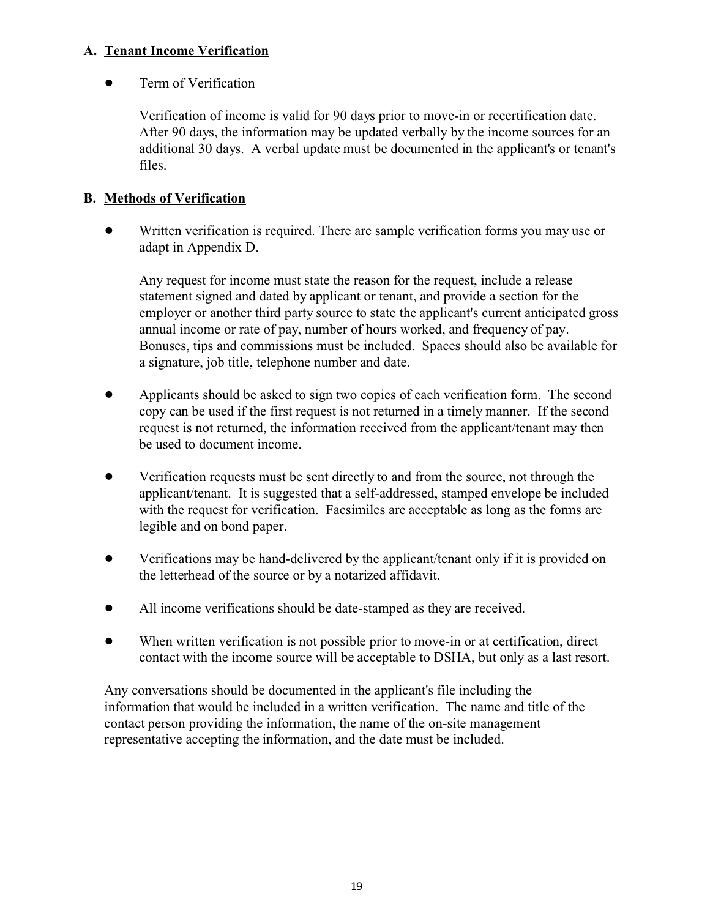## A. Tenant Income Verification

- Term of Verification

  Verification of income is valid for 90 days prior to move-in or recertification date. After 90 days, the information may be updated verbally by the income sources for an additional 30 days. A verbal update must be documented in the applicant's or tenant's files.

## B. Methods of Verification

- Written verification is required. There are sample verification forms you may use or adapt in Appendix D.

  Any request for income must state the reason for the request, include a release statement signed and dated by applicant or tenant, and provide a section for the employer or another third party source to state the applicant's current anticipated gross annual income or rate of pay, number of hours worked, and frequency of pay. Bonuses, tips and commissions must be included. Spaces should also be available for a signature, job title, telephone number and date.

- Applicants should be asked to sign two copies of each verification form. The second copy can be used if the first request is not returned in a timely manner. If the second request is not returned, the information received from the applicant/tenant may then be used to document income.

- Verification requests must be sent directly to and from the source, not through the applicant/tenant. It is suggested that a self-addressed, stamped envelope be included with the request for verification. Facsimiles are acceptable as long as the forms are legible and on bond paper.

- Verifications may be hand-delivered by the applicant/tenant only if it is provided on the letterhead of the source or by a notarized affidavit.

- All income verifications should be date-stamped as they are received.

- When written verification is not possible prior to move-in or at certification, direct contact with the income source will be acceptable to DSHA, but only as a last resort.

Any conversations should be documented in the applicant's file including the information that would be included in a written verification. The name and title of the contact person providing the information, the name of the on-site management representative accepting the information, and the date must be included.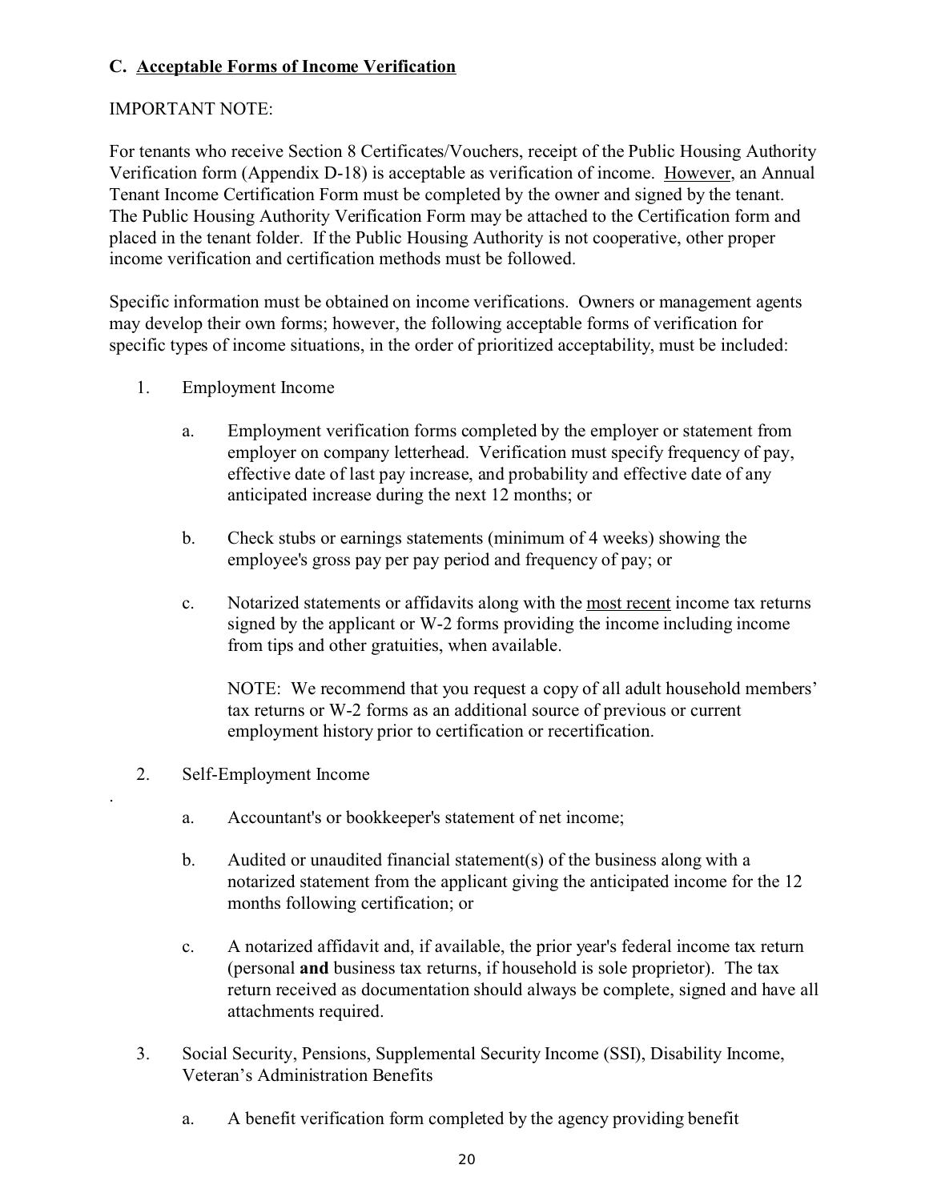### C. <u>Acceptable Forms of Income Verification</u>

IMPORTANT NOTE:

For tenants who receive Section 8 Certificates/Vouchers, receipt of the Public Housing Authority Verification form (Appendix D-18) is acceptable as verification of income. <u>However</u>, an Annual Tenant Income Certification Form must be completed by the owner and signed by the tenant. The Public Housing Authority Verification Form may be attached to the Certification form and placed in the tenant folder. If the Public Housing Authority is not cooperative, other proper income verification and certification methods must be followed.

Specific information must be obtained on income verifications. Owners or management agents may develop their own forms; however, the following acceptable forms of verification for specific types of income situations, in the order of prioritized acceptability, must be included:

1. Employment Income

   a. Employment verification forms completed by the employer or statement from employer on company letterhead. Verification must specify frequency of pay, effective date of last pay increase, and probability and effective date of any anticipated increase during the next 12 months; or

   b. Check stubs or earnings statements (minimum of 4 weeks) showing the employee's gross pay per pay period and frequency of pay; or

   c. Notarized statements or affidavits along with the <u>most recent</u> income tax returns signed by the applicant or W-2 forms providing the income including income from tips and other gratuities, when available.

      NOTE: We recommend that you request a copy of all adult household members' tax returns or W-2 forms as an additional source of previous or current employment history prior to certification or recertification.

2. Self-Employment Income

   a. Accountant's or bookkeeper's statement of net income;

   b. Audited or unaudited financial statement(s) of the business along with a notarized statement from the applicant giving the anticipated income for the 12 months following certification; or

   c. A notarized affidavit and, if available, the prior year's federal income tax return (personal **and** business tax returns, if household is sole proprietor). The tax return received as documentation should always be complete, signed and have all attachments required.

3. Social Security, Pensions, Supplemental Security Income (SSI), Disability Income, Veteran's Administration Benefits

   a. A benefit verification form completed by the agency providing benefit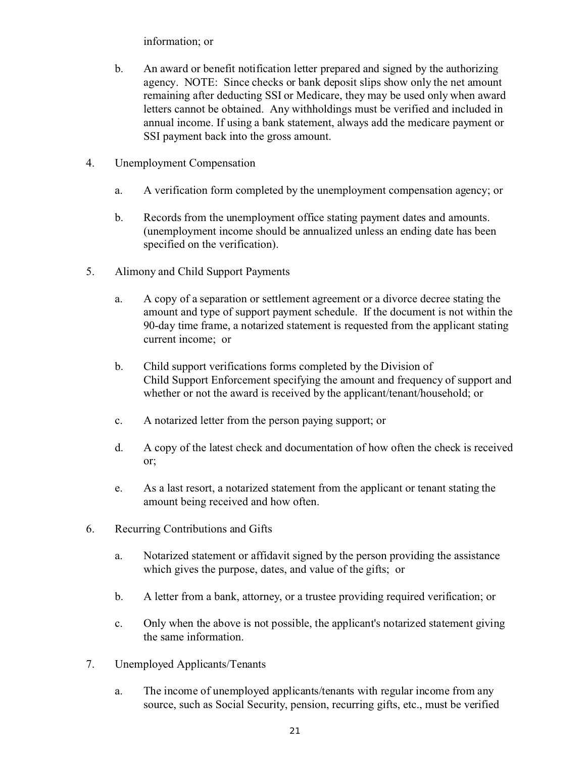information; or

b. An award or benefit notification letter prepared and signed by the authorizing agency. NOTE: Since checks or bank deposit slips show only the net amount remaining after deducting SSI or Medicare, they may be used only when award letters cannot be obtained. Any withholdings must be verified and included in annual income. If using a bank statement, always add the medicare payment or SSI payment back into the gross amount.

4. Unemployment Compensation

   a. A verification form completed by the unemployment compensation agency; or

   b. Records from the unemployment office stating payment dates and amounts. (unemployment income should be annualized unless an ending date has been specified on the verification).

5. Alimony and Child Support Payments

   a. A copy of a separation or settlement agreement or a divorce decree stating the amount and type of support payment schedule. If the document is not within the 90-day time frame, a notarized statement is requested from the applicant stating current income; or

   b. Child support verifications forms completed by the Division of Child Support Enforcement specifying the amount and frequency of support and whether or not the award is received by the applicant/tenant/household; or

   c. A notarized letter from the person paying support; or

   d. A copy of the latest check and documentation of how often the check is received or;

   e. As a last resort, a notarized statement from the applicant or tenant stating the amount being received and how often.

6. Recurring Contributions and Gifts

   a. Notarized statement or affidavit signed by the person providing the assistance which gives the purpose, dates, and value of the gifts; or

   b. A letter from a bank, attorney, or a trustee providing required verification; or

   c. Only when the above is not possible, the applicant's notarized statement giving the same information.

7. Unemployed Applicants/Tenants

   a. The income of unemployed applicants/tenants with regular income from any source, such as Social Security, pension, recurring gifts, etc., must be verified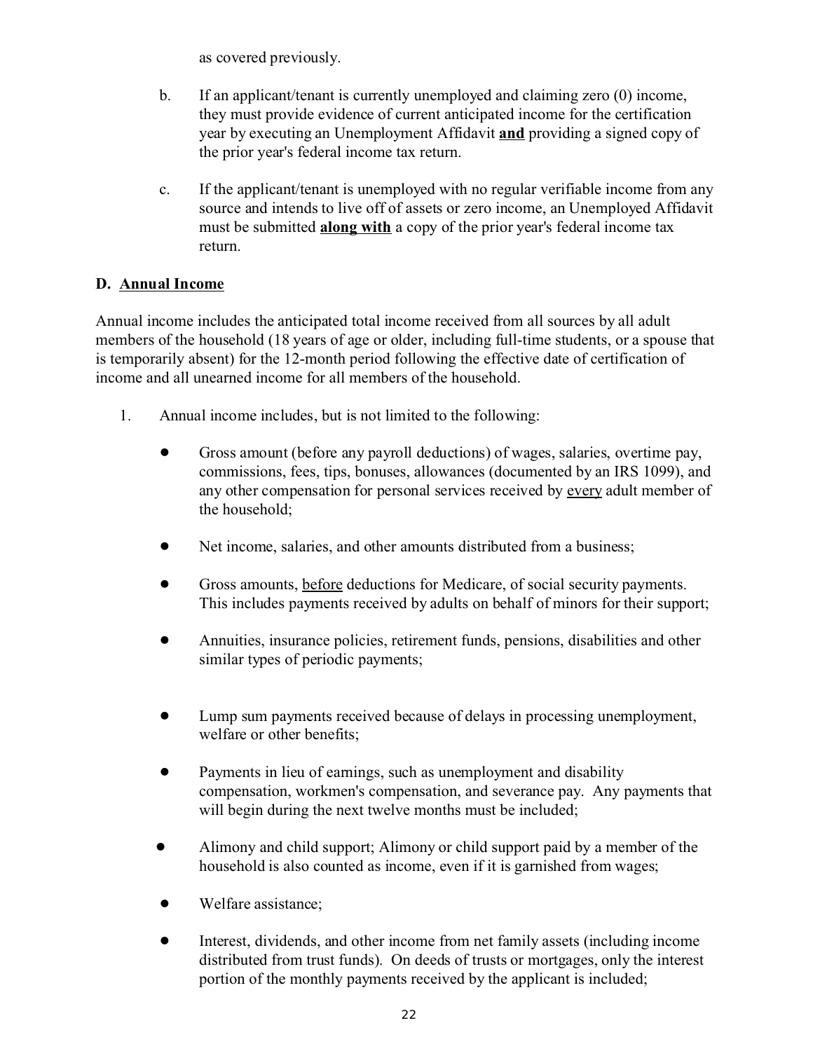as covered previously.

b. If an applicant/tenant is currently unemployed and claiming zero (0) income, they must provide evidence of current anticipated income for the certification year by executing an Unemployment Affidavit **and** providing a signed copy of the prior year's federal income tax return.

c. If the applicant/tenant is unemployed with no regular verifiable income from any source and intends to live off of assets or zero income, an Unemployed Affidavit must be submitted **along with** a copy of the prior year's federal income tax return.

## D. Annual Income

Annual income includes the anticipated total income received from all sources by all adult members of the household (18 years of age or older, including full-time students, or a spouse that is temporarily absent) for the 12-month period following the effective date of certification of income and all unearned income for all members of the household.

1. Annual income includes, but is not limited to the following:

   - Gross amount (before any payroll deductions) of wages, salaries, overtime pay, commissions, fees, tips, bonuses, allowances (documented by an IRS 1099), and any other compensation for personal services received by every adult member of the household;
   - Net income, salaries, and other amounts distributed from a business;
   - Gross amounts, before deductions for Medicare, of social security payments. This includes payments received by adults on behalf of minors for their support;
   - Annuities, insurance policies, retirement funds, pensions, disabilities and other similar types of periodic payments;
   - Lump sum payments received because of delays in processing unemployment, welfare or other benefits;
   - Payments in lieu of earnings, such as unemployment and disability compensation, workmen's compensation, and severance pay. Any payments that will begin during the next twelve months must be included;
   - Alimony and child support; Alimony or child support paid by a member of the household is also counted as income, even if it is garnished from wages;
   - Welfare assistance;
   - Interest, dividends, and other income from net family assets (including income distributed from trust funds). On deeds of trusts or mortgages, only the interest portion of the monthly payments received by the applicant is included;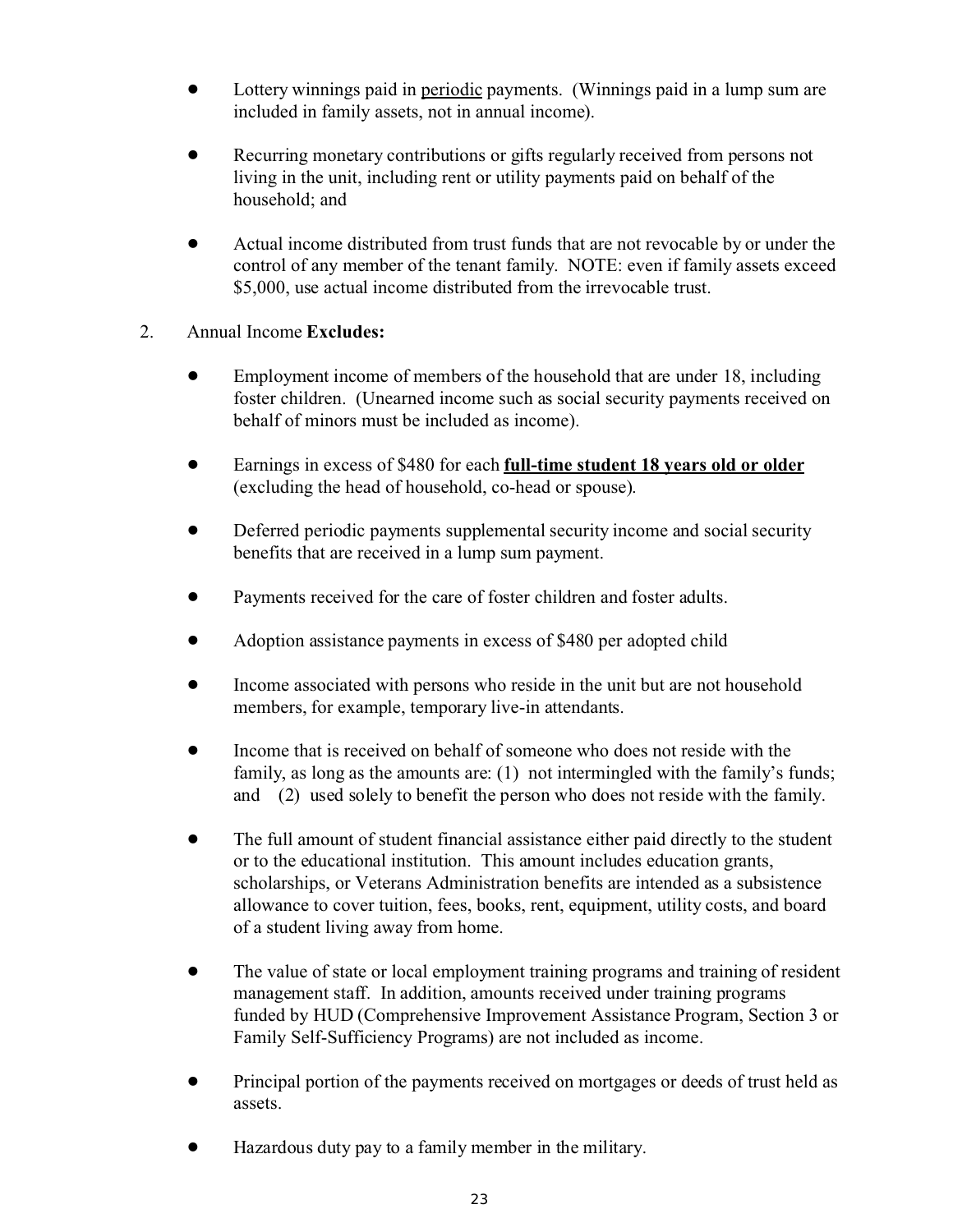- Lottery winnings paid in <u>periodic</u> payments. (Winnings paid in a lump sum are included in family assets, not in annual income).

- Recurring monetary contributions or gifts regularly received from persons not living in the unit, including rent or utility payments paid on behalf of the household; and

- Actual income distributed from trust funds that are not revocable by or under the control of any member of the tenant family. NOTE: even if family assets exceed $5,000, use actual income distributed from the irrevocable trust.

2. Annual Income **Excludes:**

- Employment income of members of the household that are under 18, including foster children. (Unearned income such as social security payments received on behalf of minors must be included as income).

- Earnings in excess of $480 for each **<u>full-time student 18 years old or older</u>** (excluding the head of household, co-head or spouse).

- Deferred periodic payments supplemental security income and social security benefits that are received in a lump sum payment.

- Payments received for the care of foster children and foster adults.

- Adoption assistance payments in excess of $480 per adopted child

- Income associated with persons who reside in the unit but are not household members, for example, temporary live-in attendants.

- Income that is received on behalf of someone who does not reside with the family, as long as the amounts are: (1) not intermingled with the family's funds; and (2) used solely to benefit the person who does not reside with the family.

- The full amount of student financial assistance either paid directly to the student or to the educational institution. This amount includes education grants, scholarships, or Veterans Administration benefits are intended as a subsistence allowance to cover tuition, fees, books, rent, equipment, utility costs, and board of a student living away from home.

- The value of state or local employment training programs and training of resident management staff. In addition, amounts received under training programs funded by HUD (Comprehensive Improvement Assistance Program, Section 3 or Family Self-Sufficiency Programs) are not included as income.

- Principal portion of the payments received on mortgages or deeds of trust held as assets.

- Hazardous duty pay to a family member in the military.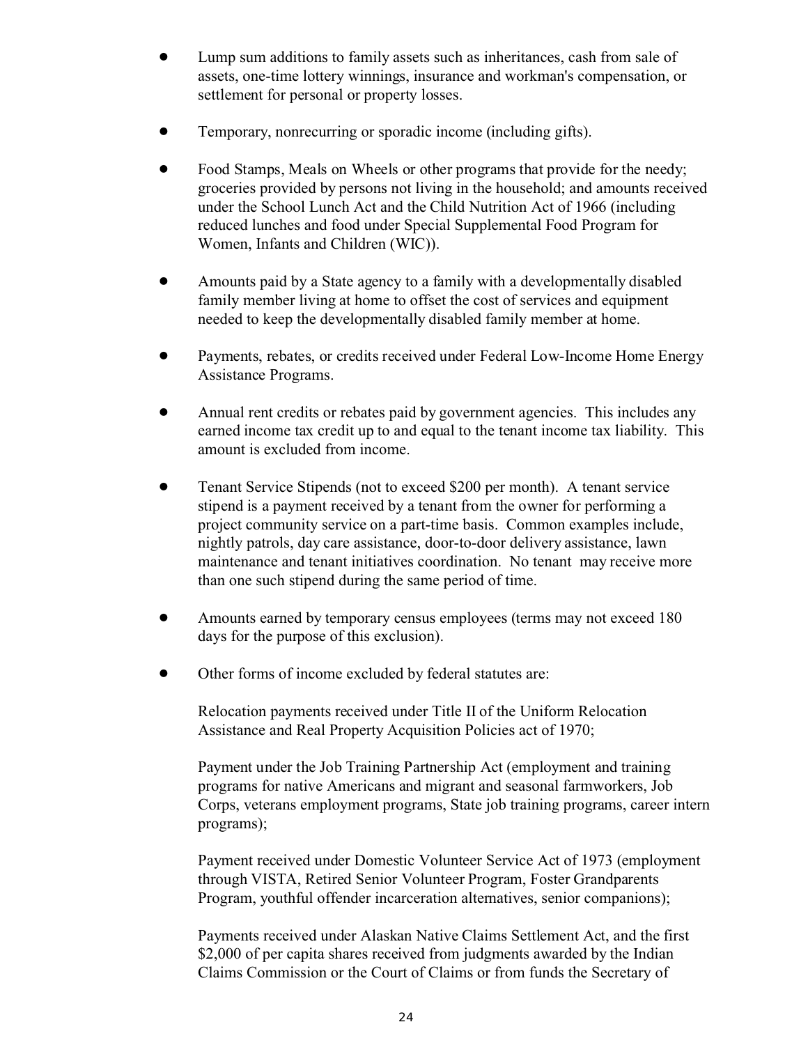- Lump sum additions to family assets such as inheritances, cash from sale of assets, one-time lottery winnings, insurance and workman's compensation, or settlement for personal or property losses.

- Temporary, nonrecurring or sporadic income (including gifts).

- Food Stamps, Meals on Wheels or other programs that provide for the needy; groceries provided by persons not living in the household; and amounts received under the School Lunch Act and the Child Nutrition Act of 1966 (including reduced lunches and food under Special Supplemental Food Program for Women, Infants and Children (WIC)).

- Amounts paid by a State agency to a family with a developmentally disabled family member living at home to offset the cost of services and equipment needed to keep the developmentally disabled family member at home.

- Payments, rebates, or credits received under Federal Low-Income Home Energy Assistance Programs.

- Annual rent credits or rebates paid by government agencies. This includes any earned income tax credit up to and equal to the tenant income tax liability. This amount is excluded from income.

- Tenant Service Stipends (not to exceed $200 per month). A tenant service stipend is a payment received by a tenant from the owner for performing a project community service on a part-time basis. Common examples include, nightly patrols, day care assistance, door-to-door delivery assistance, lawn maintenance and tenant initiatives coordination. No tenant may receive more than one such stipend during the same period of time.

- Amounts earned by temporary census employees (terms may not exceed 180 days for the purpose of this exclusion).

- Other forms of income excluded by federal statutes are:

  Relocation payments received under Title II of the Uniform Relocation Assistance and Real Property Acquisition Policies act of 1970;

  Payment under the Job Training Partnership Act (employment and training programs for native Americans and migrant and seasonal farmworkers, Job Corps, veterans employment programs, State job training programs, career intern programs);

  Payment received under Domestic Volunteer Service Act of 1973 (employment through VISTA, Retired Senior Volunteer Program, Foster Grandparents Program, youthful offender incarceration alternatives, senior companions);

  Payments received under Alaskan Native Claims Settlement Act, and the first $2,000 of per capita shares received from judgments awarded by the Indian Claims Commission or the Court of Claims or from funds the Secretary of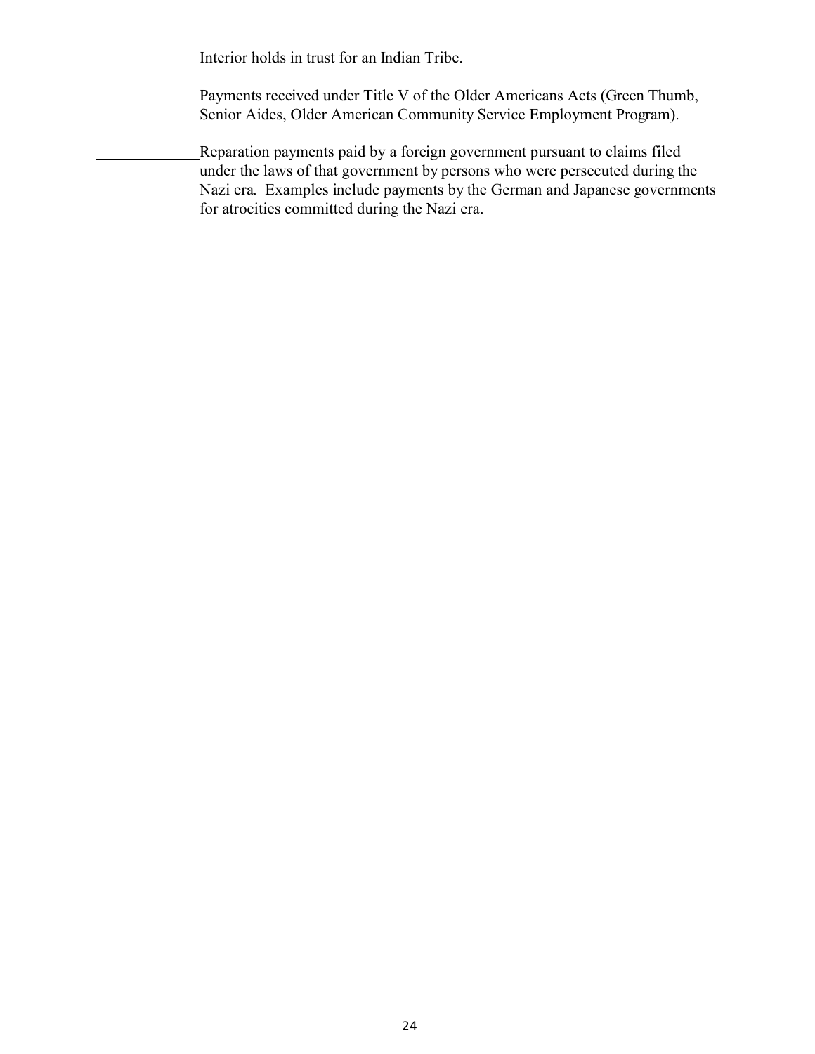Interior holds in trust for an Indian Tribe.

Payments received under Title V of the Older Americans Acts (Green Thumb, Senior Aides, Older American Community Service Employment Program).

_____________ Reparation payments paid by a foreign government pursuant to claims filed under the laws of that government by persons who were persecuted during the Nazi era. Examples include payments by the German and Japanese governments for atrocities committed during the Nazi era.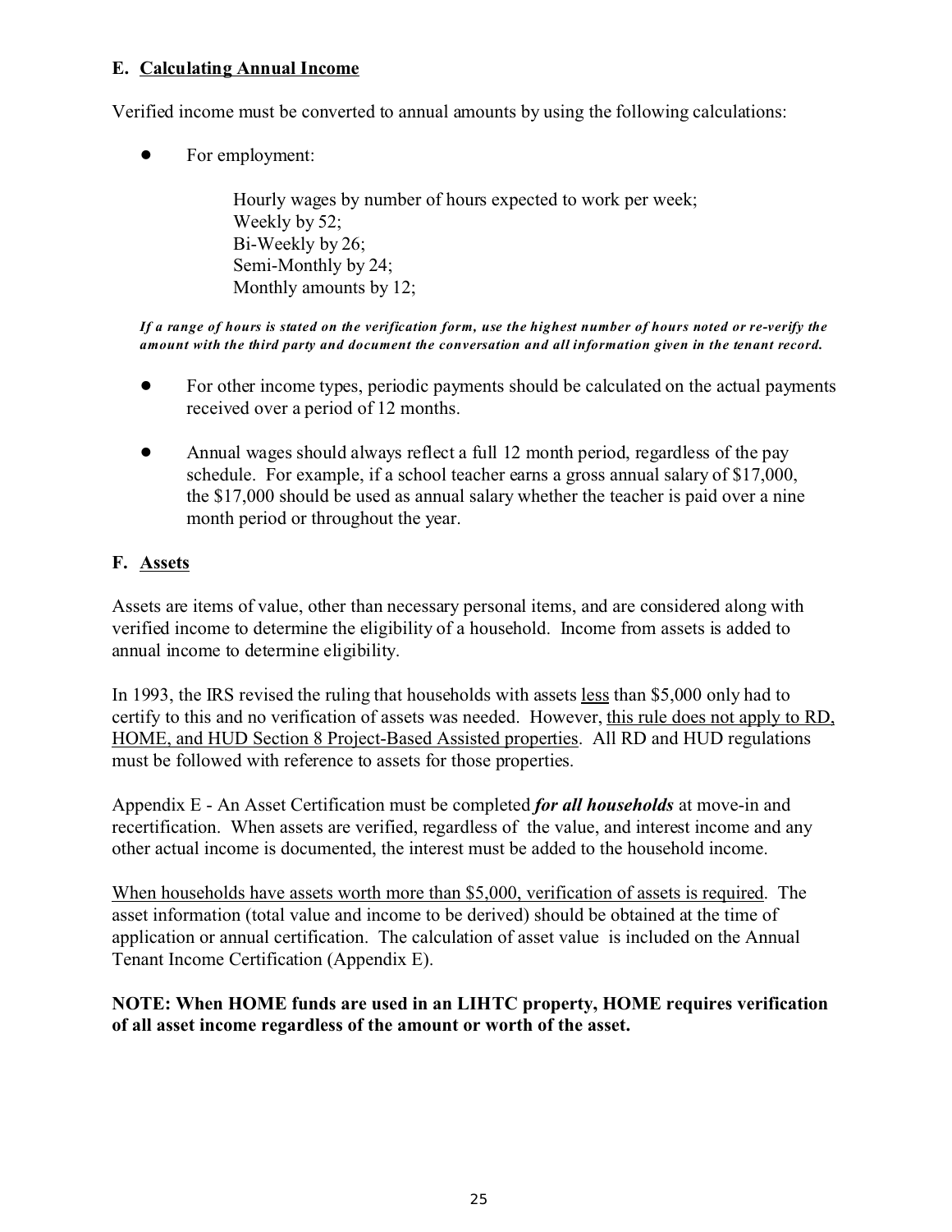## E. Calculating Annual Income

Verified income must be converted to annual amounts by using the following calculations:

- For employment:

  Hourly wages by number of hours expected to work per week;
  Weekly by 52;
  Bi-Weekly by 26;
  Semi-Monthly by 24;
  Monthly amounts by 12;

***If a range of hours is stated on the verification form, use the highest number of hours noted or re-verify the amount with the third party and document the conversation and all information given in the tenant record.***

- For other income types, periodic payments should be calculated on the actual payments received over a period of 12 months.

- Annual wages should always reflect a full 12 month period, regardless of the pay schedule. For example, if a school teacher earns a gross annual salary of $17,000, the $17,000 should be used as annual salary whether the teacher is paid over a nine month period or throughout the year.

## F. Assets

Assets are items of value, other than necessary personal items, and are considered along with verified income to determine the eligibility of a household. Income from assets is added to annual income to determine eligibility.

In 1993, the IRS revised the ruling that households with assets less than $5,000 only had to certify to this and no verification of assets was needed. However, this rule does not apply to RD, HOME, and HUD Section 8 Project-Based Assisted properties. All RD and HUD regulations must be followed with reference to assets for those properties.

Appendix E - An Asset Certification must be completed ***for all households*** at move-in and recertification. When assets are verified, regardless of the value, and interest income and any other actual income is documented, the interest must be added to the household income.

When households have assets worth more than $5,000, verification of assets is required. The asset information (total value and income to be derived) should be obtained at the time of application or annual certification. The calculation of asset value is included on the Annual Tenant Income Certification (Appendix E).

**NOTE: When HOME funds are used in an LIHTC property, HOME requires verification of all asset income regardless of the amount or worth of the asset.**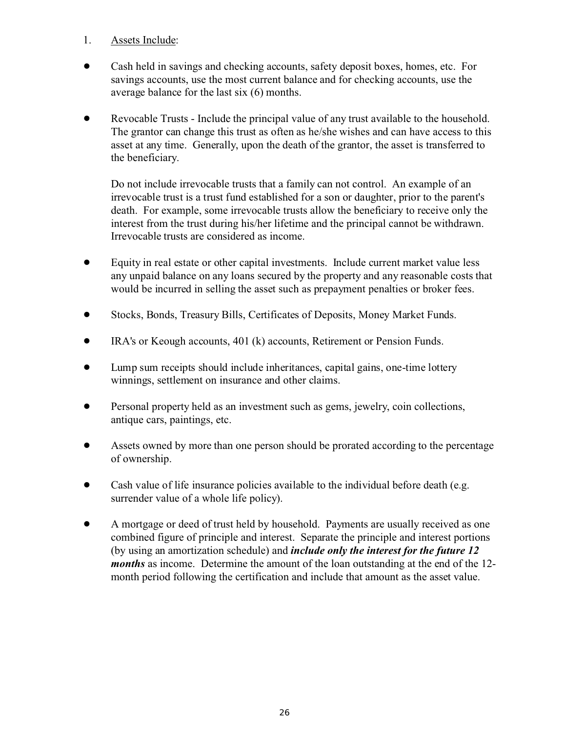1. <u>Assets Include</u>:

- Cash held in savings and checking accounts, safety deposit boxes, homes, etc. For savings accounts, use the most current balance and for checking accounts, use the average balance for the last six (6) months.

- Revocable Trusts - Include the principal value of any trust available to the household. The grantor can change this trust as often as he/she wishes and can have access to this asset at any time. Generally, upon the death of the grantor, the asset is transferred to the beneficiary.

  Do not include irrevocable trusts that a family can not control. An example of an irrevocable trust is a trust fund established for a son or daughter, prior to the parent's death. For example, some irrevocable trusts allow the beneficiary to receive only the interest from the trust during his/her lifetime and the principal cannot be withdrawn. Irrevocable trusts are considered as income.

- Equity in real estate or other capital investments. Include current market value less any unpaid balance on any loans secured by the property and any reasonable costs that would be incurred in selling the asset such as prepayment penalties or broker fees.

- Stocks, Bonds, Treasury Bills, Certificates of Deposits, Money Market Funds.

- IRA's or Keough accounts, 401 (k) accounts, Retirement or Pension Funds.

- Lump sum receipts should include inheritances, capital gains, one-time lottery winnings, settlement on insurance and other claims.

- Personal property held as an investment such as gems, jewelry, coin collections, antique cars, paintings, etc.

- Assets owned by more than one person should be prorated according to the percentage of ownership.

- Cash value of life insurance policies available to the individual before death (e.g. surrender value of a whole life policy).

- A mortgage or deed of trust held by household. Payments are usually received as one combined figure of principle and interest. Separate the principle and interest portions (by using an amortization schedule) and ***include only the interest for the future 12 months*** as income. Determine the amount of the loan outstanding at the end of the 12-month period following the certification and include that amount as the asset value.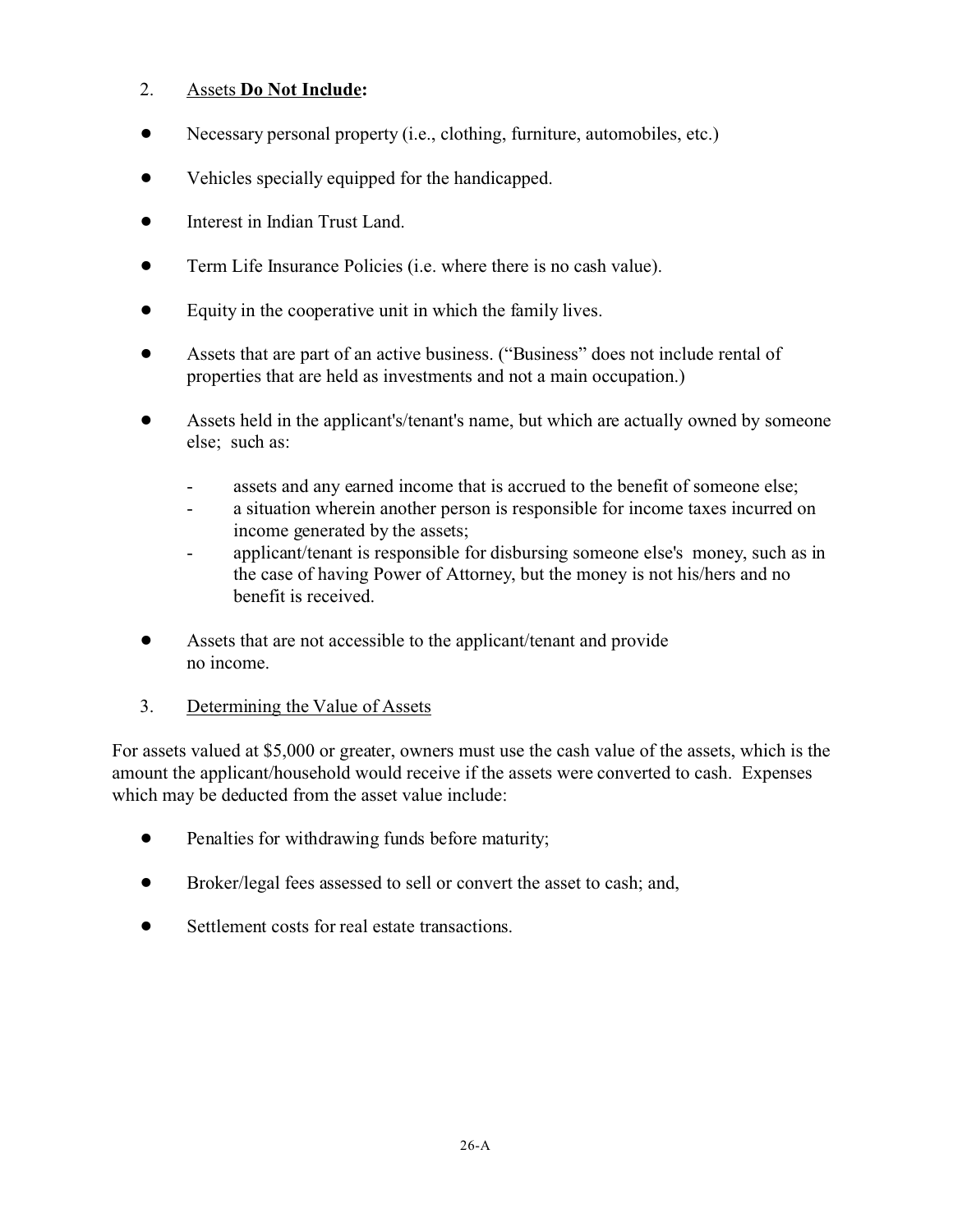2. Assets **Do Not Include:**

- Necessary personal property (i.e., clothing, furniture, automobiles, etc.)
- Vehicles specially equipped for the handicapped.
- Interest in Indian Trust Land.
- Term Life Insurance Policies (i.e. where there is no cash value).
- Equity in the cooperative unit in which the family lives.
- Assets that are part of an active business. ("Business" does not include rental of properties that are held as investments and not a main occupation.)
- Assets held in the applicant's/tenant's name, but which are actually owned by someone else; such as:
  - assets and any earned income that is accrued to the benefit of someone else;
  - a situation wherein another person is responsible for income taxes incurred on income generated by the assets;
  - applicant/tenant is responsible for disbursing someone else's money, such as in the case of having Power of Attorney, but the money is not his/hers and no benefit is received.
- Assets that are not accessible to the applicant/tenant and provide no income.

3. Determining the Value of Assets

For assets valued at $5,000 or greater, owners must use the cash value of the assets, which is the amount the applicant/household would receive if the assets were converted to cash. Expenses which may be deducted from the asset value include:

- Penalties for withdrawing funds before maturity;
- Broker/legal fees assessed to sell or convert the asset to cash; and,
- Settlement costs for real estate transactions.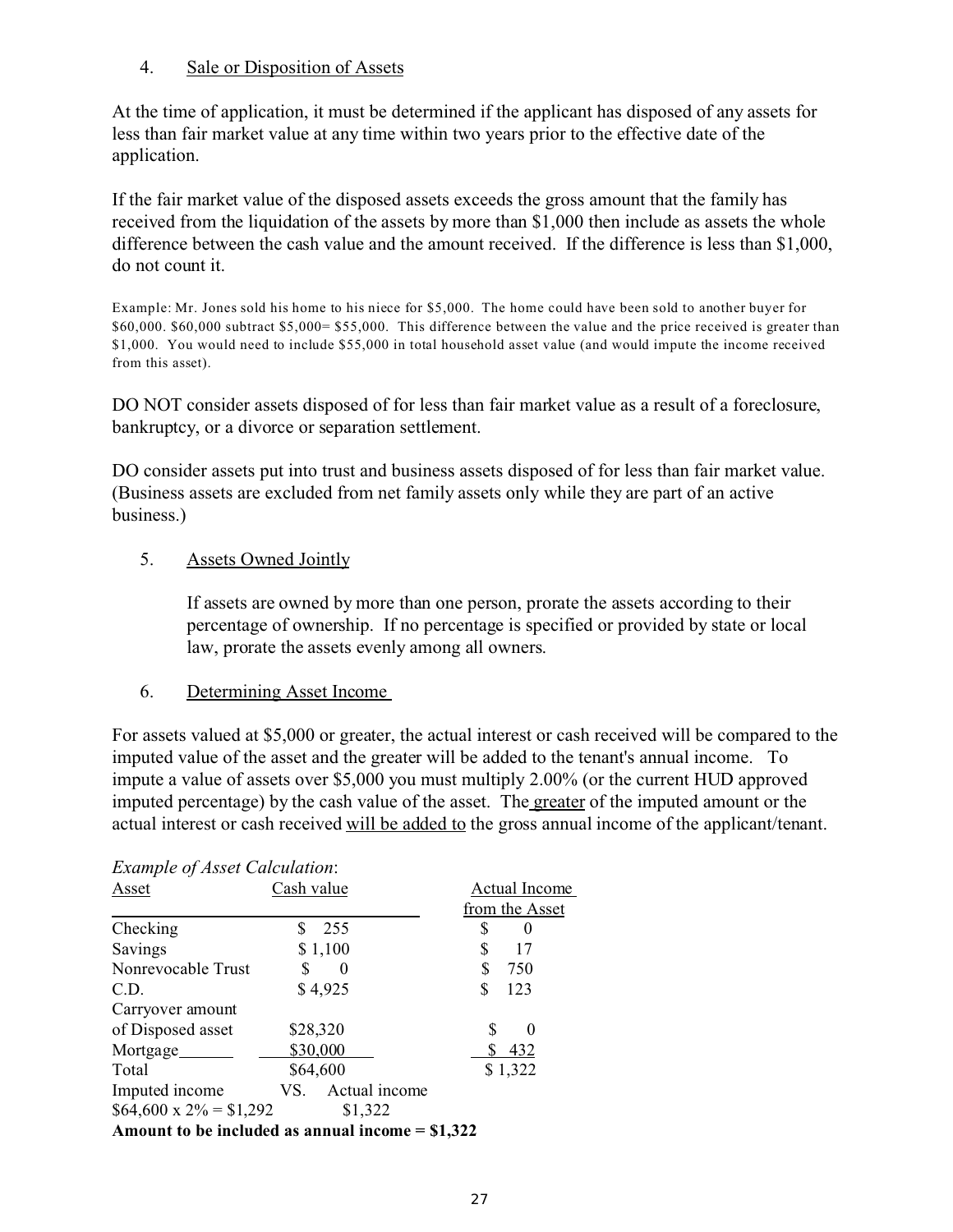4. Sale or Disposition of Assets

At the time of application, it must be determined if the applicant has disposed of any assets for less than fair market value at any time within two years prior to the effective date of the application.

If the fair market value of the disposed assets exceeds the gross amount that the family has received from the liquidation of the assets by more than $1,000 then include as assets the whole difference between the cash value and the amount received. If the difference is less than $1,000, do not count it.

Example: Mr. Jones sold his home to his niece for $5,000. The home could have been sold to another buyer for $60,000. $60,000 subtract $5,000= $55,000. This difference between the value and the price received is greater than $1,000. You would need to include $55,000 in total household asset value (and would impute the income received from this asset).

DO NOT consider assets disposed of for less than fair market value as a result of a foreclosure, bankruptcy, or a divorce or separation settlement.

DO consider assets put into trust and business assets disposed of for less than fair market value. (Business assets are excluded from net family assets only while they are part of an active business.)

5. Assets Owned Jointly

If assets are owned by more than one person, prorate the assets according to their percentage of ownership. If no percentage is specified or provided by state or local law, prorate the assets evenly among all owners.

6. Determining Asset Income

For assets valued at $5,000 or greater, the actual interest or cash received will be compared to the imputed value of the asset and the greater will be added to the tenant's annual income. To impute a value of assets over $5,000 you must multiply 2.00% (or the current HUD approved imputed percentage) by the cash value of the asset. The greater of the imputed amount or the actual interest or cash received will be added to the gross annual income of the applicant/tenant.

*Example of Asset Calculation*:

| Asset | Cash value | Actual Income from the Asset |
|---|---|---|
| Checking | $ 255 | $ 0 |
| Savings | $ 1,100 | $ 17 |
| Nonrevocable Trust | $ 0 | $ 750 |
| C.D. | $ 4,925 | $ 123 |
| Carryover amount of Disposed asset | $28,320 | $ 0 |
| Mortgage | $30,000 | $ 432 |
| Total | $64,600 | $ 1,322 |

Imputed income VS. Actual income
$64,600 x 2% = $1,292 $1,322

**Amount to be included as annual income = $1,322**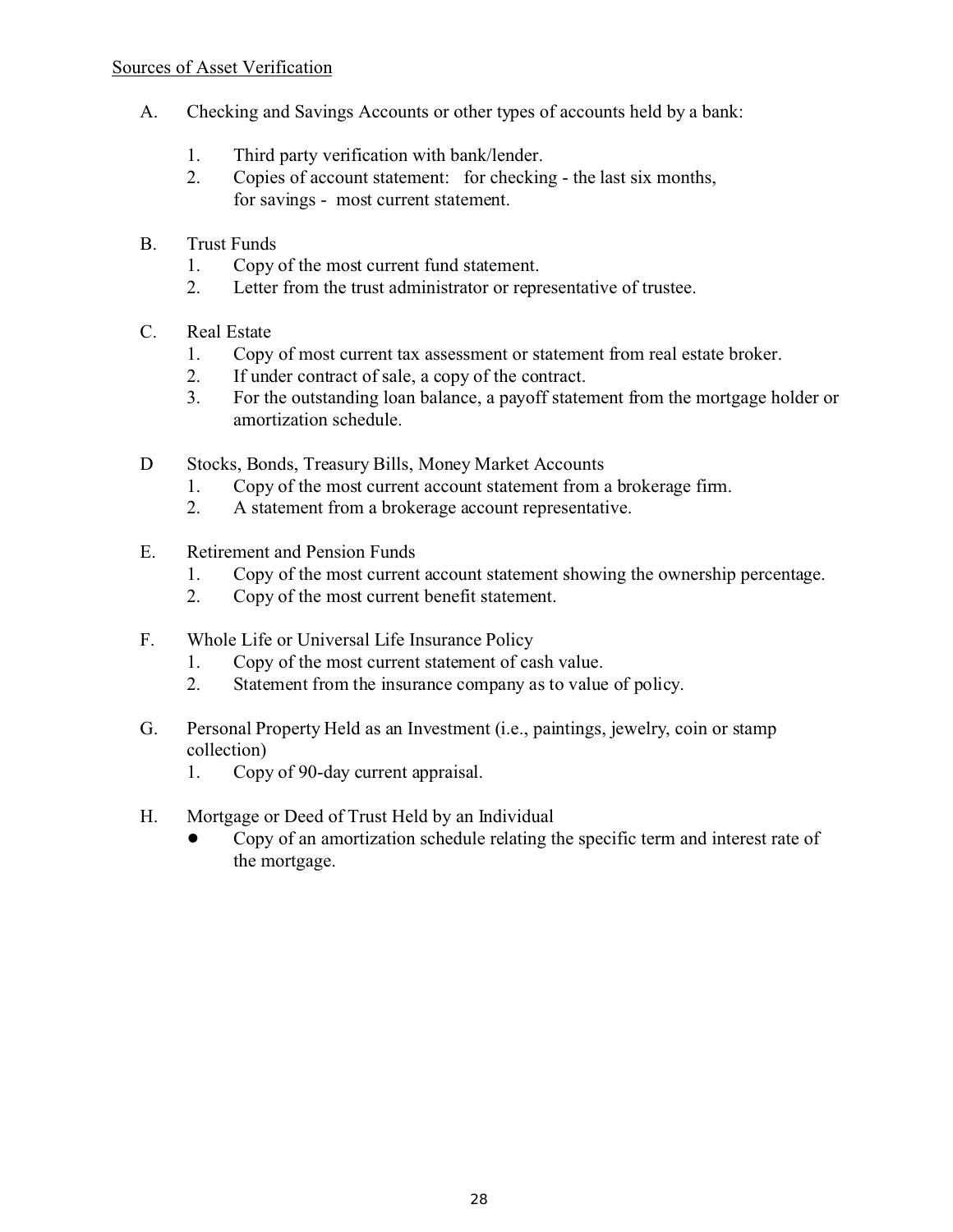Sources of Asset Verification

A. Checking and Savings Accounts or other types of accounts held by a bank:

   1. Third party verification with bank/lender.
   2. Copies of account statement: for checking - the last six months, for savings - most current statement.

B. Trust Funds

   1. Copy of the most current fund statement.
   2. Letter from the trust administrator or representative of trustee.

C. Real Estate

   1. Copy of most current tax assessment or statement from real estate broker.
   2. If under contract of sale, a copy of the contract.
   3. For the outstanding loan balance, a payoff statement from the mortgage holder or amortization schedule.

D Stocks, Bonds, Treasury Bills, Money Market Accounts

   1. Copy of the most current account statement from a brokerage firm.
   2. A statement from a brokerage account representative.

E. Retirement and Pension Funds

   1. Copy of the most current account statement showing the ownership percentage.
   2. Copy of the most current benefit statement.

F. Whole Life or Universal Life Insurance Policy

   1. Copy of the most current statement of cash value.
   2. Statement from the insurance company as to value of policy.

G. Personal Property Held as an Investment (i.e., paintings, jewelry, coin or stamp collection)

   1. Copy of 90-day current appraisal.

H. Mortgage or Deed of Trust Held by an Individual

   - Copy of an amortization schedule relating the specific term and interest rate of the mortgage.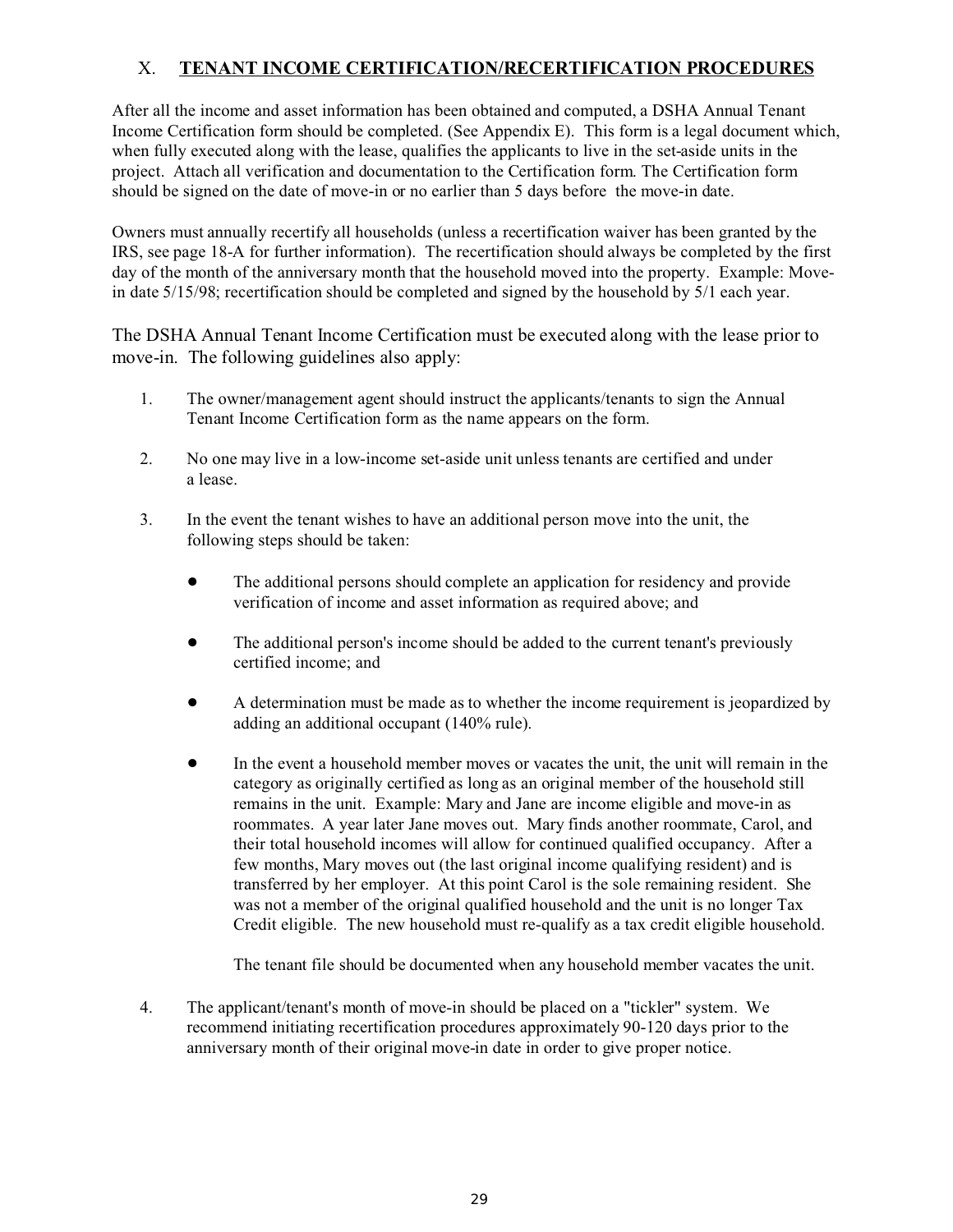## X. TENANT INCOME CERTIFICATION/RECERTIFICATION PROCEDURES

After all the income and asset information has been obtained and computed, a DSHA Annual Tenant Income Certification form should be completed. (See Appendix E). This form is a legal document which, when fully executed along with the lease, qualifies the applicants to live in the set-aside units in the project. Attach all verification and documentation to the Certification form. The Certification form should be signed on the date of move-in or no earlier than 5 days before the move-in date.

Owners must annually recertify all households (unless a recertification waiver has been granted by the IRS, see page 18-A for further information). The recertification should always be completed by the first day of the month of the anniversary month that the household moved into the property. Example: Move-in date 5/15/98; recertification should be completed and signed by the household by 5/1 each year.

The DSHA Annual Tenant Income Certification must be executed along with the lease prior to move-in. The following guidelines also apply:

1. The owner/management agent should instruct the applicants/tenants to sign the Annual Tenant Income Certification form as the name appears on the form.

2. No one may live in a low-income set-aside unit unless tenants are certified and under a lease.

3. In the event the tenant wishes to have an additional person move into the unit, the following steps should be taken:

   - The additional persons should complete an application for residency and provide verification of income and asset information as required above; and

   - The additional person's income should be added to the current tenant's previously certified income; and

   - A determination must be made as to whether the income requirement is jeopardized by adding an additional occupant (140% rule).

   - In the event a household member moves or vacates the unit, the unit will remain in the category as originally certified as long as an original member of the household still remains in the unit. Example: Mary and Jane are income eligible and move-in as roommates. A year later Jane moves out. Mary finds another roommate, Carol, and their total household incomes will allow for continued qualified occupancy. After a few months, Mary moves out (the last original income qualifying resident) and is transferred by her employer. At this point Carol is the sole remaining resident. She was not a member of the original qualified household and the unit is no longer Tax Credit eligible. The new household must re-qualify as a tax credit eligible household.

     The tenant file should be documented when any household member vacates the unit.

4. The applicant/tenant's month of move-in should be placed on a "tickler" system. We recommend initiating recertification procedures approximately 90-120 days prior to the anniversary month of their original move-in date in order to give proper notice.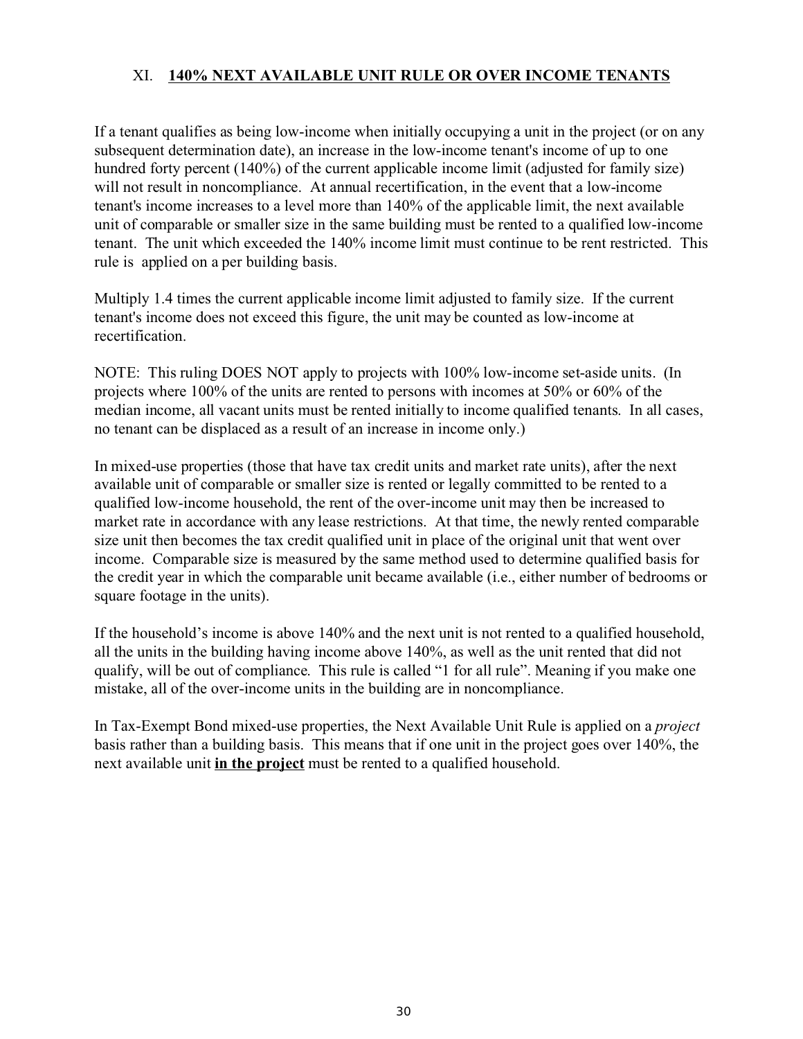## XI. **140% NEXT AVAILABLE UNIT RULE OR OVER INCOME TENANTS**

If a tenant qualifies as being low-income when initially occupying a unit in the project (or on any subsequent determination date), an increase in the low-income tenant's income of up to one hundred forty percent (140%) of the current applicable income limit (adjusted for family size) will not result in noncompliance. At annual recertification, in the event that a low-income tenant's income increases to a level more than 140% of the applicable limit, the next available unit of comparable or smaller size in the same building must be rented to a qualified low-income tenant. The unit which exceeded the 140% income limit must continue to be rent restricted. This rule is applied on a per building basis.

Multiply 1.4 times the current applicable income limit adjusted to family size. If the current tenant's income does not exceed this figure, the unit may be counted as low-income at recertification.

NOTE: This ruling DOES NOT apply to projects with 100% low-income set-aside units. (In projects where 100% of the units are rented to persons with incomes at 50% or 60% of the median income, all vacant units must be rented initially to income qualified tenants. In all cases, no tenant can be displaced as a result of an increase in income only.)

In mixed-use properties (those that have tax credit units and market rate units), after the next available unit of comparable or smaller size is rented or legally committed to be rented to a qualified low-income household, the rent of the over-income unit may then be increased to market rate in accordance with any lease restrictions. At that time, the newly rented comparable size unit then becomes the tax credit qualified unit in place of the original unit that went over income. Comparable size is measured by the same method used to determine qualified basis for the credit year in which the comparable unit became available (i.e., either number of bedrooms or square footage in the units).

If the household's income is above 140% and the next unit is not rented to a qualified household, all the units in the building having income above 140%, as well as the unit rented that did not qualify, will be out of compliance. This rule is called "1 for all rule". Meaning if you make one mistake, all of the over-income units in the building are in noncompliance.

In Tax-Exempt Bond mixed-use properties, the Next Available Unit Rule is applied on a *project* basis rather than a building basis. This means that if one unit in the project goes over 140%, the next available unit **in the project** must be rented to a qualified household.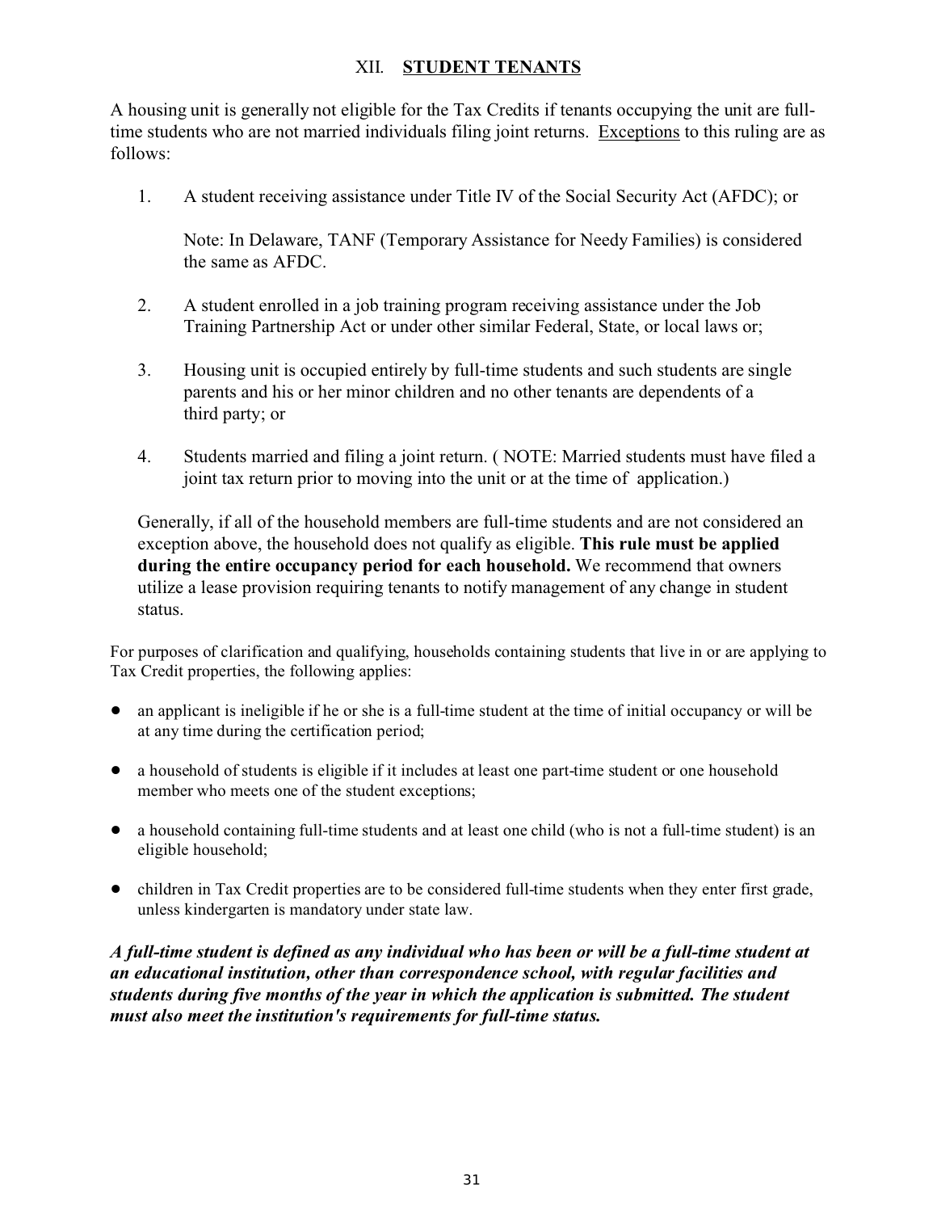## XII. <u>STUDENT TENANTS</u>

A housing unit is generally not eligible for the Tax Credits if tenants occupying the unit are full-time students who are not married individuals filing joint returns. <u>Exceptions</u> to this ruling are as follows:

1. A student receiving assistance under Title IV of the Social Security Act (AFDC); or

   Note: In Delaware, TANF (Temporary Assistance for Needy Families) is considered the same as AFDC.

2. A student enrolled in a job training program receiving assistance under the Job Training Partnership Act or under other similar Federal, State, or local laws or;

3. Housing unit is occupied entirely by full-time students and such students are single parents and his or her minor children and no other tenants are dependents of a third party; or

4. Students married and filing a joint return. ( NOTE: Married students must have filed a joint tax return prior to moving into the unit or at the time of application.)

Generally, if all of the household members are full-time students and are not considered an exception above, the household does not qualify as eligible. **This rule must be applied during the entire occupancy period for each household.** We recommend that owners utilize a lease provision requiring tenants to notify management of any change in student status.

For purposes of clarification and qualifying, households containing students that live in or are applying to Tax Credit properties, the following applies:

- an applicant is ineligible if he or she is a full-time student at the time of initial occupancy or will be at any time during the certification period;
- a household of students is eligible if it includes at least one part-time student or one household member who meets one of the student exceptions;
- a household containing full-time students and at least one child (who is not a full-time student) is an eligible household;
- children in Tax Credit properties are to be considered full-time students when they enter first grade, unless kindergarten is mandatory under state law.

***A full-time student is defined as any individual who has been or will be a full-time student at an educational institution, other than correspondence school, with regular facilities and students during five months of the year in which the application is submitted. The student must also meet the institution's requirements for full-time status.***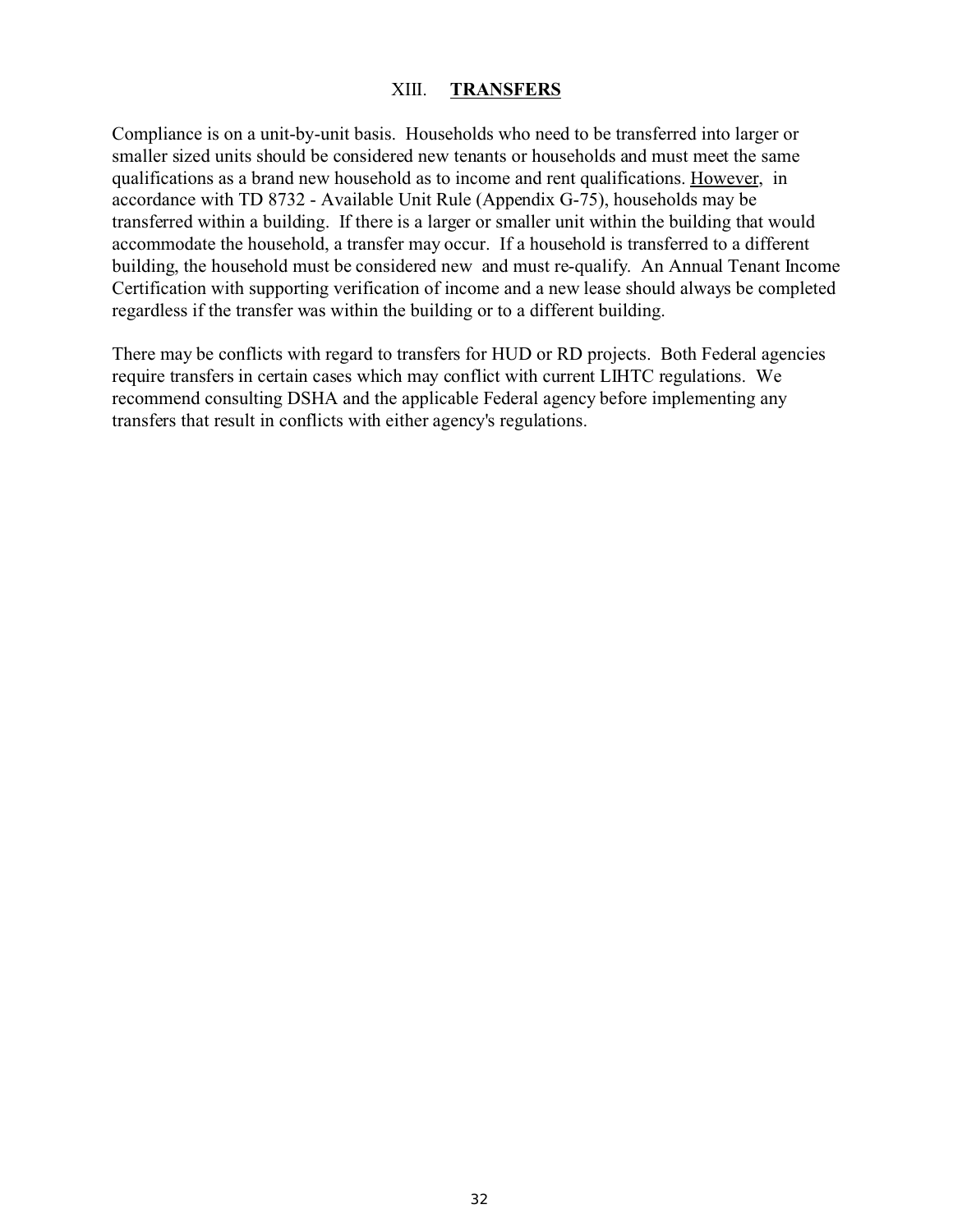# XIII. **TRANSFERS**

Compliance is on a unit-by-unit basis. Households who need to be transferred into larger or smaller sized units should be considered new tenants or households and must meet the same qualifications as a brand new household as to income and rent qualifications. <u>However</u>, in accordance with TD 8732 - Available Unit Rule (Appendix G-75), households may be transferred within a building. If there is a larger or smaller unit within the building that would accommodate the household, a transfer may occur. If a household is transferred to a different building, the household must be considered new and must re-qualify. An Annual Tenant Income Certification with supporting verification of income and a new lease should always be completed regardless if the transfer was within the building or to a different building.

There may be conflicts with regard to transfers for HUD or RD projects. Both Federal agencies require transfers in certain cases which may conflict with current LIHTC regulations. We recommend consulting DSHA and the applicable Federal agency before implementing any transfers that result in conflicts with either agency's regulations.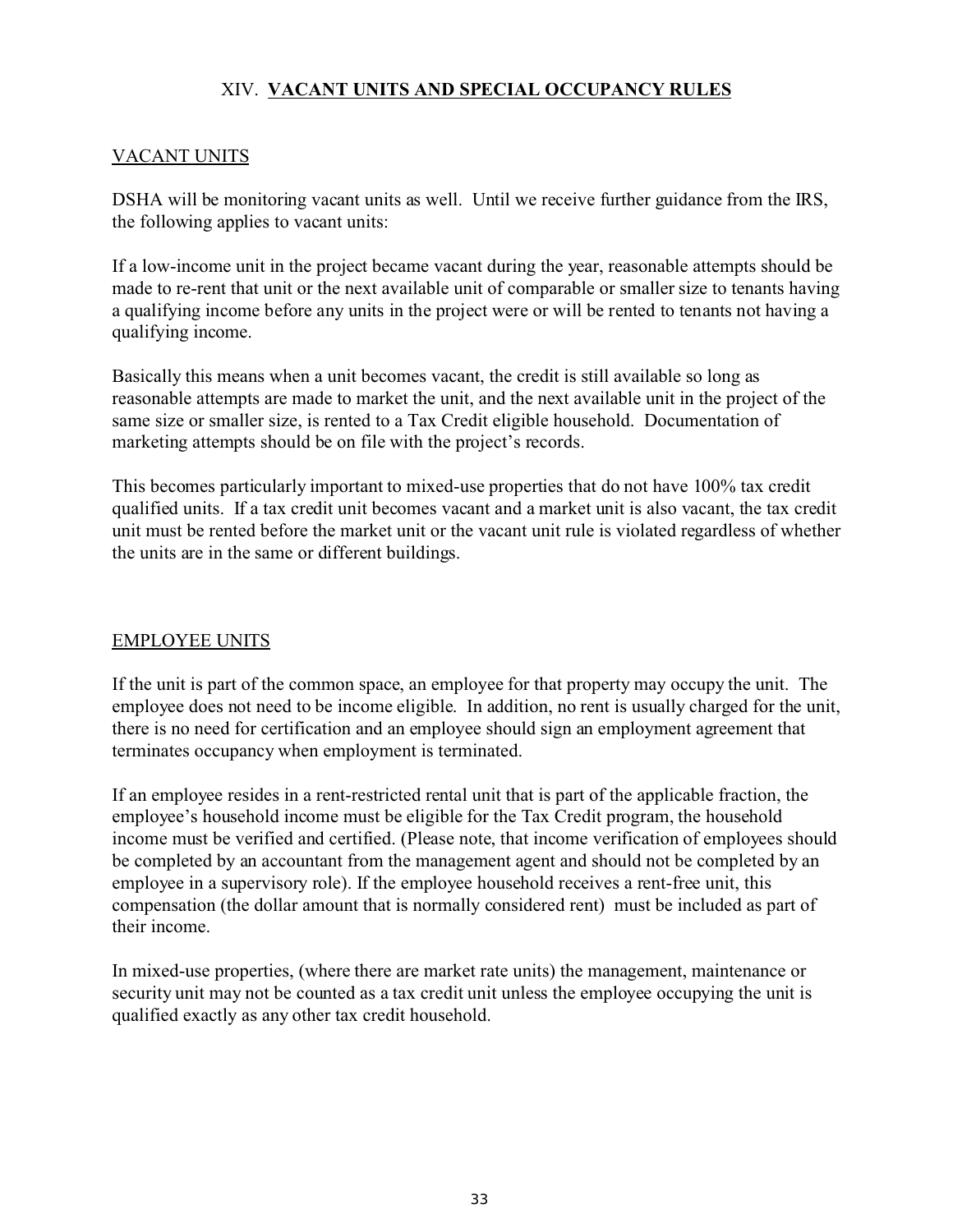# XIV. **VACANT UNITS AND SPECIAL OCCUPANCY RULES**

## VACANT UNITS

DSHA will be monitoring vacant units as well. Until we receive further guidance from the IRS, the following applies to vacant units:

If a low-income unit in the project became vacant during the year, reasonable attempts should be made to re-rent that unit or the next available unit of comparable or smaller size to tenants having a qualifying income before any units in the project were or will be rented to tenants not having a qualifying income.

Basically this means when a unit becomes vacant, the credit is still available so long as reasonable attempts are made to market the unit, and the next available unit in the project of the same size or smaller size, is rented to a Tax Credit eligible household. Documentation of marketing attempts should be on file with the project's records.

This becomes particularly important to mixed-use properties that do not have 100% tax credit qualified units. If a tax credit unit becomes vacant and a market unit is also vacant, the tax credit unit must be rented before the market unit or the vacant unit rule is violated regardless of whether the units are in the same or different buildings.

## EMPLOYEE UNITS

If the unit is part of the common space, an employee for that property may occupy the unit. The employee does not need to be income eligible. In addition, no rent is usually charged for the unit, there is no need for certification and an employee should sign an employment agreement that terminates occupancy when employment is terminated.

If an employee resides in a rent-restricted rental unit that is part of the applicable fraction, the employee's household income must be eligible for the Tax Credit program, the household income must be verified and certified. (Please note, that income verification of employees should be completed by an accountant from the management agent and should not be completed by an employee in a supervisory role). If the employee household receives a rent-free unit, this compensation (the dollar amount that is normally considered rent) must be included as part of their income.

In mixed-use properties, (where there are market rate units) the management, maintenance or security unit may not be counted as a tax credit unit unless the employee occupying the unit is qualified exactly as any other tax credit household.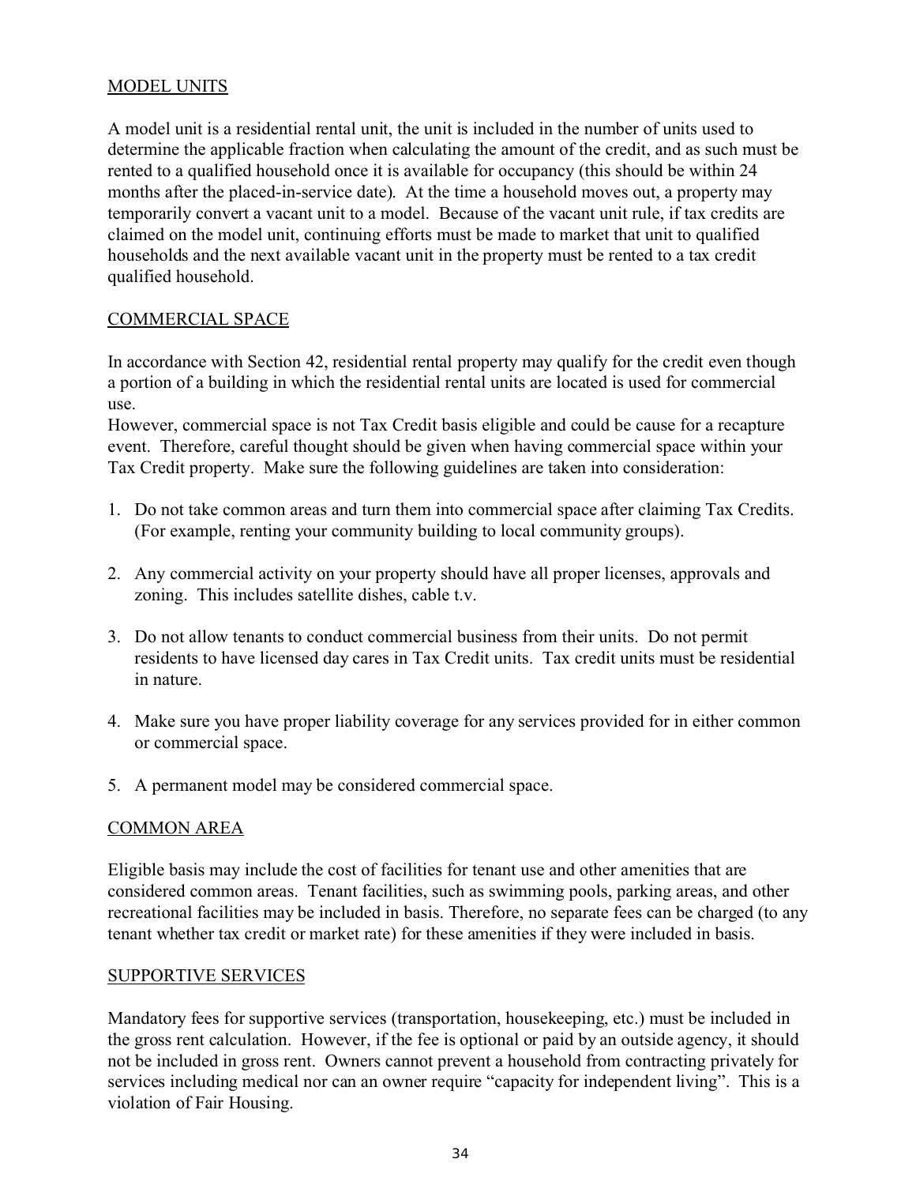## MODEL UNITS

A model unit is a residential rental unit, the unit is included in the number of units used to determine the applicable fraction when calculating the amount of the credit, and as such must be rented to a qualified household once it is available for occupancy (this should be within 24 months after the placed-in-service date). At the time a household moves out, a property may temporarily convert a vacant unit to a model. Because of the vacant unit rule, if tax credits are claimed on the model unit, continuing efforts must be made to market that unit to qualified households and the next available vacant unit in the property must be rented to a tax credit qualified household.

## COMMERCIAL SPACE

In accordance with Section 42, residential rental property may qualify for the credit even though a portion of a building in which the residential rental units are located is used for commercial use.
However, commercial space is not Tax Credit basis eligible and could be cause for a recapture event. Therefore, careful thought should be given when having commercial space within your Tax Credit property. Make sure the following guidelines are taken into consideration:

1. Do not take common areas and turn them into commercial space after claiming Tax Credits. (For example, renting your community building to local community groups).

2. Any commercial activity on your property should have all proper licenses, approvals and zoning. This includes satellite dishes, cable t.v.

3. Do not allow tenants to conduct commercial business from their units. Do not permit residents to have licensed day cares in Tax Credit units. Tax credit units must be residential in nature.

4. Make sure you have proper liability coverage for any services provided for in either common or commercial space.

5. A permanent model may be considered commercial space.

## COMMON AREA

Eligible basis may include the cost of facilities for tenant use and other amenities that are considered common areas. Tenant facilities, such as swimming pools, parking areas, and other recreational facilities may be included in basis. Therefore, no separate fees can be charged (to any tenant whether tax credit or market rate) for these amenities if they were included in basis.

## SUPPORTIVE SERVICES

Mandatory fees for supportive services (transportation, housekeeping, etc.) must be included in the gross rent calculation. However, if the fee is optional or paid by an outside agency, it should not be included in gross rent. Owners cannot prevent a household from contracting privately for services including medical nor can an owner require "capacity for independent living". This is a violation of Fair Housing.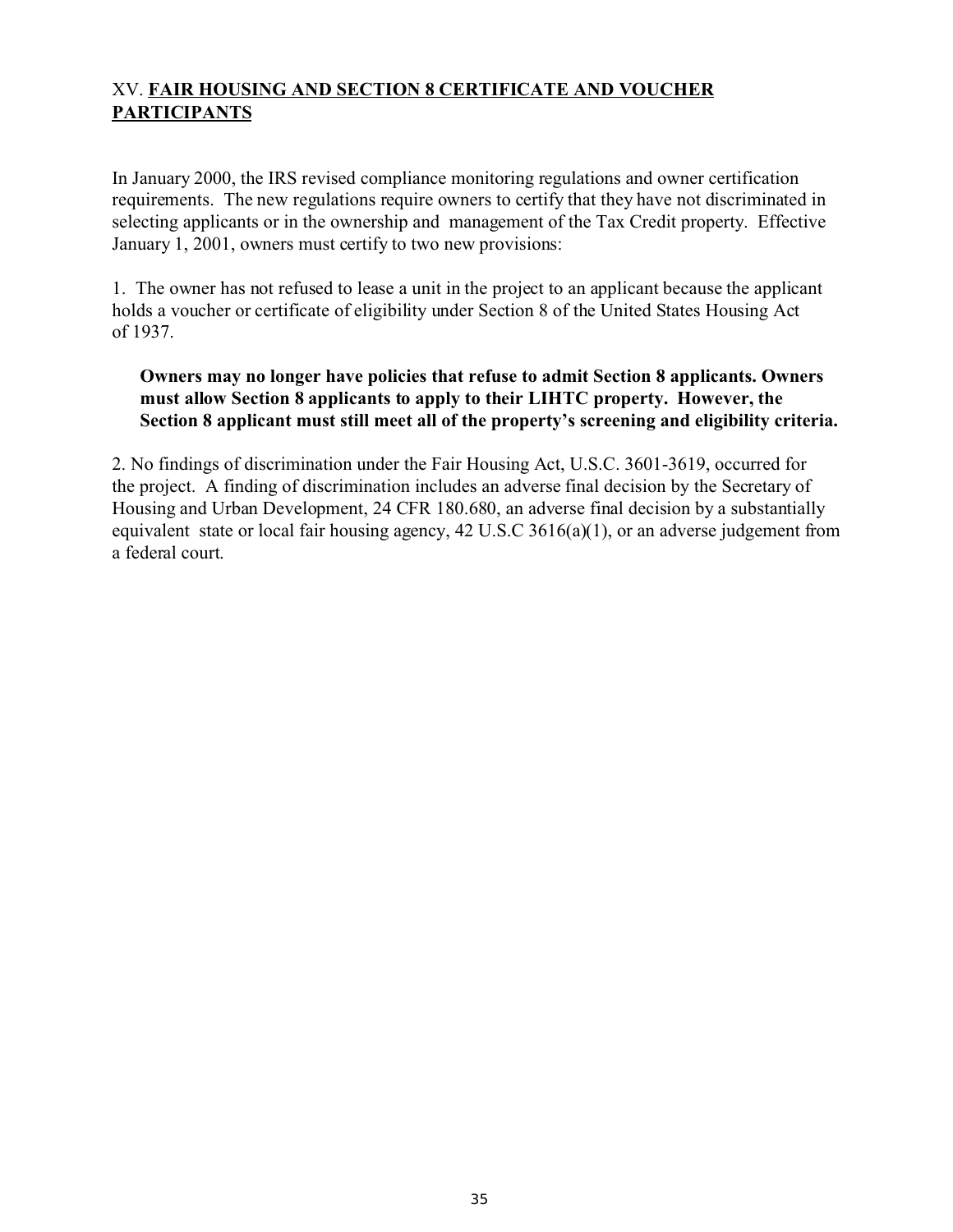## XV. **FAIR HOUSING AND SECTION 8 CERTIFICATE AND VOUCHER PARTICIPANTS**

In January 2000, the IRS revised compliance monitoring regulations and owner certification requirements. The new regulations require owners to certify that they have not discriminated in selecting applicants or in the ownership and management of the Tax Credit property. Effective January 1, 2001, owners must certify to two new provisions:

1. The owner has not refused to lease a unit in the project to an applicant because the applicant holds a voucher or certificate of eligibility under Section 8 of the United States Housing Act of 1937.

   **Owners may no longer have policies that refuse to admit Section 8 applicants. Owners must allow Section 8 applicants to apply to their LIHTC property. However, the Section 8 applicant must still meet all of the property's screening and eligibility criteria.**

2. No findings of discrimination under the Fair Housing Act, U.S.C. 3601-3619, occurred for the project. A finding of discrimination includes an adverse final decision by the Secretary of Housing and Urban Development, 24 CFR 180.680, an adverse final decision by a substantially equivalent state or local fair housing agency, 42 U.S.C 3616(a)(1), or an adverse judgement from a federal court.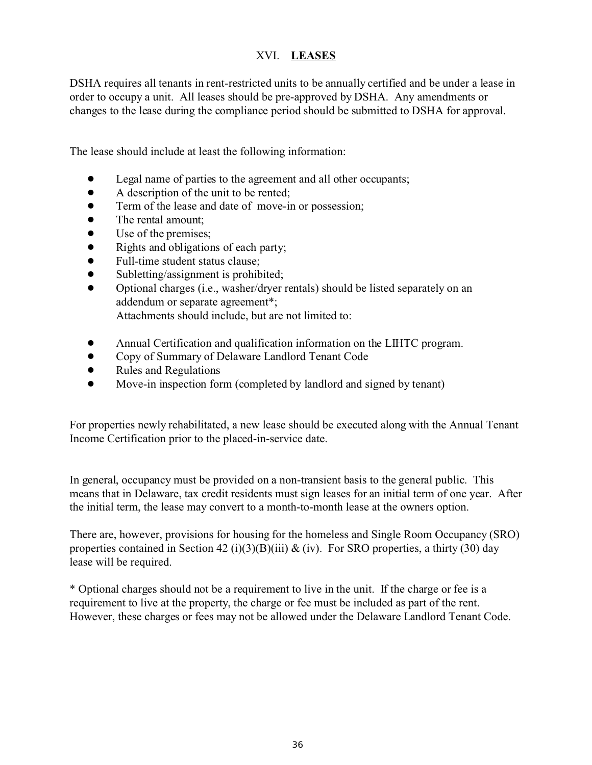## XVI. **LEASES**

DSHA requires all tenants in rent-restricted units to be annually certified and be under a lease in order to occupy a unit. All leases should be pre-approved by DSHA. Any amendments or changes to the lease during the compliance period should be submitted to DSHA for approval.

The lease should include at least the following information:

- Legal name of parties to the agreement and all other occupants;
- A description of the unit to be rented;
- Term of the lease and date of move-in or possession;
- The rental amount;
- Use of the premises;
- Rights and obligations of each party;
- Full-time student status clause;
- Subletting/assignment is prohibited;
- Optional charges (i.e., washer/dryer rentals) should be listed separately on an addendum or separate agreement*;

  Attachments should include, but are not limited to:

- Annual Certification and qualification information on the LIHTC program.
- Copy of Summary of Delaware Landlord Tenant Code
- Rules and Regulations
- Move-in inspection form (completed by landlord and signed by tenant)

For properties newly rehabilitated, a new lease should be executed along with the Annual Tenant Income Certification prior to the placed-in-service date.

In general, occupancy must be provided on a non-transient basis to the general public. This means that in Delaware, tax credit residents must sign leases for an initial term of one year. After the initial term, the lease may convert to a month-to-month lease at the owners option.

There are, however, provisions for housing for the homeless and Single Room Occupancy (SRO) properties contained in Section 42 (i)(3)(B)(iii) & (iv). For SRO properties, a thirty (30) day lease will be required.

* Optional charges should not be a requirement to live in the unit. If the charge or fee is a requirement to live at the property, the charge or fee must be included as part of the rent. However, these charges or fees may not be allowed under the Delaware Landlord Tenant Code.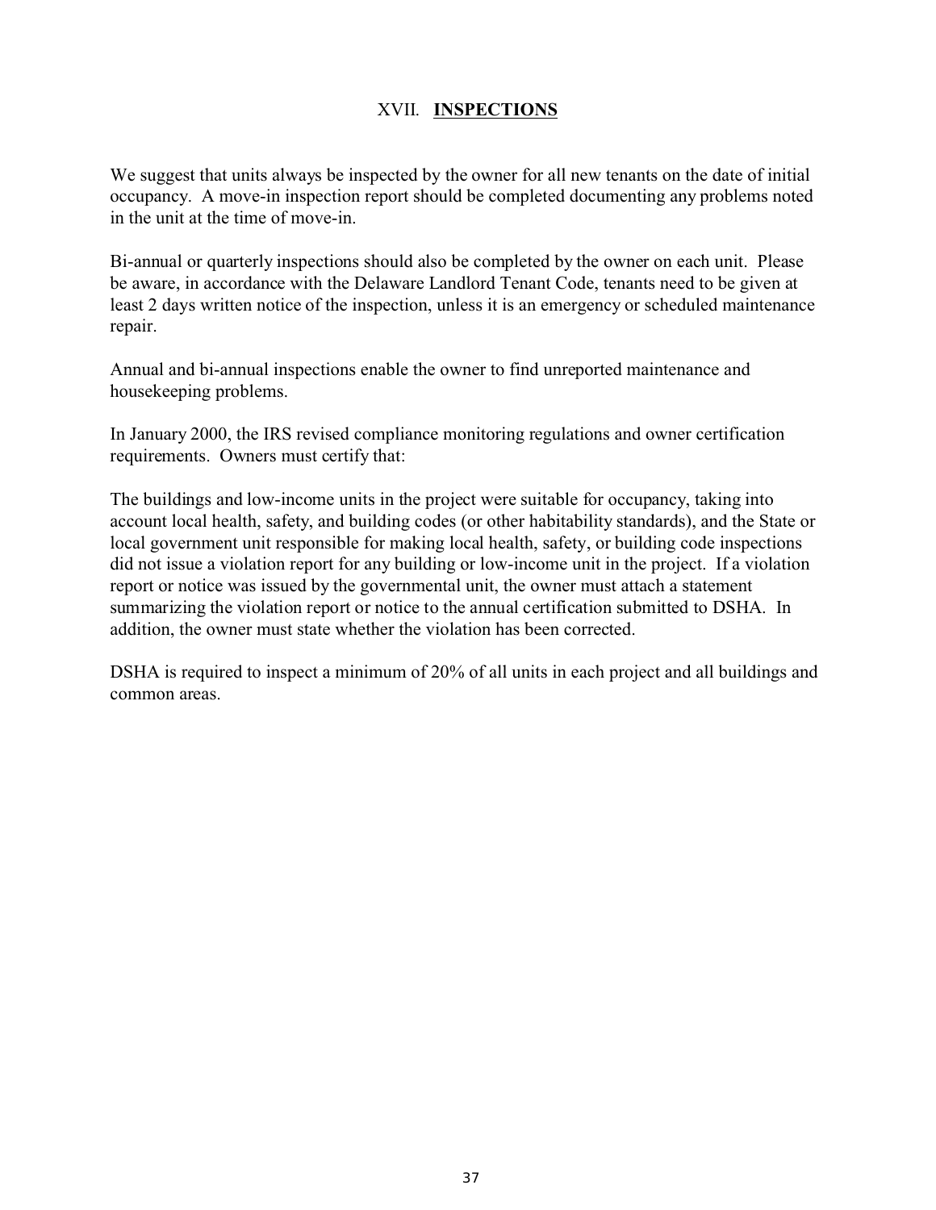## XVII. **INSPECTIONS**

We suggest that units always be inspected by the owner for all new tenants on the date of initial occupancy. A move-in inspection report should be completed documenting any problems noted in the unit at the time of move-in.

Bi-annual or quarterly inspections should also be completed by the owner on each unit. Please be aware, in accordance with the Delaware Landlord Tenant Code, tenants need to be given at least 2 days written notice of the inspection, unless it is an emergency or scheduled maintenance repair.

Annual and bi-annual inspections enable the owner to find unreported maintenance and housekeeping problems.

In January 2000, the IRS revised compliance monitoring regulations and owner certification requirements. Owners must certify that:

The buildings and low-income units in the project were suitable for occupancy, taking into account local health, safety, and building codes (or other habitability standards), and the State or local government unit responsible for making local health, safety, or building code inspections did not issue a violation report for any building or low-income unit in the project. If a violation report or notice was issued by the governmental unit, the owner must attach a statement summarizing the violation report or notice to the annual certification submitted to DSHA. In addition, the owner must state whether the violation has been corrected.

DSHA is required to inspect a minimum of 20% of all units in each project and all buildings and common areas.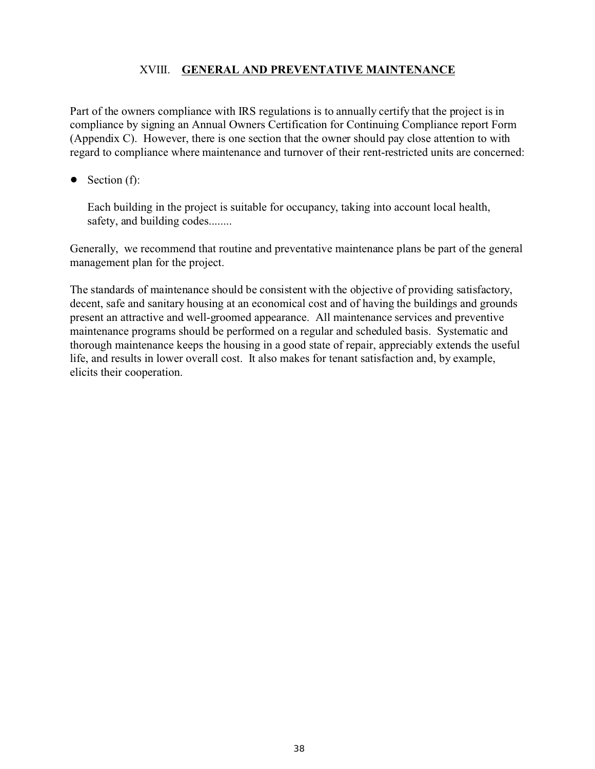## XVIII. **GENERAL AND PREVENTATIVE MAINTENANCE**

Part of the owners compliance with IRS regulations is to annually certify that the project is in compliance by signing an Annual Owners Certification for Continuing Compliance report Form (Appendix C). However, there is one section that the owner should pay close attention to with regard to compliance where maintenance and turnover of their rent-restricted units are concerned:

- Section (f):

  Each building in the project is suitable for occupancy, taking into account local health, safety, and building codes........

Generally, we recommend that routine and preventative maintenance plans be part of the general management plan for the project.

The standards of maintenance should be consistent with the objective of providing satisfactory, decent, safe and sanitary housing at an economical cost and of having the buildings and grounds present an attractive and well-groomed appearance. All maintenance services and preventive maintenance programs should be performed on a regular and scheduled basis. Systematic and thorough maintenance keeps the housing in a good state of repair, appreciably extends the useful life, and results in lower overall cost. It also makes for tenant satisfaction and, by example, elicits their cooperation.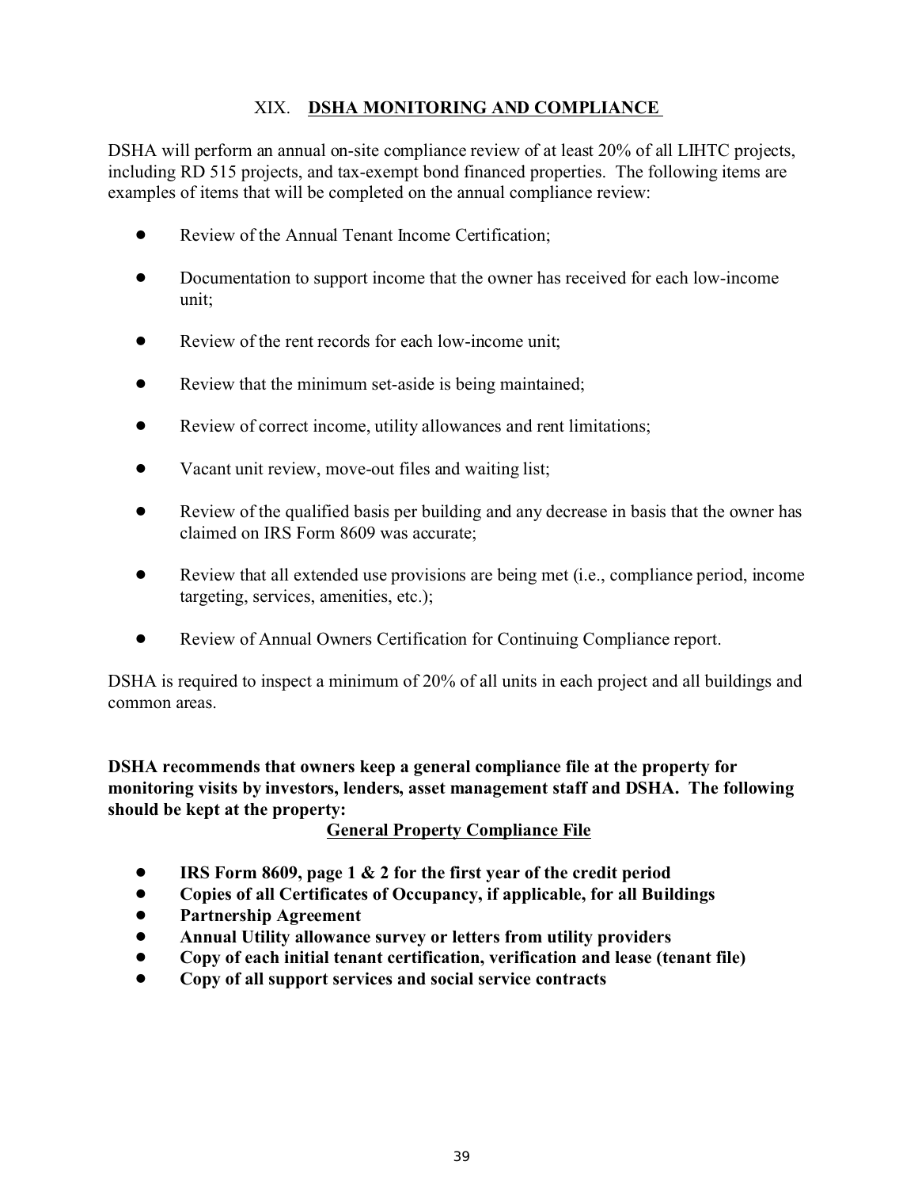## XIX. **DSHA MONITORING AND COMPLIANCE**

DSHA will perform an annual on-site compliance review of at least 20% of all LIHTC projects, including RD 515 projects, and tax-exempt bond financed properties. The following items are examples of items that will be completed on the annual compliance review:

- Review of the Annual Tenant Income Certification;
- Documentation to support income that the owner has received for each low-income unit;
- Review of the rent records for each low-income unit;
- Review that the minimum set-aside is being maintained;
- Review of correct income, utility allowances and rent limitations;
- Vacant unit review, move-out files and waiting list;
- Review of the qualified basis per building and any decrease in basis that the owner has claimed on IRS Form 8609 was accurate;
- Review that all extended use provisions are being met (i.e., compliance period, income targeting, services, amenities, etc.);
- Review of Annual Owners Certification for Continuing Compliance report.

DSHA is required to inspect a minimum of 20% of all units in each project and all buildings and common areas.

**DSHA recommends that owners keep a general compliance file at the property for monitoring visits by investors, lenders, asset management staff and DSHA. The following should be kept at the property:**

**General Property Compliance File**

- **IRS Form 8609, page 1 & 2 for the first year of the credit period**
- **Copies of all Certificates of Occupancy, if applicable, for all Buildings**
- **Partnership Agreement**
- **Annual Utility allowance survey or letters from utility providers**
- **Copy of each initial tenant certification, verification and lease (tenant file)**
- **Copy of all support services and social service contracts**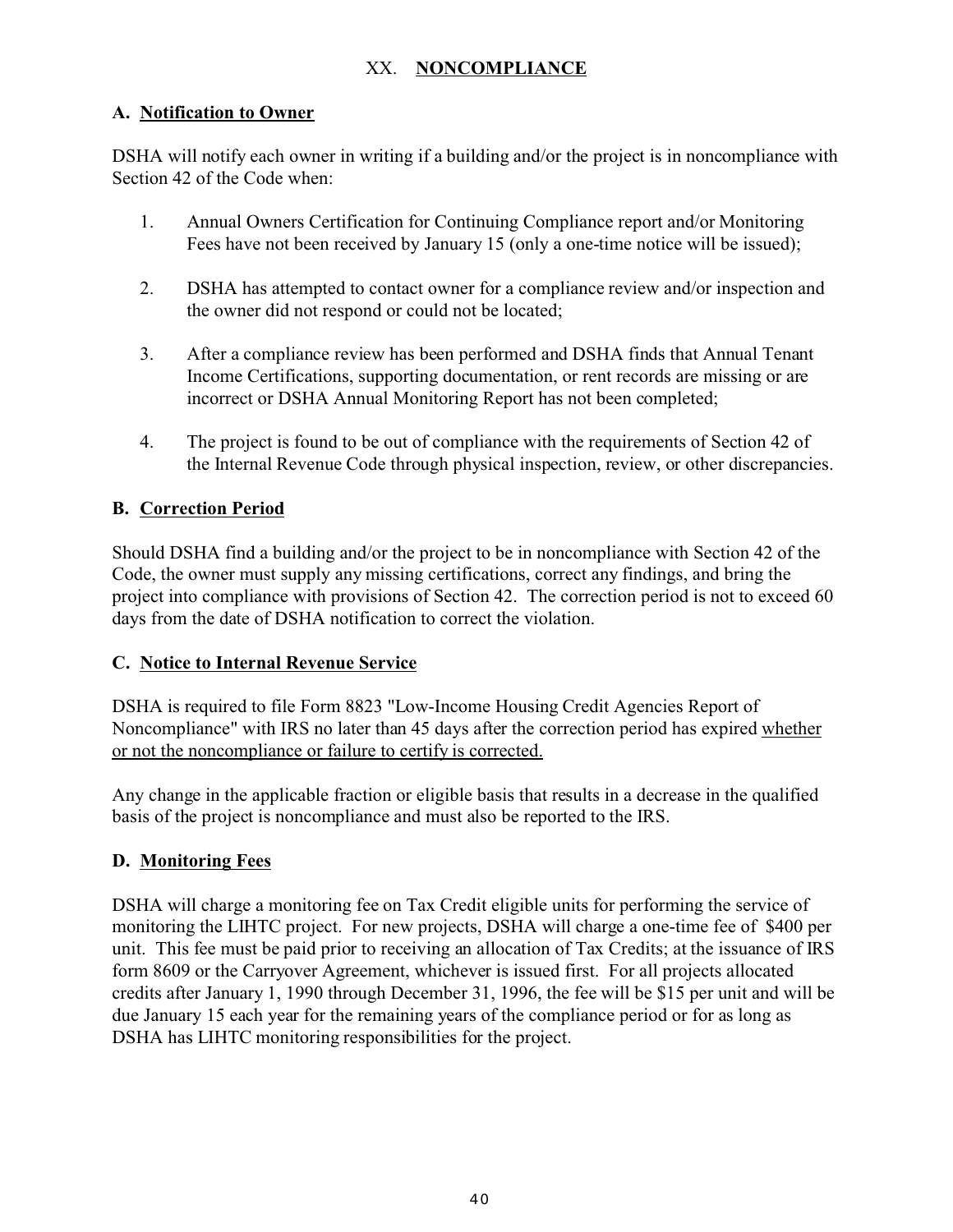# XX. **NONCOMPLIANCE**

## A. Notification to Owner

DSHA will notify each owner in writing if a building and/or the project is in noncompliance with Section 42 of the Code when:

1. Annual Owners Certification for Continuing Compliance report and/or Monitoring Fees have not been received by January 15 (only a one-time notice will be issued);

2. DSHA has attempted to contact owner for a compliance review and/or inspection and the owner did not respond or could not be located;

3. After a compliance review has been performed and DSHA finds that Annual Tenant Income Certifications, supporting documentation, or rent records are missing or are incorrect or DSHA Annual Monitoring Report has not been completed;

4. The project is found to be out of compliance with the requirements of Section 42 of the Internal Revenue Code through physical inspection, review, or other discrepancies.

## B. Correction Period

Should DSHA find a building and/or the project to be in noncompliance with Section 42 of the Code, the owner must supply any missing certifications, correct any findings, and bring the project into compliance with provisions of Section 42. The correction period is not to exceed 60 days from the date of DSHA notification to correct the violation.

## C. Notice to Internal Revenue Service

DSHA is required to file Form 8823 "Low-Income Housing Credit Agencies Report of Noncompliance" with IRS no later than 45 days after the correction period has expired whether or not the noncompliance or failure to certify is corrected.

Any change in the applicable fraction or eligible basis that results in a decrease in the qualified basis of the project is noncompliance and must also be reported to the IRS.

## D. Monitoring Fees

DSHA will charge a monitoring fee on Tax Credit eligible units for performing the service of monitoring the LIHTC project. For new projects, DSHA will charge a one-time fee of $400 per unit. This fee must be paid prior to receiving an allocation of Tax Credits; at the issuance of IRS form 8609 or the Carryover Agreement, whichever is issued first. For all projects allocated credits after January 1, 1990 through December 31, 1996, the fee will be $15 per unit and will be due January 15 each year for the remaining years of the compliance period or for as long as DSHA has LIHTC monitoring responsibilities for the project.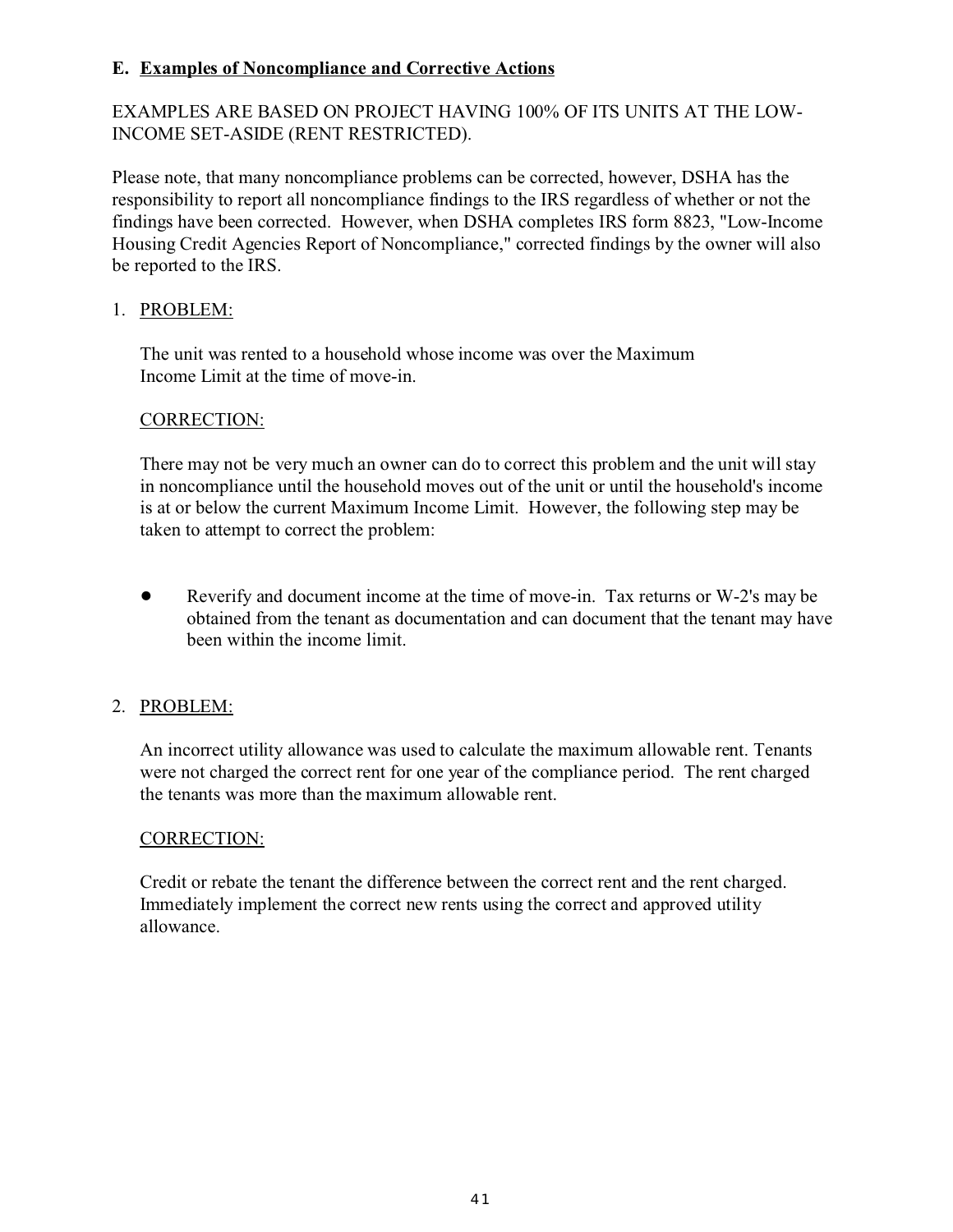## E. Examples of Noncompliance and Corrective Actions

EXAMPLES ARE BASED ON PROJECT HAVING 100% OF ITS UNITS AT THE LOW-INCOME SET-ASIDE (RENT RESTRICTED).

Please note, that many noncompliance problems can be corrected, however, DSHA has the responsibility to report all noncompliance findings to the IRS regardless of whether or not the findings have been corrected. However, when DSHA completes IRS form 8823, "Low-Income Housing Credit Agencies Report of Noncompliance," corrected findings by the owner will also be reported to the IRS.

1. PROBLEM:

   The unit was rented to a household whose income was over the Maximum Income Limit at the time of move-in.

   CORRECTION:

   There may not be very much an owner can do to correct this problem and the unit will stay in noncompliance until the household moves out of the unit or until the household's income is at or below the current Maximum Income Limit. However, the following step may be taken to attempt to correct the problem:

   - Reverify and document income at the time of move-in. Tax returns or W-2's may be obtained from the tenant as documentation and can document that the tenant may have been within the income limit.

2. PROBLEM:

   An incorrect utility allowance was used to calculate the maximum allowable rent. Tenants were not charged the correct rent for one year of the compliance period. The rent charged the tenants was more than the maximum allowable rent.

   CORRECTION:

   Credit or rebate the tenant the difference between the correct rent and the rent charged. Immediately implement the correct new rents using the correct and approved utility allowance.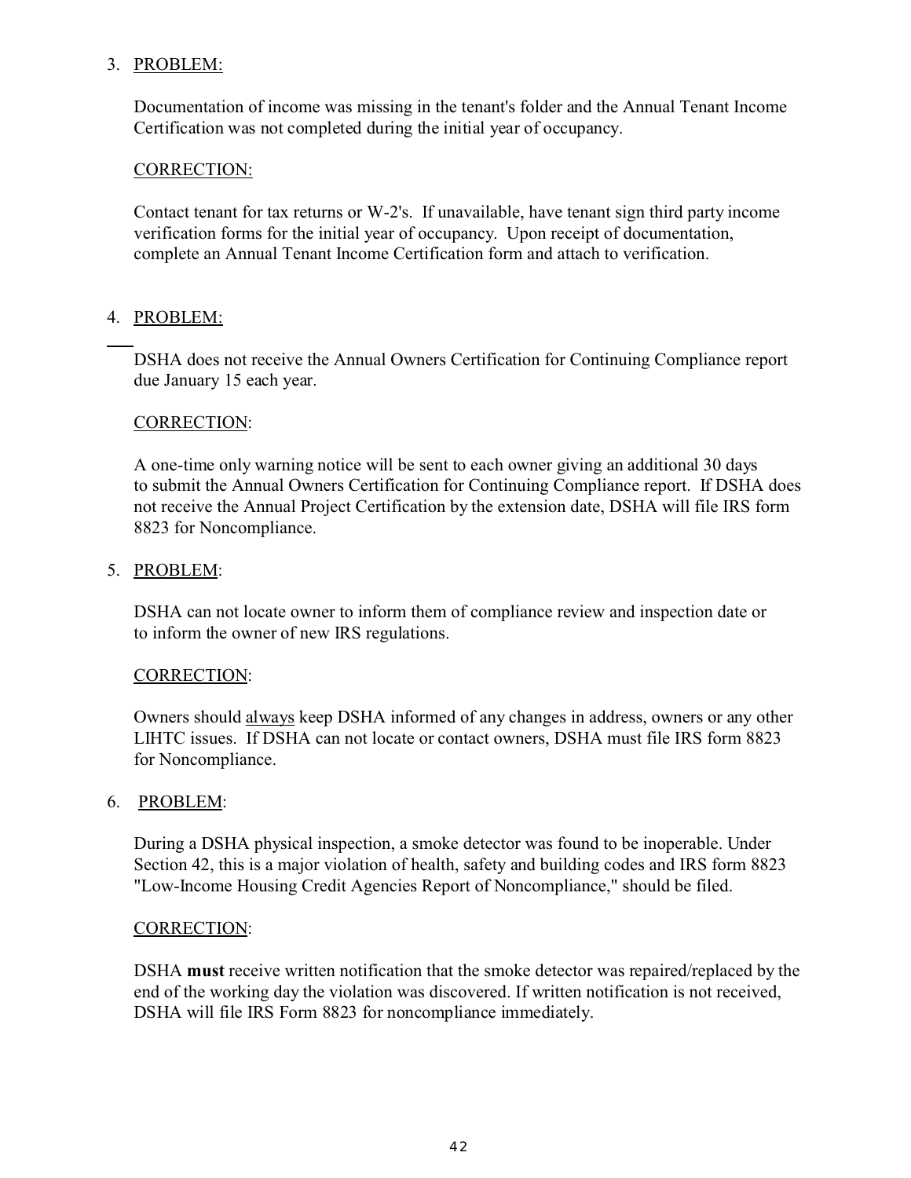3. <u>PROBLEM:</u>

   Documentation of income was missing in the tenant's folder and the Annual Tenant Income Certification was not completed during the initial year of occupancy.

   <u>CORRECTION:</u>

   Contact tenant for tax returns or W-2's. If unavailable, have tenant sign third party income verification forms for the initial year of occupancy. Upon receipt of documentation, complete an Annual Tenant Income Certification form and attach to verification.

4. <u>PROBLEM:</u>

   DSHA does not receive the Annual Owners Certification for Continuing Compliance report due January 15 each year.

   <u>CORRECTION</u>:

   A one-time only warning notice will be sent to each owner giving an additional 30 days to submit the Annual Owners Certification for Continuing Compliance report. If DSHA does not receive the Annual Project Certification by the extension date, DSHA will file IRS form 8823 for Noncompliance.

5. <u>PROBLEM</u>:

   DSHA can not locate owner to inform them of compliance review and inspection date or to inform the owner of new IRS regulations.

   <u>CORRECTION</u>:

   Owners should <u>always</u> keep DSHA informed of any changes in address, owners or any other LIHTC issues. If DSHA can not locate or contact owners, DSHA must file IRS form 8823 for Noncompliance.

6. <u>PROBLEM</u>:

   During a DSHA physical inspection, a smoke detector was found to be inoperable. Under Section 42, this is a major violation of health, safety and building codes and IRS form 8823 "Low-Income Housing Credit Agencies Report of Noncompliance," should be filed.

   <u>CORRECTION</u>:

   DSHA **must** receive written notification that the smoke detector was repaired/replaced by the end of the working day the violation was discovered. If written notification is not received, DSHA will file IRS Form 8823 for noncompliance immediately.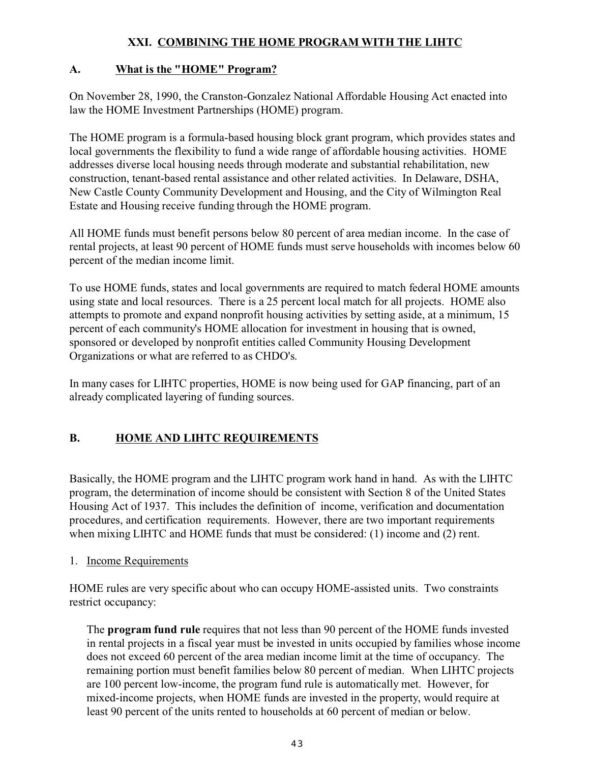## XXI. COMBINING THE HOME PROGRAM WITH THE LIHTC

### A. What is the "HOME" Program?

On November 28, 1990, the Cranston-Gonzalez National Affordable Housing Act enacted into law the HOME Investment Partnerships (HOME) program.

The HOME program is a formula-based housing block grant program, which provides states and local governments the flexibility to fund a wide range of affordable housing activities. HOME addresses diverse local housing needs through moderate and substantial rehabilitation, new construction, tenant-based rental assistance and other related activities. In Delaware, DSHA, New Castle County Community Development and Housing, and the City of Wilmington Real Estate and Housing receive funding through the HOME program.

All HOME funds must benefit persons below 80 percent of area median income. In the case of rental projects, at least 90 percent of HOME funds must serve households with incomes below 60 percent of the median income limit.

To use HOME funds, states and local governments are required to match federal HOME amounts using state and local resources. There is a 25 percent local match for all projects. HOME also attempts to promote and expand nonprofit housing activities by setting aside, at a minimum, 15 percent of each community's HOME allocation for investment in housing that is owned, sponsored or developed by nonprofit entities called Community Housing Development Organizations or what are referred to as CHDO's.

In many cases for LIHTC properties, HOME is now being used for GAP financing, part of an already complicated layering of funding sources.

### B. HOME AND LIHTC REQUIREMENTS

Basically, the HOME program and the LIHTC program work hand in hand. As with the LIHTC program, the determination of income should be consistent with Section 8 of the United States Housing Act of 1937. This includes the definition of income, verification and documentation procedures, and certification requirements. However, there are two important requirements when mixing LIHTC and HOME funds that must be considered: (1) income and (2) rent.

1. Income Requirements

HOME rules are very specific about who can occupy HOME-assisted units. Two constraints restrict occupancy:

> The **program fund rule** requires that not less than 90 percent of the HOME funds invested in rental projects in a fiscal year must be invested in units occupied by families whose income does not exceed 60 percent of the area median income limit at the time of occupancy. The remaining portion must benefit families below 80 percent of median. When LIHTC projects are 100 percent low-income, the program fund rule is automatically met. However, for mixed-income projects, when HOME funds are invested in the property, would require at least 90 percent of the units rented to households at 60 percent of median or below.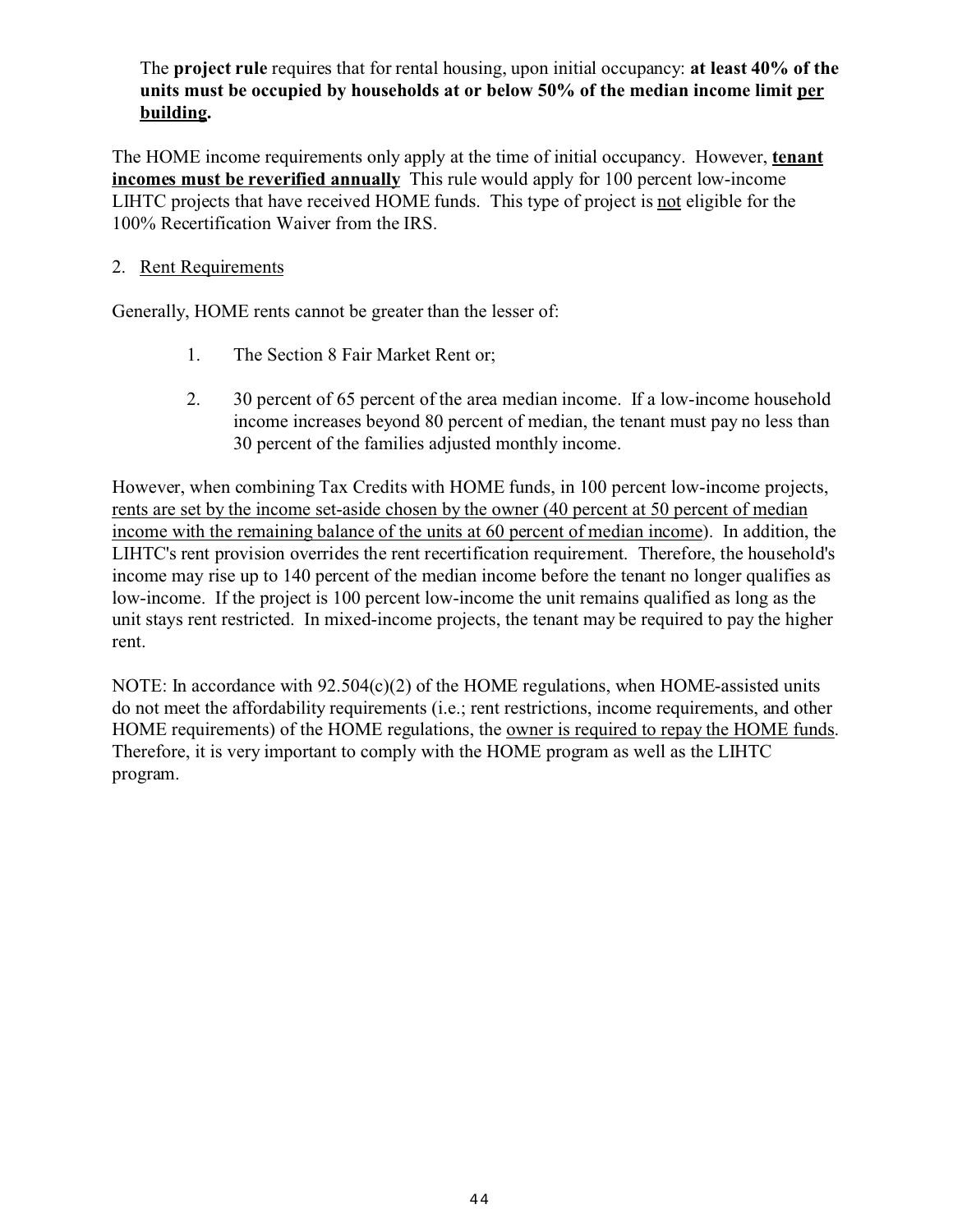The **project rule** requires that for rental housing, upon initial occupancy: **at least 40% of the units must be occupied by households at or below 50% of the median income limit per building.**

The HOME income requirements only apply at the time of initial occupancy. However, **tenant incomes must be reverified annually** This rule would apply for 100 percent low-income LIHTC projects that have received HOME funds. This type of project is not eligible for the 100% Recertification Waiver from the IRS.

2. Rent Requirements

Generally, HOME rents cannot be greater than the lesser of:

1. The Section 8 Fair Market Rent or;

2. 30 percent of 65 percent of the area median income. If a low-income household income increases beyond 80 percent of median, the tenant must pay no less than 30 percent of the families adjusted monthly income.

However, when combining Tax Credits with HOME funds, in 100 percent low-income projects, rents are set by the income set-aside chosen by the owner (40 percent at 50 percent of median income with the remaining balance of the units at 60 percent of median income). In addition, the LIHTC's rent provision overrides the rent recertification requirement. Therefore, the household's income may rise up to 140 percent of the median income before the tenant no longer qualifies as low-income. If the project is 100 percent low-income the unit remains qualified as long as the unit stays rent restricted. In mixed-income projects, the tenant may be required to pay the higher rent.

NOTE: In accordance with 92.504(c)(2) of the HOME regulations, when HOME-assisted units do not meet the affordability requirements (i.e.; rent restrictions, income requirements, and other HOME requirements) of the HOME regulations, the owner is required to repay the HOME funds. Therefore, it is very important to comply with the HOME program as well as the LIHTC program.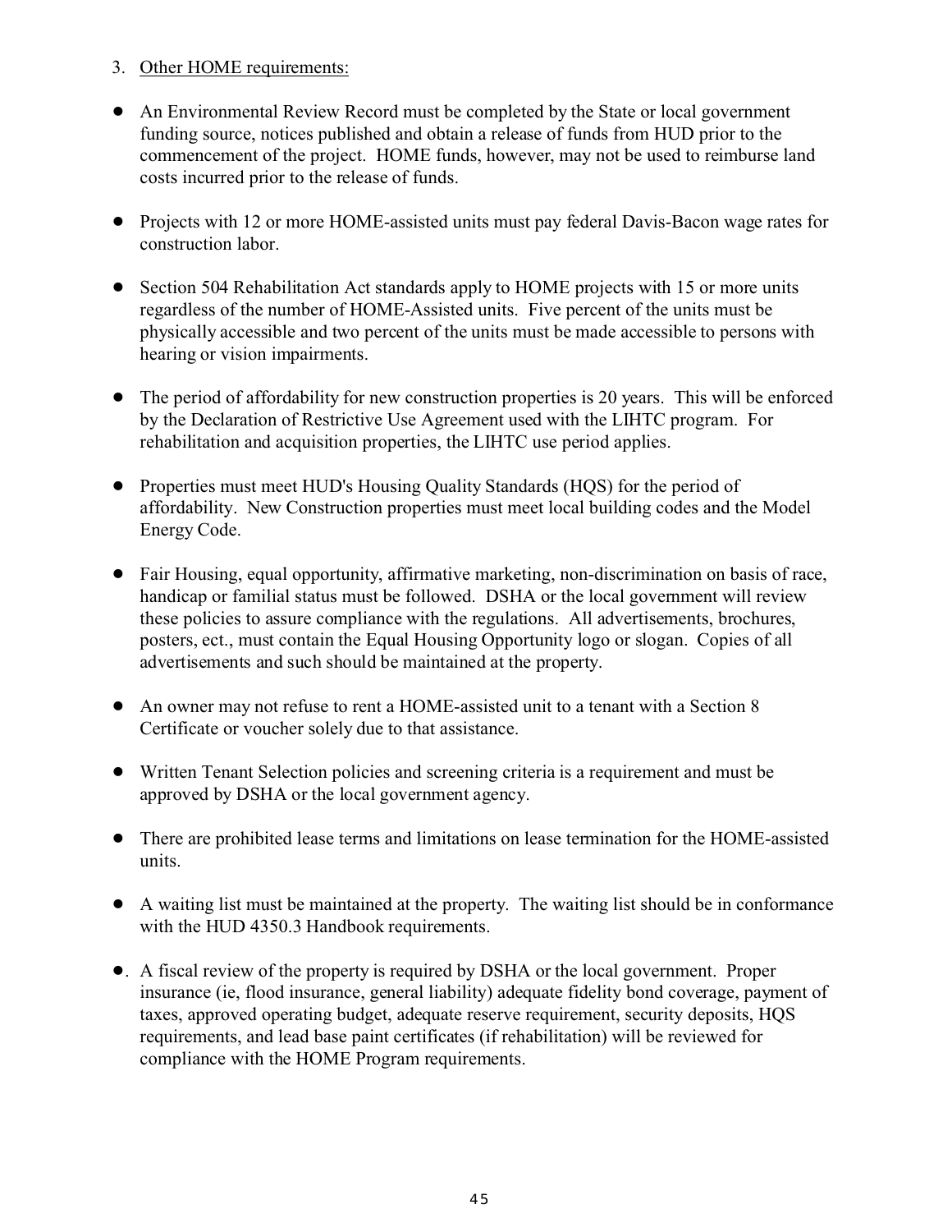3. Other HOME requirements:

- An Environmental Review Record must be completed by the State or local government funding source, notices published and obtain a release of funds from HUD prior to the commencement of the project. HOME funds, however, may not be used to reimburse land costs incurred prior to the release of funds.

- Projects with 12 or more HOME-assisted units must pay federal Davis-Bacon wage rates for construction labor.

- Section 504 Rehabilitation Act standards apply to HOME projects with 15 or more units regardless of the number of HOME-Assisted units. Five percent of the units must be physically accessible and two percent of the units must be made accessible to persons with hearing or vision impairments.

- The period of affordability for new construction properties is 20 years. This will be enforced by the Declaration of Restrictive Use Agreement used with the LIHTC program. For rehabilitation and acquisition properties, the LIHTC use period applies.

- Properties must meet HUD's Housing Quality Standards (HQS) for the period of affordability. New Construction properties must meet local building codes and the Model Energy Code.

- Fair Housing, equal opportunity, affirmative marketing, non-discrimination on basis of race, handicap or familial status must be followed. DSHA or the local government will review these policies to assure compliance with the regulations. All advertisements, brochures, posters, ect., must contain the Equal Housing Opportunity logo or slogan. Copies of all advertisements and such should be maintained at the property.

- An owner may not refuse to rent a HOME-assisted unit to a tenant with a Section 8 Certificate or voucher solely due to that assistance.

- Written Tenant Selection policies and screening criteria is a requirement and must be approved by DSHA or the local government agency.

- There are prohibited lease terms and limitations on lease termination for the HOME-assisted units.

- A waiting list must be maintained at the property. The waiting list should be in conformance with the HUD 4350.3 Handbook requirements.

- . A fiscal review of the property is required by DSHA or the local government. Proper insurance (ie, flood insurance, general liability) adequate fidelity bond coverage, payment of taxes, approved operating budget, adequate reserve requirement, security deposits, HQS requirements, and lead base paint certificates (if rehabilitation) will be reviewed for compliance with the HOME Program requirements.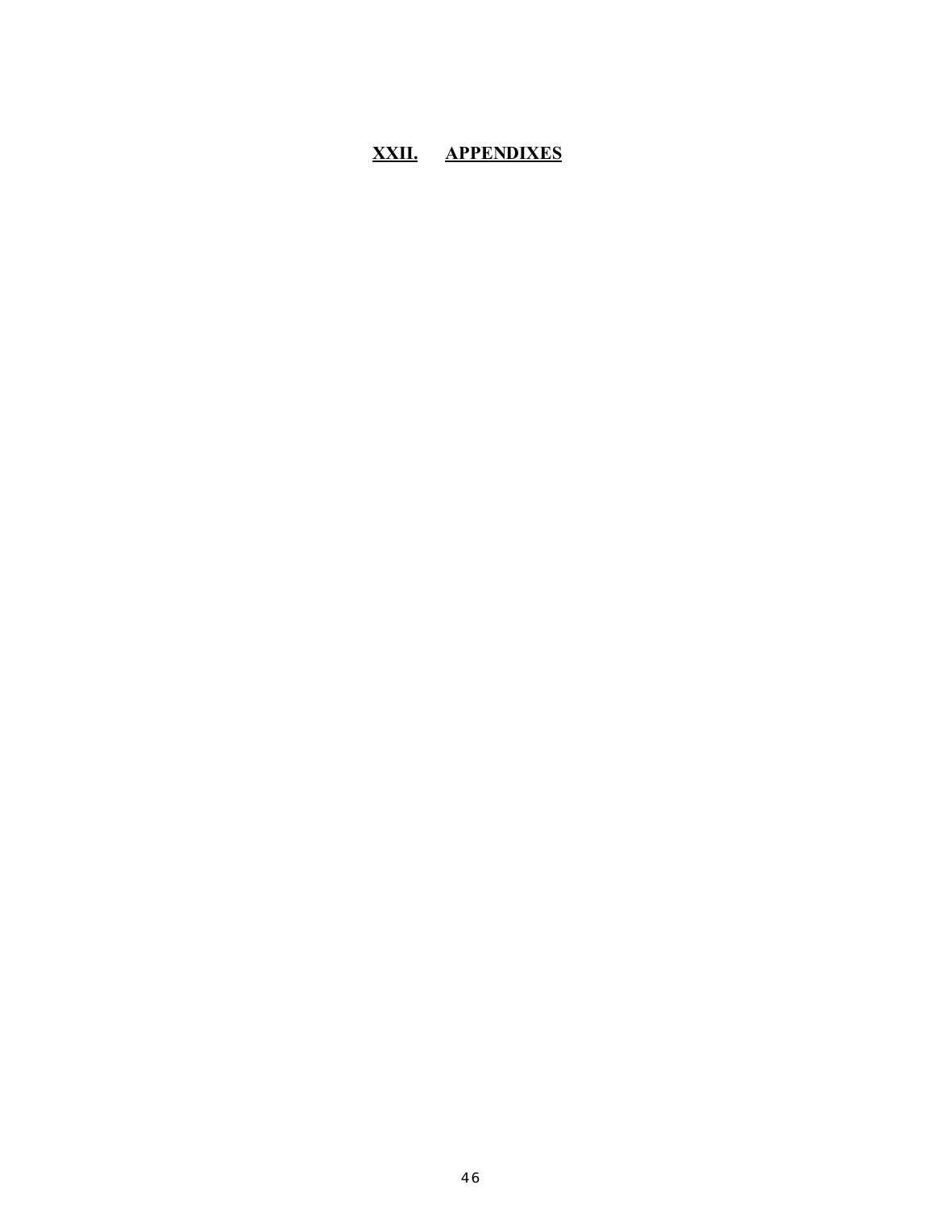# XXII. APPENDIXES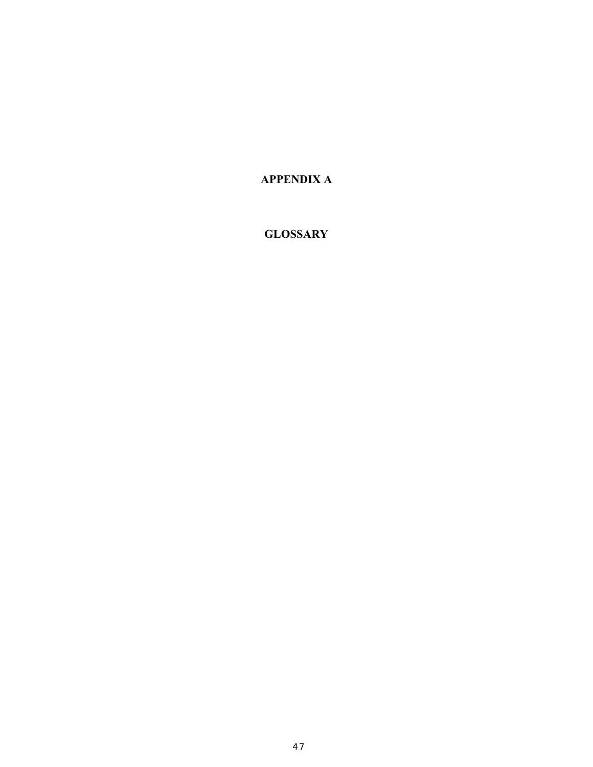# APPENDIX A

# GLOSSARY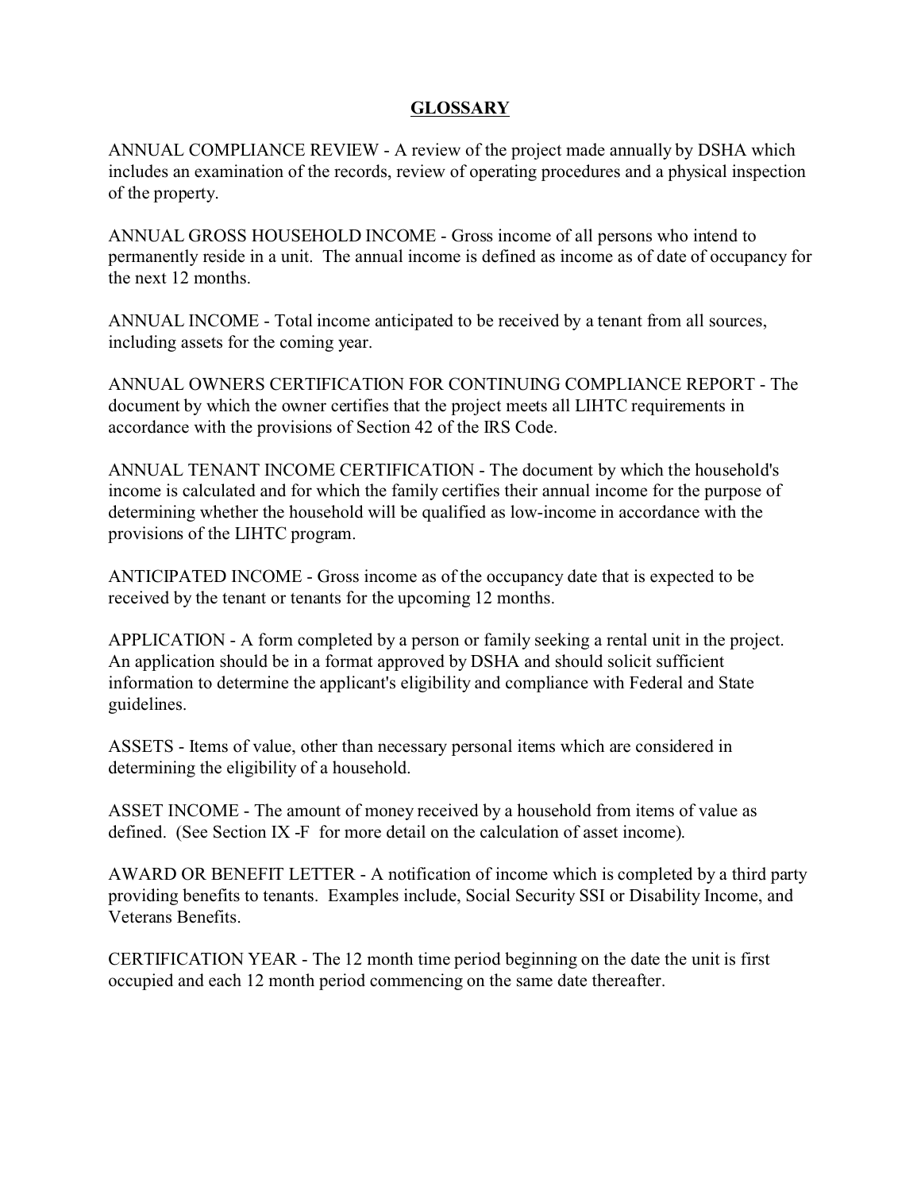# GLOSSARY

ANNUAL COMPLIANCE REVIEW - A review of the project made annually by DSHA which includes an examination of the records, review of operating procedures and a physical inspection of the property.

ANNUAL GROSS HOUSEHOLD INCOME - Gross income of all persons who intend to permanently reside in a unit. The annual income is defined as income as of date of occupancy for the next 12 months.

ANNUAL INCOME - Total income anticipated to be received by a tenant from all sources, including assets for the coming year.

ANNUAL OWNERS CERTIFICATION FOR CONTINUING COMPLIANCE REPORT - The document by which the owner certifies that the project meets all LIHTC requirements in accordance with the provisions of Section 42 of the IRS Code.

ANNUAL TENANT INCOME CERTIFICATION - The document by which the household's income is calculated and for which the family certifies their annual income for the purpose of determining whether the household will be qualified as low-income in accordance with the provisions of the LIHTC program.

ANTICIPATED INCOME - Gross income as of the occupancy date that is expected to be received by the tenant or tenants for the upcoming 12 months.

APPLICATION - A form completed by a person or family seeking a rental unit in the project. An application should be in a format approved by DSHA and should solicit sufficient information to determine the applicant's eligibility and compliance with Federal and State guidelines.

ASSETS - Items of value, other than necessary personal items which are considered in determining the eligibility of a household.

ASSET INCOME - The amount of money received by a household from items of value as defined. (See Section IX -F for more detail on the calculation of asset income).

AWARD OR BENEFIT LETTER - A notification of income which is completed by a third party providing benefits to tenants. Examples include, Social Security SSI or Disability Income, and Veterans Benefits.

CERTIFICATION YEAR - The 12 month time period beginning on the date the unit is first occupied and each 12 month period commencing on the same date thereafter.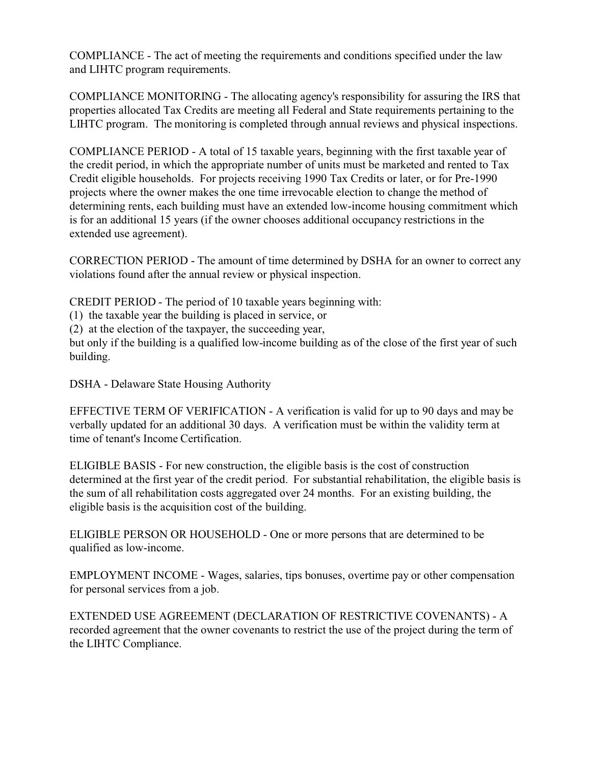COMPLIANCE - The act of meeting the requirements and conditions specified under the law and LIHTC program requirements.

COMPLIANCE MONITORING - The allocating agency's responsibility for assuring the IRS that properties allocated Tax Credits are meeting all Federal and State requirements pertaining to the LIHTC program. The monitoring is completed through annual reviews and physical inspections.

COMPLIANCE PERIOD - A total of 15 taxable years, beginning with the first taxable year of the credit period, in which the appropriate number of units must be marketed and rented to Tax Credit eligible households. For projects receiving 1990 Tax Credits or later, or for Pre-1990 projects where the owner makes the one time irrevocable election to change the method of determining rents, each building must have an extended low-income housing commitment which is for an additional 15 years (if the owner chooses additional occupancy restrictions in the extended use agreement).

CORRECTION PERIOD - The amount of time determined by DSHA for an owner to correct any violations found after the annual review or physical inspection.

CREDIT PERIOD - The period of 10 taxable years beginning with:
(1) the taxable year the building is placed in service, or
(2) at the election of the taxpayer, the succeeding year,
but only if the building is a qualified low-income building as of the close of the first year of such building.

DSHA - Delaware State Housing Authority

EFFECTIVE TERM OF VERIFICATION - A verification is valid for up to 90 days and may be verbally updated for an additional 30 days. A verification must be within the validity term at time of tenant's Income Certification.

ELIGIBLE BASIS - For new construction, the eligible basis is the cost of construction determined at the first year of the credit period. For substantial rehabilitation, the eligible basis is the sum of all rehabilitation costs aggregated over 24 months. For an existing building, the eligible basis is the acquisition cost of the building.

ELIGIBLE PERSON OR HOUSEHOLD - One or more persons that are determined to be qualified as low-income.

EMPLOYMENT INCOME - Wages, salaries, tips bonuses, overtime pay or other compensation for personal services from a job.

EXTENDED USE AGREEMENT (DECLARATION OF RESTRICTIVE COVENANTS) - A recorded agreement that the owner covenants to restrict the use of the project during the term of the LIHTC Compliance.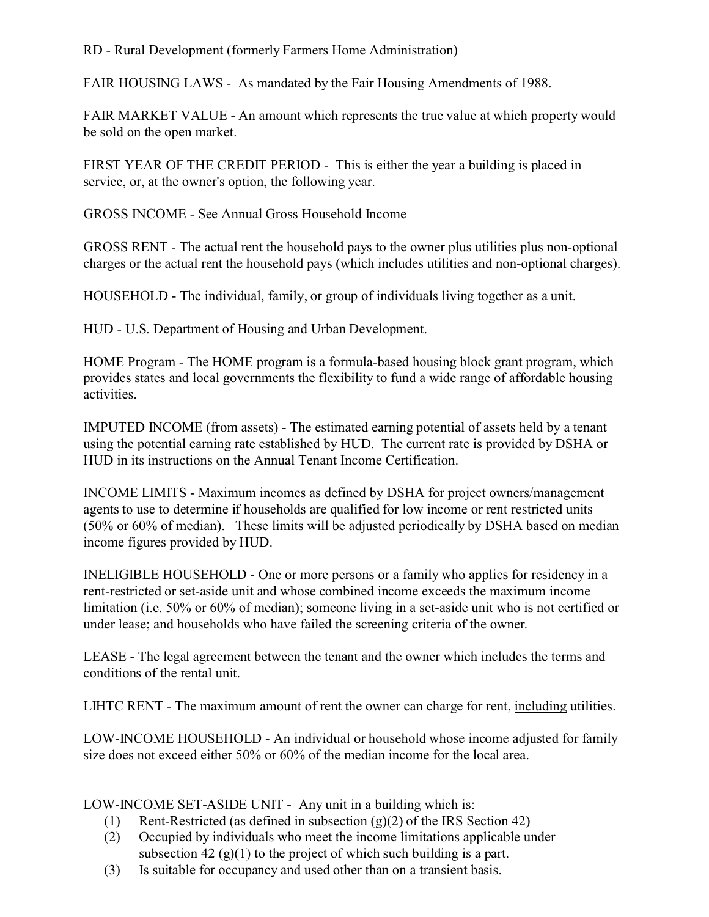RD - Rural Development (formerly Farmers Home Administration)

FAIR HOUSING LAWS - As mandated by the Fair Housing Amendments of 1988.

FAIR MARKET VALUE - An amount which represents the true value at which property would be sold on the open market.

FIRST YEAR OF THE CREDIT PERIOD - This is either the year a building is placed in service, or, at the owner's option, the following year.

GROSS INCOME - See Annual Gross Household Income

GROSS RENT - The actual rent the household pays to the owner plus utilities plus non-optional charges or the actual rent the household pays (which includes utilities and non-optional charges).

HOUSEHOLD - The individual, family, or group of individuals living together as a unit.

HUD - U.S. Department of Housing and Urban Development.

HOME Program - The HOME program is a formula-based housing block grant program, which provides states and local governments the flexibility to fund a wide range of affordable housing activities.

IMPUTED INCOME (from assets) - The estimated earning potential of assets held by a tenant using the potential earning rate established by HUD. The current rate is provided by DSHA or HUD in its instructions on the Annual Tenant Income Certification.

INCOME LIMITS - Maximum incomes as defined by DSHA for project owners/management agents to use to determine if households are qualified for low income or rent restricted units (50% or 60% of median). These limits will be adjusted periodically by DSHA based on median income figures provided by HUD.

INELIGIBLE HOUSEHOLD - One or more persons or a family who applies for residency in a rent-restricted or set-aside unit and whose combined income exceeds the maximum income limitation (i.e. 50% or 60% of median); someone living in a set-aside unit who is not certified or under lease; and households who have failed the screening criteria of the owner.

LEASE - The legal agreement between the tenant and the owner which includes the terms and conditions of the rental unit.

LIHTC RENT - The maximum amount of rent the owner can charge for rent, <u>including</u> utilities.

LOW-INCOME HOUSEHOLD - An individual or household whose income adjusted for family size does not exceed either 50% or 60% of the median income for the local area.

LOW-INCOME SET-ASIDE UNIT - Any unit in a building which is:

1. Rent-Restricted (as defined in subsection (g)(2) of the IRS Section 42)
2. Occupied by individuals who meet the income limitations applicable under subsection 42 (g)(1) to the project of which such building is a part.
3. Is suitable for occupancy and used other than on a transient basis.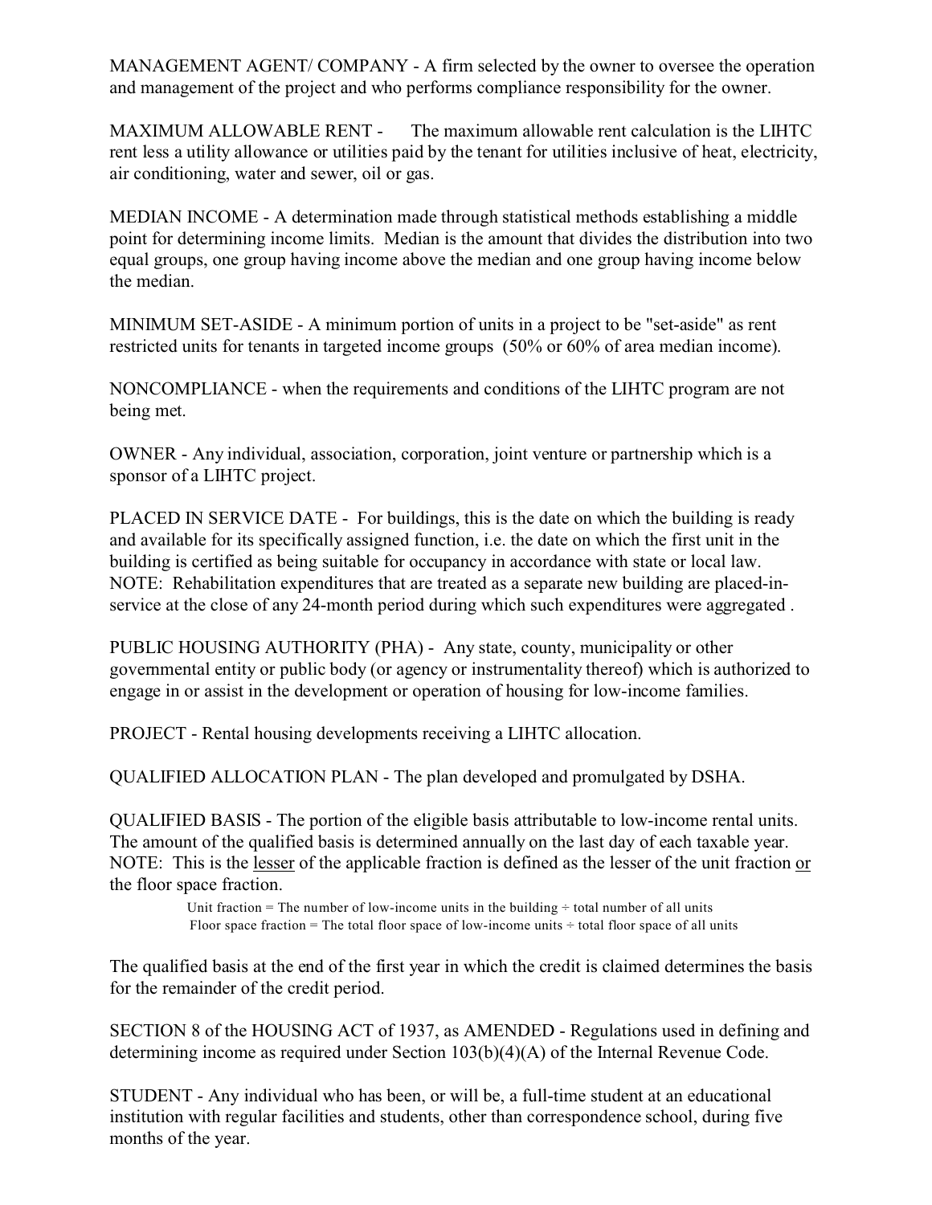MANAGEMENT AGENT/ COMPANY - A firm selected by the owner to oversee the operation and management of the project and who performs compliance responsibility for the owner.

MAXIMUM ALLOWABLE RENT - The maximum allowable rent calculation is the LIHTC rent less a utility allowance or utilities paid by the tenant for utilities inclusive of heat, electricity, air conditioning, water and sewer, oil or gas.

MEDIAN INCOME - A determination made through statistical methods establishing a middle point for determining income limits. Median is the amount that divides the distribution into two equal groups, one group having income above the median and one group having income below the median.

MINIMUM SET-ASIDE - A minimum portion of units in a project to be "set-aside" as rent restricted units for tenants in targeted income groups (50% or 60% of area median income).

NONCOMPLIANCE - when the requirements and conditions of the LIHTC program are not being met.

OWNER - Any individual, association, corporation, joint venture or partnership which is a sponsor of a LIHTC project.

PLACED IN SERVICE DATE - For buildings, this is the date on which the building is ready and available for its specifically assigned function, i.e. the date on which the first unit in the building is certified as being suitable for occupancy in accordance with state or local law. NOTE: Rehabilitation expenditures that are treated as a separate new building are placed-in-service at the close of any 24-month period during which such expenditures were aggregated .

PUBLIC HOUSING AUTHORITY (PHA) - Any state, county, municipality or other governmental entity or public body (or agency or instrumentality thereof) which is authorized to engage in or assist in the development or operation of housing for low-income families.

PROJECT - Rental housing developments receiving a LIHTC allocation.

QUALIFIED ALLOCATION PLAN - The plan developed and promulgated by DSHA.

QUALIFIED BASIS - The portion of the eligible basis attributable to low-income rental units. The amount of the qualified basis is determined annually on the last day of each taxable year. NOTE: This is the <u>lesser</u> of the applicable fraction is defined as the lesser of the unit fraction <u>or</u> the floor space fraction.

> Unit fraction = The number of low-income units in the building ÷ total number of all units
> Floor space fraction = The total floor space of low-income units ÷ total floor space of all units

The qualified basis at the end of the first year in which the credit is claimed determines the basis for the remainder of the credit period.

SECTION 8 of the HOUSING ACT of 1937, as AMENDED - Regulations used in defining and determining income as required under Section 103(b)(4)(A) of the Internal Revenue Code.

STUDENT - Any individual who has been, or will be, a full-time student at an educational institution with regular facilities and students, other than correspondence school, during five months of the year.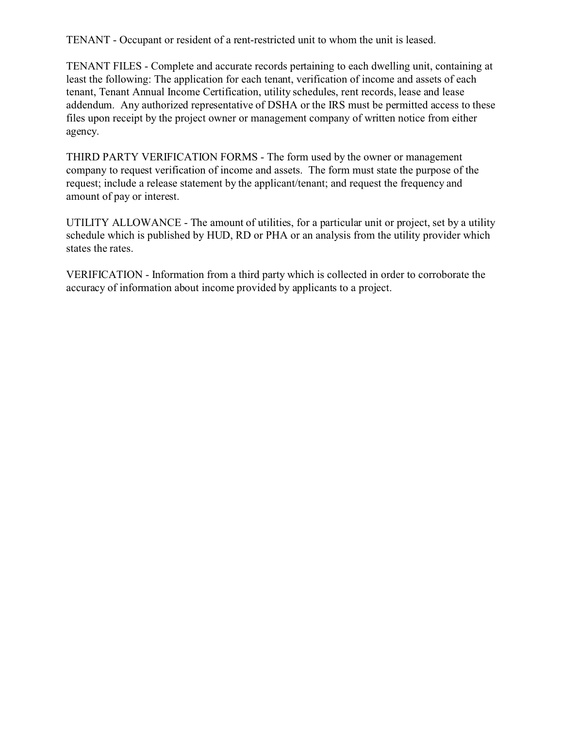TENANT - Occupant or resident of a rent-restricted unit to whom the unit is leased.

TENANT FILES - Complete and accurate records pertaining to each dwelling unit, containing at least the following: The application for each tenant, verification of income and assets of each tenant, Tenant Annual Income Certification, utility schedules, rent records, lease and lease addendum. Any authorized representative of DSHA or the IRS must be permitted access to these files upon receipt by the project owner or management company of written notice from either agency.

THIRD PARTY VERIFICATION FORMS - The form used by the owner or management company to request verification of income and assets. The form must state the purpose of the request; include a release statement by the applicant/tenant; and request the frequency and amount of pay or interest.

UTILITY ALLOWANCE - The amount of utilities, for a particular unit or project, set by a utility schedule which is published by HUD, RD or PHA or an analysis from the utility provider which states the rates.

VERIFICATION - Information from a third party which is collected in order to corroborate the accuracy of information about income provided by applicants to a project.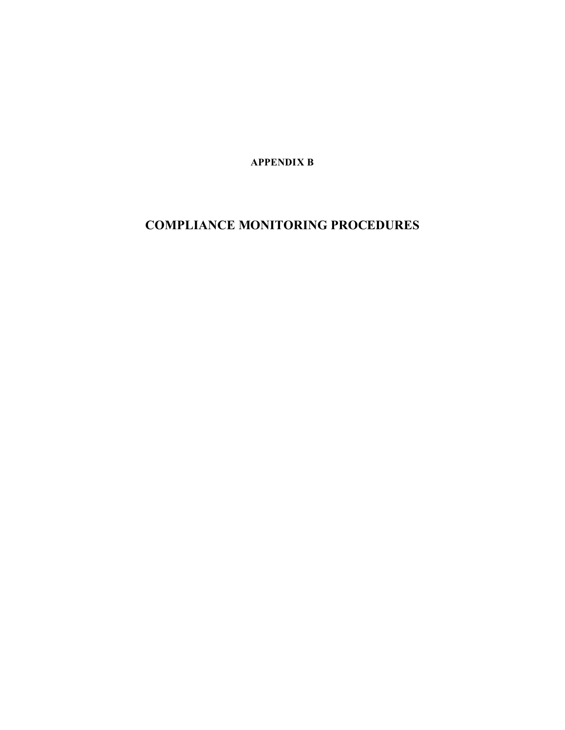**APPENDIX B**

# COMPLIANCE MONITORING PROCEDURES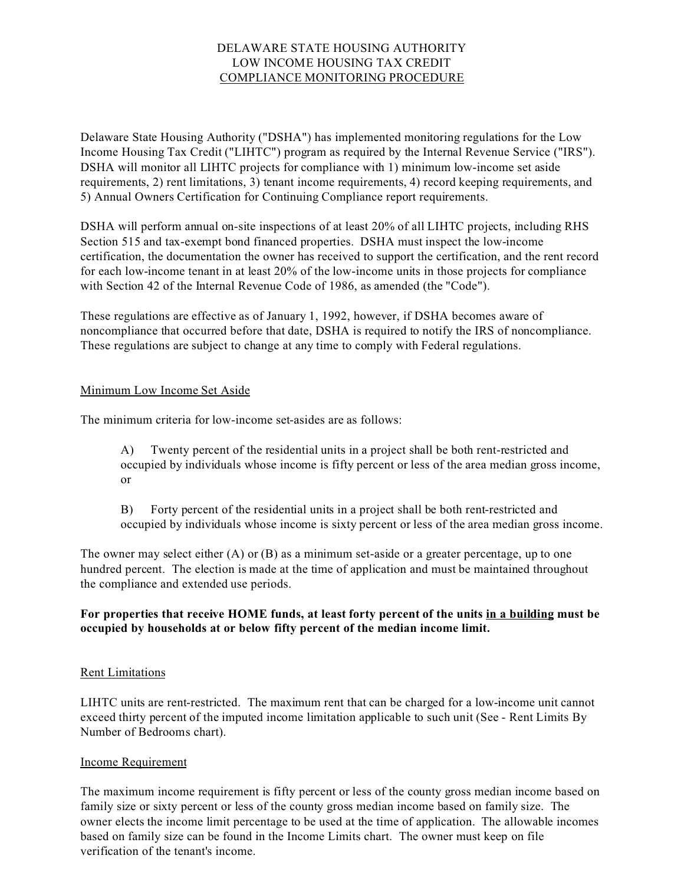# DELAWARE STATE HOUSING AUTHORITY
# LOW INCOME HOUSING TAX CREDIT
# COMPLIANCE MONITORING PROCEDURE

Delaware State Housing Authority ("DSHA") has implemented monitoring regulations for the Low Income Housing Tax Credit ("LIHTC") program as required by the Internal Revenue Service ("IRS"). DSHA will monitor all LIHTC projects for compliance with 1) minimum low-income set aside requirements, 2) rent limitations, 3) tenant income requirements, 4) record keeping requirements, and 5) Annual Owners Certification for Continuing Compliance report requirements.

DSHA will perform annual on-site inspections of at least 20% of all LIHTC projects, including RHS Section 515 and tax-exempt bond financed properties. DSHA must inspect the low-income certification, the documentation the owner has received to support the certification, and the rent record for each low-income tenant in at least 20% of the low-income units in those projects for compliance with Section 42 of the Internal Revenue Code of 1986, as amended (the "Code").

These regulations are effective as of January 1, 1992, however, if DSHA becomes aware of noncompliance that occurred before that date, DSHA is required to notify the IRS of noncompliance. These regulations are subject to change at any time to comply with Federal regulations.

## Minimum Low Income Set Aside

The minimum criteria for low-income set-asides are as follows:

> A) Twenty percent of the residential units in a project shall be both rent-restricted and occupied by individuals whose income is fifty percent or less of the area median gross income, or
>
> B) Forty percent of the residential units in a project shall be both rent-restricted and occupied by individuals whose income is sixty percent or less of the area median gross income.

The owner may select either (A) or (B) as a minimum set-aside or a greater percentage, up to one hundred percent. The election is made at the time of application and must be maintained throughout the compliance and extended use periods.

**For properties that receive HOME funds, at least forty percent of the units <u>in a building</u> must be occupied by households at or below fifty percent of the median income limit.**

## Rent Limitations

LIHTC units are rent-restricted. The maximum rent that can be charged for a low-income unit cannot exceed thirty percent of the imputed income limitation applicable to such unit (See - Rent Limits By Number of Bedrooms chart).

## Income Requirement

The maximum income requirement is fifty percent or less of the county gross median income based on family size or sixty percent or less of the county gross median income based on family size. The owner elects the income limit percentage to be used at the time of application. The allowable incomes based on family size can be found in the Income Limits chart. The owner must keep on file verification of the tenant's income.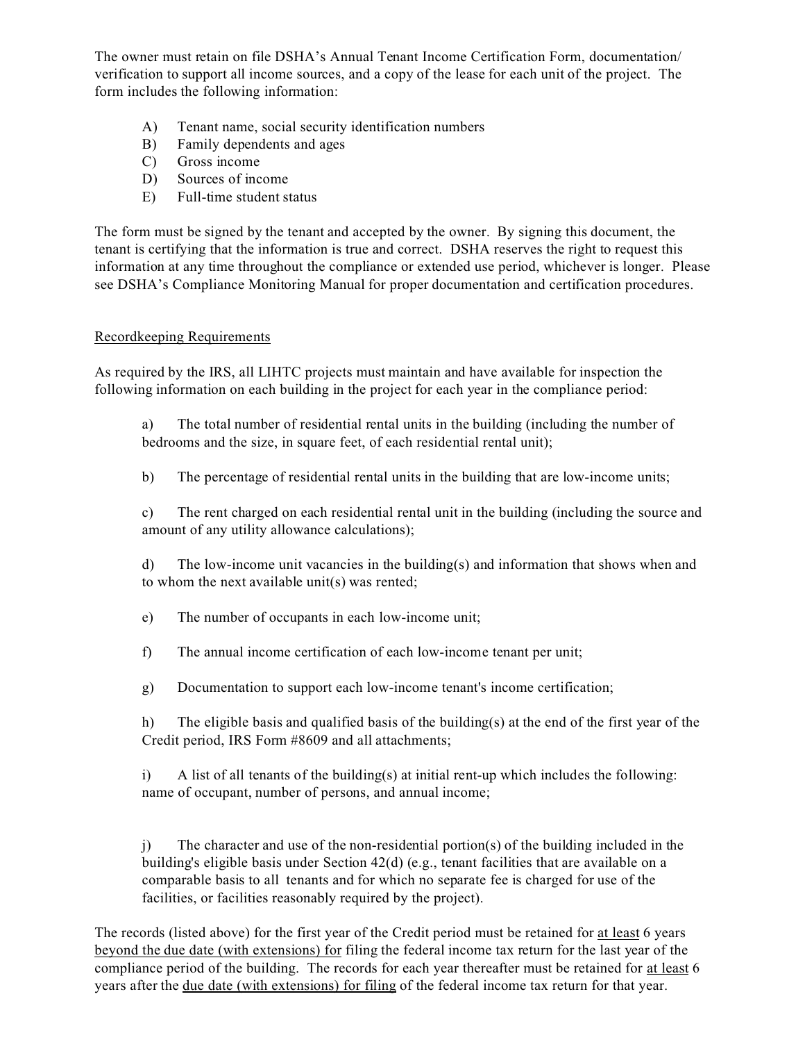The owner must retain on file DSHA's Annual Tenant Income Certification Form, documentation/ verification to support all income sources, and a copy of the lease for each unit of the project. The form includes the following information:

A) Tenant name, social security identification numbers
B) Family dependents and ages
C) Gross income
D) Sources of income
E) Full-time student status

The form must be signed by the tenant and accepted by the owner. By signing this document, the tenant is certifying that the information is true and correct. DSHA reserves the right to request this information at any time throughout the compliance or extended use period, whichever is longer. Please see DSHA's Compliance Monitoring Manual for proper documentation and certification procedures.

<u>Recordkeeping Requirements</u>

As required by the IRS, all LIHTC projects must maintain and have available for inspection the following information on each building in the project for each year in the compliance period:

a) The total number of residential rental units in the building (including the number of bedrooms and the size, in square feet, of each residential rental unit);

b) The percentage of residential rental units in the building that are low-income units;

c) The rent charged on each residential rental unit in the building (including the source and amount of any utility allowance calculations);

d) The low-income unit vacancies in the building(s) and information that shows when and to whom the next available unit(s) was rented;

e) The number of occupants in each low-income unit;

f) The annual income certification of each low-income tenant per unit;

g) Documentation to support each low-income tenant's income certification;

h) The eligible basis and qualified basis of the building(s) at the end of the first year of the Credit period, IRS Form #8609 and all attachments;

i) A list of all tenants of the building(s) at initial rent-up which includes the following: name of occupant, number of persons, and annual income;

j) The character and use of the non-residential portion(s) of the building included in the building's eligible basis under Section 42(d) (e.g., tenant facilities that are available on a comparable basis to all tenants and for which no separate fee is charged for use of the facilities, or facilities reasonably required by the project).

The records (listed above) for the first year of the Credit period must be retained for <u>at least</u> 6 years <u>beyond the due date (with extensions) for</u> filing the federal income tax return for the last year of the compliance period of the building. The records for each year thereafter must be retained for <u>at least</u> 6 years after the <u>due date (with extensions) for filing</u> of the federal income tax return for that year.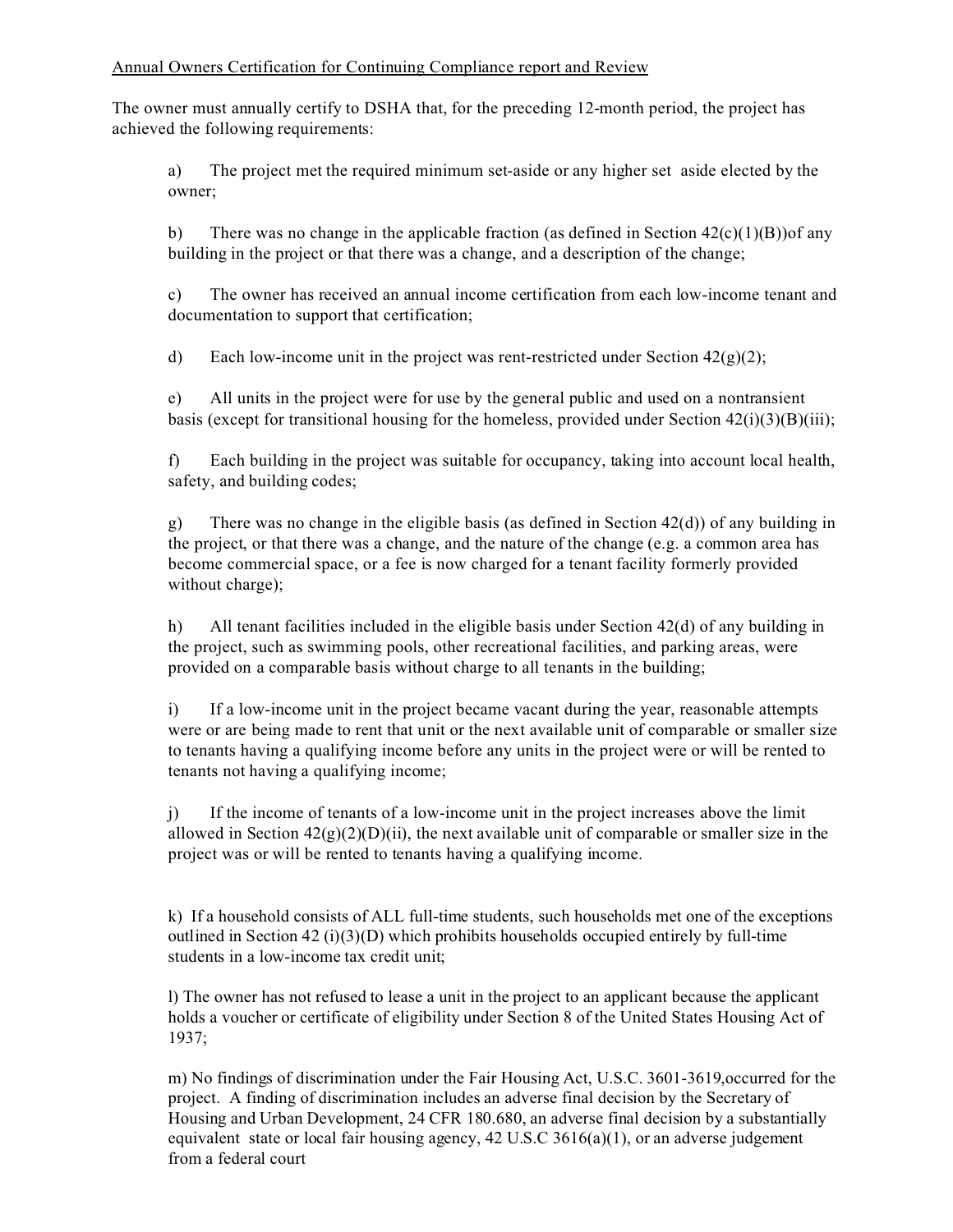Annual Owners Certification for Continuing Compliance report and Review

The owner must annually certify to DSHA that, for the preceding 12-month period, the project has achieved the following requirements:

a) The project met the required minimum set-aside or any higher set aside elected by the owner;

b) There was no change in the applicable fraction (as defined in Section 42(c)(1)(B))of any building in the project or that there was a change, and a description of the change;

c) The owner has received an annual income certification from each low-income tenant and documentation to support that certification;

d) Each low-income unit in the project was rent-restricted under Section 42(g)(2);

e) All units in the project were for use by the general public and used on a nontransient basis (except for transitional housing for the homeless, provided under Section 42(i)(3)(B)(iii);

f) Each building in the project was suitable for occupancy, taking into account local health, safety, and building codes;

g) There was no change in the eligible basis (as defined in Section 42(d)) of any building in the project, or that there was a change, and the nature of the change (e.g. a common area has become commercial space, or a fee is now charged for a tenant facility formerly provided without charge);

h) All tenant facilities included in the eligible basis under Section 42(d) of any building in the project, such as swimming pools, other recreational facilities, and parking areas, were provided on a comparable basis without charge to all tenants in the building;

i) If a low-income unit in the project became vacant during the year, reasonable attempts were or are being made to rent that unit or the next available unit of comparable or smaller size to tenants having a qualifying income before any units in the project were or will be rented to tenants not having a qualifying income;

j) If the income of tenants of a low-income unit in the project increases above the limit allowed in Section 42(g)(2)(D)(ii), the next available unit of comparable or smaller size in the project was or will be rented to tenants having a qualifying income.

k) If a household consists of ALL full-time students, such households met one of the exceptions outlined in Section 42 (i)(3)(D) which prohibits households occupied entirely by full-time students in a low-income tax credit unit;

l) The owner has not refused to lease a unit in the project to an applicant because the applicant holds a voucher or certificate of eligibility under Section 8 of the United States Housing Act of 1937;

m) No findings of discrimination under the Fair Housing Act, U.S.C. 3601-3619,occurred for the project. A finding of discrimination includes an adverse final decision by the Secretary of Housing and Urban Development, 24 CFR 180.680, an adverse final decision by a substantially equivalent state or local fair housing agency, 42 U.S.C 3616(a)(1), or an adverse judgement from a federal court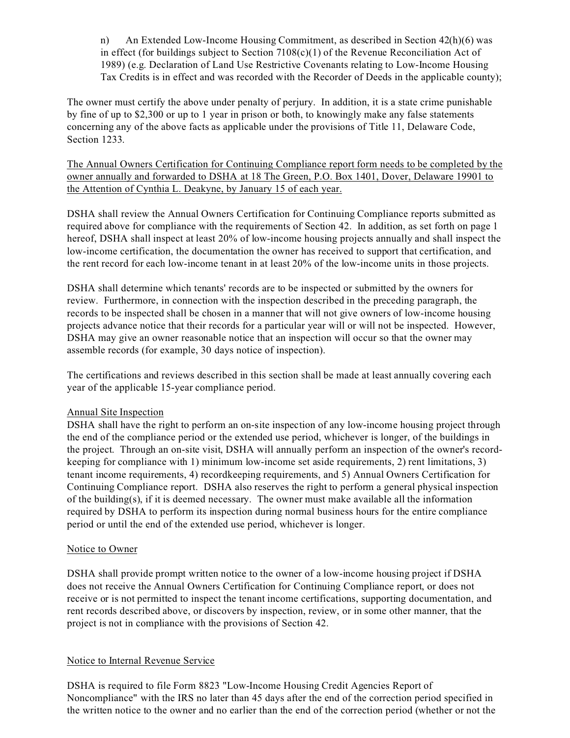n) An Extended Low-Income Housing Commitment, as described in Section 42(h)(6) was in effect (for buildings subject to Section 7108(c)(1) of the Revenue Reconciliation Act of 1989) (e.g. Declaration of Land Use Restrictive Covenants relating to Low-Income Housing Tax Credits is in effect and was recorded with the Recorder of Deeds in the applicable county);

The owner must certify the above under penalty of perjury. In addition, it is a state crime punishable by fine of up to $2,300 or up to 1 year in prison or both, to knowingly make any false statements concerning any of the above facts as applicable under the provisions of Title 11, Delaware Code, Section 1233.

<u>The Annual Owners Certification for Continuing Compliance report form needs to be completed by the owner annually and forwarded to DSHA at 18 The Green, P.O. Box 1401, Dover, Delaware 19901 to the Attention of Cynthia L. Deakyne, by January 15 of each year.</u>

DSHA shall review the Annual Owners Certification for Continuing Compliance reports submitted as required above for compliance with the requirements of Section 42. In addition, as set forth on page 1 hereof, DSHA shall inspect at least 20% of low-income housing projects annually and shall inspect the low-income certification, the documentation the owner has received to support that certification, and the rent record for each low-income tenant in at least 20% of the low-income units in those projects.

DSHA shall determine which tenants' records are to be inspected or submitted by the owners for review. Furthermore, in connection with the inspection described in the preceding paragraph, the records to be inspected shall be chosen in a manner that will not give owners of low-income housing projects advance notice that their records for a particular year will or will not be inspected. However, DSHA may give an owner reasonable notice that an inspection will occur so that the owner may assemble records (for example, 30 days notice of inspection).

The certifications and reviews described in this section shall be made at least annually covering each year of the applicable 15-year compliance period.

<u>Annual Site Inspection</u>

DSHA shall have the right to perform an on-site inspection of any low-income housing project through the end of the compliance period or the extended use period, whichever is longer, of the buildings in the project. Through an on-site visit, DSHA will annually perform an inspection of the owner's record-keeping for compliance with 1) minimum low-income set aside requirements, 2) rent limitations, 3) tenant income requirements, 4) recordkeeping requirements, and 5) Annual Owners Certification for Continuing Compliance report. DSHA also reserves the right to perform a general physical inspection of the building(s), if it is deemed necessary. The owner must make available all the information required by DSHA to perform its inspection during normal business hours for the entire compliance period or until the end of the extended use period, whichever is longer.

<u>Notice to Owner</u>

DSHA shall provide prompt written notice to the owner of a low-income housing project if DSHA does not receive the Annual Owners Certification for Continuing Compliance report, or does not receive or is not permitted to inspect the tenant income certifications, supporting documentation, and rent records described above, or discovers by inspection, review, or in some other manner, that the project is not in compliance with the provisions of Section 42.

<u>Notice to Internal Revenue Service</u>

DSHA is required to file Form 8823 "Low-Income Housing Credit Agencies Report of Noncompliance" with the IRS no later than 45 days after the end of the correction period specified in the written notice to the owner and no earlier than the end of the correction period (whether or not the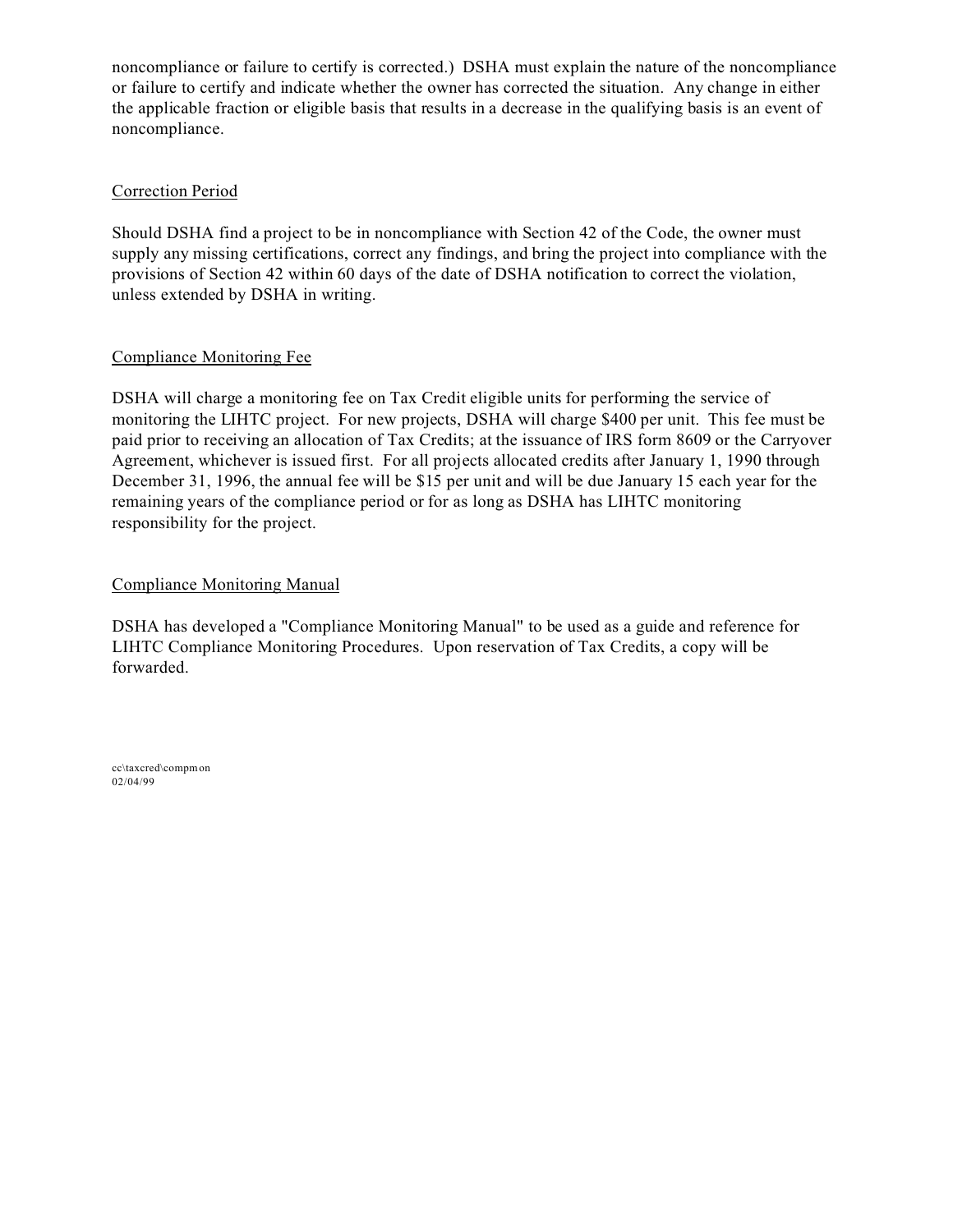noncompliance or failure to certify is corrected.) DSHA must explain the nature of the noncompliance or failure to certify and indicate whether the owner has corrected the situation. Any change in either the applicable fraction or eligible basis that results in a decrease in the qualifying basis is an event of noncompliance.

## Correction Period

Should DSHA find a project to be in noncompliance with Section 42 of the Code, the owner must supply any missing certifications, correct any findings, and bring the project into compliance with the provisions of Section 42 within 60 days of the date of DSHA notification to correct the violation, unless extended by DSHA in writing.

## Compliance Monitoring Fee

DSHA will charge a monitoring fee on Tax Credit eligible units for performing the service of monitoring the LIHTC project. For new projects, DSHA will charge $400 per unit. This fee must be paid prior to receiving an allocation of Tax Credits; at the issuance of IRS form 8609 or the Carryover Agreement, whichever is issued first. For all projects allocated credits after January 1, 1990 through December 31, 1996, the annual fee will be $15 per unit and will be due January 15 each year for the remaining years of the compliance period or for as long as DSHA has LIHTC monitoring responsibility for the project.

## Compliance Monitoring Manual

DSHA has developed a "Compliance Monitoring Manual" to be used as a guide and reference for LIHTC Compliance Monitoring Procedures. Upon reservation of Tax Credits, a copy will be forwarded.

cc\taxcred\compmon
02/04/99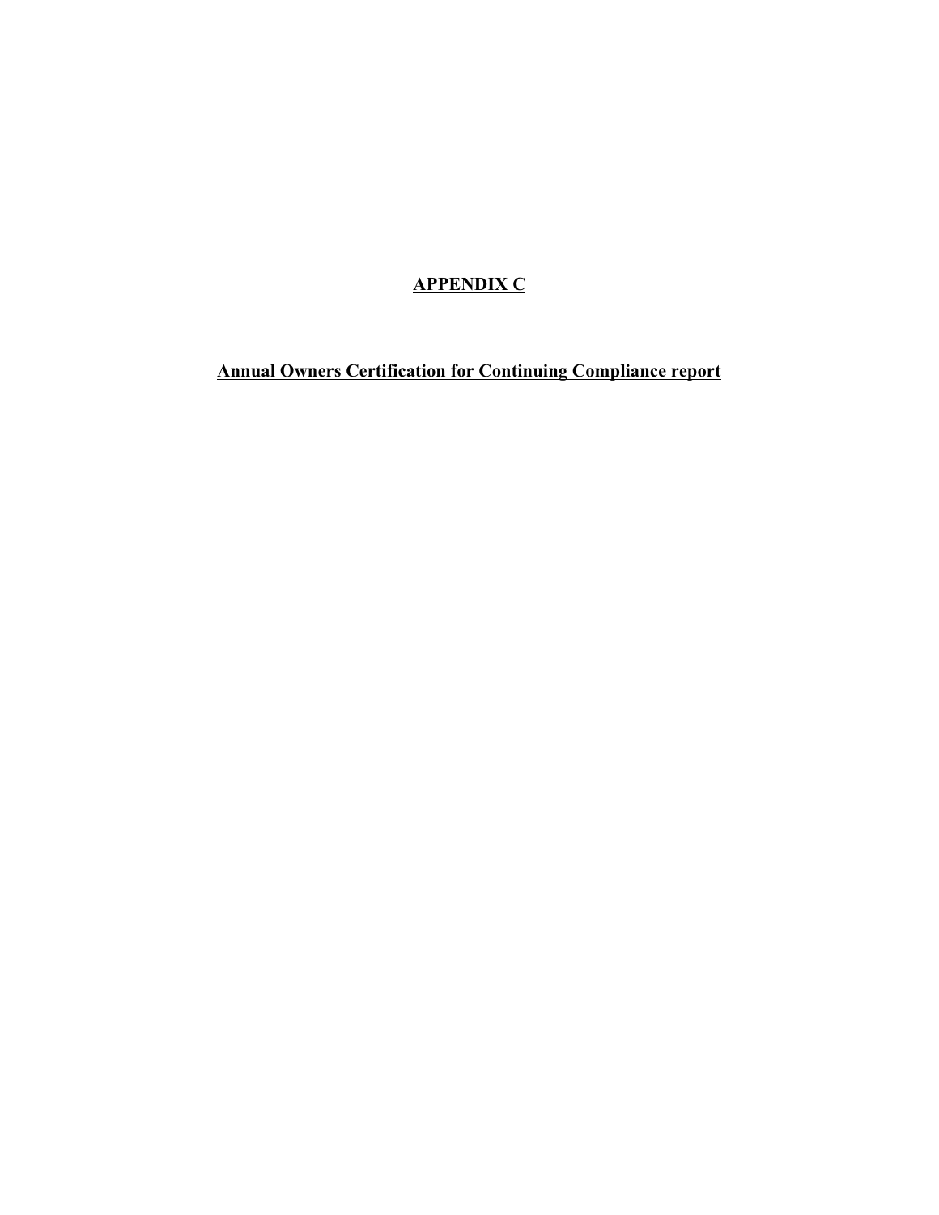# APPENDIX C

## Annual Owners Certification for Continuing Compliance report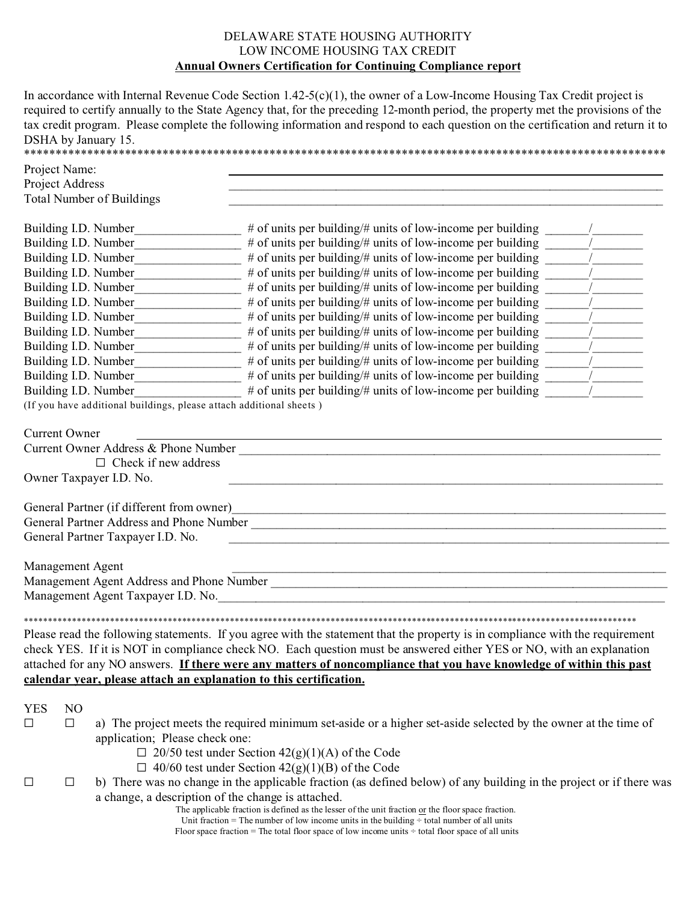DELAWARE STATE HOUSING AUTHORITY
LOW INCOME HOUSING TAX CREDIT
**Annual Owners Certification for Continuing Compliance report**

In accordance with Internal Revenue Code Section 1.42-5(c)(1), the owner of a Low-Income Housing Tax Credit project is required to certify annually to the State Agency that, for the preceding 12-month period, the property met the provisions of the tax credit program. Please complete the following information and respond to each question on the certification and return it to DSHA by January 15.

****************************************************************************************************

Project Name: ______________________________________________

Project Address ______________________________________________

Total Number of Buildings ______________________________________________

Building I.D. Number________________ # of units per building/# units of low-income per building _______/________

Building I.D. Number________________ # of units per building/# units of low-income per building _______/________

Building I.D. Number________________ # of units per building/# units of low-income per building _______/________

Building I.D. Number________________ # of units per building/# units of low-income per building _______/________

Building I.D. Number________________ # of units per building/# units of low-income per building _______/________

Building I.D. Number________________ # of units per building/# units of low-income per building _______/________

Building I.D. Number________________ # of units per building/# units of low-income per building _______/________

Building I.D. Number________________ # of units per building/# units of low-income per building _______/________

Building I.D. Number________________ # of units per building/# units of low-income per building _______/________

Building I.D. Number________________ # of units per building/# units of low-income per building _______/________

Building I.D. Number________________ # of units per building/# units of low-income per building _______/________

Building I.D. Number________________ # of units per building/# units of low-income per building _______/________

(If you have additional buildings, please attach additional sheets )

Current Owner ______________________________________________

Current Owner Address & Phone Number ______________________________________________

☐ Check if new address

Owner Taxpayer I.D. No. ______________________________________________

General Partner (if different from owner)______________________________________________

General Partner Address and Phone Number ______________________________________________

General Partner Taxpayer I.D. No. ______________________________________________

Management Agent ______________________________________________

Management Agent Address and Phone Number ______________________________________________

Management Agent Taxpayer I.D. No.______________________________________________

****************************************************************************************************

Please read the following statements. If you agree with the statement that the property is in compliance with the requirement check YES. If it is NOT in compliance check NO. Each question must be answered either YES or NO, with an explanation attached for any NO answers. **If there were any matters of noncompliance that you have knowledge of within this past calendar year, please attach an explanation to this certification.**

YES NO

☐ ☐ a) The project meets the required minimum set-aside or a higher set-aside selected by the owner at the time of application; Please check one:

- ☐ 20/50 test under Section 42(g)(1)(A) of the Code
- ☐ 40/60 test under Section 42(g)(1)(B) of the Code

☐ ☐ b) There was no change in the applicable fraction (as defined below) of any building in the project or if there was a change, a description of the change is attached.

The applicable fraction is defined as the lesser of the unit fraction or the floor space fraction.
Unit fraction = The number of low income units in the building ÷ total number of all units
Floor space fraction = The total floor space of low income units ÷ total floor space of all units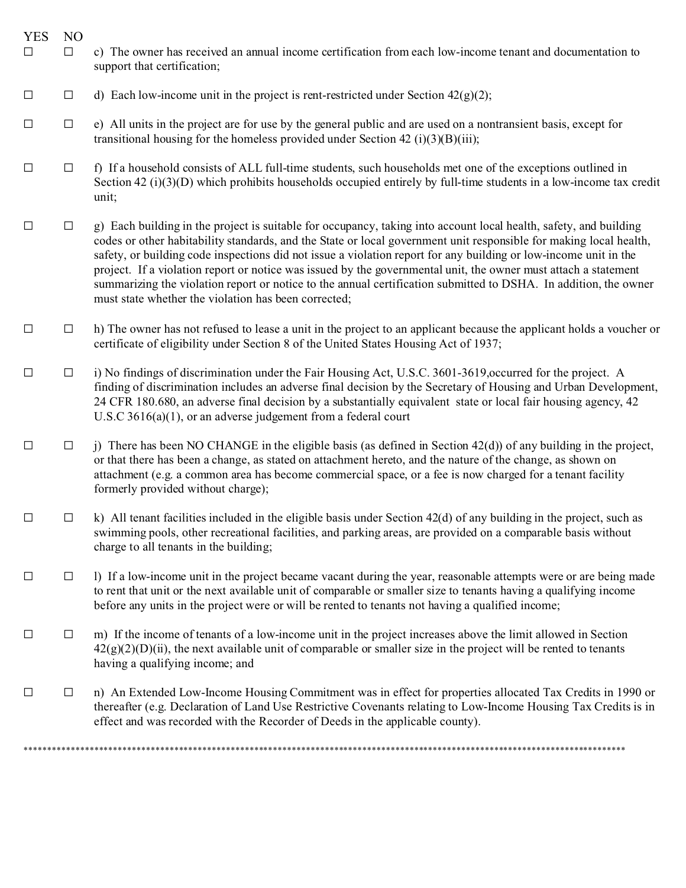| YES | NO | |
|---|---|---|
| ☐ | ☐ | c) The owner has received an annual income certification from each low-income tenant and documentation to support that certification; |
| ☐ | ☐ | d) Each low-income unit in the project is rent-restricted under Section 42(g)(2); |
| ☐ | ☐ | e) All units in the project are for use by the general public and are used on a nontransient basis, except for transitional housing for the homeless provided under Section 42 (i)(3)(B)(iii); |
| ☐ | ☐ | f) If a household consists of ALL full-time students, such households met one of the exceptions outlined in Section 42 (i)(3)(D) which prohibits households occupied entirely by full-time students in a low-income tax credit unit; |
| ☐ | ☐ | g) Each building in the project is suitable for occupancy, taking into account local health, safety, and building codes or other habitability standards, and the State or local government unit responsible for making local health, safety, or building code inspections did not issue a violation report for any building or low-income unit in the project. If a violation report or notice was issued by the governmental unit, the owner must attach a statement summarizing the violation report or notice to the annual certification submitted to DSHA. In addition, the owner must state whether the violation has been corrected; |
| ☐ | ☐ | h) The owner has not refused to lease a unit in the project to an applicant because the applicant holds a voucher or certificate of eligibility under Section 8 of the United States Housing Act of 1937; |
| ☐ | ☐ | i) No findings of discrimination under the Fair Housing Act, U.S.C. 3601-3619,occurred for the project. A finding of discrimination includes an adverse final decision by the Secretary of Housing and Urban Development, 24 CFR 180.680, an adverse final decision by a substantially equivalent state or local fair housing agency, 42 U.S.C 3616(a)(1), or an adverse judgement from a federal court |
| ☐ | ☐ | j) There has been NO CHANGE in the eligible basis (as defined in Section 42(d)) of any building in the project, or that there has been a change, as stated on attachment hereto, and the nature of the change, as shown on attachment (e.g. a common area has become commercial space, or a fee is now charged for a tenant facility formerly provided without charge); |
| ☐ | ☐ | k) All tenant facilities included in the eligible basis under Section 42(d) of any building in the project, such as swimming pools, other recreational facilities, and parking areas, are provided on a comparable basis without charge to all tenants in the building; |
| ☐ | ☐ | l) If a low-income unit in the project became vacant during the year, reasonable attempts were or are being made to rent that unit or the next available unit of comparable or smaller size to tenants having a qualifying income before any units in the project were or will be rented to tenants not having a qualified income; |
| ☐ | ☐ | m) If the income of tenants of a low-income unit in the project increases above the limit allowed in Section 42(g)(2)(D)(ii), the next available unit of comparable or smaller size in the project will be rented to tenants having a qualifying income; and |
| ☐ | ☐ | n) An Extended Low-Income Housing Commitment was in effect for properties allocated Tax Credits in 1990 or thereafter (e.g. Declaration of Land Use Restrictive Covenants relating to Low-Income Housing Tax Credits is in effect and was recorded with the Recorder of Deeds in the applicable county). |

***********************************************************************************************************************************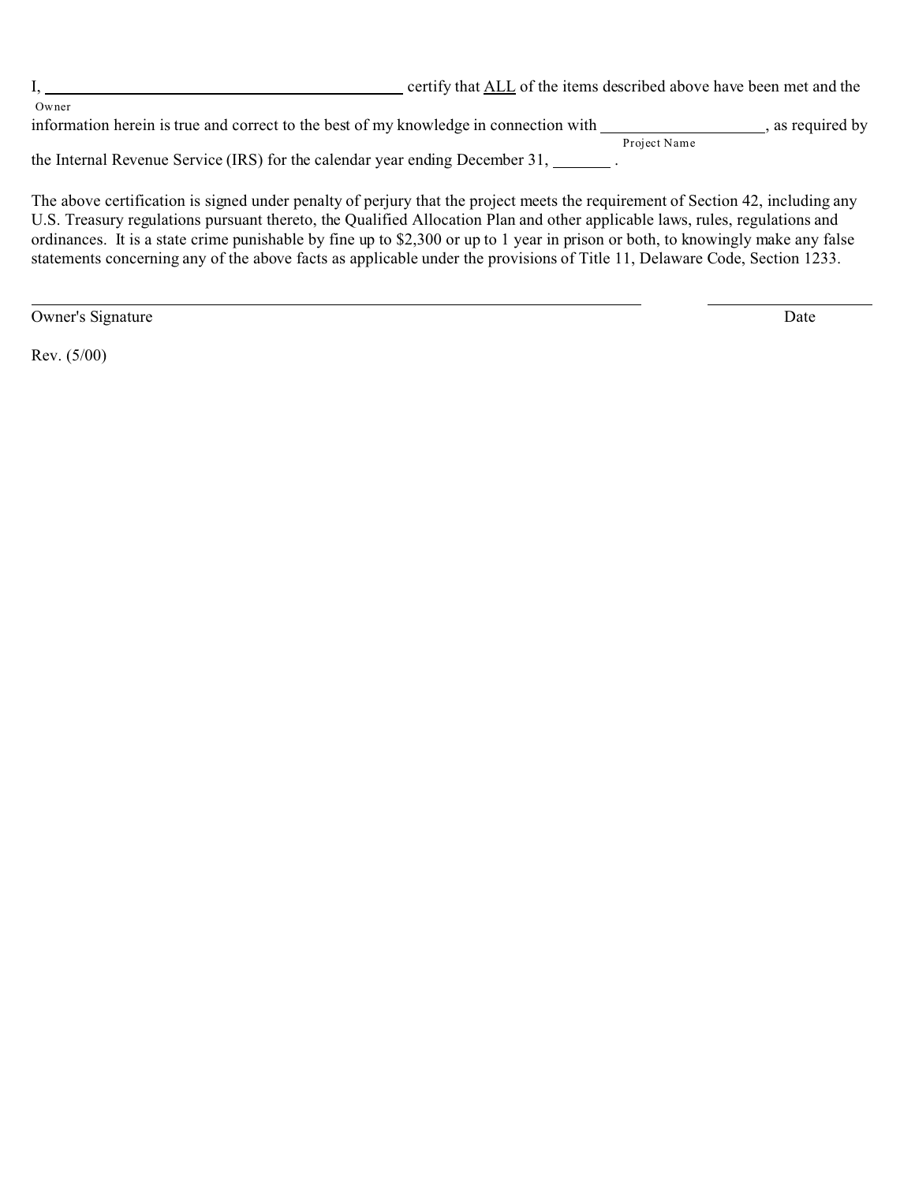I, ____________________________________ certify that <u>ALL</u> of the items described above have been met and the
Owner
information herein is true and correct to the best of my knowledge in connection with ____________________, as required by
Project Name
the Internal Revenue Service (IRS) for the calendar year ending December 31, _______ .

The above certification is signed under penalty of perjury that the project meets the requirement of Section 42, including any U.S. Treasury regulations pursuant thereto, the Qualified Allocation Plan and other applicable laws, rules, regulations and ordinances. It is a state crime punishable by fine up to $2,300 or up to 1 year in prison or both, to knowingly make any false statements concerning any of the above facts as applicable under the provisions of Title 11, Delaware Code, Section 1233.

______________________________________________________________ ____________________
Owner's Signature Date

Rev. (5/00)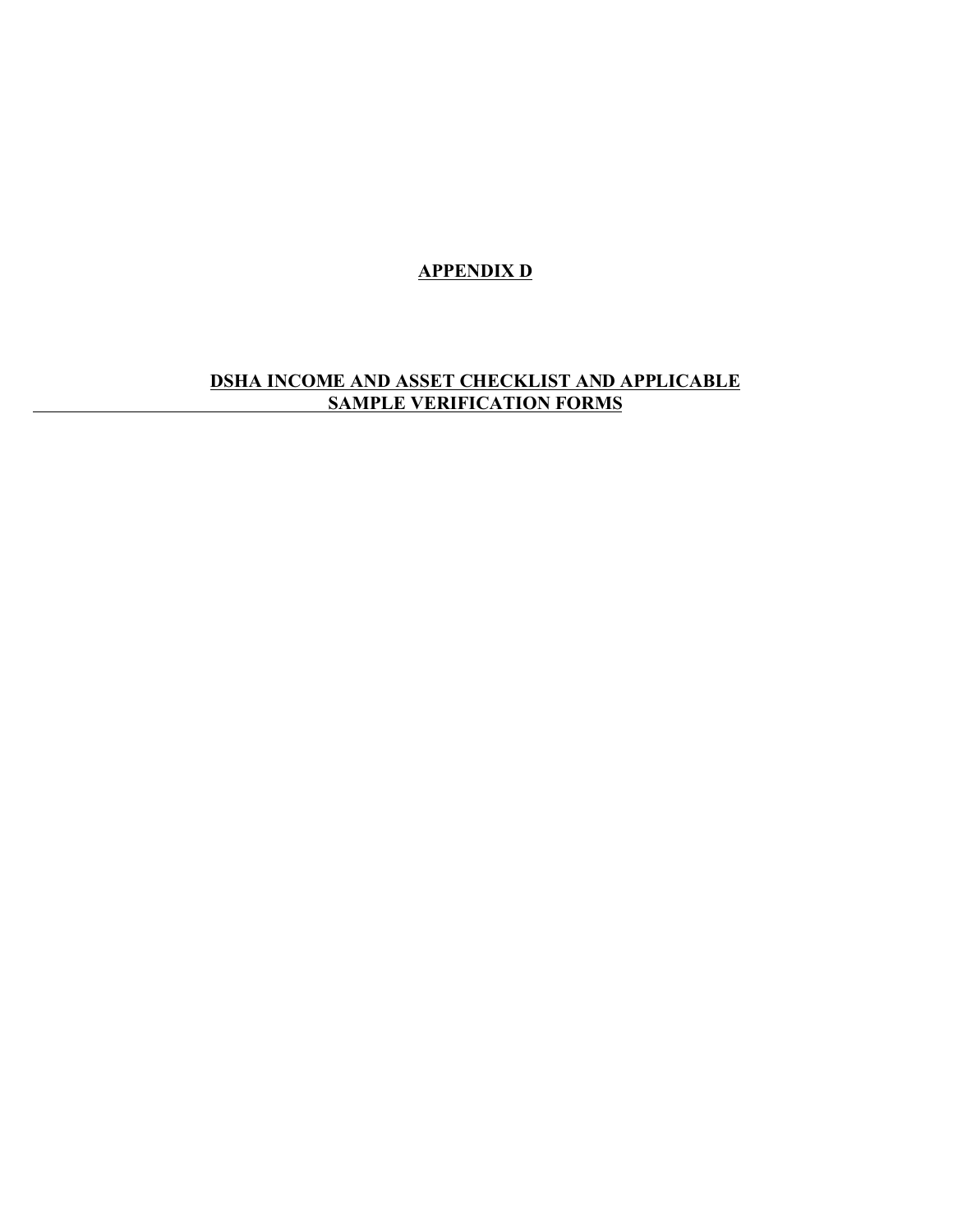# APPENDIX D

## DSHA INCOME AND ASSET CHECKLIST AND APPLICABLE SAMPLE VERIFICATION FORMS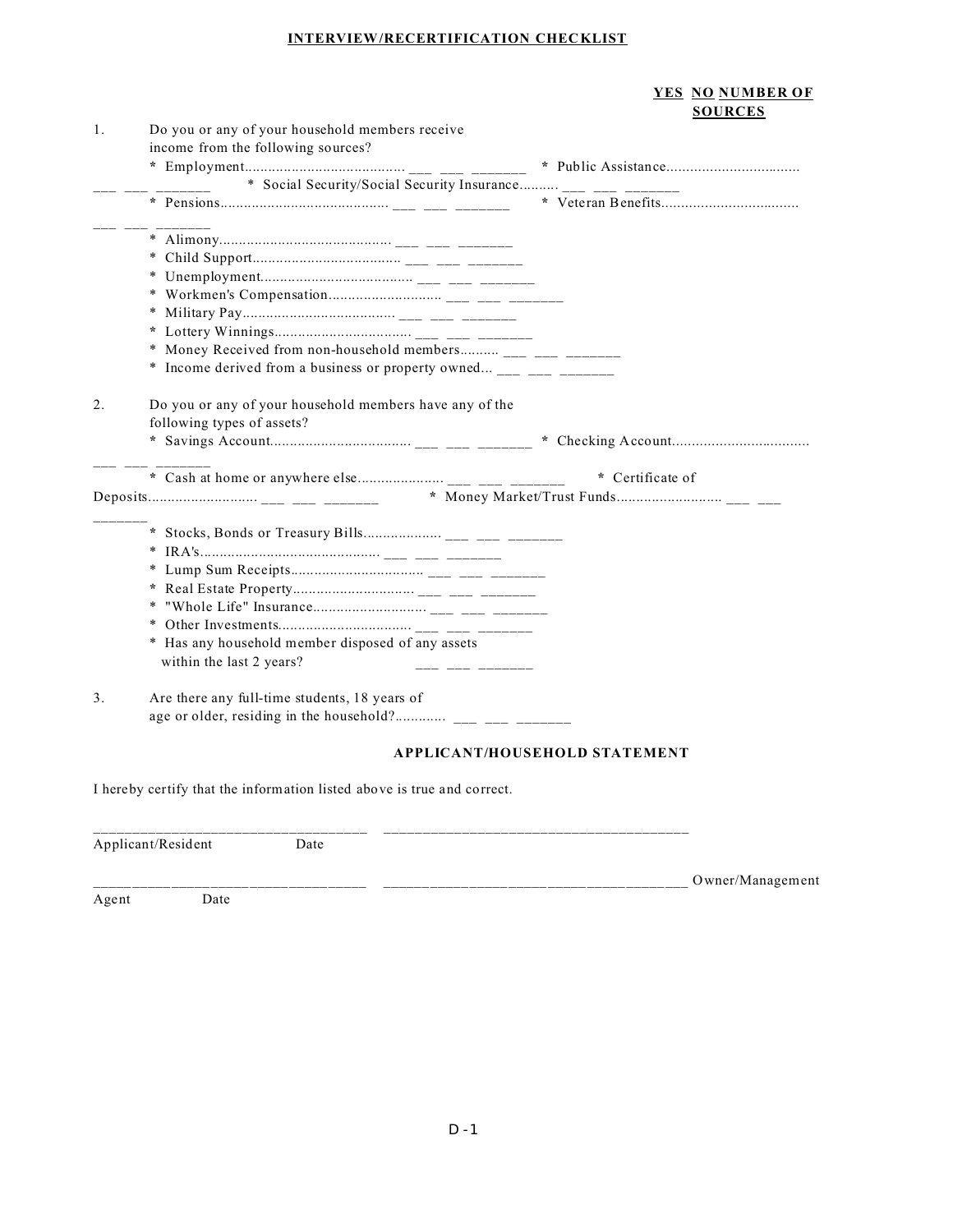## INTERVIEW/RECERTIFICATION CHECKLIST

| | | YES | NO | NUMBER OF SOURCES |
|---|---|---|---|---|
| 1. | Do you or any of your household members receive income from the following sources? | | | |
| | * Employment | ___ | ___ | _______ |
| | * Public Assistance | ___ | ___ | _______ |
| | * Social Security/Social Security Insurance | ___ | ___ | _______ |
| | * Pensions | ___ | ___ | _______ |
| | * Veteran Benefits | ___ | ___ | _______ |
| | * Alimony | ___ | ___ | _______ |
| | * Child Support | ___ | ___ | _______ |
| | * Unemployment | ___ | ___ | _______ |
| | * Workmen's Compensation | ___ | ___ | _______ |
| | * Military Pay | ___ | ___ | _______ |
| | * Lottery Winnings | ___ | ___ | _______ |
| | * Money Received from non-household members | ___ | ___ | _______ |
| | * Income derived from a business or property owned | ___ | ___ | _______ |
| 2. | Do you or any of your household members have any of the following types of assets? | | | |
| | * Savings Account | ___ | ___ | _______ |
| | * Checking Account | ___ | ___ | _______ |
| | * Cash at home or anywhere else | ___ | ___ | _______ |
| | * Certificate of Deposits | ___ | ___ | _______ |
| | * Money Market/Trust Funds | ___ | ___ | _______ |
| | * Stocks, Bonds or Treasury Bills | ___ | ___ | _______ |
| | * IRA's | ___ | ___ | _______ |
| | * Lump Sum Receipts | ___ | ___ | _______ |
| | * Real Estate Property | ___ | ___ | _______ |
| | * "Whole Life" Insurance | ___ | ___ | _______ |
| | * Other Investments | ___ | ___ | _______ |
| | * Has any household member disposed of any assets within the last 2 years? | ___ | ___ | _______ |
| 3. | Are there any full-time students, 18 years of age or older, residing in the household? | ___ | ___ | _______ |

### APPLICANT/HOUSEHOLD STATEMENT

I hereby certify that the information listed above is true and correct.

_________________________________ _____________________________________

Applicant/Resident Date

_________________________________ _____________________________________

Owner/Management Agent Date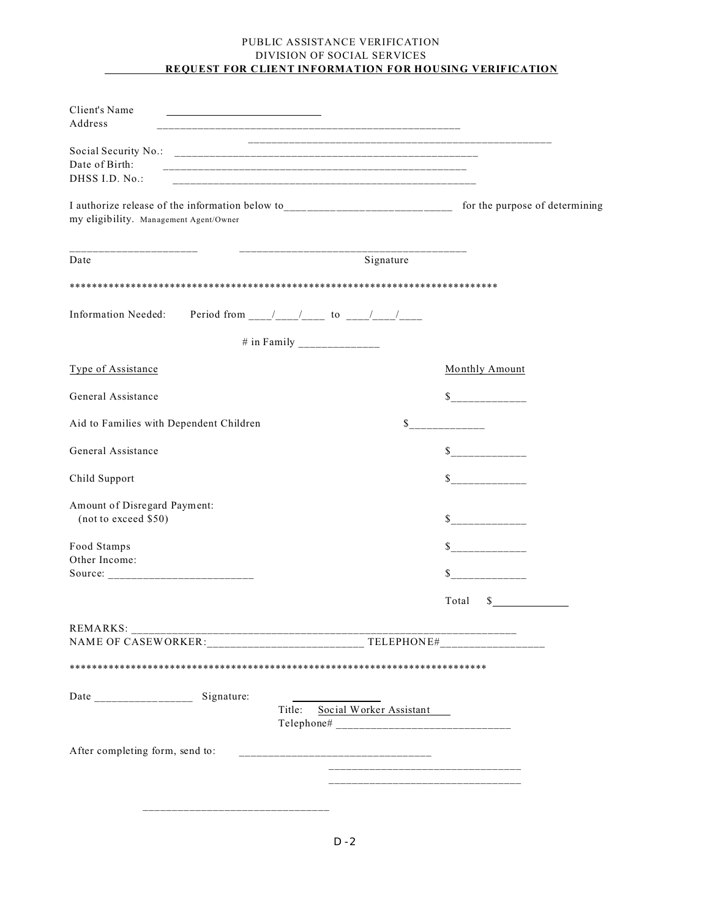PUBLIC ASSISTANCE VERIFICATION

DIVISION OF SOCIAL SERVICES

**REQUEST FOR CLIENT INFORMATION FOR HOUSING VERIFICATION**

Client's Name ____________________________

Address ________________________________________________________

________________________________________________________

Social Security No.: ________________________________________________________

Date of Birth: ________________________________________________________

DHSS I.D. No.: ________________________________________________________

I authorize release of the information below to____________________________ for the purpose of determining my eligibility. Management Agent/Owner

______________________ ________________________________________

Date Signature

*******************************************************************************

Information Needed: Period from ____/____/____ to ____/____/____

\# in Family ______________

| Type of Assistance | Monthly Amount |
|---|---|
| General Assistance | $_____________ |
| Aid to Families with Dependent Children | $_____________ |
| General Assistance | $_____________ |
| Child Support | $_____________ |
| Amount of Disregard Payment: (not to exceed $50) | $_____________ |
| Food Stamps | $_____________ |
| Other Income: Source: _________________________ | $_____________ |
| | Total $_____________ |

REMARKS: ________________________________________________________________________

NAME OF CASEWORKER:___________________________ TELEPHONE#_________________

*****************************************************************************

Date _________________ Signature: _______________

Title: Social Worker Assistant

Telephone# ______________________________

After completing form, send to: __________________________________

__________________________________

__________________________________

__________________________________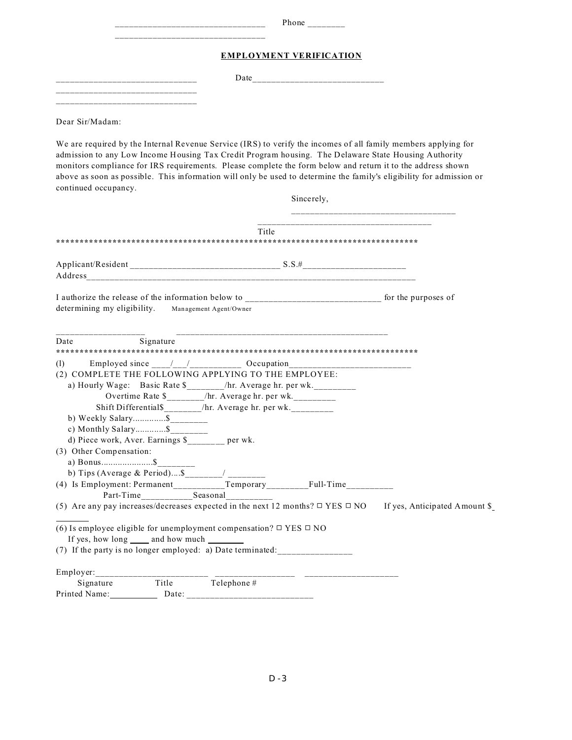________________________________ Phone ________

________________________________

## EMPLOYMENT VERIFICATION

______________________________ Date____________________________

______________________________

______________________________

Dear Sir/Madam:

We are required by the Internal Revenue Service (IRS) to verify the incomes of all family members applying for admission to any Low Income Housing Tax Credit Program housing. The Delaware State Housing Authority monitors compliance for IRS requirements. Please complete the form below and return it to the address shown above as soon as possible. This information will only be used to determine the family's eligibility for admission or continued occupancy.

Sincerely,

___________________________________

_____________________________________

Title

*******************************************************************************

Applicant/Resident ________________________________ S.S.#______________________

Address___________________________________________________________________________

I authorize the release of the information below to _____________________________ for the purposes of determining my eligibility. Management Agent/Owner

___________________ _____________________________________________

Date Signature

*******************************************************************************

(l) Employed since ____/___/__________ Occupation__________________________

(2) COMPLETE THE FOLLOWING APPLYING TO THE EMPLOYEE:

a) Hourly Wage: Basic Rate $________/hr. Average hr. per wk._________

Overtime Rate $________/hr. Average hr. per wk._________

Shift Differential$________/hr. Average hr. per wk._________

b) Weekly Salary.............$________

c) Monthly Salary............$________

d) Piece work, Aver. Earnings $________ per wk.

(3) Other Compensation:

a) Bonus.....................$________

b) Tips (Average & Period)....$________/ ________

(4) Is Employment: Permanent___________Temporary_________Full-Time__________

Part-Time___________Seasonal__________

(5) Are any pay increases/decreases expected in the next 12 months? ☐ YES ☐ NO If yes, Anticipated Amount $________

(6) Is employee eligible for unemployment compensation? ☐ YES ☐ NO

If yes, how long _____ and how much _________

(7) If the party is no longer employed: a) Date terminated:________________

Employer:________________________ _________________ ____________________

Signature Title Telephone #

Printed Name:___________ Date: ___________________________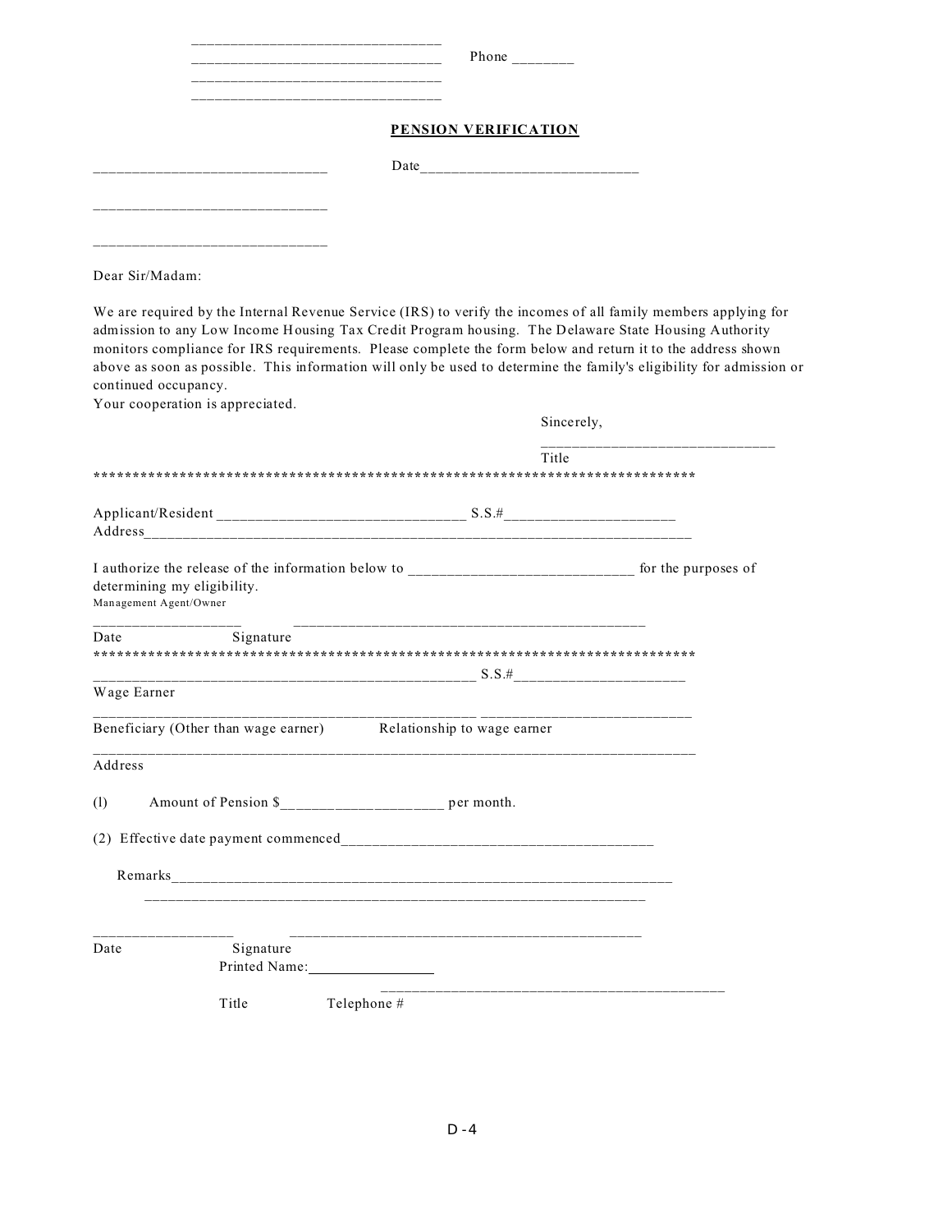\_\_\_\_\_\_\_\_\_\_\_\_\_\_\_\_\_\_\_\_\_\_\_\_\_\_\_\_\_\_\_\_
\_\_\_\_\_\_\_\_\_\_\_\_\_\_\_\_\_\_\_\_\_\_\_\_\_\_\_\_\_\_\_\_ Phone \_\_\_\_\_\_\_\_
\_\_\_\_\_\_\_\_\_\_\_\_\_\_\_\_\_\_\_\_\_\_\_\_\_\_\_\_\_\_\_\_
\_\_\_\_\_\_\_\_\_\_\_\_\_\_\_\_\_\_\_\_\_\_\_\_\_\_\_\_\_\_\_\_

## PENSION VERIFICATION

\_\_\_\_\_\_\_\_\_\_\_\_\_\_\_\_\_\_\_\_\_\_\_\_\_\_\_\_\_\_ Date\_\_\_\_\_\_\_\_\_\_\_\_\_\_\_\_\_\_\_\_\_\_\_\_\_\_\_\_\_\_

\_\_\_\_\_\_\_\_\_\_\_\_\_\_\_\_\_\_\_\_\_\_\_\_\_\_\_\_\_\_

\_\_\_\_\_\_\_\_\_\_\_\_\_\_\_\_\_\_\_\_\_\_\_\_\_\_\_\_\_\_

Dear Sir/Madam:

We are required by the Internal Revenue Service (IRS) to verify the incomes of all family members applying for admission to any Low Income Housing Tax Credit Program housing. The Delaware State Housing Authority monitors compliance for IRS requirements. Please complete the form below and return it to the address shown above as soon as possible. This information will only be used to determine the family's eligibility for admission or continued occupancy.
Your cooperation is appreciated.

Sincerely,

\_\_\_\_\_\_\_\_\_\_\_\_\_\_\_\_\_\_\_\_\_\_\_\_\_\_\_\_\_\_
Title

*********************************************************************************

Applicant/Resident \_\_\_\_\_\_\_\_\_\_\_\_\_\_\_\_\_\_\_\_\_\_\_\_\_\_\_\_\_\_\_\_ S.S.#\_\_\_\_\_\_\_\_\_\_\_\_\_\_\_\_\_\_\_\_\_\_
Address\_\_\_\_\_\_\_\_\_\_\_\_\_\_\_\_\_\_\_\_\_\_\_\_\_\_\_\_\_\_\_\_\_\_\_\_\_\_\_\_\_\_\_\_\_\_\_\_\_\_\_\_\_\_\_\_\_\_\_\_\_\_\_\_\_\_\_\_\_\_\_\_\_\_

I authorize the release of the information below to \_\_\_\_\_\_\_\_\_\_\_\_\_\_\_\_\_\_\_\_\_\_\_\_\_\_\_\_\_\_ for the purposes of determining my eligibility.
Management Agent/Owner

\_\_\_\_\_\_\_\_\_\_\_\_\_\_\_\_\_\_\_ \_\_\_\_\_\_\_\_\_\_\_\_\_\_\_\_\_\_\_\_\_\_\_\_\_\_\_\_\_\_\_\_\_\_\_\_\_\_\_\_\_\_\_\_\_\_
Date Signature

*********************************************************************************

\_\_\_\_\_\_\_\_\_\_\_\_\_\_\_\_\_\_\_\_\_\_\_\_\_\_\_\_\_\_\_\_\_\_\_\_\_\_\_\_\_\_\_\_\_\_\_\_\_\_ S.S.#\_\_\_\_\_\_\_\_\_\_\_\_\_\_\_\_\_\_\_\_\_\_
Wage Earner

\_\_\_\_\_\_\_\_\_\_\_\_\_\_\_\_\_\_\_\_\_\_\_\_\_\_\_\_\_\_\_\_\_\_\_\_\_\_\_\_\_\_\_\_\_\_\_\_\_\_ \_\_\_\_\_\_\_\_\_\_\_\_\_\_\_\_\_\_\_\_\_\_\_\_\_\_\_\_
Beneficiary (Other than wage earner) Relationship to wage earner

\_\_\_\_\_\_\_\_\_\_\_\_\_\_\_\_\_\_\_\_\_\_\_\_\_\_\_\_\_\_\_\_\_\_\_\_\_\_\_\_\_\_\_\_\_\_\_\_\_\_\_\_\_\_\_\_\_\_\_\_\_\_\_\_\_\_\_\_\_\_\_\_\_\_\_\_\_\_\_\_
Address

(l) Amount of Pension $\_\_\_\_\_\_\_\_\_\_\_\_\_\_\_\_\_\_\_\_ per month.

(2) Effective date payment commenced\_\_\_\_\_\_\_\_\_\_\_\_\_\_\_\_\_\_\_\_\_\_\_\_\_\_\_\_\_\_\_\_\_\_\_\_\_\_\_\_\_\_

Remarks\_\_\_\_\_\_\_\_\_\_\_\_\_\_\_\_\_\_\_\_\_\_\_\_\_\_\_\_\_\_\_\_\_\_\_\_\_\_\_\_\_\_\_\_\_\_\_\_\_\_\_\_\_\_\_\_\_\_\_\_\_\_\_\_\_\_\_\_
\_\_\_\_\_\_\_\_\_\_\_\_\_\_\_\_\_\_\_\_\_\_\_\_\_\_\_\_\_\_\_\_\_\_\_\_\_\_\_\_\_\_\_\_\_\_\_\_\_\_\_\_\_\_\_\_\_\_\_\_\_\_\_\_\_\_\_\_

\_\_\_\_\_\_\_\_\_\_\_\_\_\_\_\_\_\_ \_\_\_\_\_\_\_\_\_\_\_\_\_\_\_\_\_\_\_\_\_\_\_\_\_\_\_\_\_\_\_\_\_\_\_\_\_\_\_\_\_\_\_\_\_\_
Date Signature
Printed Name:\_\_\_\_\_\_\_\_\_\_\_\_\_\_\_\_\_\_

\_\_\_\_\_\_\_\_\_\_\_\_\_\_\_\_\_\_\_\_\_\_\_\_\_\_\_\_\_\_\_\_\_\_\_\_\_\_\_\_\_\_\_\_\_\_
Title Telephone #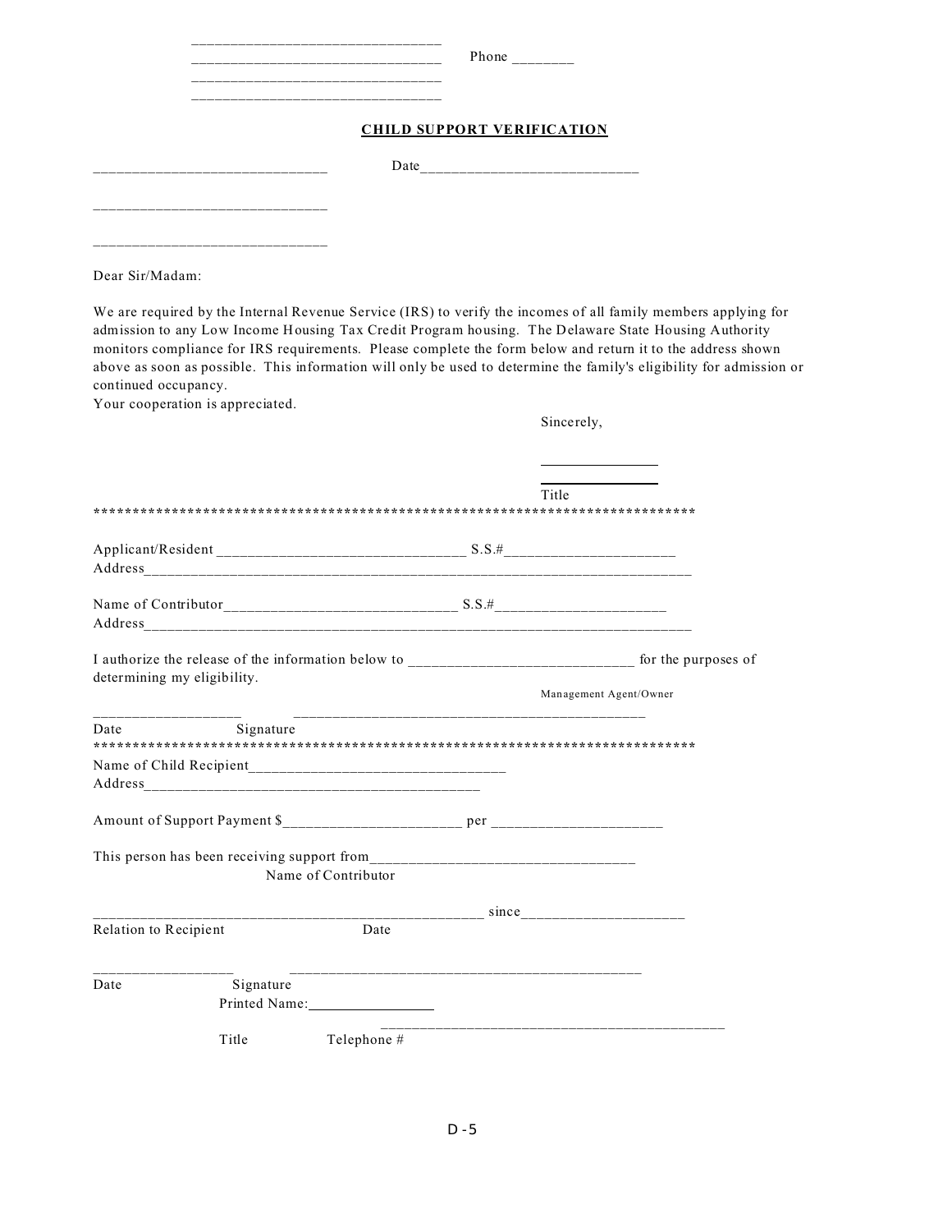\_\_\_\_\_\_\_\_\_\_\_\_\_\_\_\_\_\_\_\_\_\_\_\_\_\_\_\_\_\_\_\_
\_\_\_\_\_\_\_\_\_\_\_\_\_\_\_\_\_\_\_\_\_\_\_\_\_\_\_\_\_\_\_\_ Phone \_\_\_\_\_\_\_\_
\_\_\_\_\_\_\_\_\_\_\_\_\_\_\_\_\_\_\_\_\_\_\_\_\_\_\_\_\_\_\_\_
\_\_\_\_\_\_\_\_\_\_\_\_\_\_\_\_\_\_\_\_\_\_\_\_\_\_\_\_\_\_\_\_

**CHILD SUPPORT VERIFICATION**

\_\_\_\_\_\_\_\_\_\_\_\_\_\_\_\_\_\_\_\_\_\_\_\_\_\_\_\_\_\_ Date\_\_\_\_\_\_\_\_\_\_\_\_\_\_\_\_\_\_\_\_\_\_\_\_\_\_\_\_

\_\_\_\_\_\_\_\_\_\_\_\_\_\_\_\_\_\_\_\_\_\_\_\_\_\_\_\_\_\_

\_\_\_\_\_\_\_\_\_\_\_\_\_\_\_\_\_\_\_\_\_\_\_\_\_\_\_\_\_\_

Dear Sir/Madam:

We are required by the Internal Revenue Service (IRS) to verify the incomes of all family members applying for admission to any Low Income Housing Tax Credit Program housing. The Delaware State Housing Authority monitors compliance for IRS requirements. Please complete the form below and return it to the address shown above as soon as possible. This information will only be used to determine the family's eligibility for admission or continued occupancy.
Your cooperation is appreciated.

Sincerely,

\_\_\_\_\_\_\_\_\_\_\_\_\_\_\_\_
\_\_\_\_\_\_\_\_\_\_\_\_\_\_\_\_
Title

\*\*\*\*\*\*\*\*\*\*\*\*\*\*\*\*\*\*\*\*\*\*\*\*\*\*\*\*\*\*\*\*\*\*\*\*\*\*\*\*\*\*\*\*\*\*\*\*\*\*\*\*\*\*\*\*\*\*\*\*\*\*\*\*\*\*\*\*\*\*\*\*\*\*\*\*\*\*\*\*\*

Applicant/Resident \_\_\_\_\_\_\_\_\_\_\_\_\_\_\_\_\_\_\_\_\_\_\_\_\_\_\_\_\_\_\_\_ S.S.#\_\_\_\_\_\_\_\_\_\_\_\_\_\_\_\_\_\_\_\_\_\_
Address\_\_\_\_\_\_\_\_\_\_\_\_\_\_\_\_\_\_\_\_\_\_\_\_\_\_\_\_\_\_\_\_\_\_\_\_\_\_\_\_\_\_\_\_\_\_\_\_\_\_\_\_\_\_\_\_\_\_\_\_\_\_\_\_\_\_\_\_\_\_\_\_\_\_\_

Name of Contributor\_\_\_\_\_\_\_\_\_\_\_\_\_\_\_\_\_\_\_\_\_\_\_\_\_\_\_\_\_\_ S.S.#\_\_\_\_\_\_\_\_\_\_\_\_\_\_\_\_\_\_\_\_\_\_
Address\_\_\_\_\_\_\_\_\_\_\_\_\_\_\_\_\_\_\_\_\_\_\_\_\_\_\_\_\_\_\_\_\_\_\_\_\_\_\_\_\_\_\_\_\_\_\_\_\_\_\_\_\_\_\_\_\_\_\_\_\_\_\_\_\_\_\_\_\_\_\_\_\_\_\_

I authorize the release of the information below to \_\_\_\_\_\_\_\_\_\_\_\_\_\_\_\_\_\_\_\_\_\_\_\_\_\_\_\_\_ for the purposes of determining my eligibility.
Management Agent/Owner

\_\_\_\_\_\_\_\_\_\_\_\_\_\_\_\_\_\_\_ \_\_\_\_\_\_\_\_\_\_\_\_\_\_\_\_\_\_\_\_\_\_\_\_\_\_\_\_\_\_\_\_\_\_\_\_\_\_\_\_\_\_\_\_\_\_
Date Signature

\*\*\*\*\*\*\*\*\*\*\*\*\*\*\*\*\*\*\*\*\*\*\*\*\*\*\*\*\*\*\*\*\*\*\*\*\*\*\*\*\*\*\*\*\*\*\*\*\*\*\*\*\*\*\*\*\*\*\*\*\*\*\*\*\*\*\*\*\*\*\*\*\*\*\*\*\*\*\*\*\*

Name of Child Recipient\_\_\_\_\_\_\_\_\_\_\_\_\_\_\_\_\_\_\_\_\_\_\_\_\_\_\_\_\_\_\_\_\_
Address\_\_\_\_\_\_\_\_\_\_\_\_\_\_\_\_\_\_\_\_\_\_\_\_\_\_\_\_\_\_\_\_\_\_\_\_\_\_\_\_\_\_\_\_\_\_\_

Amount of Support Payment $\_\_\_\_\_\_\_\_\_\_\_\_\_\_\_\_\_\_\_\_\_\_\_ per \_\_\_\_\_\_\_\_\_\_\_\_\_\_\_\_\_\_\_\_\_\_

This person has been receiving support from\_\_\_\_\_\_\_\_\_\_\_\_\_\_\_\_\_\_\_\_\_\_\_\_\_\_\_\_\_\_\_\_\_\_
Name of Contributor

\_\_\_\_\_\_\_\_\_\_\_\_\_\_\_\_\_\_\_\_\_\_\_\_\_\_\_\_\_\_\_\_\_\_\_\_\_\_\_\_\_\_\_\_\_\_\_\_\_\_\_\_\_ since\_\_\_\_\_\_\_\_\_\_\_\_\_\_\_\_\_\_\_\_\_
Relation to Recipient Date

\_\_\_\_\_\_\_\_\_\_\_\_\_\_\_\_\_\_ \_\_\_\_\_\_\_\_\_\_\_\_\_\_\_\_\_\_\_\_\_\_\_\_\_\_\_\_\_\_\_\_\_\_\_\_\_\_\_\_\_\_\_\_\_\_
Date Signature
Printed Name:\_\_\_\_\_\_\_\_\_\_\_\_\_\_\_\_\_

\_\_\_\_\_\_\_\_\_\_\_\_\_\_\_\_\_\_\_\_\_\_\_\_\_\_\_\_\_\_\_\_\_\_\_\_\_\_\_\_\_\_\_\_\_\_
Title Telephone #

D-5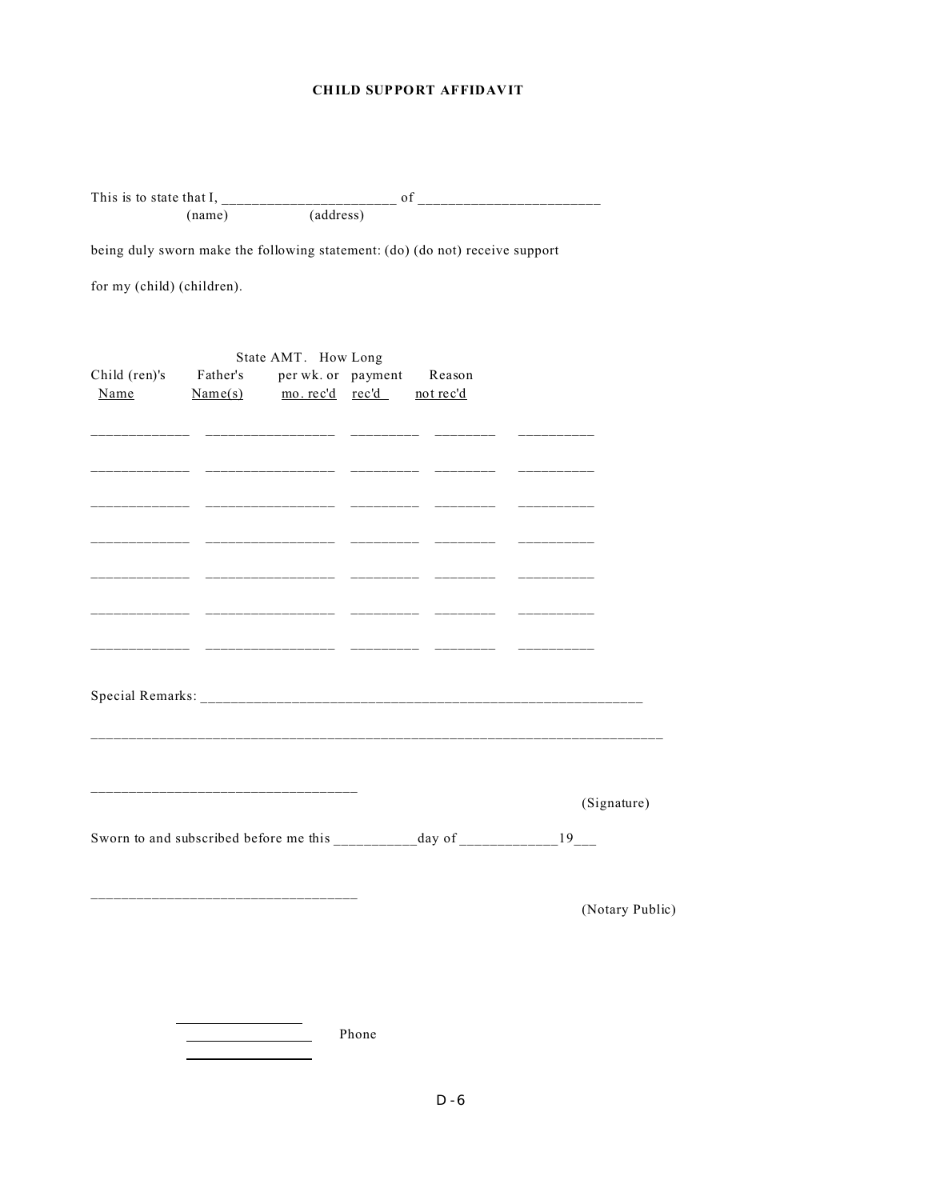## CHILD SUPPORT AFFIDAVIT

This is to state that I, _______________________ of _______________________
(name) (address)

being duly sworn make the following statement: (do) (do not) receive support

for my (child) (children).

| Child (ren)'s Name | Father's Name(s) | State AMT. per wk. or mo. rec'd | How Long payment rec'd | Reason not rec'd |
|---|---|---|---|---|
| ____________ | ________________ | _________ | ________ | _________ |
| ____________ | ________________ | _________ | ________ | _________ |
| ____________ | ________________ | _________ | ________ | _________ |
| ____________ | ________________ | _________ | ________ | _________ |
| ____________ | ________________ | _________ | ________ | _________ |
| ____________ | ________________ | _________ | ________ | _________ |
| ____________ | ________________ | _________ | ________ | _________ |

Special Remarks: ___________________________________________________________

______________________________________________________________________________

__________________________________ (Signature)

Sworn to and subscribed before me this ___________day of _____________19___

__________________________________ (Notary Public)

________________

________________ Phone

________________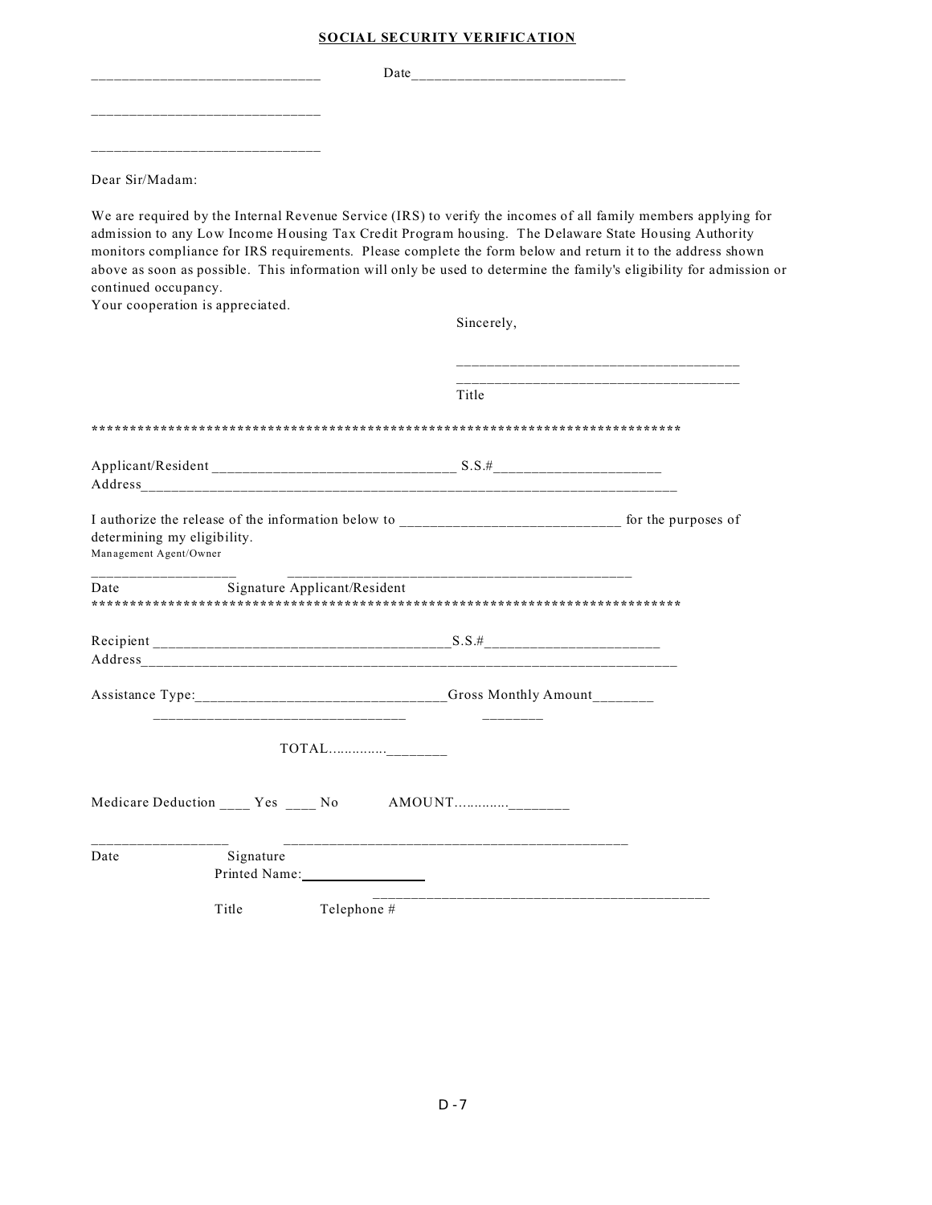**SOCIAL SECURITY VERIFICATION**

_____________________________ Date____________________________

_____________________________

_____________________________

Dear Sir/Madam:

We are required by the Internal Revenue Service (IRS) to verify the incomes of all family members applying for admission to any Low Income Housing Tax Credit Program housing. The Delaware State Housing Authority monitors compliance for IRS requirements. Please complete the form below and return it to the address shown above as soon as possible. This information will only be used to determine the family's eligibility for admission or continued occupancy.
Your cooperation is appreciated.

Sincerely,

_____________________________________
_____________________________________
Title

*******************************************************************************

Applicant/Resident _______________________________ S.S.#______________________
Address___________________________________________________________________________

I authorize the release of the information below to ____________________________ for the purposes of determining my eligibility.
Management Agent/Owner

__________________ ____________________________________________
Date Signature Applicant/Resident

*******************************************************************************

Recipient ______________________________________S.S.#______________________
Address___________________________________________________________________________

Assistance Type:________________________________Gross Monthly Amount_______
________________________________ ________

TOTAL..............._______

Medicare Deduction ____ Yes ____ No AMOUNT............._______

_________________ ____________________________________________
Date Signature
Printed Name:________________

____________________________________________
Title Telephone #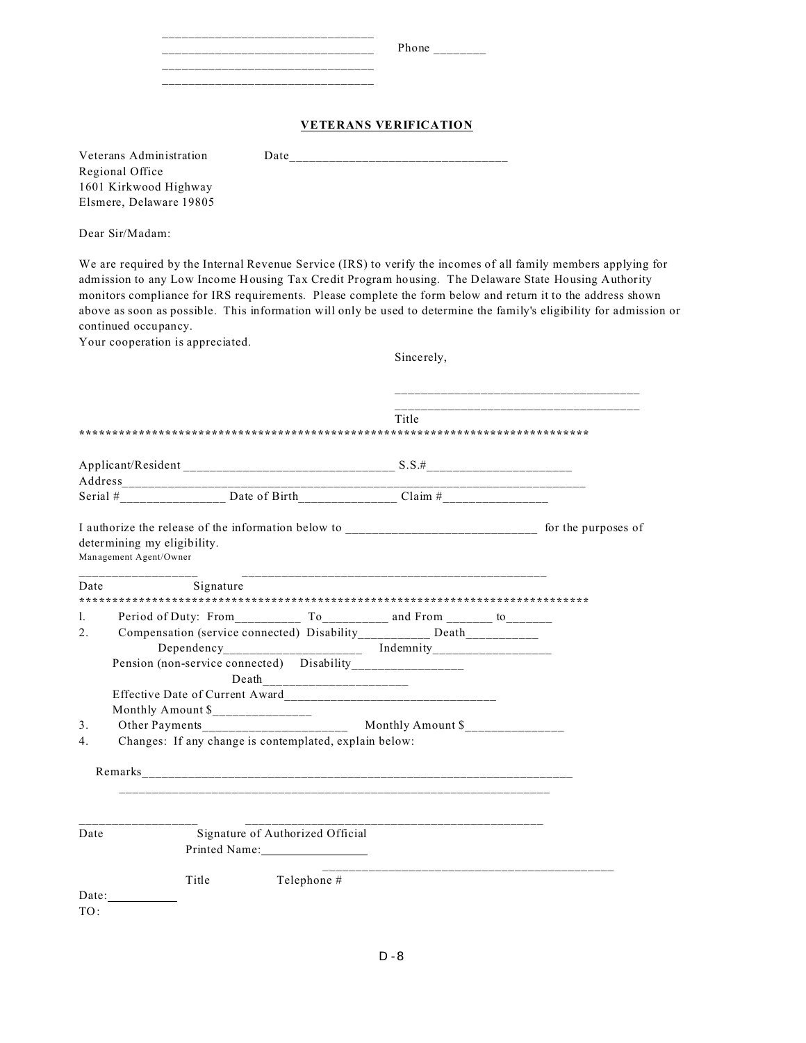\_\_\_\_\_\_\_\_\_\_\_\_\_\_\_\_\_\_\_\_\_\_\_\_\_\_\_\_\_\_\_\_
\_\_\_\_\_\_\_\_\_\_\_\_\_\_\_\_\_\_\_\_\_\_\_\_\_\_\_\_\_\_\_\_ Phone \_\_\_\_\_\_\_\_
\_\_\_\_\_\_\_\_\_\_\_\_\_\_\_\_\_\_\_\_\_\_\_\_\_\_\_\_\_\_\_\_
\_\_\_\_\_\_\_\_\_\_\_\_\_\_\_\_\_\_\_\_\_\_\_\_\_\_\_\_\_\_\_\_

## VETERANS VERIFICATION

Veterans Administration
Regional Office
1601 Kirkwood Highway
Elsmere, Delaware 19805

Date\_\_\_\_\_\_\_\_\_\_\_\_\_\_\_\_\_\_\_\_\_\_\_\_\_\_\_\_\_\_\_\_\_\_

Dear Sir/Madam:

We are required by the Internal Revenue Service (IRS) to verify the incomes of all family members applying for admission to any Low Income Housing Tax Credit Program housing. The Delaware State Housing Authority monitors compliance for IRS requirements. Please complete the form below and return it to the address shown above as soon as possible. This information will only be used to determine the family's eligibility for admission or continued occupancy.
Your cooperation is appreciated.

Sincerely,

\_\_\_\_\_\_\_\_\_\_\_\_\_\_\_\_\_\_\_\_\_\_\_\_\_\_\_\_\_\_\_\_\_\_\_\_\_\_
\_\_\_\_\_\_\_\_\_\_\_\_\_\_\_\_\_\_\_\_\_\_\_\_\_\_\_\_\_\_\_\_\_\_\_\_\_\_
Title

\*\*\*\*\*\*\*\*\*\*\*\*\*\*\*\*\*\*\*\*\*\*\*\*\*\*\*\*\*\*\*\*\*\*\*\*\*\*\*\*\*\*\*\*\*\*\*\*\*\*\*\*\*\*\*\*\*\*\*\*\*\*\*\*\*\*\*\*\*\*\*\*\*\*\*\*\*\*\*\*\*

Applicant/Resident \_\_\_\_\_\_\_\_\_\_\_\_\_\_\_\_\_\_\_\_\_\_\_\_\_\_\_\_\_\_\_\_ S.S.#\_\_\_\_\_\_\_\_\_\_\_\_\_\_\_\_\_\_\_\_\_\_
Address\_\_\_\_\_\_\_\_\_\_\_\_\_\_\_\_\_\_\_\_\_\_\_\_\_\_\_\_\_\_\_\_\_\_\_\_\_\_\_\_\_\_\_\_\_\_\_\_\_\_\_\_\_\_\_\_\_\_\_\_\_\_\_\_\_\_\_\_\_\_\_\_\_
Serial #\_\_\_\_\_\_\_\_\_\_\_\_\_\_\_\_ Date of Birth\_\_\_\_\_\_\_\_\_\_\_\_\_\_\_ Claim #\_\_\_\_\_\_\_\_\_\_\_\_\_\_\_\_

I authorize the release of the information below to \_\_\_\_\_\_\_\_\_\_\_\_\_\_\_\_\_\_\_\_\_\_\_\_\_\_\_\_\_\_ for the purposes of determining my eligibility.
Management Agent/Owner

\_\_\_\_\_\_\_\_\_\_\_\_\_\_\_\_\_\_ \_\_\_\_\_\_\_\_\_\_\_\_\_\_\_\_\_\_\_\_\_\_\_\_\_\_\_\_\_\_\_\_\_\_\_\_\_\_\_\_\_\_\_\_\_\_
Date Signature

\*\*\*\*\*\*\*\*\*\*\*\*\*\*\*\*\*\*\*\*\*\*\*\*\*\*\*\*\*\*\*\*\*\*\*\*\*\*\*\*\*\*\*\*\*\*\*\*\*\*\*\*\*\*\*\*\*\*\*\*\*\*\*\*\*\*\*\*\*\*\*\*\*\*\*\*\*\*\*\*\*

1. Period of Duty: From\_\_\_\_\_\_\_\_\_\_ To\_\_\_\_\_\_\_\_\_\_ and From \_\_\_\_\_\_\_ to\_\_\_\_\_\_\_
2. Compensation (service connected) Disability\_\_\_\_\_\_\_\_\_\_\_ Death\_\_\_\_\_\_\_\_\_\_\_
   Dependency\_\_\_\_\_\_\_\_\_\_\_\_\_\_\_\_\_\_\_\_\_ Indemnity\_\_\_\_\_\_\_\_\_\_\_\_\_\_\_\_\_\_
   Pension (non-service connected) Disability\_\_\_\_\_\_\_\_\_\_\_\_\_\_\_\_\_
   Death\_\_\_\_\_\_\_\_\_\_\_\_\_\_\_\_\_\_\_\_\_\_
   Effective Date of Current Award\_\_\_\_\_\_\_\_\_\_\_\_\_\_\_\_\_\_\_\_\_\_\_\_\_\_\_\_\_\_\_\_\_
   Monthly Amount $\_\_\_\_\_\_\_\_\_\_\_\_\_\_\_
3. Other Payments\_\_\_\_\_\_\_\_\_\_\_\_\_\_\_\_\_\_\_\_\_\_ Monthly Amount $\_\_\_\_\_\_\_\_\_\_\_\_\_\_\_
4. Changes: If any change is contemplated, explain below:

Remarks\_\_\_\_\_\_\_\_\_\_\_\_\_\_\_\_\_\_\_\_\_\_\_\_\_\_\_\_\_\_\_\_\_\_\_\_\_\_\_\_\_\_\_\_\_\_\_\_\_\_\_\_\_\_\_\_\_\_\_\_\_\_\_\_\_\_\_\_\_
\_\_\_\_\_\_\_\_\_\_\_\_\_\_\_\_\_\_\_\_\_\_\_\_\_\_\_\_\_\_\_\_\_\_\_\_\_\_\_\_\_\_\_\_\_\_\_\_\_\_\_\_\_\_\_\_\_\_\_\_\_\_\_\_\_\_\_\_\_\_

\_\_\_\_\_\_\_\_\_\_\_\_\_\_\_\_\_\_ \_\_\_\_\_\_\_\_\_\_\_\_\_\_\_\_\_\_\_\_\_\_\_\_\_\_\_\_\_\_\_\_\_\_\_\_\_\_\_\_\_\_\_\_\_\_
Date Signature of Authorized Official
Printed Name:\_\_\_\_\_\_\_\_\_\_\_\_\_\_\_\_\_\_

\_\_\_\_\_\_\_\_\_\_\_\_\_\_\_\_\_\_\_\_\_\_\_\_\_\_\_\_\_\_\_\_\_\_\_\_\_\_\_\_\_\_\_\_\_\_
Title Telephone #

Date:\_\_\_\_\_\_\_\_\_\_\_\_
TO: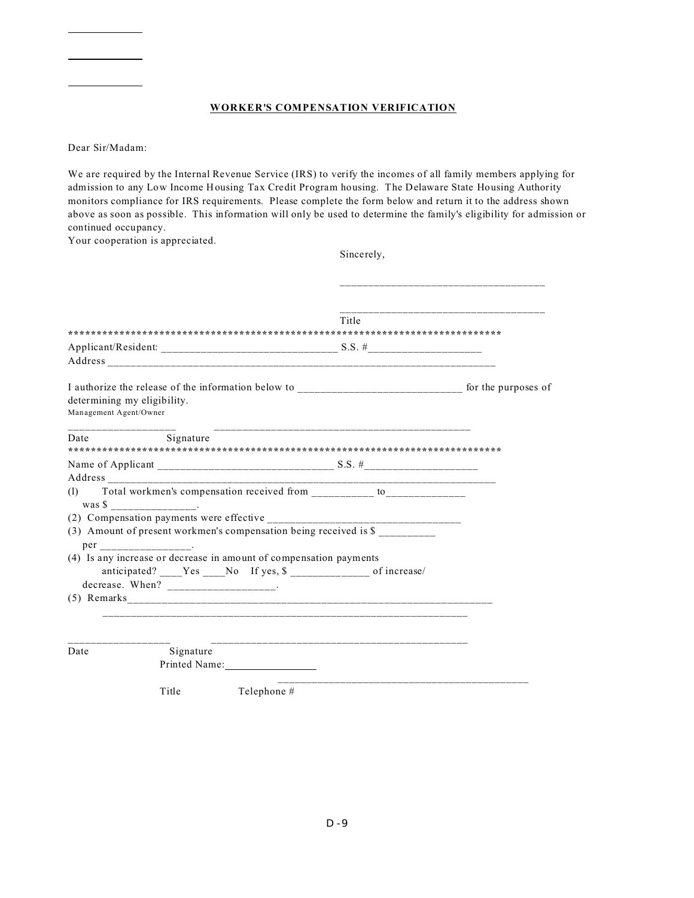\_\_\_\_\_\_\_\_\_\_\_\_\_\_\_

\_\_\_\_\_\_\_\_\_\_\_\_\_\_\_

\_\_\_\_\_\_\_\_\_\_\_\_\_\_\_

**WORKER'S COMPENSATION VERIFICATION**

Dear Sir/Madam:

We are required by the Internal Revenue Service (IRS) to verify the incomes of all family members applying for admission to any Low Income Housing Tax Credit Program housing. The Delaware State Housing Authority monitors compliance for IRS requirements. Please complete the form below and return it to the address shown above as soon as possible. This information will only be used to determine the family's eligibility for admission or continued occupancy.
Your cooperation is appreciated.

Sincerely,

\_\_\_\_\_\_\_\_\_\_\_\_\_\_\_\_\_\_\_\_\_\_\_\_\_\_\_\_\_\_\_\_\_\_\_\_

\_\_\_\_\_\_\_\_\_\_\_\_\_\_\_\_\_\_\_\_\_\_\_\_\_\_\_\_\_\_\_\_\_\_\_\_
Title

********************************************************************************

Applicant/Resident: \_\_\_\_\_\_\_\_\_\_\_\_\_\_\_\_\_\_\_\_\_\_\_\_\_\_\_\_\_\_\_\_ S.S. #\_\_\_\_\_\_\_\_\_\_\_\_\_\_\_\_\_\_\_\_
Address \_\_\_\_\_\_\_\_\_\_\_\_\_\_\_\_\_\_\_\_\_\_\_\_\_\_\_\_\_\_\_\_\_\_\_\_\_\_\_\_\_\_\_\_\_\_\_\_\_\_\_\_\_\_\_\_\_\_\_\_\_\_\_\_\_\_\_\_\_\_\_

I authorize the release of the information below to \_\_\_\_\_\_\_\_\_\_\_\_\_\_\_\_\_\_\_\_\_\_\_\_\_\_\_\_\_ for the purposes of determining my eligibility.
Management Agent/Owner

\_\_\_\_\_\_\_\_\_\_\_\_\_\_\_\_\_\_\_ \_\_\_\_\_\_\_\_\_\_\_\_\_\_\_\_\_\_\_\_\_\_\_\_\_\_\_\_\_\_\_\_\_\_\_\_\_\_\_\_\_\_\_\_\_\_\_
Date Signature

********************************************************************************

Name of Applicant \_\_\_\_\_\_\_\_\_\_\_\_\_\_\_\_\_\_\_\_\_\_\_\_\_\_\_\_\_\_\_\_ S.S. #\_\_\_\_\_\_\_\_\_\_\_\_\_\_\_\_\_\_\_\_
Address \_\_\_\_\_\_\_\_\_\_\_\_\_\_\_\_\_\_\_\_\_\_\_\_\_\_\_\_\_\_\_\_\_\_\_\_\_\_\_\_\_\_\_\_\_\_\_\_\_\_\_\_\_\_\_\_\_\_\_\_\_\_\_\_\_\_\_\_\_\_\_

(1) Total workmen's compensation received from \_\_\_\_\_\_\_\_\_\_\_ to\_\_\_\_\_\_\_\_\_\_\_\_\_\_ was $ \_\_\_\_\_\_\_\_\_\_\_\_\_\_\_.

(2) Compensation payments were effective \_\_\_\_\_\_\_\_\_\_\_\_\_\_\_\_\_\_\_\_\_\_\_\_\_\_\_\_\_\_\_\_\_\_\_\_

(3) Amount of present workmen's compensation being received is $ \_\_\_\_\_\_\_\_\_\_ per \_\_\_\_\_\_\_\_\_\_\_\_\_\_\_\_.

(4) Is any increase or decrease in amount of compensation payments anticipated? \_\_\_\_Yes \_\_\_\_No If yes, $ \_\_\_\_\_\_\_\_\_\_\_\_\_\_ of increase/decrease. When? \_\_\_\_\_\_\_\_\_\_\_\_\_\_\_\_\_\_\_.

(5) Remarks\_\_\_\_\_\_\_\_\_\_\_\_\_\_\_\_\_\_\_\_\_\_\_\_\_\_\_\_\_\_\_\_\_\_\_\_\_\_\_\_\_\_\_\_\_\_\_\_\_\_\_\_\_\_\_\_\_\_\_\_\_\_\_\_\_\_\_\_
\_\_\_\_\_\_\_\_\_\_\_\_\_\_\_\_\_\_\_\_\_\_\_\_\_\_\_\_\_\_\_\_\_\_\_\_\_\_\_\_\_\_\_\_\_\_\_\_\_\_\_\_\_\_\_\_\_\_\_\_\_\_\_\_\_\_\_\_\_

\_\_\_\_\_\_\_\_\_\_\_\_\_\_\_\_\_\_ \_\_\_\_\_\_\_\_\_\_\_\_\_\_\_\_\_\_\_\_\_\_\_\_\_\_\_\_\_\_\_\_\_\_\_\_\_\_\_\_\_\_\_\_\_\_\_
Date Signature
Printed Name:\_\_\_\_\_\_\_\_\_\_\_\_\_\_\_\_\_\_

\_\_\_\_\_\_\_\_\_\_\_\_\_\_\_\_\_\_\_\_\_\_\_\_\_\_\_\_\_\_\_\_\_\_\_\_\_\_\_\_\_\_\_\_\_\_
Title Telephone #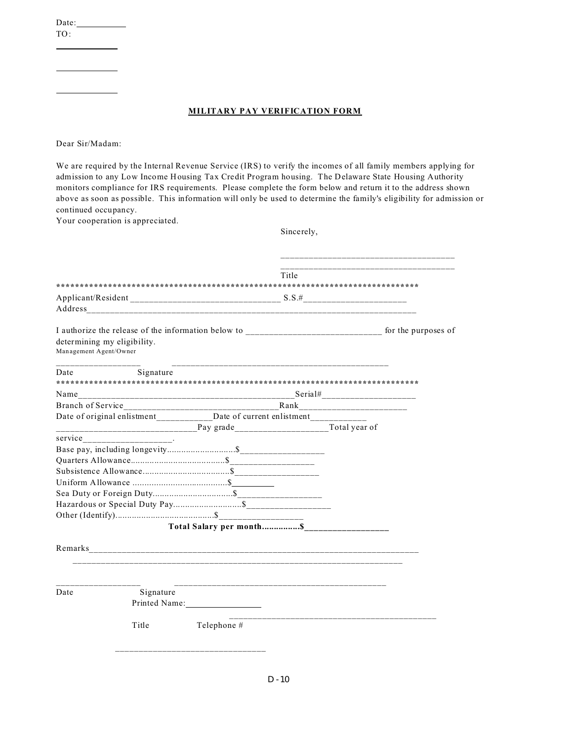Date:___________
TO:

______________

______________

______________

## MILITARY PAY VERIFICATION FORM

Dear Sir/Madam:

We are required by the Internal Revenue Service (IRS) to verify the incomes of all family members applying for admission to any Low Income Housing Tax Credit Program housing. The Delaware State Housing Authority monitors compliance for IRS requirements. Please complete the form below and return it to the address shown above as soon as possible. This information will only be used to determine the family's eligibility for admission or continued occupancy.
Your cooperation is appreciated.

Sincerely,

_____________________________________
_____________________________________
Title

*********************************************************************************

Applicant/Resident ________________________________ S.S.#______________________
Address___________________________________________________________________________

I authorize the release of the information below to _____________________________ for the purposes of determining my eligibility.
Management Agent/Owner

__________________ ________________________________________________
Date Signature

*********************************************************************************

Name_______________________________________________Serial#____________________
Branch of Service__________________________________Rank_______________________
Date of original enlistment____________Date of current enlistment____________
________________________________Pay grade____________________Total year of service___________________.

Base pay, including longevity.............................$__________________
Quarters Allowance........................................$__________________
Subsistence Allowance.....................................$__________________
Uniform Allowance .........................................$_________
Sea Duty or Foreign Duty..................................$__________________
Hazardous or Special Duty Pay.............................$__________________
Other (Identify)..........................................$__________________
**Total Salary per month...............$__________________**

Remarks___________________________________________________________________________
__________________________________________________________________________

__________________ ________________________________________________
Date Signature
Printed Name:_________________

_______________________________________________
Title Telephone #

________________________________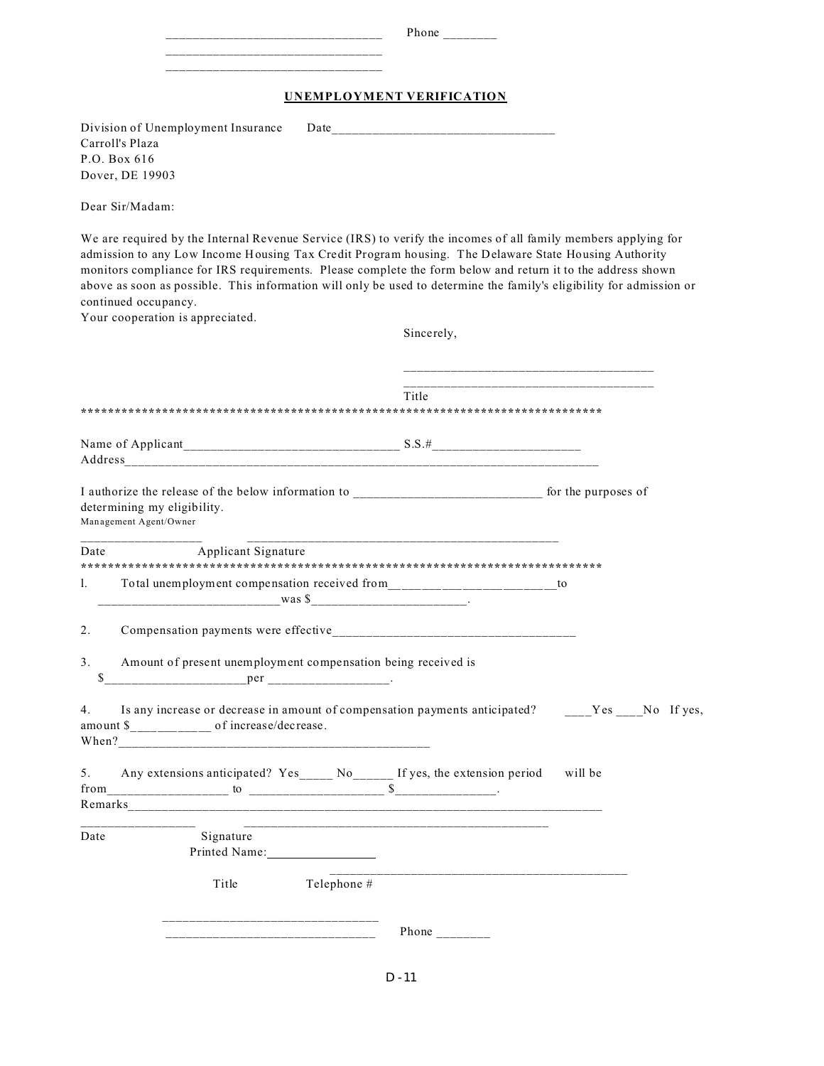________________________________ Phone ________

________________________________

________________________________

## UNEMPLOYMENT VERIFICATION

Division of Unemployment Insurance  Date__________________________________

Carroll's Plaza

P.O. Box 616

Dover, DE 19903

Dear Sir/Madam:

We are required by the Internal Revenue Service (IRS) to verify the incomes of all family members applying for admission to any Low Income Housing Tax Credit Program housing. The Delaware State Housing Authority monitors compliance for IRS requirements. Please complete the form below and return it to the address shown above as soon as possible. This information will only be used to determine the family's eligibility for admission or continued occupancy.

Your cooperation is appreciated.

Sincerely,

_____________________________________

_____________________________________

Title

*********************************************************************************

Name of Applicant________________________________ S.S.#______________________

Address____________________________________________________________________________

I authorize the release of the below information to ____________________________ for the purposes of determining my eligibility.

Management Agent/Owner

_________________ _______________________________________________

Date Applicant Signature

*********************************************************************************

1. Total unemployment compensation received from_________________________to ___________________________was $_______________________.

2. Compensation payments were effective_____________________________________

3. Amount of present unemployment compensation being received is $_____________________per __________________.

4. Is any increase or decrease in amount of compensation payments anticipated? ____Yes ____No If yes, amount $___________ of increase/decrease.
When?________________________________________________

5. Any extensions anticipated? Yes_____ No______ If yes, the extension period will be from__________________ to ____________________ $_______________.
Remarks____________________________________________________________________________

_________________ _______________________________________________

Date Signature

Printed Name:_________________

_______________________________________________

Title Telephone #

________________________________

________________________________ Phone ________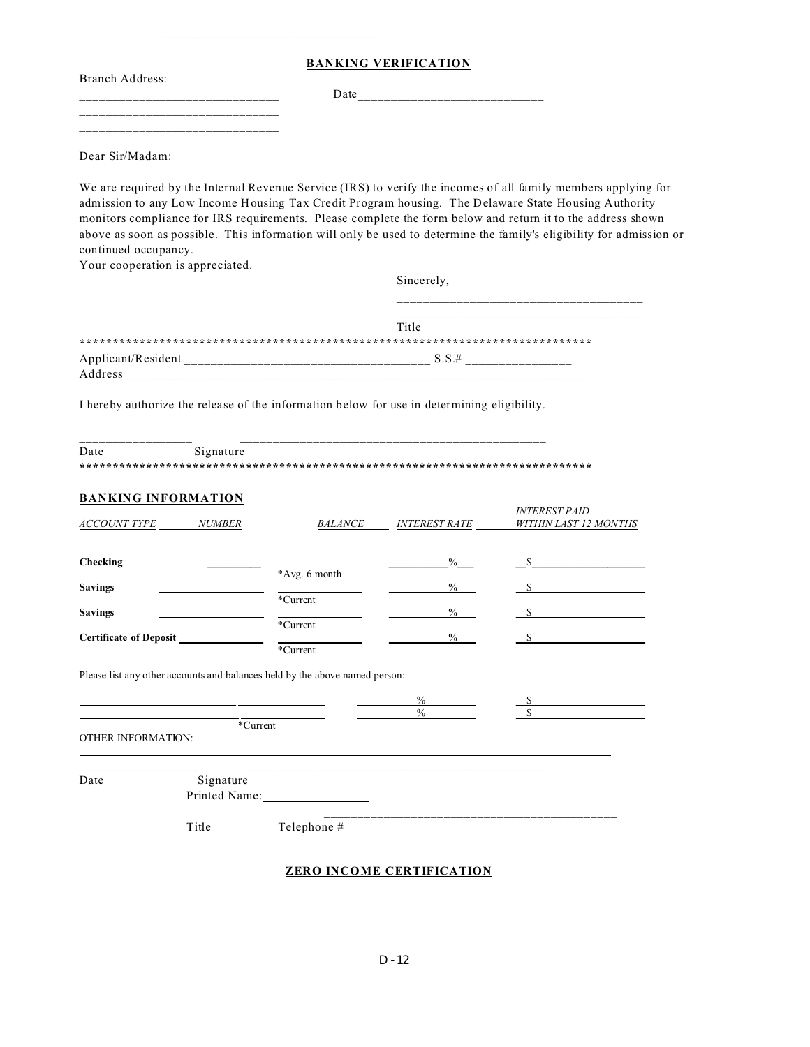\_\_\_\_\_\_\_\_\_\_\_\_\_\_\_\_\_\_\_\_\_\_\_\_\_\_\_\_\_\_\_\_

## BANKING VERIFICATION

Branch Address:

\_\_\_\_\_\_\_\_\_\_\_\_\_\_\_\_\_\_\_\_\_\_\_\_\_\_\_\_\_\_ Date\_\_\_\_\_\_\_\_\_\_\_\_\_\_\_\_\_\_\_\_\_\_\_\_\_\_\_\_

\_\_\_\_\_\_\_\_\_\_\_\_\_\_\_\_\_\_\_\_\_\_\_\_\_\_\_\_\_\_

\_\_\_\_\_\_\_\_\_\_\_\_\_\_\_\_\_\_\_\_\_\_\_\_\_\_\_\_\_\_

Dear Sir/Madam:

We are required by the Internal Revenue Service (IRS) to verify the incomes of all family members applying for admission to any Low Income Housing Tax Credit Program housing. The Delaware State Housing Authority monitors compliance for IRS requirements. Please complete the form below and return it to the address shown above as soon as possible. This information will only be used to determine the family's eligibility for admission or continued occupancy.
Your cooperation is appreciated.

Sincerely,

\_\_\_\_\_\_\_\_\_\_\_\_\_\_\_\_\_\_\_\_\_\_\_\_\_\_\_\_\_\_\_\_\_\_\_\_

\_\_\_\_\_\_\_\_\_\_\_\_\_\_\_\_\_\_\_\_\_\_\_\_\_\_\_\_\_\_\_\_\_\_\_\_

Title

\*\*\*\*\*\*\*\*\*\*\*\*\*\*\*\*\*\*\*\*\*\*\*\*\*\*\*\*\*\*\*\*\*\*\*\*\*\*\*\*\*\*\*\*\*\*\*\*\*\*\*\*\*\*\*\*\*\*\*\*\*\*\*\*\*\*\*\*\*\*\*\*\*\*\*\*\*

Applicant/Resident \_\_\_\_\_\_\_\_\_\_\_\_\_\_\_\_\_\_\_\_\_\_\_\_\_\_\_\_\_\_\_\_\_\_\_\_ S.S.# \_\_\_\_\_\_\_\_\_\_\_\_\_\_\_

Address \_\_\_\_\_\_\_\_\_\_\_\_\_\_\_\_\_\_\_\_\_\_\_\_\_\_\_\_\_\_\_\_\_\_\_\_\_\_\_\_\_\_\_\_\_\_\_\_\_\_\_\_\_\_\_\_\_\_\_\_\_\_\_\_\_\_\_\_

I hereby authorize the release of the information below for use in determining eligibility.

\_\_\_\_\_\_\_\_\_\_\_\_\_\_\_\_ \_\_\_\_\_\_\_\_\_\_\_\_\_\_\_\_\_\_\_\_\_\_\_\_\_\_\_\_\_\_\_\_\_\_\_\_\_\_\_\_\_\_\_\_\_\_\_\_

Date Signature

\*\*\*\*\*\*\*\*\*\*\*\*\*\*\*\*\*\*\*\*\*\*\*\*\*\*\*\*\*\*\*\*\*\*\*\*\*\*\*\*\*\*\*\*\*\*\*\*\*\*\*\*\*\*\*\*\*\*\*\*\*\*\*\*\*\*\*\*\*\*\*\*\*\*\*\*\*

### BANKING INFORMATION

| *ACCOUNT TYPE* | *NUMBER* | *BALANCE* | *INTEREST RATE* | *INTEREST PAID WITHIN LAST 12 MONTHS* |
|---|---|---|---|---|
| **Checking** | \_\_\_\_\_\_\_\_ | \_\_\_\_\_\_\_\_ *Avg. 6 month | \_\_\_\_ % | $ \_\_\_\_\_\_\_\_ |
| **Savings** | \_\_\_\_\_\_\_\_ | \_\_\_\_\_\_\_\_ *Current | \_\_\_\_ % | $ \_\_\_\_\_\_\_\_ |
| **Savings** | \_\_\_\_\_\_\_\_ | \_\_\_\_\_\_\_\_ *Current | \_\_\_\_ % | $ \_\_\_\_\_\_\_\_ |
| **Certificate of Deposit** | \_\_\_\_\_\_\_\_ | \_\_\_\_\_\_\_\_ *Current | \_\_\_\_ % | $ \_\_\_\_\_\_\_\_ |

Please list any other accounts and balances held by the above named person:

| | | | |
|---|---|---|---|
| \_\_\_\_\_\_\_\_\_\_\_\_ | \_\_\_\_\_\_\_\_ | \_\_\_\_ % | $ \_\_\_\_\_\_\_\_ |
| \_\_\_\_\_\_\_\_\_\_\_\_ | \_\_\_\_\_\_\_\_ *Current | \_\_\_\_ % | $ \_\_\_\_\_\_\_\_ |

OTHER INFORMATION:

\_\_\_\_\_\_\_\_\_\_\_\_\_\_\_\_\_\_\_\_\_\_\_\_\_\_\_\_\_\_\_\_\_\_\_\_\_\_\_\_\_\_\_\_\_\_\_\_\_\_\_\_\_\_\_\_\_\_\_\_\_\_\_\_\_\_\_\_\_\_\_\_\_\_\_\_

\_\_\_\_\_\_\_\_\_\_\_\_\_\_\_\_\_ \_\_\_\_\_\_\_\_\_\_\_\_\_\_\_\_\_\_\_\_\_\_\_\_\_\_\_\_\_\_\_\_\_\_\_\_\_\_\_\_\_\_\_\_\_\_\_\_

Date Signature

Printed Name:\_\_\_\_\_\_\_\_\_\_\_\_\_\_\_\_\_

\_\_\_\_\_\_\_\_\_\_\_\_\_\_\_\_\_\_\_\_\_\_\_\_\_\_\_\_\_\_\_\_\_\_\_\_\_\_\_\_\_\_\_\_\_\_

Title Telephone #

## ZERO INCOME CERTIFICATION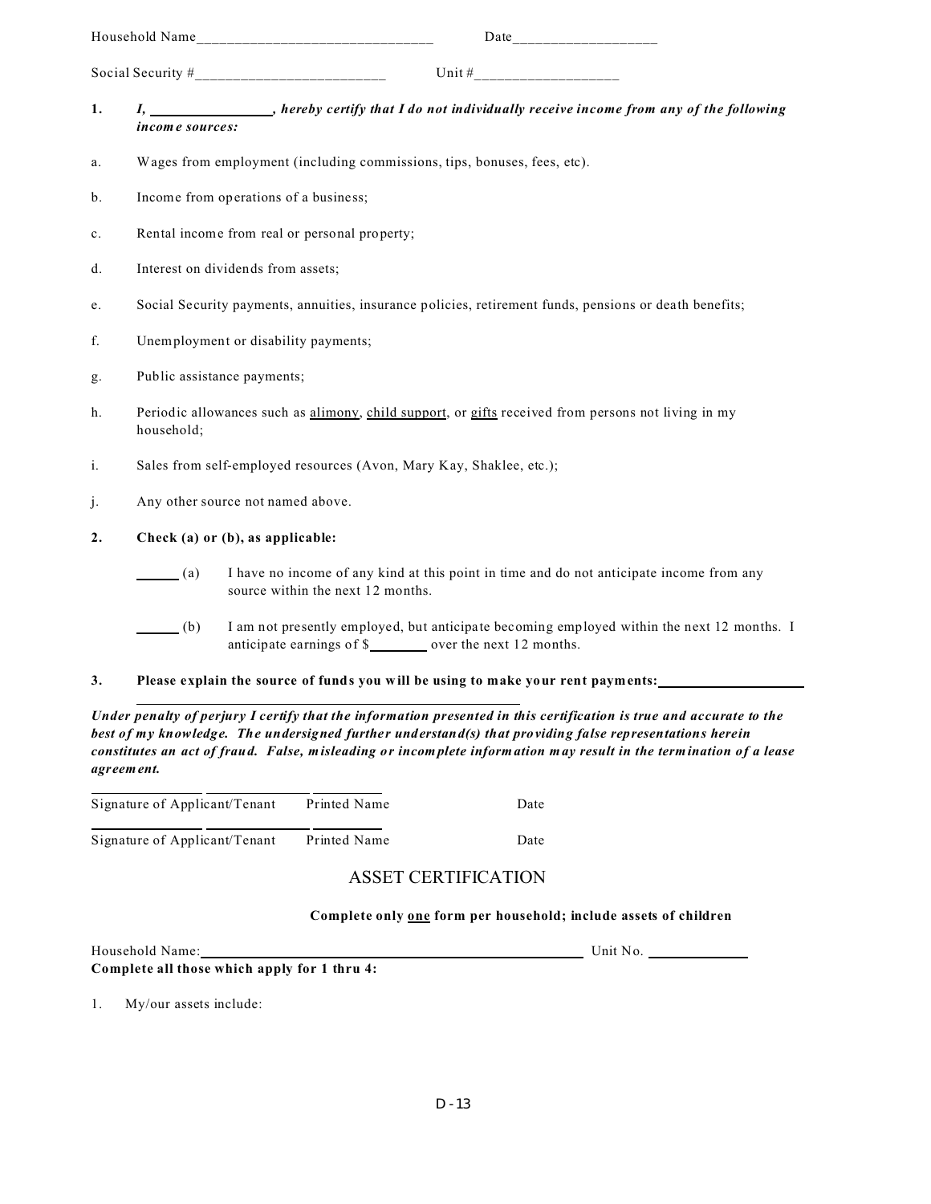Household Name______________________________ Date__________________

Social Security #_________________________ Unit #__________________

**1.** ***I, ________________, hereby certify that I do not individually receive income from any of the following income sources:***

a. Wages from employment (including commissions, tips, bonuses, fees, etc).

b. Income from operations of a business;

c. Rental income from real or personal property;

d. Interest on dividends from assets;

e. Social Security payments, annuities, insurance policies, retirement funds, pensions or death benefits;

f. Unemployment or disability payments;

g. Public assistance payments;

h. Periodic allowances such as <u>alimony</u>, <u>child support</u>, or <u>gifts</u> received from persons not living in my household;

i. Sales from self-employed resources (Avon, Mary Kay, Shaklee, etc.);

j. Any other source not named above.

**2. Check (a) or (b), as applicable:**

______ (a) I have no income of any kind at this point in time and do not anticipate income from any source within the next 12 months.

______ (b) I am not presently employed, but anticipate becoming employed within the next 12 months. I anticipate earnings of $________ over the next 12 months.

**3. Please explain the source of funds you will be using to make your rent payments:**____________________

____________________________________________

***Under penalty of perjury I certify that the information presented in this certification is true and accurate to the best of my knowledge. The undersigned further understand(s) that providing false representations herein constitutes an act of fraud. False, misleading or incomplete information may result in the termination of a lease agreement.***

______________ ______________ __________

Signature of Applicant/Tenant Printed Name Date

______________ ______________ __________

Signature of Applicant/Tenant Printed Name Date

## ASSET CERTIFICATION

**Complete only <u>one</u> form per household; include assets of children**

Household Name:____________________________________________ Unit No. ____________

**Complete all those which apply for 1 thru 4:**

1. My/our assets include: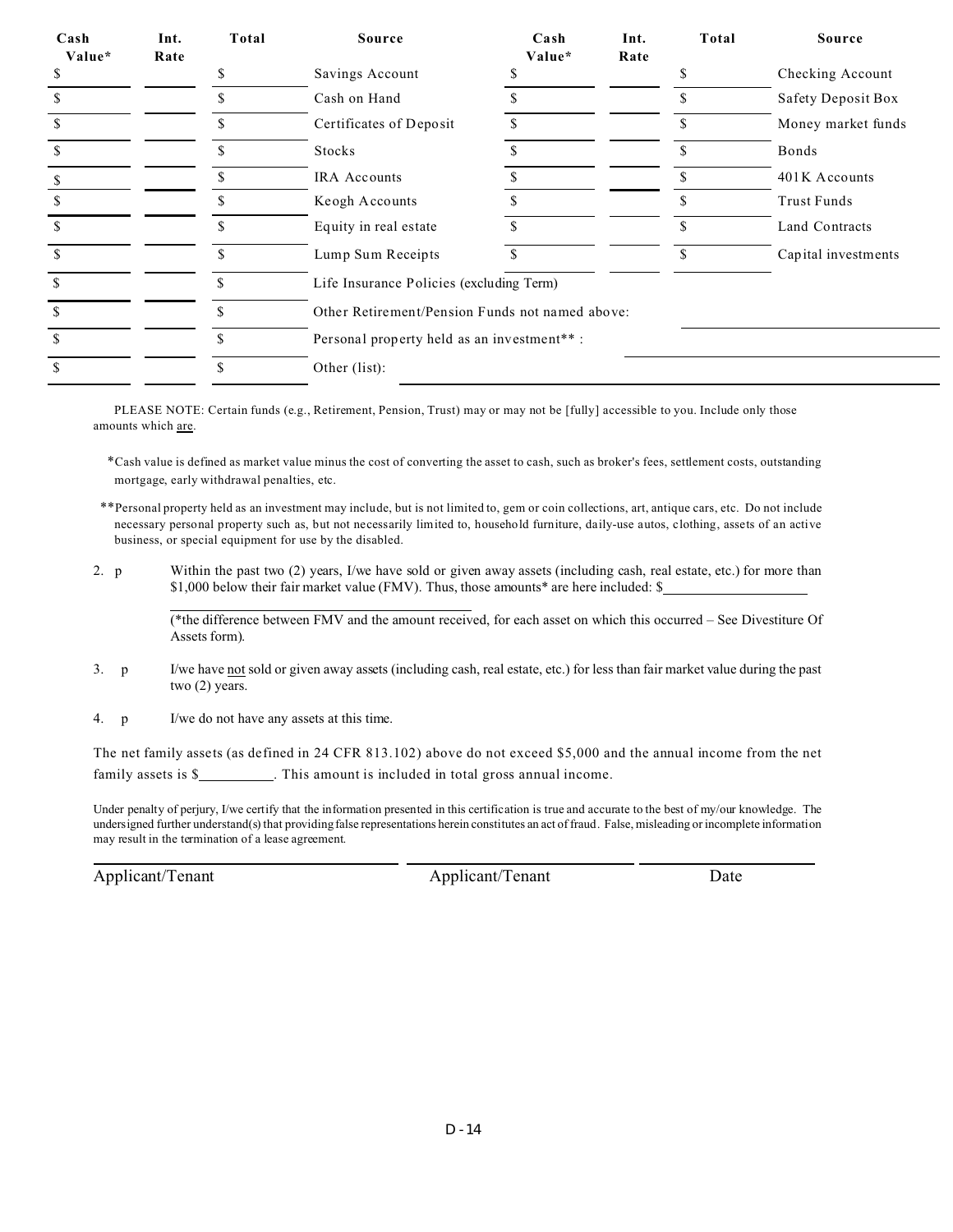| Cash Value* | Int. Rate | Total | Source | Cash Value* | Int. Rate | Total | Source |
|---|---|---|---|---|---|---|---|
| $ | | $ | Savings Account | $ | | $ | Checking Account |
| $ | | $ | Cash on Hand | $ | | $ | Safety Deposit Box |
| $ | | $ | Certificates of Deposit | $ | | $ | Money market funds |
| $ | | $ | Stocks | $ | | $ | Bonds |
| $ | | $ | IRA Accounts | $ | | $ | 401K Accounts |
| $ | | $ | Keogh Accounts | $ | | $ | Trust Funds |
| $ | | $ | Equity in real estate | $ | | $ | Land Contracts |
| $ | | $ | Lump Sum Receipts | $ | | $ | Capital investments |
| $ | | $ | Life Insurance Policies (excluding Term) | | | | |
| $ | | $ | Other Retirement/Pension Funds not named above: | | | | |
| $ | | $ | Personal property held as an investment** : | | | | |
| $ | | $ | Other (list): | | | | |

PLEASE NOTE: Certain funds (e.g., Retirement, Pension, Trust) may or may not be [fully] accessible to you. Include only those amounts which are.

*Cash value is defined as market value minus the cost of converting the asset to cash, such as broker's fees, settlement costs, outstanding mortgage, early withdrawal penalties, etc.

**Personal property held as an investment may include, but is not limited to, gem or coin collections, art, antique cars, etc. Do not include necessary personal property such as, but not necessarily limited to, household furniture, daily-use autos, clothing, assets of an active business, or special equipment for use by the disabled.

2. ☐ Within the past two (2) years, I/we have sold or given away assets (including cash, real estate, etc.) for more than $1,000 below their fair market value (FMV). Thus, those amounts* are here included: $\_\_\_\_\_\_\_\_\_\_\_\_\_\_\_\_\_\_\_\_

   (*the difference between FMV and the amount received, for each asset on which this occurred – See Divestiture Of Assets form).

3. ☐ I/we have not sold or given away assets (including cash, real estate, etc.) for less than fair market value during the past two (2) years.

4. ☐ I/we do not have any assets at this time.

The net family assets (as defined in 24 CFR 813.102) above do not exceed $5,000 and the annual income from the net family assets is $\_\_\_\_\_\_\_\_\_\_. This amount is included in total gross annual income.

Under penalty of perjury, I/we certify that the information presented in this certification is true and accurate to the best of my/our knowledge. The undersigned further understand(s) that providing false representations herein constitutes an act of fraud. False, misleading or incomplete information may result in the termination of a lease agreement.

\_\_\_\_\_\_\_\_\_\_\_\_\_\_\_\_\_\_\_\_\_\_\_\_\_\_\_\_ \_\_\_\_\_\_\_\_\_\_\_\_\_\_\_\_\_\_\_\_\_\_\_\_\_\_\_\_ \_\_\_\_\_\_\_\_\_\_\_\_\_\_\_\_\_\_

Applicant/Tenant Applicant/Tenant Date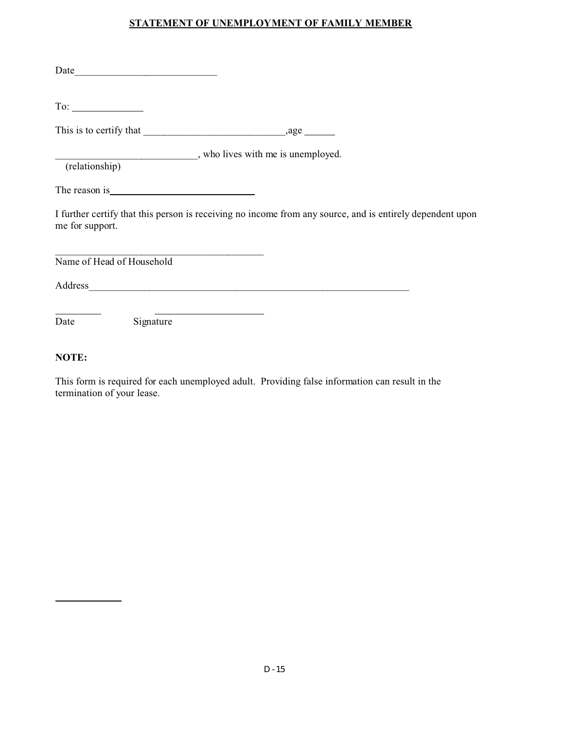**STATEMENT OF UNEMPLOYMENT OF FAMILY MEMBER**

Date____________________________

To: ______________

This is to certify that ____________________________,age ______

____________________________, who lives with me is unemployed.
(relationship)

The reason is______________________________

I further certify that this person is receiving no income from any source, and is entirely dependent upon me for support.

___________________________________________
Name of Head of Household

Address_________________________________________________________________

_________ _____________________
Date Signature

**NOTE:**

This form is required for each unemployed adult. Providing false information can result in the termination of your lease.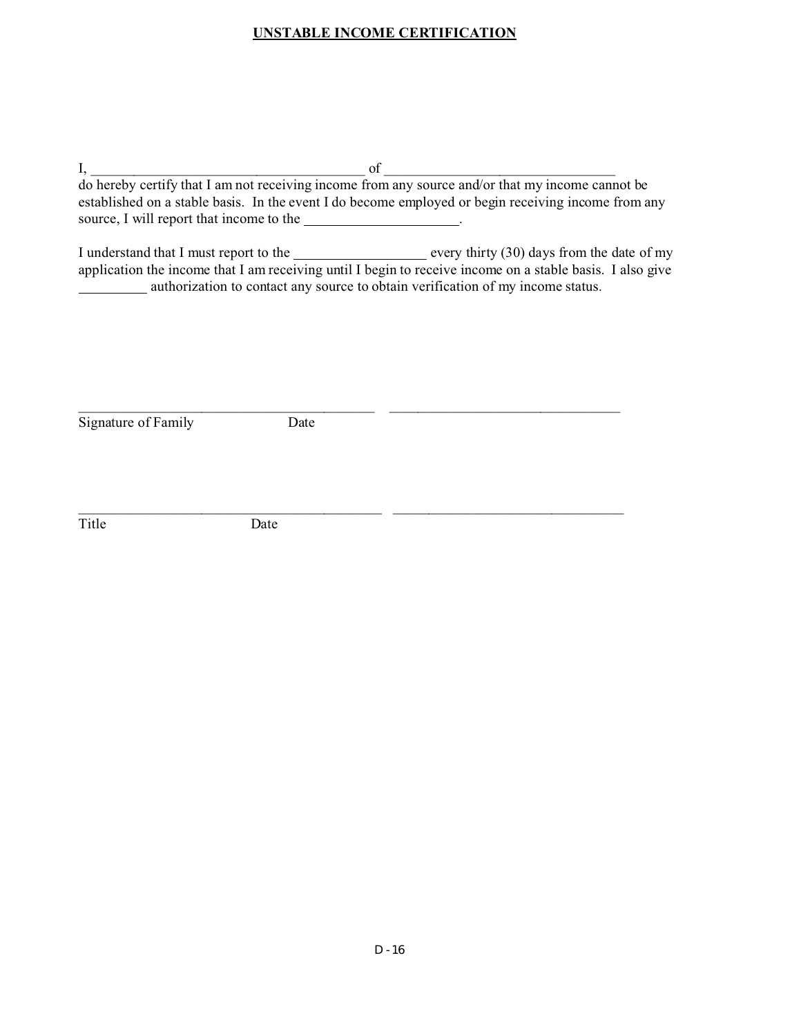**UNSTABLE INCOME CERTIFICATION**

I, ________________________________________ of _________________________________

do hereby certify that I am not receiving income from any source and/or that my income cannot be established on a stable basis. In the event I do become employed or begin receiving income from any source, I will report that income to the ______________________.

I understand that I must report to the ___________________ every thirty (30) days from the date of my application the income that I am receiving until I begin to receive income on a stable basis. I also give __________ authorization to contact any source to obtain verification of my income status.

_____________________________________________ __________________________________

Signature of Family Date

_____________________________________________ __________________________________

Title Date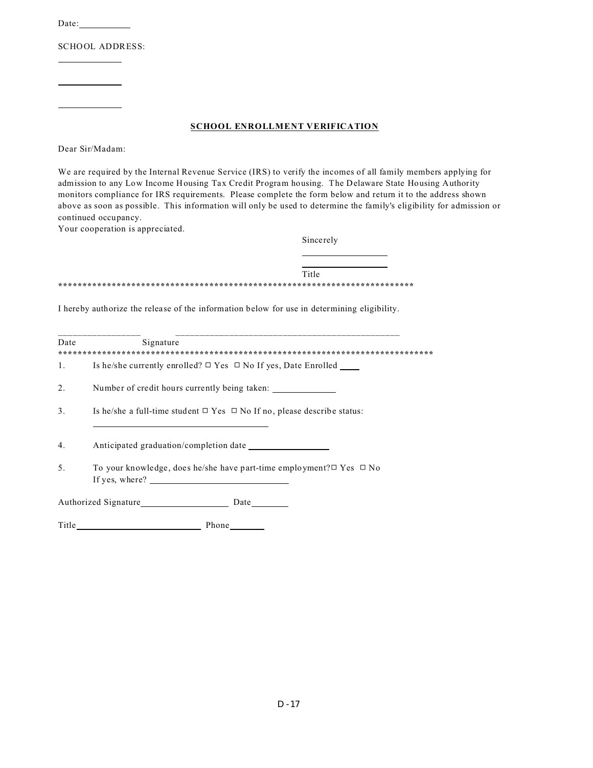Date:__________

SCHOOL ADDRESS:

____________

____________

____________

## SCHOOL ENROLLMENT VERIFICATION

Dear Sir/Madam:

We are required by the Internal Revenue Service (IRS) to verify the incomes of all family members applying for admission to any Low Income Housing Tax Credit Program housing. The Delaware State Housing Authority monitors compliance for IRS requirements. Please complete the form below and return it to the address shown above as soon as possible. This information will only be used to determine the family's eligibility for admission or continued occupancy.
Your cooperation is appreciated.

Sincerely

________________

________________

Title

*****************************************************************************

I hereby authorize the release of the information below for use in determining eligibility.

________________ ____________________________________________

Date Signature

*********************************************************************************

1. Is he/she currently enrolled? ☐ Yes ☐ No If yes, Date Enrolled ____

2. Number of credit hours currently being taken: ____________

3. Is he/she a full-time student ☐ Yes ☐ No If no, please describe status:
   ____________________________________

4. Anticipated graduation/completion date ________________

5. To your knowledge, does he/she have part-time employment? ☐ Yes ☐ No
   If yes, where? ____________________________

Authorized Signature__________________ Date________

Title__________________________ Phone________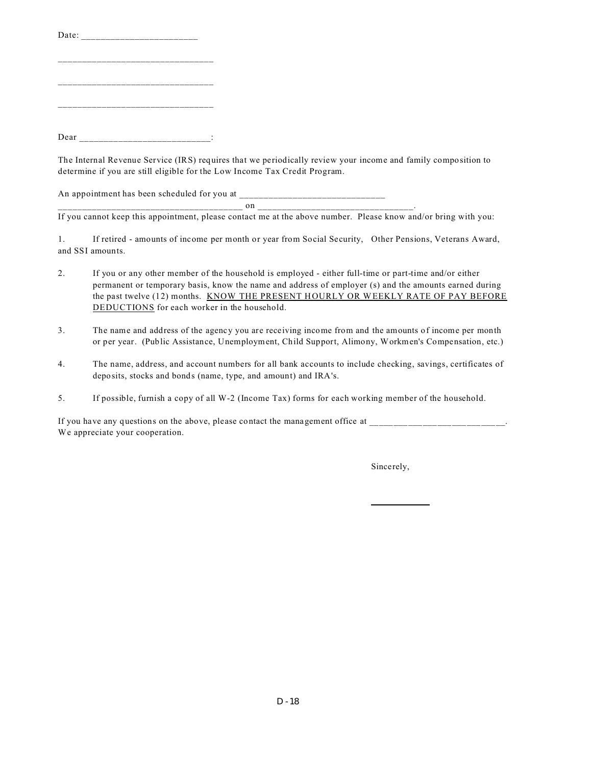Date: ________________________

________________________________

________________________________

________________________________

Dear ___________________________:

The Internal Revenue Service (IRS) requires that we periodically review your income and family composition to determine if you are still eligible for the Low Income Tax Credit Program.

An appointment has been scheduled for you at ______________________________
_______________________________________ on _________________________________.
If you cannot keep this appointment, please contact me at the above number. Please know and/or bring with you:

1. If retired - amounts of income per month or year from Social Security, Other Pensions, Veterans Award, and SSI amounts.

2. If you or any other member of the household is employed - either full-time or part-time and/or either permanent or temporary basis, know the name and address of employer (s) and the amounts earned during the past twelve (12) months. <u>KNOW THE PRESENT HOURLY OR WEEKLY RATE OF PAY BEFORE DEDUCTIONS</u> for each worker in the household.

3. The name and address of the agency you are receiving income from and the amounts of income per month or per year. (Public Assistance, Unemployment, Child Support, Alimony, Workmen's Compensation, etc.)

4. The name, address, and account numbers for all bank accounts to include checking, savings, certificates of deposits, stocks and bonds (name, type, and amount) and IRA's.

5. If possible, furnish a copy of all W-2 (Income Tax) forms for each working member of the household.

If you have any questions on the above, please contact the management office at ____________________________.
We appreciate your cooperation.

Sincerely,

____________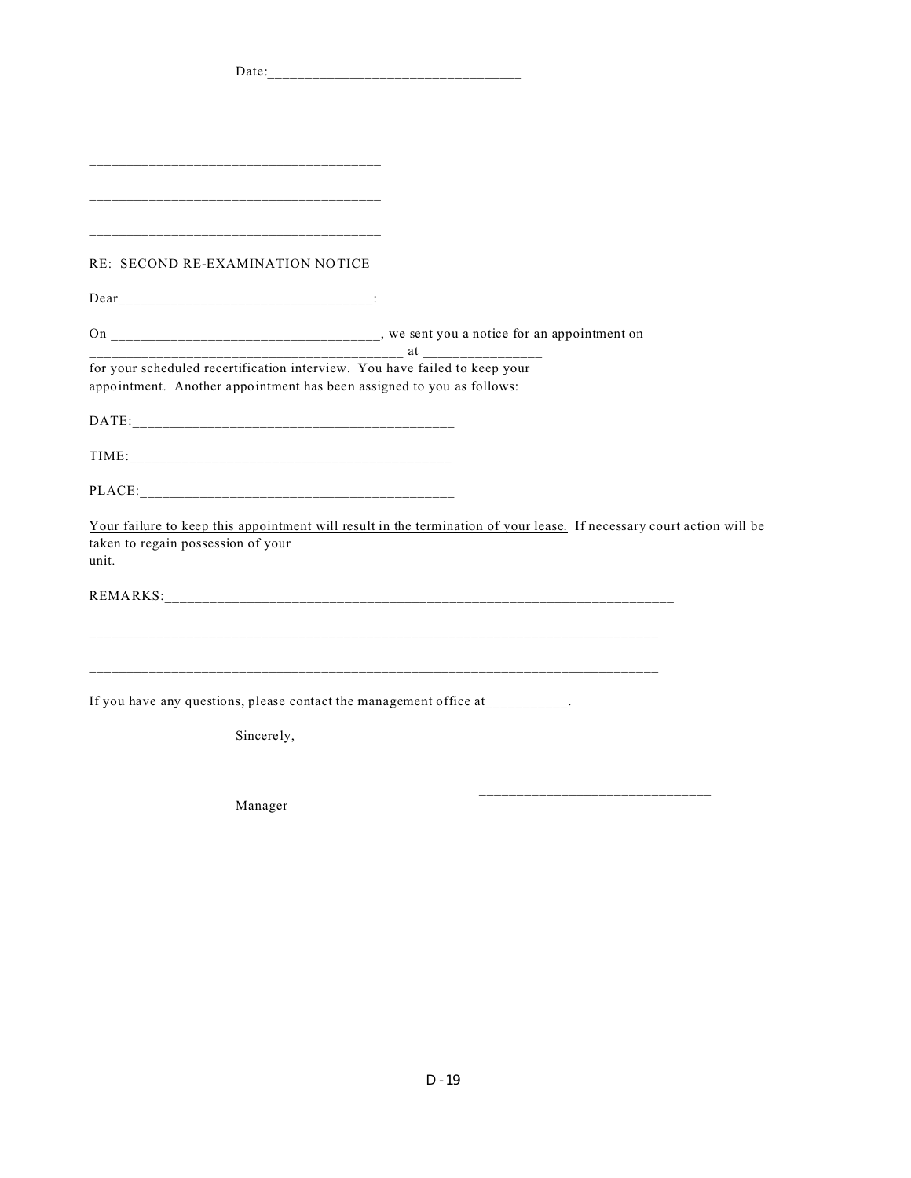Date:_________________________________

_______________________________________

_______________________________________

_______________________________________

RE: SECOND RE-EXAMINATION NOTICE

Dear__________________________________:

On ___________________________________, we sent you a notice for an appointment on ___________________________________________ at ________________ for your scheduled recertification interview. You have failed to keep your appointment. Another appointment has been assigned to you as follows:

DATE:___________________________________________

TIME:___________________________________________

PLACE:__________________________________________

<u>Your failure to keep this appointment will result in the termination of your lease.</u> If necessary court action will be taken to regain possession of your unit.

REMARKS:_______________________________________________________________________

_____________________________________________________________________________

_____________________________________________________________________________

If you have any questions, please contact the management office at___________.

Sincerely,

_______________________________

Manager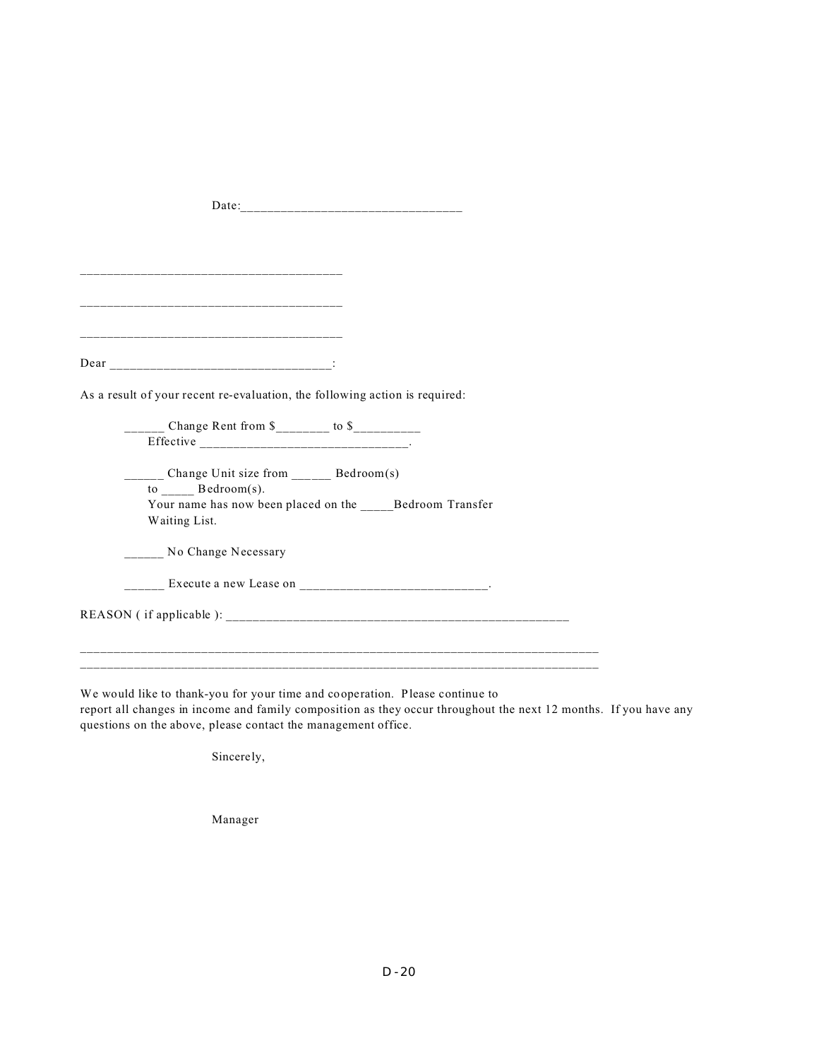Date:________________________________

______________________________________

______________________________________

______________________________________

Dear ________________________________:

As a result of your recent re-evaluation, the following action is required:

______ Change Rent from $________ to $__________
Effective _______________________________.

______ Change Unit size from ______ Bedroom(s)
to _____ Bedroom(s).
Your name has now been placed on the _____Bedroom Transfer Waiting List.

______ No Change Necessary

______ Execute a new Lease on ____________________________.

REASON ( if applicable ): ______________________________________________________

___________________________________________________________________________________
___________________________________________________________________________________

We would like to thank-you for your time and cooperation. Please continue to report all changes in income and family composition as they occur throughout the next 12 months. If you have any questions on the above, please contact the management office.

Sincerely,

Manager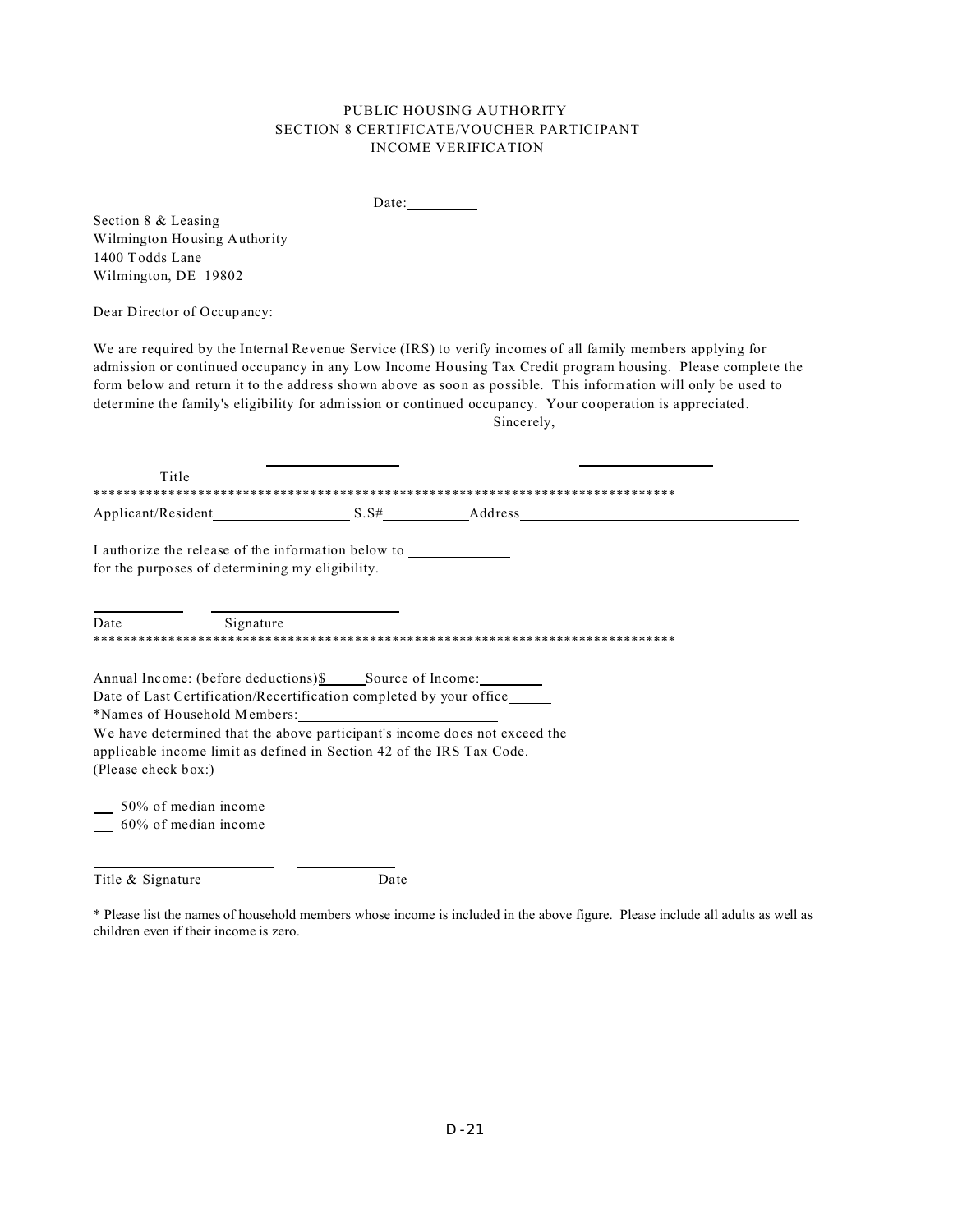PUBLIC HOUSING AUTHORITY
SECTION 8 CERTIFICATE/VOUCHER PARTICIPANT
INCOME VERIFICATION

Date:\_\_\_\_\_\_\_\_\_\_

Section 8 & Leasing
Wilmington Housing Authority
1400 Todds Lane
Wilmington, DE 19802

Dear Director of Occupancy:

We are required by the Internal Revenue Service (IRS) to verify incomes of all family members applying for admission or continued occupancy in any Low Income Housing Tax Credit program housing. Please complete the form below and return it to the address shown above as soon as possible. This information will only be used to determine the family's eligibility for admission or continued occupancy. Your cooperation is appreciated.

Sincerely,

\_\_\_\_\_\_\_\_\_\_\_\_\_\_\_\_\_\_ \_\_\_\_\_\_\_\_\_\_\_\_\_\_\_\_\_\_

Title

********************************************************************************

Applicant/Resident\_\_\_\_\_\_\_\_\_\_\_\_\_\_\_\_\_\_ S.S#\_\_\_\_\_\_\_\_\_\_\_\_ Address\_\_\_\_\_\_\_\_\_\_\_\_\_\_\_\_\_\_\_\_\_\_\_\_\_\_\_\_\_\_\_\_\_\_\_\_\_\_

I authorize the release of the information below to \_\_\_\_\_\_\_\_\_\_\_\_\_\_
for the purposes of determining my eligibility.

\_\_\_\_\_\_\_\_\_\_\_\_ \_\_\_\_\_\_\_\_\_\_\_\_\_\_\_\_\_\_\_\_\_\_

Date Signature

********************************************************************************

Annual Income: (before deductions)$\_\_\_\_\_\_ Source of Income:\_\_\_\_\_\_\_\_\_\_
Date of Last Certification/Recertification completed by your office\_\_\_\_\_\_
*Names of Household Members:\_\_\_\_\_\_\_\_\_\_\_\_\_\_\_\_\_\_\_\_\_\_\_\_\_\_
We have determined that the above participant's income does not exceed the applicable income limit as defined in Section 42 of the IRS Tax Code.
(Please check box:)

\_\_\_ 50% of median income
\_\_\_ 60% of median income

\_\_\_\_\_\_\_\_\_\_\_\_\_\_\_\_\_\_\_\_\_\_\_\_ \_\_\_\_\_\_\_\_\_\_\_\_\_\_

Title & Signature Date

* Please list the names of household members whose income is included in the above figure. Please include all adults as well as children even if their income is zero.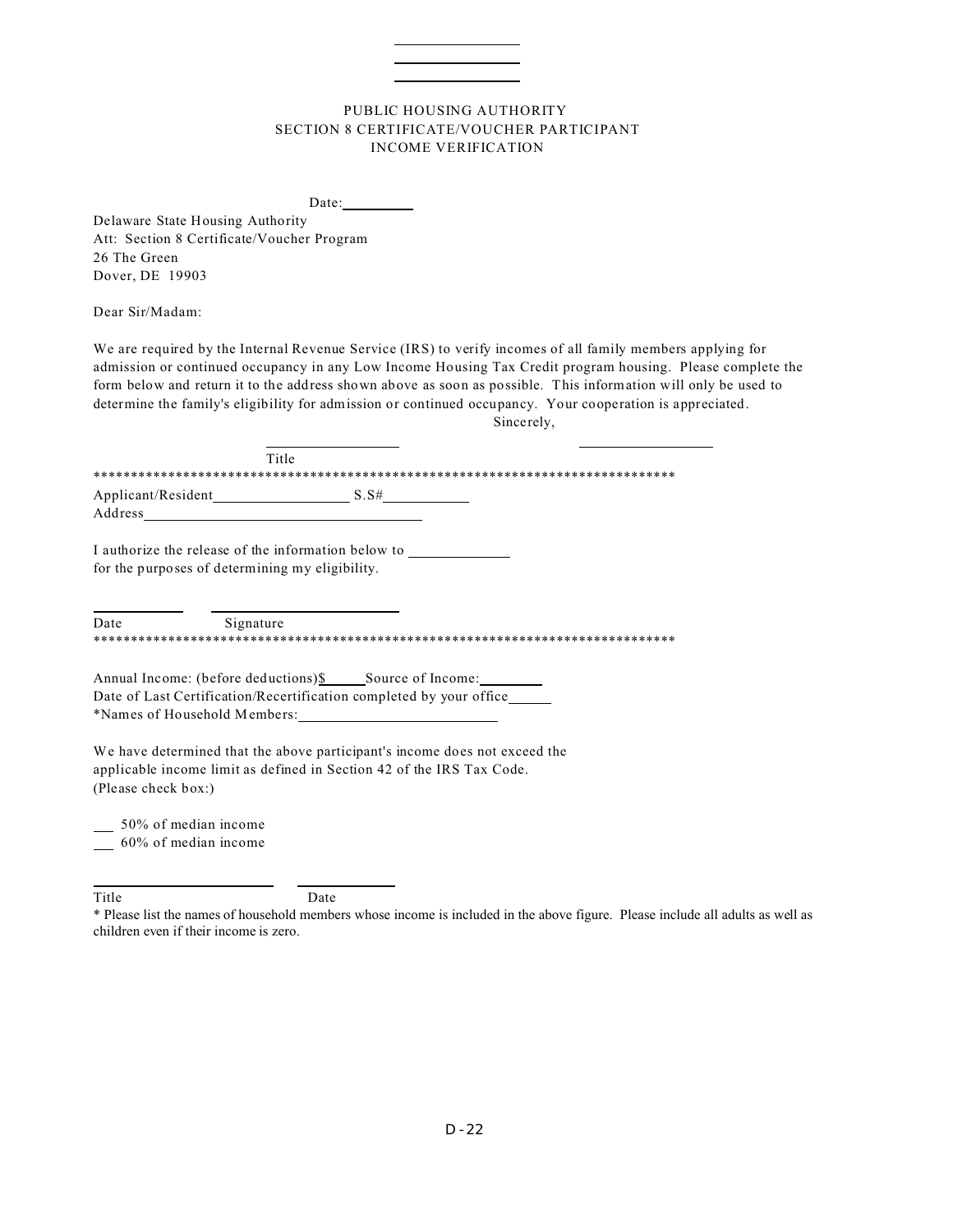\_\_\_\_\_\_\_\_\_\_\_\_\_\_\_\_  
\_\_\_\_\_\_\_\_\_\_\_\_\_\_\_\_  
\_\_\_\_\_\_\_\_\_\_\_\_\_\_\_\_

PUBLIC HOUSING AUTHORITY  
SECTION 8 CERTIFICATE/VOUCHER PARTICIPANT  
INCOME VERIFICATION

Date:\_\_\_\_\_\_\_\_\_\_

Delaware State Housing Authority  
Att: Section 8 Certificate/Voucher Program  
26 The Green  
Dover, DE 19903

Dear Sir/Madam:

We are required by the Internal Revenue Service (IRS) to verify incomes of all family members applying for admission or continued occupancy in any Low Income Housing Tax Credit program housing. Please complete the form below and return it to the address shown above as soon as possible. This information will only be used to determine the family's eligibility for admission or continued occupancy. Your cooperation is appreciated.

Sincerely,

\_\_\_\_\_\_\_\_\_\_\_\_\_\_\_\_ \_\_\_\_\_\_\_\_\_\_\_\_\_\_\_\_  
Title

********************************************************************************

Applicant/Resident\_\_\_\_\_\_\_\_\_\_\_\_\_\_\_\_\_ S.S#\_\_\_\_\_\_\_\_\_\_\_  
Address\_\_\_\_\_\_\_\_\_\_\_\_\_\_\_\_\_\_\_\_\_\_\_\_\_\_\_\_\_\_\_\_\_\_\_\_

I authorize the release of the information below to \_\_\_\_\_\_\_\_\_\_\_\_\_  
for the purposes of determining my eligibility.

\_\_\_\_\_\_\_\_\_\_\_\_ \_\_\_\_\_\_\_\_\_\_\_\_\_\_\_\_\_\_\_\_\_\_\_  
Date Signature

********************************************************************************

Annual Income: (before deductions)$\_\_\_\_\_Source of Income:\_\_\_\_\_\_\_\_  
Date of Last Certification/Recertification completed by your office\_\_\_\_\_\_  
*Names of Household Members:\_\_\_\_\_\_\_\_\_\_\_\_\_\_\_\_\_\_\_\_\_\_\_\_\_\_

We have determined that the above participant's income does not exceed the applicable income limit as defined in Section 42 of the IRS Tax Code.  
(Please check box:)

\_\_\_ 50% of median income  
\_\_\_ 60% of median income

\_\_\_\_\_\_\_\_\_\_\_\_\_\_\_\_\_\_\_\_\_\_\_\_ \_\_\_\_\_\_\_\_\_\_\_\_  
Title Date

* Please list the names of household members whose income is included in the above figure. Please include all adults as well as children even if their income is zero.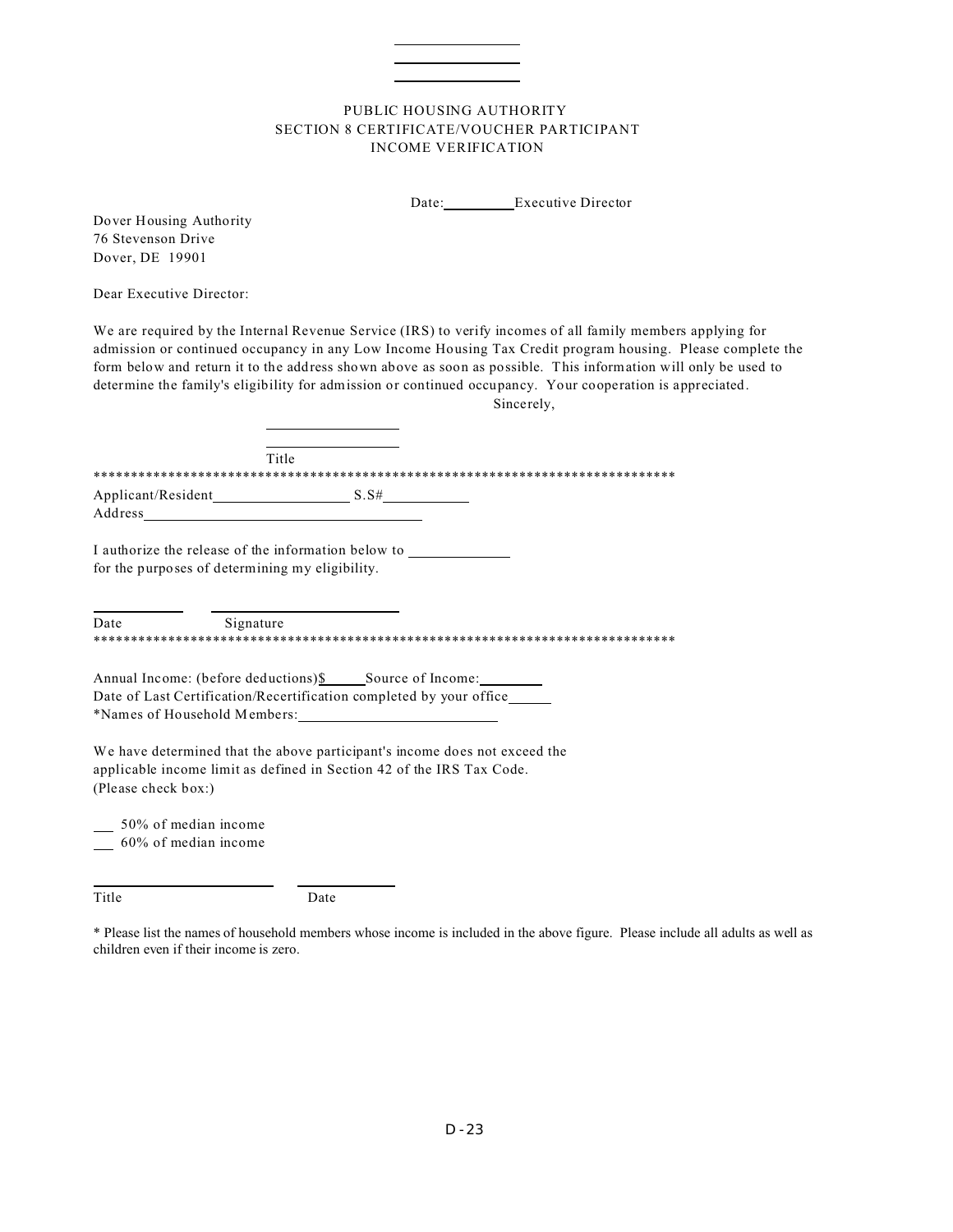PUBLIC HOUSING AUTHORITY
SECTION 8 CERTIFICATE/VOUCHER PARTICIPANT
INCOME VERIFICATION

Date:__________Executive Director

Dover Housing Authority
76 Stevenson Drive
Dover, DE 19901

Dear Executive Director:

We are required by the Internal Revenue Service (IRS) to verify incomes of all family members applying for admission or continued occupancy in any Low Income Housing Tax Credit program housing. Please complete the form below and return it to the address shown above as soon as possible. This information will only be used to determine the family's eligibility for admission or continued occupancy. Your cooperation is appreciated.

Sincerely,

____________________

____________________
Title

********************************************************************************

Applicant/Resident____________________ S.S#____________
Address__________________________________________

I authorize the release of the information below to ______________
for the purposes of determining my eligibility.

____________  ____________________
Date  Signature

********************************************************************************

Annual Income: (before deductions)$______Source of Income:__________
Date of Last Certification/Recertification completed by your office______
*Names of Household Members:____________________________

We have determined that the above participant's income does not exceed the applicable income limit as defined in Section 42 of the IRS Tax Code.
(Please check box:)

___ 50% of median income
___ 60% of median income

________________________  ____________
Title  Date

* Please list the names of household members whose income is included in the above figure. Please include all adults as well as children even if their income is zero.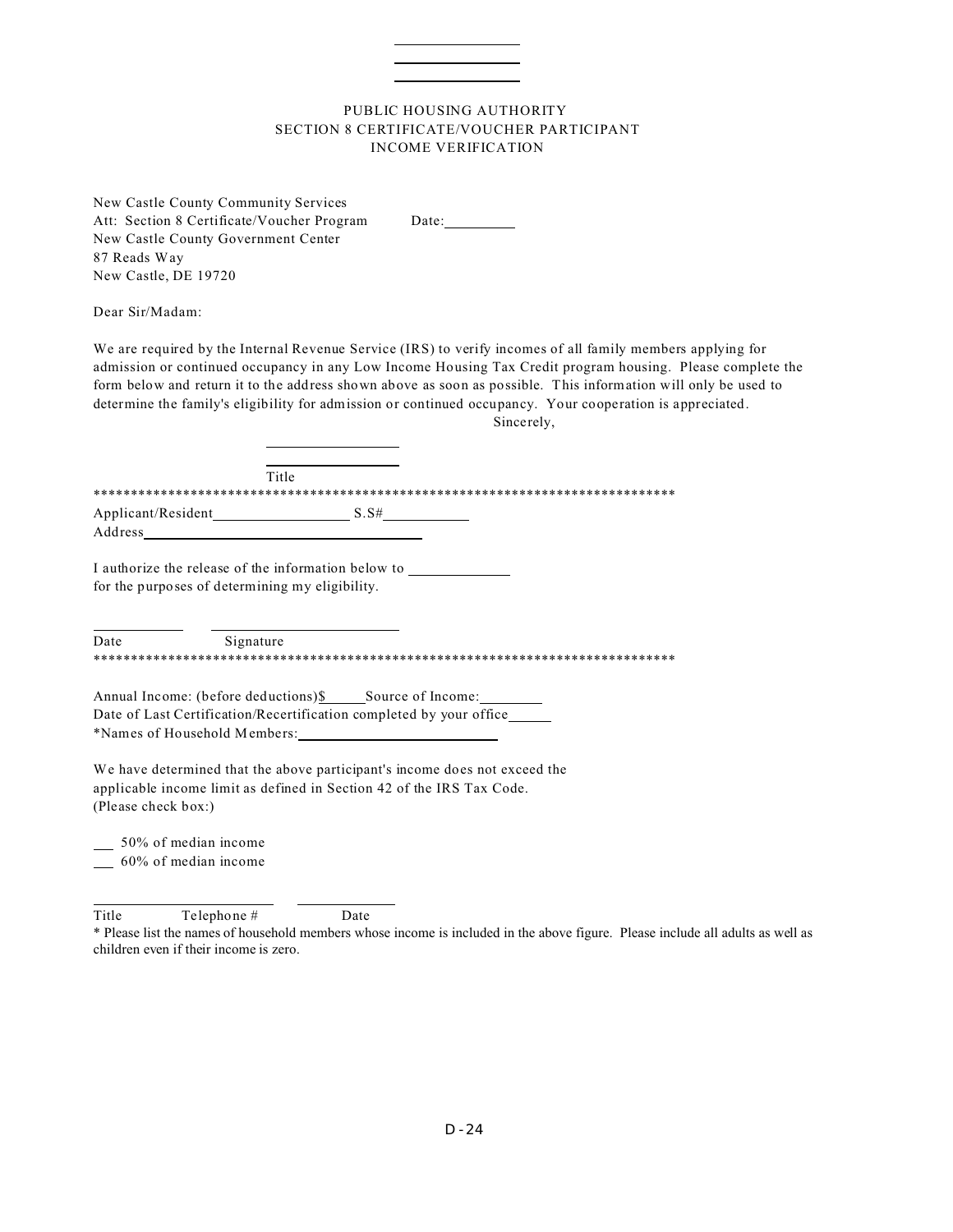\_\_\_\_\_\_\_\_\_\_\_\_\_\_\_\_
\_\_\_\_\_\_\_\_\_\_\_\_\_\_\_\_
\_\_\_\_\_\_\_\_\_\_\_\_\_\_\_\_

PUBLIC HOUSING AUTHORITY
SECTION 8 CERTIFICATE/VOUCHER PARTICIPANT
INCOME VERIFICATION

New Castle County Community Services
Att: Section 8 Certificate/Voucher Program  Date:\_\_\_\_\_\_\_\_\_
New Castle County Government Center
87 Reads Way
New Castle, DE 19720

Dear Sir/Madam:

We are required by the Internal Revenue Service (IRS) to verify incomes of all family members applying for admission or continued occupancy in any Low Income Housing Tax Credit program housing. Please complete the form below and return it to the address shown above as soon as possible. This information will only be used to determine the family's eligibility for admission or continued occupancy. Your cooperation is appreciated.

Sincerely,

\_\_\_\_\_\_\_\_\_\_\_\_\_\_\_\_
\_\_\_\_\_\_\_\_\_\_\_\_\_\_\_\_
Title

*******************************************************************************

Applicant/Resident\_\_\_\_\_\_\_\_\_\_\_\_\_\_\_\_ S.S#\_\_\_\_\_\_\_\_\_\_\_
Address\_\_\_\_\_\_\_\_\_\_\_\_\_\_\_\_\_\_\_\_\_\_\_\_\_\_\_\_\_\_\_\_\_\_\_\_\_

I authorize the release of the information below to \_\_\_\_\_\_\_\_\_\_\_\_\_
for the purposes of determining my eligibility.

\_\_\_\_\_\_\_\_\_\_\_  \_\_\_\_\_\_\_\_\_\_\_\_\_\_\_\_\_\_\_\_\_\_\_
Date  Signature

*******************************************************************************

Annual Income: (before deductions)$\_\_\_\_\_ Source of Income:\_\_\_\_\_\_\_\_
Date of Last Certification/Recertification completed by your office\_\_\_\_\_\_
*Names of Household Members:\_\_\_\_\_\_\_\_\_\_\_\_\_\_\_\_\_\_\_\_\_\_\_\_\_\_\_\_

We have determined that the above participant's income does not exceed the applicable income limit as defined in Section 42 of the IRS Tax Code.
(Please check box:)

\_\_\_ 50% of median income
\_\_\_ 60% of median income

\_\_\_\_\_\_\_\_\_\_\_\_\_\_\_\_\_\_\_\_\_\_  \_\_\_\_\_\_\_\_\_\_\_\_\_
Title  Telephone #  Date

* Please list the names of household members whose income is included in the above figure. Please include all adults as well as children even if their income is zero.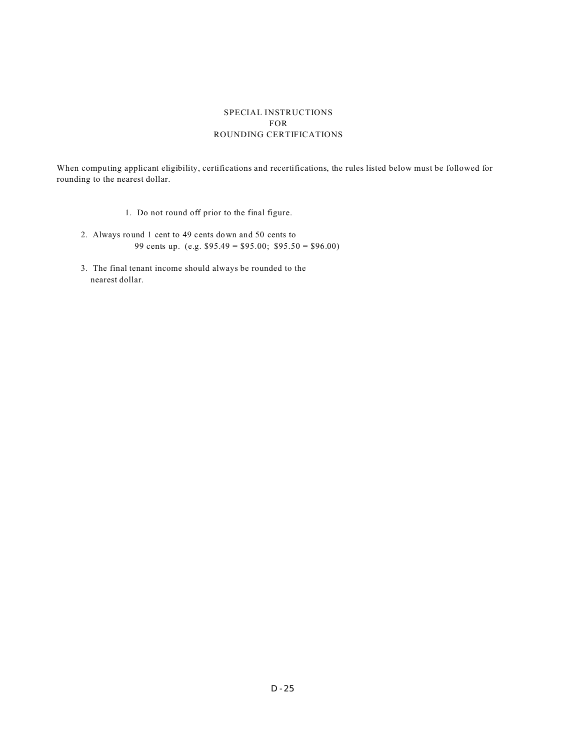# SPECIAL INSTRUCTIONS FOR ROUNDING CERTIFICATIONS

When computing applicant eligibility, certifications and recertifications, the rules listed below must be followed for rounding to the nearest dollar.

1. Do not round off prior to the final figure.
2. Always round 1 cent to 49 cents down and 50 cents to 99 cents up. (e.g. $95.49 = $95.00; $95.50 = $96.00)
3. The final tenant income should always be rounded to the nearest dollar.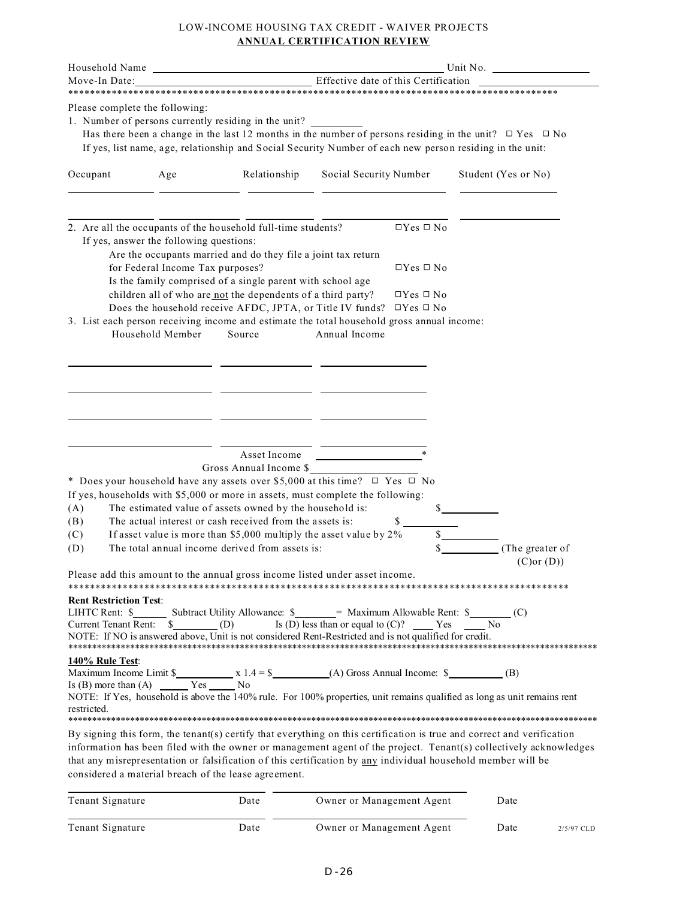LOW-INCOME HOUSING TAX CREDIT - WAIVER PROJECTS

**ANNUAL CERTIFICATION REVIEW**

Household Name ______________________________ Unit No. ______________

Move-In Date: ______________________ Effective date of this Certification ______________

**************************************************************************************************

Please complete the following:

1. Number of persons currently residing in the unit? _________

   Has there been a change in the last 12 months in the number of persons residing in the unit? ☐ Yes ☐ No

   If yes, list name, age, relationship and Social Security Number of each new person residing in the unit:

| Occupant | Age | Relationship | Social Security Number | Student (Yes or No) |
|---|---|---|---|---|
| | | | | |
| | | | | |

2. Are all the occupants of the household full-time students? ☐Yes ☐ No

   If yes, answer the following questions:

   Are the occupants married and do they file a joint tax return for Federal Income Tax purposes? ☐Yes ☐ No

   Is the family comprised of a single parent with school age children all of who are not the dependents of a third party? ☐Yes ☐ No

   Does the household receive AFDC, JPTA, or Title IV funds? ☐Yes ☐ No

3. List each person receiving income and estimate the total household gross annual income:

| Household Member | Source | Annual Income |
|---|---|---|
| | | |
| | | |
| | | |
| | | |
| | Asset Income | * |
| | Gross Annual Income $ | |

\* Does your household have any assets over $5,000 at this time? ☐ Yes ☐ No

If yes, households with $5,000 or more in assets, must complete the following:

(A) The estimated value of assets owned by the household is: $__________

(B) The actual interest or cash received from the assets is: $__________

(C) If asset value is more than $5,000 multiply the asset value by 2% $__________

(D) The total annual income derived from assets is: $__________ (The greater of (C)or (D))

Please add this amount to the annual gross income listed under asset income.

**************************************************************************************************

**Rent Restriction Test**:

LIHTC Rent: $______ Subtract Utility Allowance: $________ = Maximum Allowable Rent: $________ (C)

Current Tenant Rent: $________ (D) Is (D) less than or equal to (C)? ____ Yes ____ No

NOTE: If NO is answered above, Unit is not considered Rent-Restricted and is not qualified for credit.

**************************************************************************************************

**140% Rule Test**:

Maximum Income Limit $__________ x 1.4 = $__________ (A) Gross Annual Income: $__________ (B)

Is (B) more than (A) _____ Yes _____ No

NOTE: If Yes, household is above the 140% rule. For 100% properties, unit remains qualified as long as unit remains rent restricted.

**************************************************************************************************

By signing this form, the tenant(s) certify that everything on this certification is true and correct and verification information has been filed with the owner or management agent of the project. Tenant(s) collectively acknowledges that any misrepresentation or falsification of this certification by any individual household member will be considered a material breach of the lease agreement.

| Tenant Signature | Date | Owner or Management Agent | Date |
|---|---|---|---|
| Tenant Signature | Date | Owner or Management Agent | Date |

2/5/97 CLD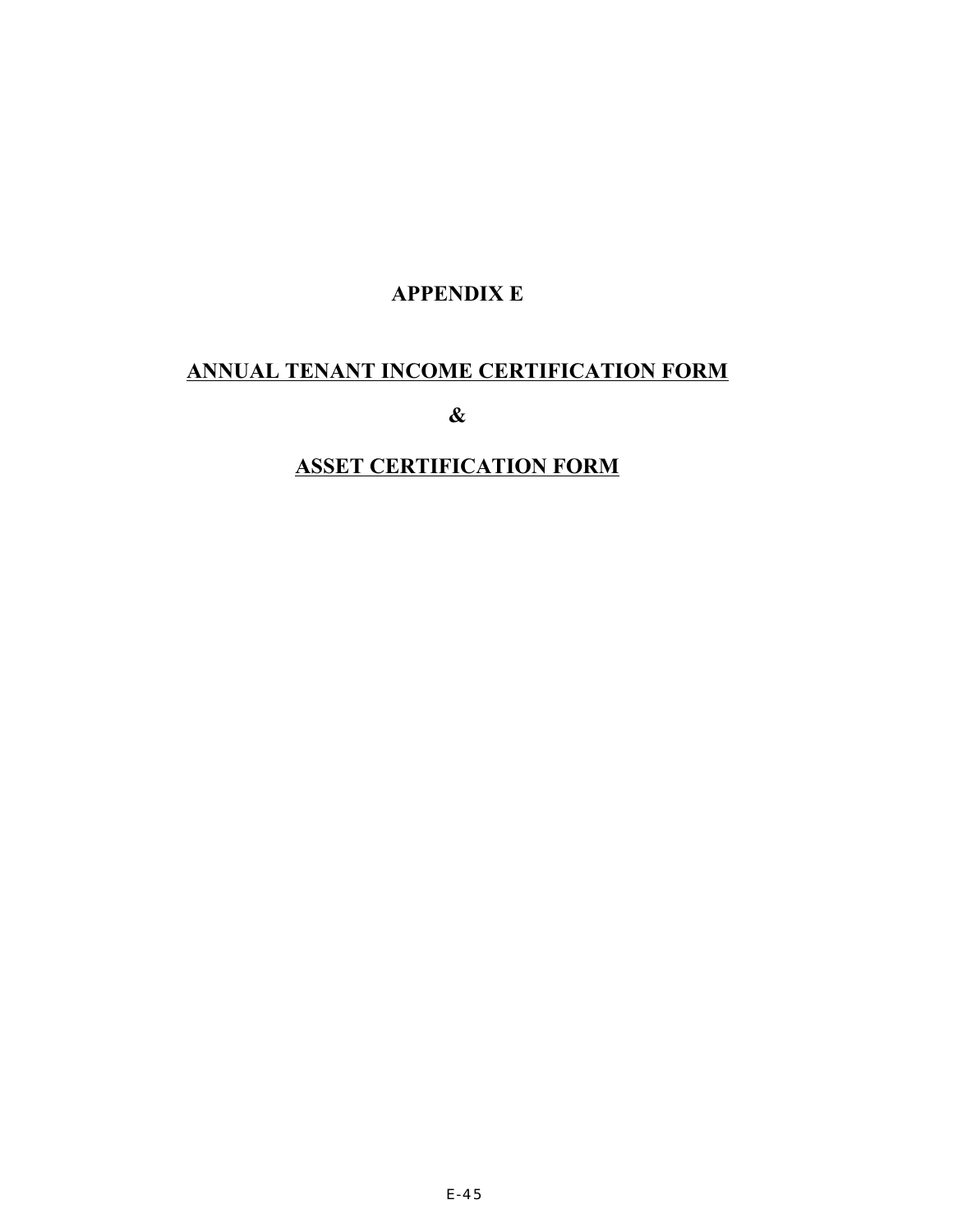# APPENDIX E

## ANNUAL TENANT INCOME CERTIFICATION FORM

## &

## ASSET CERTIFICATION FORM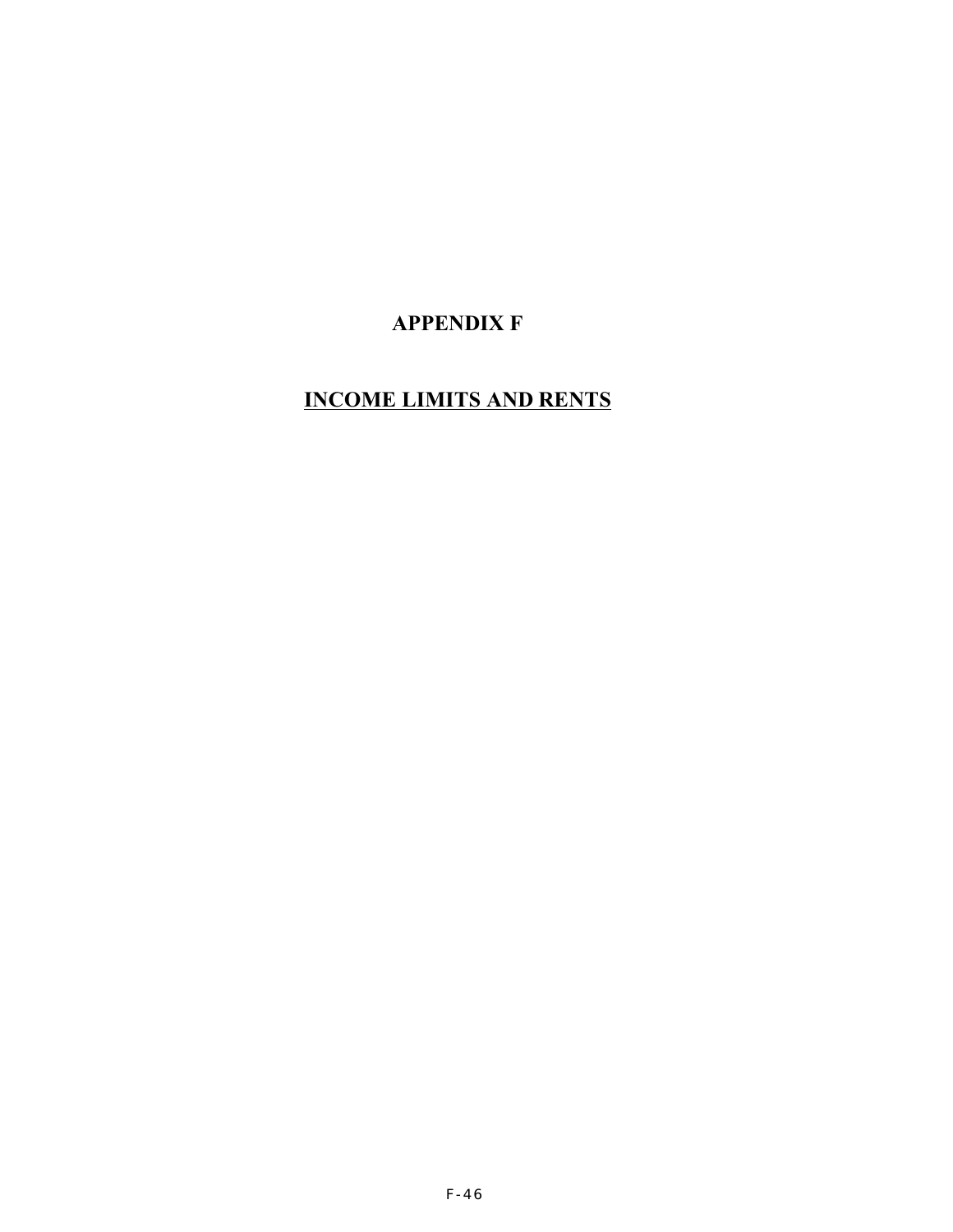# APPENDIX F

## INCOME LIMITS AND RENTS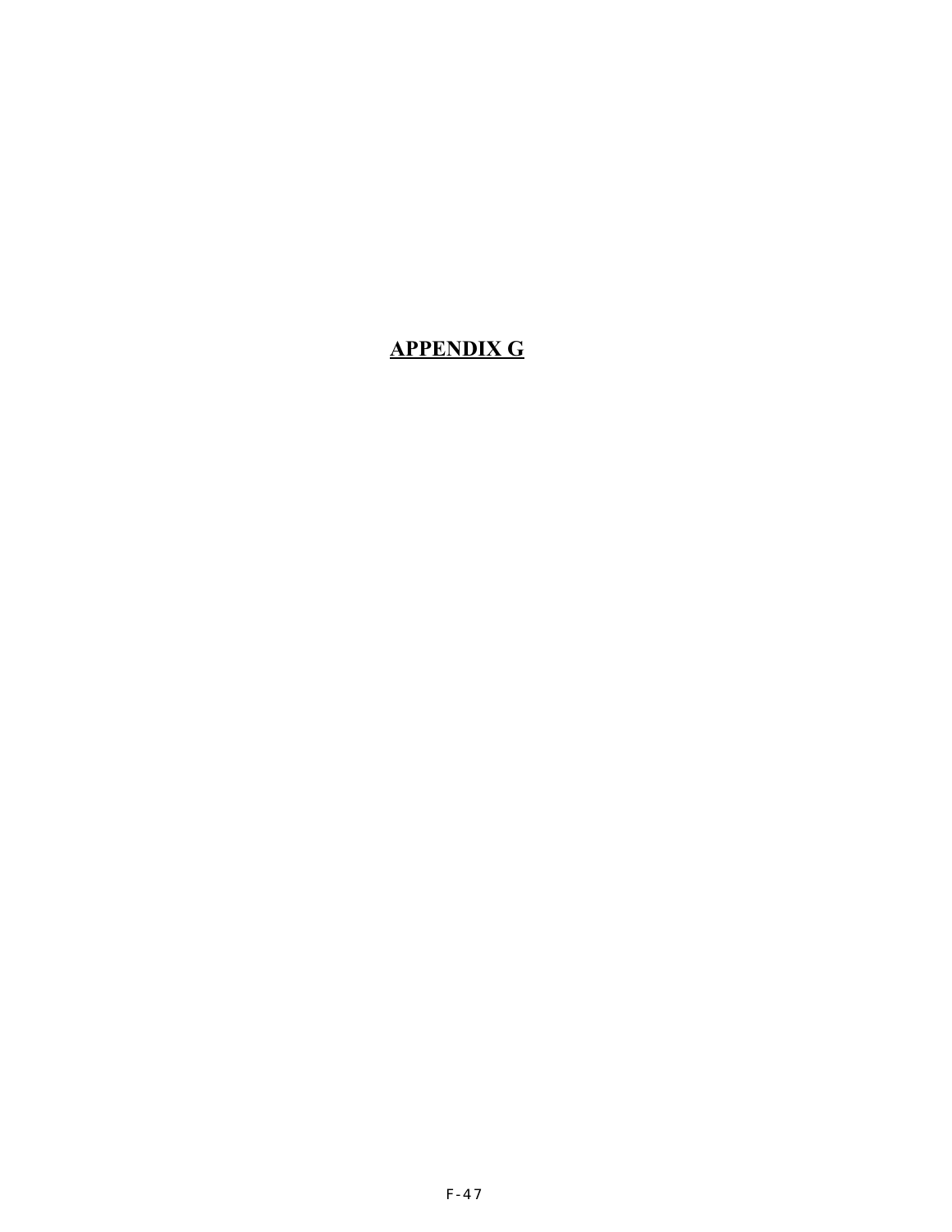# **APPENDIX G**